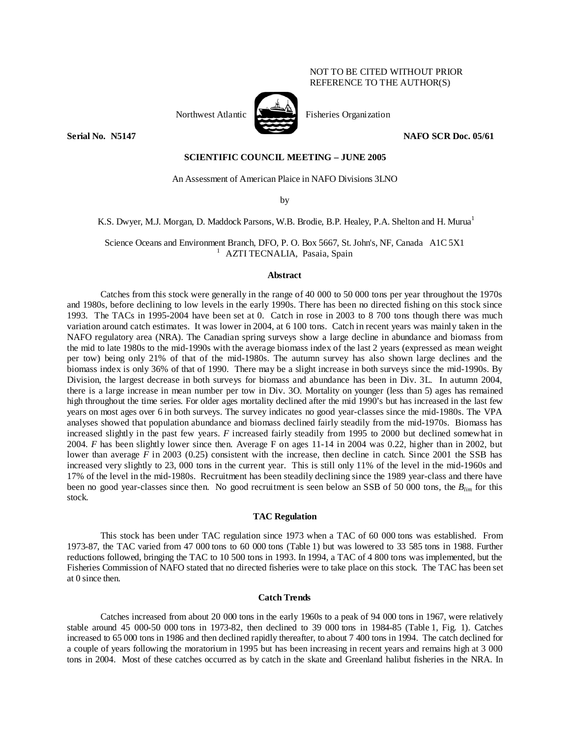NOT TO BE CITED WITHOUT PRIOR REFERENCE TO THE AUTHOR(S)

Northwest Atlantic Fisheries Organization

**Serial No. N5147** **NAFO SCR Doc. 05/61**

**SCIENTIFIC COUNCIL MEETING – JUNE 2005**

An Assessment of American Plaice in NAFO Divisions 3LNO

by

K.S. Dwyer, M.J. Morgan, D. Maddock Parsons, W.B. Brodie, B.P. Healey, P.A. Shelton and H. Murua[1]

Science Oceans and Environment Branch, DFO, P. O. Box 5667, St. John's, NF, Canada A1C 5X1
[1] AZTI TECNALIA, Pasaia, Spain

## Abstract

Catches from this stock were generally in the range of 40 000 to 50 000 tons per year throughout the 1970s and 1980s, before declining to low levels in the early 1990s. There has been no directed fishing on this stock since 1993. The TACs in 1995-2004 have been set at 0. Catch in rose in 2003 to 8 700 tons though there was much variation around catch estimates. It was lower in 2004, at 6 100 tons. Catch in recent years was mainly taken in the NAFO regulatory area (NRA). The Canadian spring surveys show a large decline in abundance and biomass from the mid to late 1980s to the mid-1990s with the average biomass index of the last 2 years (expressed as mean weight per tow) being only 21% of that of the mid-1980s. The autumn survey has also shown large declines and the biomass index is only 36% of that of 1990. There may be a slight increase in both surveys since the mid-1990s. By Division, the largest decrease in both surveys for biomass and abundance has been in Div. 3L. In autumn 2004, there is a large increase in mean number per tow in Div. 3O. Mortality on younger (less than 5) ages has remained high throughout the time series. For older ages mortality declined after the mid 1990's but has increased in the last few years on most ages over 6 in both surveys. The survey indicates no good year-classes since the mid-1980s. The VPA analyses showed that population abundance and biomass declined fairly steadily from the mid-1970s. Biomass has increased slightly in the past few years. *F* increased fairly steadily from 1995 to 2000 but declined somewhat in 2004. *F* has been slightly lower since then. Average F on ages 11-14 in 2004 was 0.22, higher than in 2002, but lower than average *F* in 2003 (0.25) consistent with the increase, then decline in catch. Since 2001 the SSB has increased very slightly to 23, 000 tons in the current year. This is still only 11% of the level in the mid-1960s and 17% of the level in the mid-1980s. Recruitment has been steadily declining since the 1989 year-class and there have been no good year-classes since then. No good recruitment is seen below an SSB of 50 000 tons, the $B_{lim}$ for this stock.

## TAC Regulation

This stock has been under TAC regulation since 1973 when a TAC of 60 000 tons was established. From 1973-87, the TAC varied from 47 000 tons to 60 000 tons (Table 1) but was lowered to 33 585 tons in 1988. Further reductions followed, bringing the TAC to 10 500 tons in 1993. In 1994, a TAC of 4 800 tons was implemented, but the Fisheries Commission of NAFO stated that no directed fisheries were to take place on this stock. The TAC has been set at 0 since then.

## Catch Trends

Catches increased from about 20 000 tons in the early 1960s to a peak of 94 000 tons in 1967, were relatively stable around 45 000-50 000 tons in 1973-82, then declined to 39 000 tons in 1984-85 (Table 1, Fig. 1). Catches increased to 65 000 tons in 1986 and then declined rapidly thereafter, to about 7 400 tons in 1994. The catch declined for a couple of years following the moratorium in 1995 but has been increasing in recent years and remains high at 3 000 tons in 2004. Most of these catches occurred as by catch in the skate and Greenland halibut fisheries in the NRA. In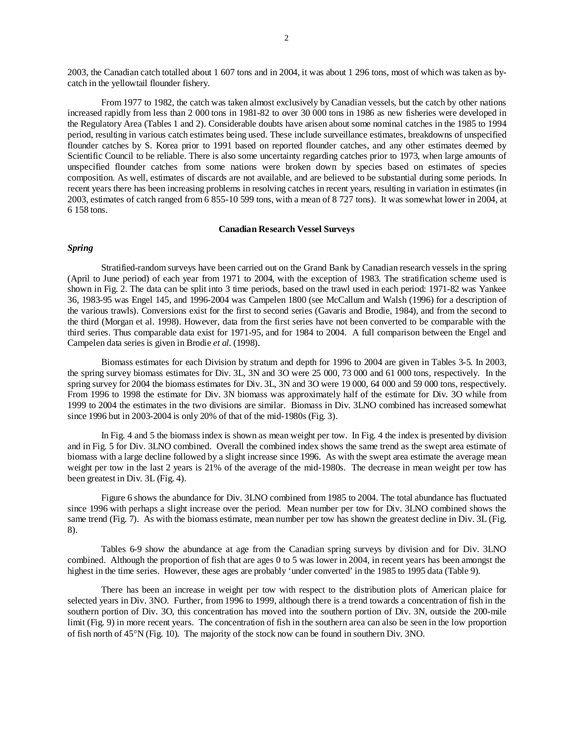2003, the Canadian catch totalled about 1 607 tons and in 2004, it was about 1 296 tons, most of which was taken as by-catch in the yellowtail flounder fishery.

From 1977 to 1982, the catch was taken almost exclusively by Canadian vessels, but the catch by other nations increased rapidly from less than 2 000 tons in 1981-82 to over 30 000 tons in 1986 as new fisheries were developed in the Regulatory Area (Tables 1 and 2). Considerable doubts have arisen about some nominal catches in the 1985 to 1994 period, resulting in various catch estimates being used. These include surveillance estimates, breakdowns of unspecified flounder catches by S. Korea prior to 1991 based on reported flounder catches, and any other estimates deemed by Scientific Council to be reliable. There is also some uncertainty regarding catches prior to 1973, when large amounts of unspecified flounder catches from some nations were broken down by species based on estimates of species composition. As well, estimates of discards are not available, and are believed to be substantial during some periods. In recent years there has been increasing problems in resolving catches in recent years, resulting in variation in estimates (in 2003, estimates of catch ranged from 6 855-10 599 tons, with a mean of 8 727 tons). It was somewhat lower in 2004, at 6 158 tons.

## Canadian Research Vessel Surveys

### *Spring*

Stratified-random surveys have been carried out on the Grand Bank by Canadian research vessels in the spring (April to June period) of each year from 1971 to 2004, with the exception of 1983. The stratification scheme used is shown in Fig. 2. The data can be split into 3 time periods, based on the trawl used in each period: 1971-82 was Yankee 36, 1983-95 was Engel 145, and 1996-2004 was Campelen 1800 (see McCallum and Walsh (1996) for a description of the various trawls). Conversions exist for the first to second series (Gavaris and Brodie, 1984), and from the second to the third (Morgan et al. 1998). However, data from the first series have not been converted to be comparable with the third series. Thus comparable data exist for 1971-95, and for 1984 to 2004. A full comparison between the Engel and Campelen data series is given in Brodie *et al*. (1998).

Biomass estimates for each Division by stratum and depth for 1996 to 2004 are given in Tables 3-5. In 2003, the spring survey biomass estimates for Div. 3L, 3N and 3O were 25 000, 73 000 and 61 000 tons, respectively. In the spring survey for 2004 the biomass estimates for Div. 3L, 3N and 3O were 19 000, 64 000 and 59 000 tons, respectively. From 1996 to 1998 the estimate for Div. 3N biomass was approximately half of the estimate for Div. 3O while from 1999 to 2004 the estimates in the two divisions are similar. Biomass in Div. 3LNO combined has increased somewhat since 1996 but in 2003-2004 is only 20% of that of the mid-1980s (Fig. 3).

In Fig. 4 and 5 the biomass index is shown as mean weight per tow. In Fig. 4 the index is presented by division and in Fig. 5 for Div. 3LNO combined. Overall the combined index shows the same trend as the swept area estimate of biomass with a large decline followed by a slight increase since 1996. As with the swept area estimate the average mean weight per tow in the last 2 years is 21% of the average of the mid-1980s. The decrease in mean weight per tow has been greatest in Div. 3L (Fig. 4).

Figure 6 shows the abundance for Div. 3LNO combined from 1985 to 2004. The total abundance has fluctuated since 1996 with perhaps a slight increase over the period. Mean number per tow for Div. 3LNO combined shows the same trend (Fig. 7). As with the biomass estimate, mean number per tow has shown the greatest decline in Div. 3L (Fig. 8).

Tables 6-9 show the abundance at age from the Canadian spring surveys by division and for Div. 3LNO combined. Although the proportion of fish that are ages 0 to 5 was lower in 2004, in recent years has been amongst the highest in the time series. However, these ages are probably 'under converted' in the 1985 to 1995 data (Table 9).

There has been an increase in weight per tow with respect to the distribution plots of American plaice for selected years in Div. 3NO. Further, from 1996 to 1999, although there is a trend towards a concentration of fish in the southern portion of Div. 3O, this concentration has moved into the southern portion of Div. 3N, outside the 200-mile limit (Fig. 9) in more recent years. The concentration of fish in the southern area can also be seen in the low proportion of fish north of 45°N (Fig. 10). The majority of the stock now can be found in southern Div. 3NO.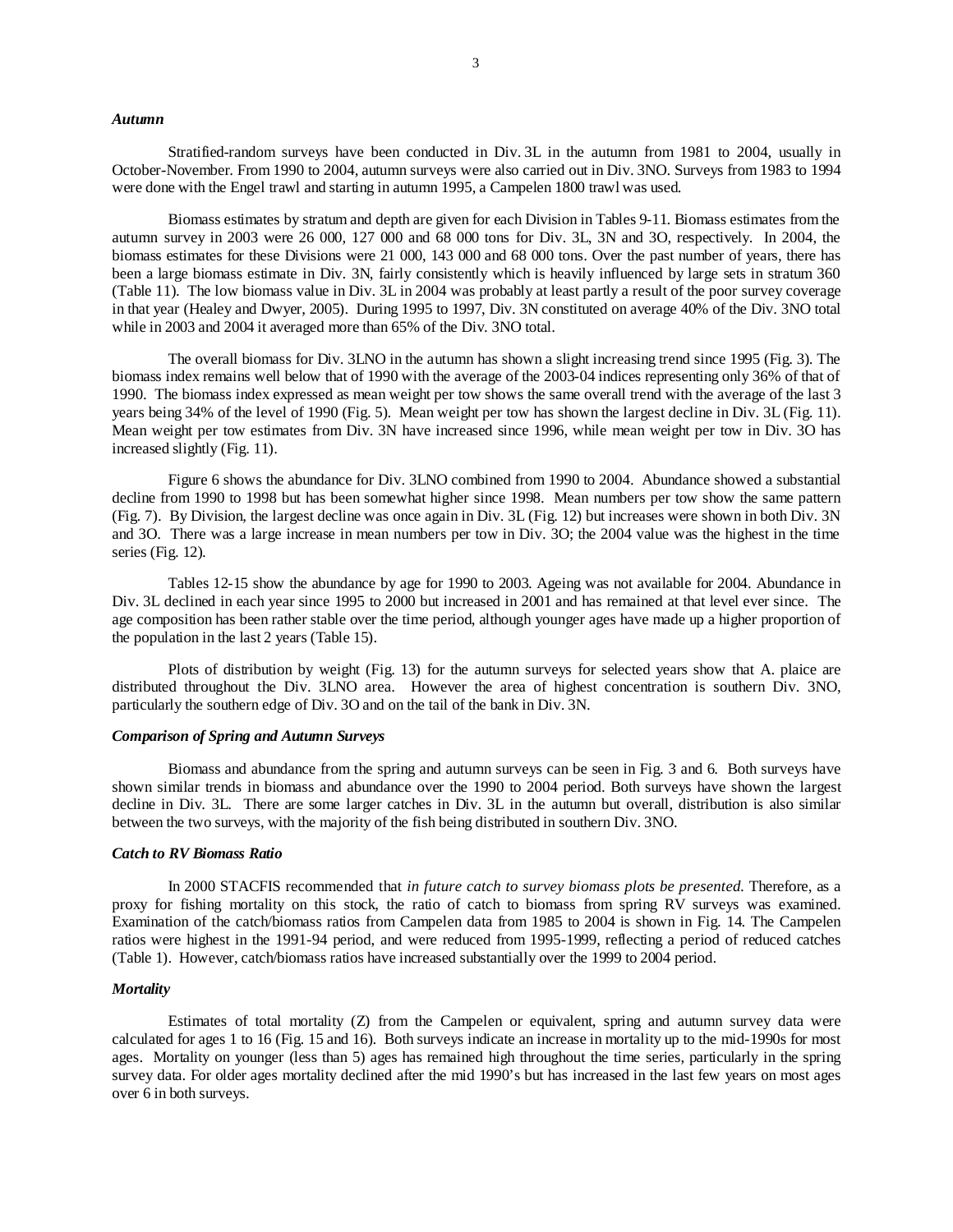### *Autumn*

Stratified-random surveys have been conducted in Div. 3L in the autumn from 1981 to 2004, usually in October-November. From 1990 to 2004, autumn surveys were also carried out in Div. 3NO. Surveys from 1983 to 1994 were done with the Engel trawl and starting in autumn 1995, a Campelen 1800 trawl was used.

Biomass estimates by stratum and depth are given for each Division in Tables 9-11. Biomass estimates from the autumn survey in 2003 were 26 000, 127 000 and 68 000 tons for Div. 3L, 3N and 3O, respectively. In 2004, the biomass estimates for these Divisions were 21 000, 143 000 and 68 000 tons. Over the past number of years, there has been a large biomass estimate in Div. 3N, fairly consistently which is heavily influenced by large sets in stratum 360 (Table 11). The low biomass value in Div. 3L in 2004 was probably at least partly a result of the poor survey coverage in that year (Healey and Dwyer, 2005). During 1995 to 1997, Div. 3N constituted on average 40% of the Div. 3NO total while in 2003 and 2004 it averaged more than 65% of the Div. 3NO total.

The overall biomass for Div. 3LNO in the autumn has shown a slight increasing trend since 1995 (Fig. 3). The biomass index remains well below that of 1990 with the average of the 2003-04 indices representing only 36% of that of 1990. The biomass index expressed as mean weight per tow shows the same overall trend with the average of the last 3 years being 34% of the level of 1990 (Fig. 5). Mean weight per tow has shown the largest decline in Div. 3L (Fig. 11). Mean weight per tow estimates from Div. 3N have increased since 1996, while mean weight per tow in Div. 3O has increased slightly (Fig. 11).

Figure 6 shows the abundance for Div. 3LNO combined from 1990 to 2004. Abundance showed a substantial decline from 1990 to 1998 but has been somewhat higher since 1998. Mean numbers per tow show the same pattern (Fig. 7). By Division, the largest decline was once again in Div. 3L (Fig. 12) but increases were shown in both Div. 3N and 3O. There was a large increase in mean numbers per tow in Div. 3O; the 2004 value was the highest in the time series (Fig. 12).

Tables 12-15 show the abundance by age for 1990 to 2003. Ageing was not available for 2004. Abundance in Div. 3L declined in each year since 1995 to 2000 but increased in 2001 and has remained at that level ever since. The age composition has been rather stable over the time period, although younger ages have made up a higher proportion of the population in the last 2 years (Table 15).

Plots of distribution by weight (Fig. 13) for the autumn surveys for selected years show that A. plaice are distributed throughout the Div. 3LNO area. However the area of highest concentration is southern Div. 3NO, particularly the southern edge of Div. 3O and on the tail of the bank in Div. 3N.

### *Comparison of Spring and Autumn Surveys*

Biomass and abundance from the spring and autumn surveys can be seen in Fig. 3 and 6. Both surveys have shown similar trends in biomass and abundance over the 1990 to 2004 period. Both surveys have shown the largest decline in Div. 3L. There are some larger catches in Div. 3L in the autumn but overall, distribution is also similar between the two surveys, with the majority of the fish being distributed in southern Div. 3NO.

### *Catch to RV Biomass Ratio*

In 2000 STACFIS recommended that *in future catch to survey biomass plots be presented*. Therefore, as a proxy for fishing mortality on this stock, the ratio of catch to biomass from spring RV surveys was examined. Examination of the catch/biomass ratios from Campelen data from 1985 to 2004 is shown in Fig. 14. The Campelen ratios were highest in the 1991-94 period, and were reduced from 1995-1999, reflecting a period of reduced catches (Table 1). However, catch/biomass ratios have increased substantially over the 1999 to 2004 period.

### *Mortality*

Estimates of total mortality (Z) from the Campelen or equivalent, spring and autumn survey data were calculated for ages 1 to 16 (Fig. 15 and 16). Both surveys indicate an increase in mortality up to the mid-1990s for most ages. Mortality on younger (less than 5) ages has remained high throughout the time series, particularly in the spring survey data. For older ages mortality declined after the mid 1990's but has increased in the last few years on most ages over 6 in both surveys.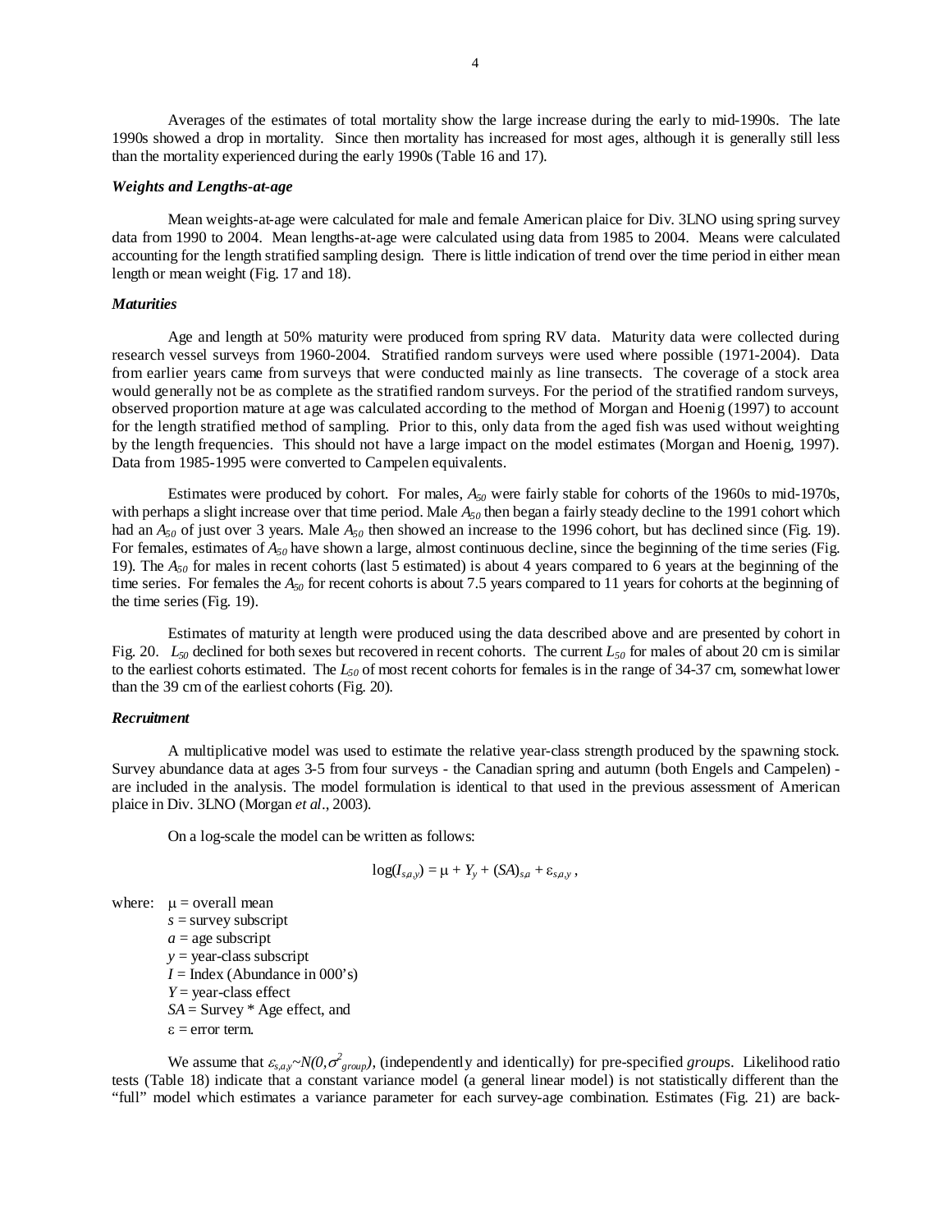Averages of the estimates of total mortality show the large increase during the early to mid-1990s. The late 1990s showed a drop in mortality. Since then mortality has increased for most ages, although it is generally still less than the mortality experienced during the early 1990s (Table 16 and 17).

### *Weights and Lengths-at-age*

Mean weights-at-age were calculated for male and female American plaice for Div. 3LNO using spring survey data from 1990 to 2004. Mean lengths-at-age were calculated using data from 1985 to 2004. Means were calculated accounting for the length stratified sampling design. There is little indication of trend over the time period in either mean length or mean weight (Fig. 17 and 18).

### *Maturities*

Age and length at 50% maturity were produced from spring RV data. Maturity data were collected during research vessel surveys from 1960-2004. Stratified random surveys were used where possible (1971-2004). Data from earlier years came from surveys that were conducted mainly as line transects. The coverage of a stock area would generally not be as complete as the stratified random surveys. For the period of the stratified random surveys, observed proportion mature at age was calculated according to the method of Morgan and Hoenig (1997) to account for the length stratified method of sampling. Prior to this, only data from the aged fish was used without weighting by the length frequencies. This should not have a large impact on the model estimates (Morgan and Hoenig, 1997). Data from 1985-1995 were converted to Campelen equivalents.

Estimates were produced by cohort. For males, $A_{50}$ were fairly stable for cohorts of the 1960s to mid-1970s, with perhaps a slight increase over that time period. Male $A_{50}$ then began a fairly steady decline to the 1991 cohort which had an $A_{50}$ of just over 3 years. Male $A_{50}$ then showed an increase to the 1996 cohort, but has declined since (Fig. 19). For females, estimates of $A_{50}$ have shown a large, almost continuous decline, since the beginning of the time series (Fig. 19). The $A_{50}$ for males in recent cohorts (last 5 estimated) is about 4 years compared to 6 years at the beginning of the time series. For females the $A_{50}$ for recent cohorts is about 7.5 years compared to 11 years for cohorts at the beginning of the time series (Fig. 19).

Estimates of maturity at length were produced using the data described above and are presented by cohort in Fig. 20. $L_{50}$ declined for both sexes but recovered in recent cohorts. The current $L_{50}$ for males of about 20 cm is similar to the earliest cohorts estimated. The $L_{50}$ of most recent cohorts for females is in the range of 34-37 cm, somewhat lower than the 39 cm of the earliest cohorts (Fig. 20).

### *Recruitment*

A multiplicative model was used to estimate the relative year-class strength produced by the spawning stock. Survey abundance data at ages 3-5 from four surveys - the Canadian spring and autumn (both Engels and Campelen) - are included in the analysis. The model formulation is identical to that used in the previous assessment of American plaice in Div. 3LNO (Morgan *et al*., 2003).

On a log-scale the model can be written as follows:

$$\log(I_{s,a,y}) = \mu + Y_y + (SA)_{s,a} + \varepsilon_{s,a,y}\,,$$

where: $\mu$ = overall mean
$s$ = survey subscript
$a$ = age subscript
$y$ = year-class subscript
$I$ = Index (Abundance in 000's)
$Y$ = year-class effect
$SA$ = Survey * Age effect, and
$\varepsilon$ = error term.

We assume that $\varepsilon_{s,a,y} \sim N(0,\sigma^2_{group})$, (independently and identically) for pre-specified *group*s. Likelihood ratio tests (Table 18) indicate that a constant variance model (a general linear model) is not statistically different than the "full" model which estimates a variance parameter for each survey-age combination. Estimates (Fig. 21) are back-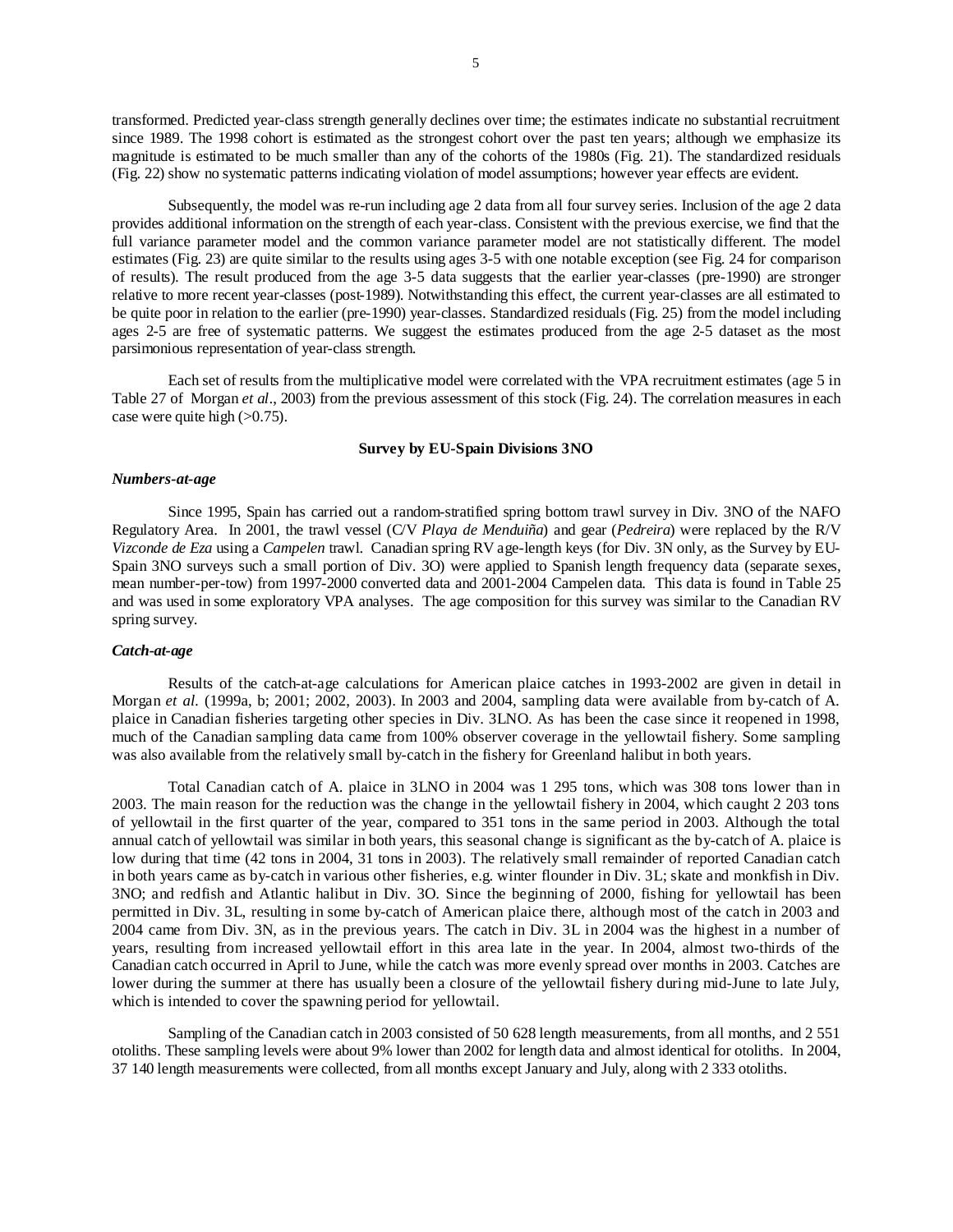transformed. Predicted year-class strength generally declines over time; the estimates indicate no substantial recruitment since 1989. The 1998 cohort is estimated as the strongest cohort over the past ten years; although we emphasize its magnitude is estimated to be much smaller than any of the cohorts of the 1980s (Fig. 21). The standardized residuals (Fig. 22) show no systematic patterns indicating violation of model assumptions; however year effects are evident.

Subsequently, the model was re-run including age 2 data from all four survey series. Inclusion of the age 2 data provides additional information on the strength of each year-class. Consistent with the previous exercise, we find that the full variance parameter model and the common variance parameter model are not statistically different. The model estimates (Fig. 23) are quite similar to the results using ages 3-5 with one notable exception (see Fig. 24 for comparison of results). The result produced from the age 3-5 data suggests that the earlier year-classes (pre-1990) are stronger relative to more recent year-classes (post-1989). Notwithstanding this effect, the current year-classes are all estimated to be quite poor in relation to the earlier (pre-1990) year-classes. Standardized residuals (Fig. 25) from the model including ages 2-5 are free of systematic patterns. We suggest the estimates produced from the age 2-5 dataset as the most parsimonious representation of year-class strength.

Each set of results from the multiplicative model were correlated with the VPA recruitment estimates (age 5 in Table 27 of Morgan *et al*., 2003) from the previous assessment of this stock (Fig. 24). The correlation measures in each case were quite high (>0.75).

## Survey by EU-Spain Divisions 3NO

### *Numbers-at-age*

Since 1995, Spain has carried out a random-stratified spring bottom trawl survey in Div. 3NO of the NAFO Regulatory Area. In 2001, the trawl vessel (C/V *Playa de Menduiña*) and gear (*Pedreira*) were replaced by the R/V *Vizconde de Eza* using a *Campelen* trawl. Canadian spring RV age-length keys (for Div. 3N only, as the Survey by EU-Spain 3NO surveys such a small portion of Div. 3O) were applied to Spanish length frequency data (separate sexes, mean number-per-tow) from 1997-2000 converted data and 2001-2004 Campelen data. This data is found in Table 25 and was used in some exploratory VPA analyses. The age composition for this survey was similar to the Canadian RV spring survey.

### *Catch-at-age*

Results of the catch-at-age calculations for American plaice catches in 1993-2002 are given in detail in Morgan *et al.* (1999a, b; 2001; 2002, 2003). In 2003 and 2004, sampling data were available from by-catch of A. plaice in Canadian fisheries targeting other species in Div. 3LNO. As has been the case since it reopened in 1998, much of the Canadian sampling data came from 100% observer coverage in the yellowtail fishery. Some sampling was also available from the relatively small by-catch in the fishery for Greenland halibut in both years.

Total Canadian catch of A. plaice in 3LNO in 2004 was 1 295 tons, which was 308 tons lower than in 2003. The main reason for the reduction was the change in the yellowtail fishery in 2004, which caught 2 203 tons of yellowtail in the first quarter of the year, compared to 351 tons in the same period in 2003. Although the total annual catch of yellowtail was similar in both years, this seasonal change is significant as the by-catch of A. plaice is low during that time (42 tons in 2004, 31 tons in 2003). The relatively small remainder of reported Canadian catch in both years came as by-catch in various other fisheries, e.g. winter flounder in Div. 3L; skate and monkfish in Div. 3NO; and redfish and Atlantic halibut in Div. 3O. Since the beginning of 2000, fishing for yellowtail has been permitted in Div. 3L, resulting in some by-catch of American plaice there, although most of the catch in 2003 and 2004 came from Div. 3N, as in the previous years. The catch in Div. 3L in 2004 was the highest in a number of years, resulting from increased yellowtail effort in this area late in the year. In 2004, almost two-thirds of the Canadian catch occurred in April to June, while the catch was more evenly spread over months in 2003. Catches are lower during the summer at there has usually been a closure of the yellowtail fishery during mid-June to late July, which is intended to cover the spawning period for yellowtail.

Sampling of the Canadian catch in 2003 consisted of 50 628 length measurements, from all months, and 2 551 otoliths. These sampling levels were about 9% lower than 2002 for length data and almost identical for otoliths. In 2004, 37 140 length measurements were collected, from all months except January and July, along with 2 333 otoliths.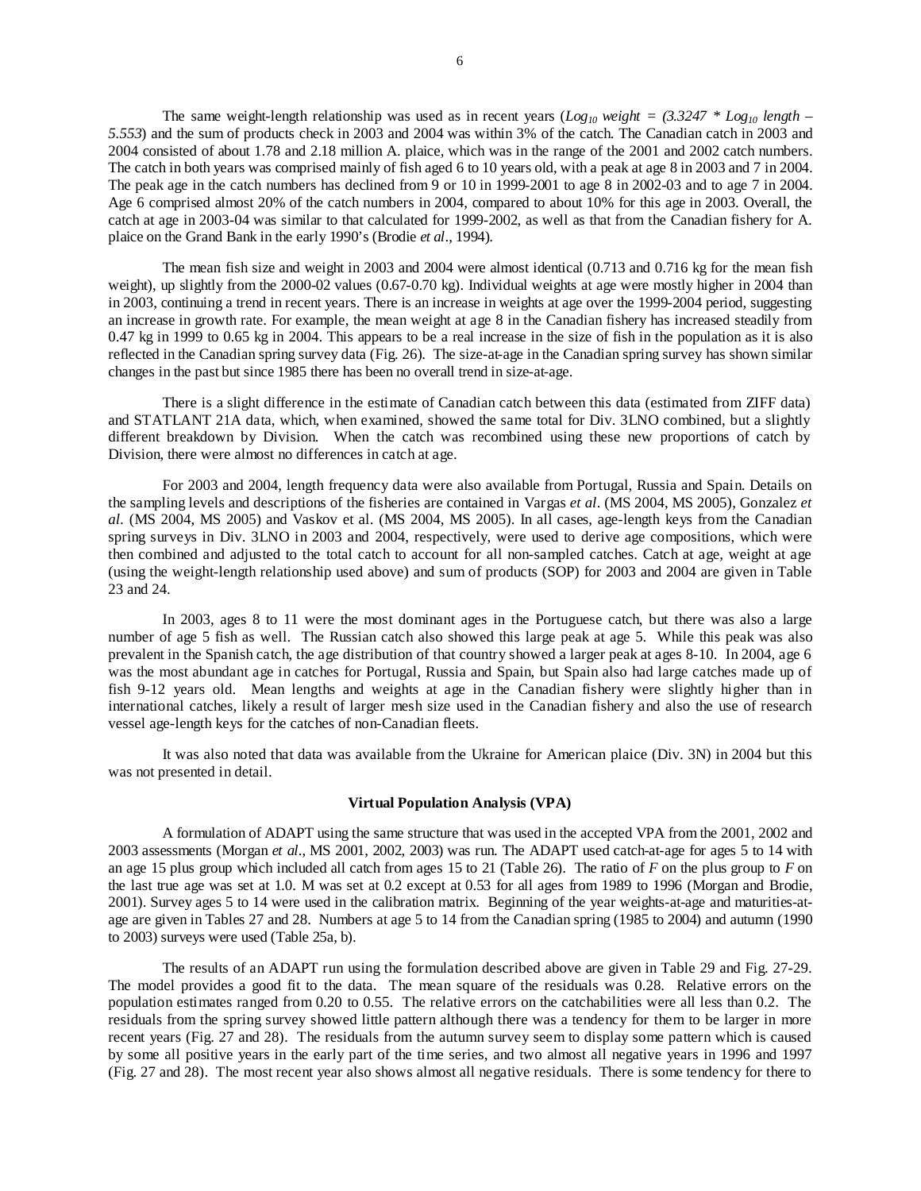The same weight-length relationship was used as in recent years ($Log_{10}$ *weight* = (3.3247 * $Log_{10}$ *length* – 5.553)) and the sum of products check in 2003 and 2004 was within 3% of the catch. The Canadian catch in 2003 and 2004 consisted of about 1.78 and 2.18 million A. plaice, which was in the range of the 2001 and 2002 catch numbers. The catch in both years was comprised mainly of fish aged 6 to 10 years old, with a peak at age 8 in 2003 and 7 in 2004. The peak age in the catch numbers has declined from 9 or 10 in 1999-2001 to age 8 in 2002-03 and to age 7 in 2004. Age 6 comprised almost 20% of the catch numbers in 2004, compared to about 10% for this age in 2003. Overall, the catch at age in 2003-04 was similar to that calculated for 1999-2002, as well as that from the Canadian fishery for A. plaice on the Grand Bank in the early 1990's (Brodie *et al*., 1994).

The mean fish size and weight in 2003 and 2004 were almost identical (0.713 and 0.716 kg for the mean fish weight), up slightly from the 2000-02 values (0.67-0.70 kg). Individual weights at age were mostly higher in 2004 than in 2003, continuing a trend in recent years. There is an increase in weights at age over the 1999-2004 period, suggesting an increase in growth rate. For example, the mean weight at age 8 in the Canadian fishery has increased steadily from 0.47 kg in 1999 to 0.65 kg in 2004. This appears to be a real increase in the size of fish in the population as it is also reflected in the Canadian spring survey data (Fig. 26). The size-at-age in the Canadian spring survey has shown similar changes in the past but since 1985 there has been no overall trend in size-at-age.

There is a slight difference in the estimate of Canadian catch between this data (estimated from ZIFF data) and STATLANT 21A data, which, when examined, showed the same total for Div. 3LNO combined, but a slightly different breakdown by Division. When the catch was recombined using these new proportions of catch by Division, there were almost no differences in catch at age.

For 2003 and 2004, length frequency data were also available from Portugal, Russia and Spain. Details on the sampling levels and descriptions of the fisheries are contained in Vargas *et al*. (MS 2004, MS 2005), Gonzalez *et al*. (MS 2004, MS 2005) and Vaskov et al. (MS 2004, MS 2005). In all cases, age-length keys from the Canadian spring surveys in Div. 3LNO in 2003 and 2004, respectively, were used to derive age compositions, which were then combined and adjusted to the total catch to account for all non-sampled catches. Catch at age, weight at age (using the weight-length relationship used above) and sum of products (SOP) for 2003 and 2004 are given in Table 23 and 24.

In 2003, ages 8 to 11 were the most dominant ages in the Portuguese catch, but there was also a large number of age 5 fish as well. The Russian catch also showed this large peak at age 5. While this peak was also prevalent in the Spanish catch, the age distribution of that country showed a larger peak at ages 8-10. In 2004, age 6 was the most abundant age in catches for Portugal, Russia and Spain, but Spain also had large catches made up of fish 9-12 years old. Mean lengths and weights at age in the Canadian fishery were slightly higher than in international catches, likely a result of larger mesh size used in the Canadian fishery and also the use of research vessel age-length keys for the catches of non-Canadian fleets.

It was also noted that data was available from the Ukraine for American plaice (Div. 3N) in 2004 but this was not presented in detail.

### Virtual Population Analysis (VPA)

A formulation of ADAPT using the same structure that was used in the accepted VPA from the 2001, 2002 and 2003 assessments (Morgan *et al*., MS 2001, 2002, 2003) was run. The ADAPT used catch-at-age for ages 5 to 14 with an age 15 plus group which included all catch from ages 15 to 21 (Table 26). The ratio of $F$ on the plus group to $F$ on the last true age was set at 1.0. M was set at 0.2 except at 0.53 for all ages from 1989 to 1996 (Morgan and Brodie, 2001). Survey ages 5 to 14 were used in the calibration matrix. Beginning of the year weights-at-age and maturities-at-age are given in Tables 27 and 28. Numbers at age 5 to 14 from the Canadian spring (1985 to 2004) and autumn (1990 to 2003) surveys were used (Table 25a, b).

The results of an ADAPT run using the formulation described above are given in Table 29 and Fig. 27-29. The model provides a good fit to the data. The mean square of the residuals was 0.28. Relative errors on the population estimates ranged from 0.20 to 0.55. The relative errors on the catchabilities were all less than 0.2. The residuals from the spring survey showed little pattern although there was a tendency for them to be larger in more recent years (Fig. 27 and 28). The residuals from the autumn survey seem to display some pattern which is caused by some all positive years in the early part of the time series, and two almost all negative years in 1996 and 1997 (Fig. 27 and 28). The most recent year also shows almost all negative residuals. There is some tendency for there to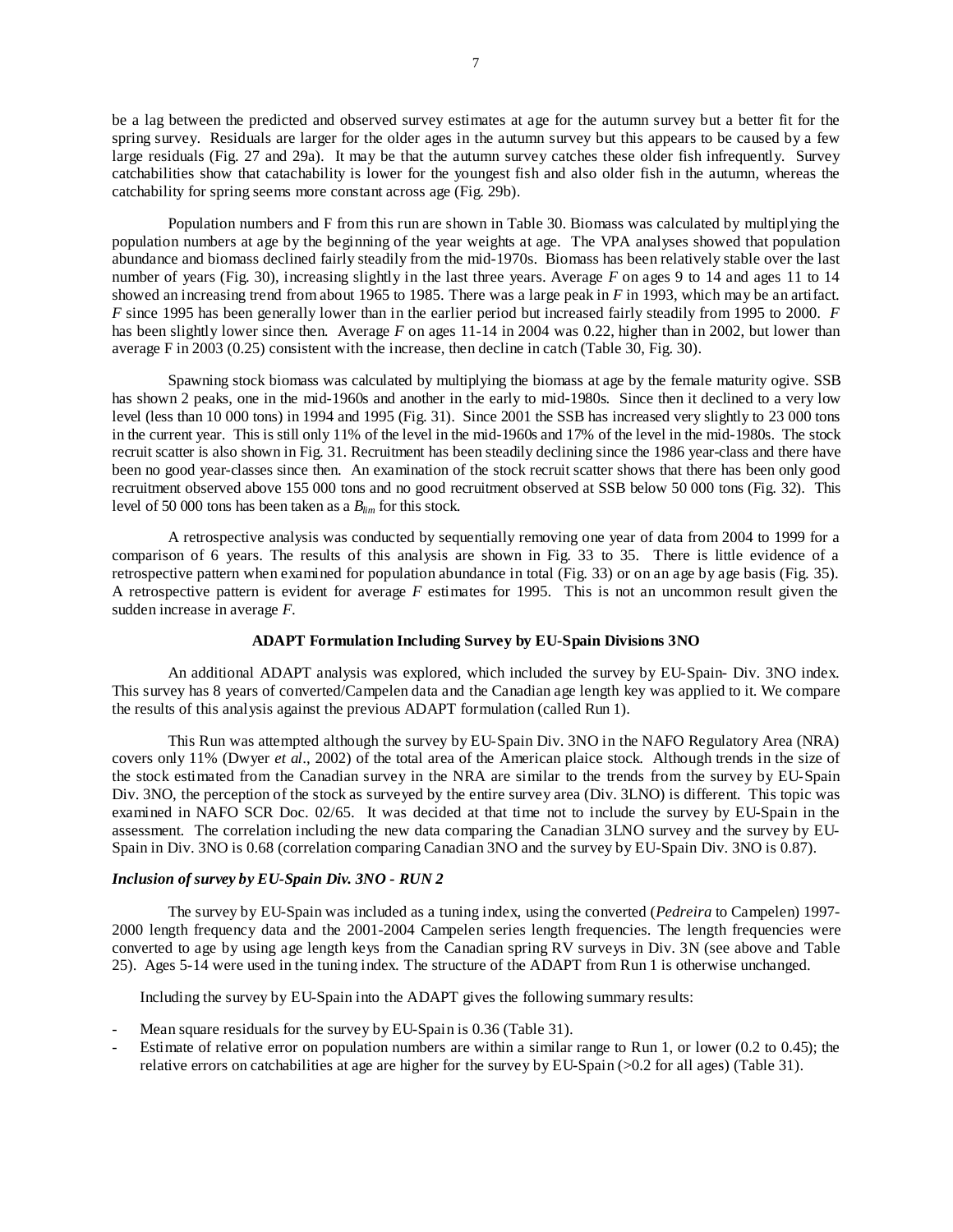be a lag between the predicted and observed survey estimates at age for the autumn survey but a better fit for the spring survey. Residuals are larger for the older ages in the autumn survey but this appears to be caused by a few large residuals (Fig. 27 and 29a). It may be that the autumn survey catches these older fish infrequently. Survey catchabilities show that catachability is lower for the youngest fish and also older fish in the autumn, whereas the catchability for spring seems more constant across age (Fig. 29b).

Population numbers and F from this run are shown in Table 30. Biomass was calculated by multiplying the population numbers at age by the beginning of the year weights at age. The VPA analyses showed that population abundance and biomass declined fairly steadily from the mid-1970s. Biomass has been relatively stable over the last number of years (Fig. 30), increasing slightly in the last three years. Average *F* on ages 9 to 14 and ages 11 to 14 showed an increasing trend from about 1965 to 1985. There was a large peak in *F* in 1993, which may be an artifact. *F* since 1995 has been generally lower than in the earlier period but increased fairly steadily from 1995 to 2000. *F* has been slightly lower since then. Average *F* on ages 11-14 in 2004 was 0.22, higher than in 2002, but lower than average F in 2003 (0.25) consistent with the increase, then decline in catch (Table 30, Fig. 30).

Spawning stock biomass was calculated by multiplying the biomass at age by the female maturity ogive. SSB has shown 2 peaks, one in the mid-1960s and another in the early to mid-1980s. Since then it declined to a very low level (less than 10 000 tons) in 1994 and 1995 (Fig. 31). Since 2001 the SSB has increased very slightly to 23 000 tons in the current year. This is still only 11% of the level in the mid-1960s and 17% of the level in the mid-1980s. The stock recruit scatter is also shown in Fig. 31. Recruitment has been steadily declining since the 1986 year-class and there have been no good year-classes since then. An examination of the stock recruit scatter shows that there has been only good recruitment observed above 155 000 tons and no good recruitment observed at SSB below 50 000 tons (Fig. 32). This level of 50 000 tons has been taken as a $B_{lim}$ for this stock.

A retrospective analysis was conducted by sequentially removing one year of data from 2004 to 1999 for a comparison of 6 years. The results of this analysis are shown in Fig. 33 to 35. There is little evidence of a retrospective pattern when examined for population abundance in total (Fig. 33) or on an age by age basis (Fig. 35). A retrospective pattern is evident for average *F* estimates for 1995. This is not an uncommon result given the sudden increase in average *F*.

**ADAPT Formulation Including Survey by EU-Spain Divisions 3NO**

An additional ADAPT analysis was explored, which included the survey by EU-Spain- Div. 3NO index. This survey has 8 years of converted/Campelen data and the Canadian age length key was applied to it. We compare the results of this analysis against the previous ADAPT formulation (called Run 1).

This Run was attempted although the survey by EU-Spain Div. 3NO in the NAFO Regulatory Area (NRA) covers only 11% (Dwyer *et al*., 2002) of the total area of the American plaice stock. Although trends in the size of the stock estimated from the Canadian survey in the NRA are similar to the trends from the survey by EU-Spain Div. 3NO, the perception of the stock as surveyed by the entire survey area (Div. 3LNO) is different. This topic was examined in NAFO SCR Doc. 02/65. It was decided at that time not to include the survey by EU-Spain in the assessment. The correlation including the new data comparing the Canadian 3LNO survey and the survey by EU-Spain in Div. 3NO is 0.68 (correlation comparing Canadian 3NO and the survey by EU-Spain Div. 3NO is 0.87).

***Inclusion of survey by EU-Spain Div. 3NO - RUN 2***

The survey by EU-Spain was included as a tuning index, using the converted (*Pedreira* to Campelen) 1997-2000 length frequency data and the 2001-2004 Campelen series length frequencies. The length frequencies were converted to age by using age length keys from the Canadian spring RV surveys in Div. 3N (see above and Table 25). Ages 5-14 were used in the tuning index. The structure of the ADAPT from Run 1 is otherwise unchanged.

Including the survey by EU-Spain into the ADAPT gives the following summary results:

- Mean square residuals for the survey by EU-Spain is 0.36 (Table 31).
- Estimate of relative error on population numbers are within a similar range to Run 1, or lower (0.2 to 0.45); the relative errors on catchabilities at age are higher for the survey by EU-Spain (>0.2 for all ages) (Table 31).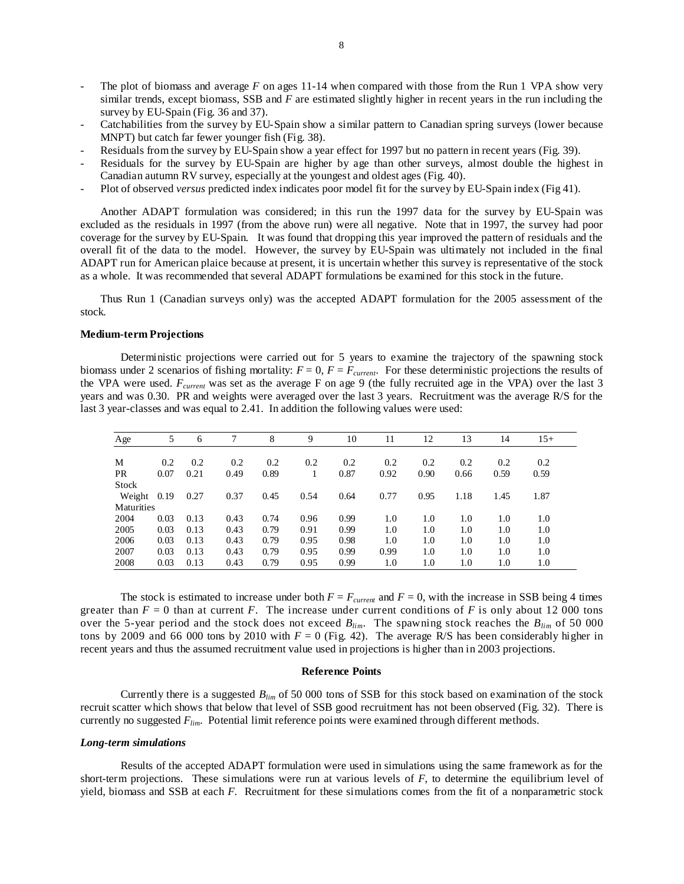- The plot of biomass and average $F$ on ages 11-14 when compared with those from the Run 1 VPA show very similar trends, except biomass, SSB and $F$ are estimated slightly higher in recent years in the run including the survey by EU-Spain (Fig. 36 and 37).
- Catchabilities from the survey by EU-Spain show a similar pattern to Canadian spring surveys (lower because MNPT) but catch far fewer younger fish (Fig. 38).
- Residuals from the survey by EU-Spain show a year effect for 1997 but no pattern in recent years (Fig. 39).
- Residuals for the survey by EU-Spain are higher by age than other surveys, almost double the highest in Canadian autumn RV survey, especially at the youngest and oldest ages (Fig. 40).
- Plot of observed *versus* predicted index indicates poor model fit for the survey by EU-Spain index (Fig 41).

Another ADAPT formulation was considered; in this run the 1997 data for the survey by EU-Spain was excluded as the residuals in 1997 (from the above run) were all negative. Note that in 1997, the survey had poor coverage for the survey by EU-Spain. It was found that dropping this year improved the pattern of residuals and the overall fit of the data to the model. However, the survey by EU-Spain was ultimately not included in the final ADAPT run for American plaice because at present, it is uncertain whether this survey is representative of the stock as a whole. It was recommended that several ADAPT formulations be examined for this stock in the future.

Thus Run 1 (Canadian surveys only) was the accepted ADAPT formulation for the 2005 assessment of the stock.

**Medium-term Projections**

Deterministic projections were carried out for 5 years to examine the trajectory of the spawning stock biomass under 2 scenarios of fishing mortality: $F = 0$, $F = F_{current}$. For these deterministic projections the results of the VPA were used. $F_{current}$ was set as the average F on age 9 (the fully recruited age in the VPA) over the last 3 years and was 0.30. PR and weights were averaged over the last 3 years. Recruitment was the average R/S for the last 3 year-classes and was equal to 2.41. In addition the following values were used:

| Age | 5 | 6 | 7 | 8 | 9 | 10 | 11 | 12 | 13 | 14 | 15+ |
|---|---|---|---|---|---|---|---|---|---|---|---|
| M | 0.2 | 0.2 | 0.2 | 0.2 | 0.2 | 0.2 | 0.2 | 0.2 | 0.2 | 0.2 | 0.2 |
| PR | 0.07 | 0.21 | 0.49 | 0.89 | 1 | 0.87 | 0.92 | 0.90 | 0.66 | 0.59 | 0.59 |
| Stock Weight | 0.19 | 0.27 | 0.37 | 0.45 | 0.54 | 0.64 | 0.77 | 0.95 | 1.18 | 1.45 | 1.87 |
| Maturities | | | | | | | | | | | |
| 2004 | 0.03 | 0.13 | 0.43 | 0.74 | 0.96 | 0.99 | 1.0 | 1.0 | 1.0 | 1.0 | 1.0 |
| 2005 | 0.03 | 0.13 | 0.43 | 0.79 | 0.91 | 0.99 | 1.0 | 1.0 | 1.0 | 1.0 | 1.0 |
| 2006 | 0.03 | 0.13 | 0.43 | 0.79 | 0.95 | 0.98 | 1.0 | 1.0 | 1.0 | 1.0 | 1.0 |
| 2007 | 0.03 | 0.13 | 0.43 | 0.79 | 0.95 | 0.99 | 0.99 | 1.0 | 1.0 | 1.0 | 1.0 |
| 2008 | 0.03 | 0.13 | 0.43 | 0.79 | 0.95 | 0.99 | 1.0 | 1.0 | 1.0 | 1.0 | 1.0 |

The stock is estimated to increase under both $F = F_{current}$ and $F = 0$, with the increase in SSB being 4 times greater than $F = 0$ than at current $F$. The increase under current conditions of $F$ is only about 12 000 tons over the 5-year period and the stock does not exceed $B_{lim}$. The spawning stock reaches the $B_{lim}$ of 50 000 tons by 2009 and 66 000 tons by 2010 with $F = 0$ (Fig. 42). The average R/S has been considerably higher in recent years and thus the assumed recruitment value used in projections is higher than in 2003 projections.

## Reference Points

Currently there is a suggested $B_{lim}$ of 50 000 tons of SSB for this stock based on examination of the stock recruit scatter which shows that below that level of SSB good recruitment has not been observed (Fig. 32). There is currently no suggested $F_{lim}$. Potential limit reference points were examined through different methods.

***Long-term simulations***

Results of the accepted ADAPT formulation were used in simulations using the same framework as for the short-term projections. These simulations were run at various levels of $F$, to determine the equilibrium level of yield, biomass and SSB at each $F$. Recruitment for these simulations comes from the fit of a nonparametric stock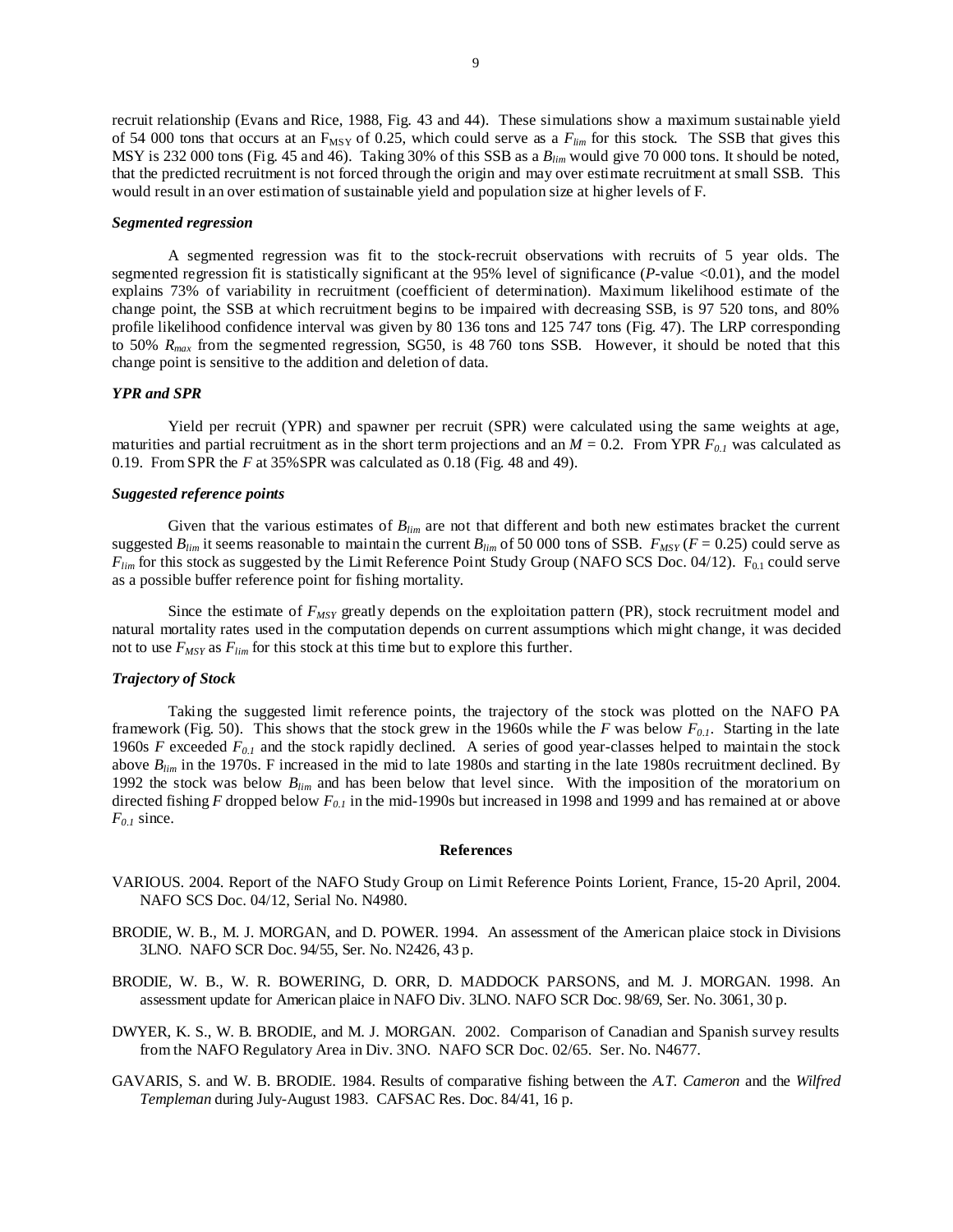recruit relationship (Evans and Rice, 1988, Fig. 43 and 44). These simulations show a maximum sustainable yield of 54 000 tons that occurs at an $F_{MSY}$ of 0.25, which could serve as a $F_{lim}$ for this stock. The SSB that gives this MSY is 232 000 tons (Fig. 45 and 46). Taking 30% of this SSB as a $B_{lim}$ would give 70 000 tons. It should be noted, that the predicted recruitment is not forced through the origin and may over estimate recruitment at small SSB. This would result in an over estimation of sustainable yield and population size at higher levels of F.

### *Segmented regression*

A segmented regression was fit to the stock-recruit observations with recruits of 5 year olds. The segmented regression fit is statistically significant at the 95% level of significance (*P*-value <0.01), and the model explains 73% of variability in recruitment (coefficient of determination). Maximum likelihood estimate of the change point, the SSB at which recruitment begins to be impaired with decreasing SSB, is 97 520 tons, and 80% profile likelihood confidence interval was given by 80 136 tons and 125 747 tons (Fig. 47). The LRP corresponding to 50% $R_{max}$ from the segmented regression, SG50, is 48 760 tons SSB. However, it should be noted that this change point is sensitive to the addition and deletion of data.

### *YPR and SPR*

Yield per recruit (YPR) and spawner per recruit (SPR) were calculated using the same weights at age, maturities and partial recruitment as in the short term projections and an $M = 0.2$. From YPR $F_{0.1}$ was calculated as 0.19. From SPR the $F$ at 35%SPR was calculated as 0.18 (Fig. 48 and 49).

### *Suggested reference points*

Given that the various estimates of $B_{lim}$ are not that different and both new estimates bracket the current suggested $B_{lim}$ it seems reasonable to maintain the current $B_{lim}$ of 50 000 tons of SSB. $F_{MSY}$ ($F = 0.25$) could serve as $F_{lim}$ for this stock as suggested by the Limit Reference Point Study Group (NAFO SCS Doc. 04/12). $F_{0.1}$ could serve as a possible buffer reference point for fishing mortality.

Since the estimate of $F_{MSY}$ greatly depends on the exploitation pattern (PR), stock recruitment model and natural mortality rates used in the computation depends on current assumptions which might change, it was decided not to use $F_{MSY}$ as $F_{lim}$ for this stock at this time but to explore this further.

### *Trajectory of Stock*

Taking the suggested limit reference points, the trajectory of the stock was plotted on the NAFO PA framework (Fig. 50). This shows that the stock grew in the 1960s while the $F$ was below $F_{0.1}$. Starting in the late 1960s $F$ exceeded $F_{0.1}$ and the stock rapidly declined. A series of good year-classes helped to maintain the stock above $B_{lim}$ in the 1970s. F increased in the mid to late 1980s and starting in the late 1980s recruitment declined. By 1992 the stock was below $B_{lim}$ and has been below that level since. With the imposition of the moratorium on directed fishing $F$ dropped below $F_{0.1}$ in the mid-1990s but increased in 1998 and 1999 and has remained at or above $F_{0.1}$ since.

## References

VARIOUS. 2004. Report of the NAFO Study Group on Limit Reference Points Lorient, France, 15-20 April, 2004. NAFO SCS Doc. 04/12, Serial No. N4980.

BRODIE, W. B., M. J. MORGAN, and D. POWER. 1994. An assessment of the American plaice stock in Divisions 3LNO. NAFO SCR Doc. 94/55, Ser. No. N2426, 43 p.

BRODIE, W. B., W. R. BOWERING, D. ORR, D. MADDOCK PARSONS, and M. J. MORGAN. 1998. An assessment update for American plaice in NAFO Div. 3LNO. NAFO SCR Doc. 98/69, Ser. No. 3061, 30 p.

DWYER, K. S., W. B. BRODIE, and M. J. MORGAN. 2002. Comparison of Canadian and Spanish survey results from the NAFO Regulatory Area in Div. 3NO. NAFO SCR Doc. 02/65. Ser. No. N4677.

GAVARIS, S. and W. B. BRODIE. 1984. Results of comparative fishing between the *A.T. Cameron* and the *Wilfred Templeman* during July-August 1983. CAFSAC Res. Doc. 84/41, 16 p.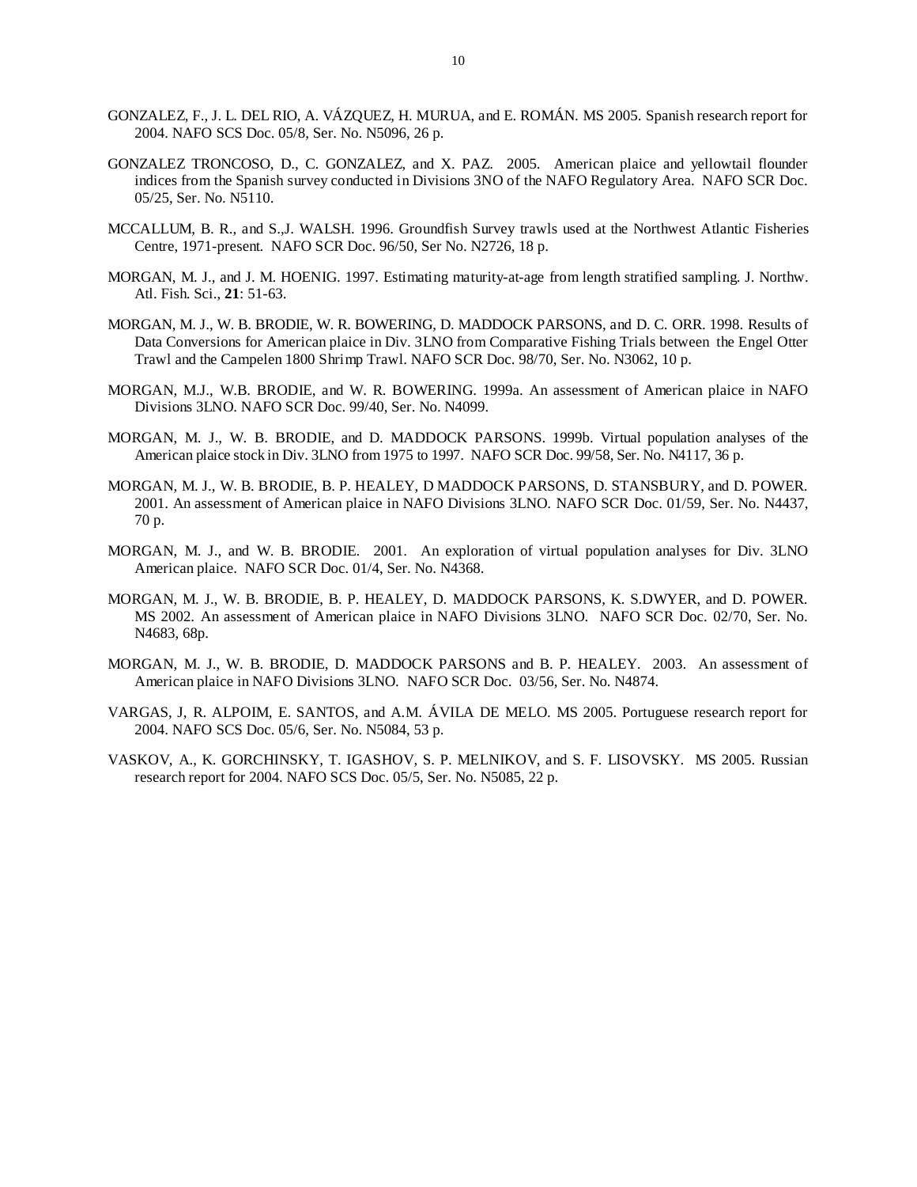GONZALEZ, F., J. L. DEL RIO, A. VÁZQUEZ, H. MURUA, and E. ROMÁN. MS 2005. Spanish research report for 2004. NAFO SCS Doc. 05/8, Ser. No. N5096, 26 p.

GONZALEZ TRONCOSO, D., C. GONZALEZ, and X. PAZ. 2005. American plaice and yellowtail flounder indices from the Spanish survey conducted in Divisions 3NO of the NAFO Regulatory Area. NAFO SCR Doc. 05/25, Ser. No. N5110.

MCCALLUM, B. R., and S.,J. WALSH. 1996. Groundfish Survey trawls used at the Northwest Atlantic Fisheries Centre, 1971-present. NAFO SCR Doc. 96/50, Ser No. N2726, 18 p.

MORGAN, M. J., and J. M. HOENIG. 1997. Estimating maturity-at-age from length stratified sampling. J. Northw. Atl. Fish. Sci., **21**: 51-63.

MORGAN, M. J., W. B. BRODIE, W. R. BOWERING, D. MADDOCK PARSONS, and D. C. ORR. 1998. Results of Data Conversions for American plaice in Div. 3LNO from Comparative Fishing Trials between the Engel Otter Trawl and the Campelen 1800 Shrimp Trawl. NAFO SCR Doc. 98/70, Ser. No. N3062, 10 p.

MORGAN, M.J., W.B. BRODIE, and W. R. BOWERING. 1999a. An assessment of American plaice in NAFO Divisions 3LNO. NAFO SCR Doc. 99/40, Ser. No. N4099.

MORGAN, M. J., W. B. BRODIE, and D. MADDOCK PARSONS. 1999b. Virtual population analyses of the American plaice stock in Div. 3LNO from 1975 to 1997. NAFO SCR Doc. 99/58, Ser. No. N4117, 36 p.

MORGAN, M. J., W. B. BRODIE, B. P. HEALEY, D MADDOCK PARSONS, D. STANSBURY, and D. POWER. 2001. An assessment of American plaice in NAFO Divisions 3LNO. NAFO SCR Doc. 01/59, Ser. No. N4437, 70 p.

MORGAN, M. J., and W. B. BRODIE. 2001. An exploration of virtual population analyses for Div. 3LNO American plaice. NAFO SCR Doc. 01/4, Ser. No. N4368.

MORGAN, M. J., W. B. BRODIE, B. P. HEALEY, D. MADDOCK PARSONS, K. S.DWYER, and D. POWER. MS 2002. An assessment of American plaice in NAFO Divisions 3LNO. NAFO SCR Doc. 02/70, Ser. No. N4683, 68p.

MORGAN, M. J., W. B. BRODIE, D. MADDOCK PARSONS and B. P. HEALEY. 2003. An assessment of American plaice in NAFO Divisions 3LNO. NAFO SCR Doc. 03/56, Ser. No. N4874.

VARGAS, J, R. ALPOIM, E. SANTOS, and A.M. ÁVILA DE MELO. MS 2005. Portuguese research report for 2004. NAFO SCS Doc. 05/6, Ser. No. N5084, 53 p.

VASKOV, A., K. GORCHINSKY, T. IGASHOV, S. P. MELNIKOV, and S. F. LISOVSKY. MS 2005. Russian research report for 2004. NAFO SCS Doc. 05/5, Ser. No. N5085, 22 p.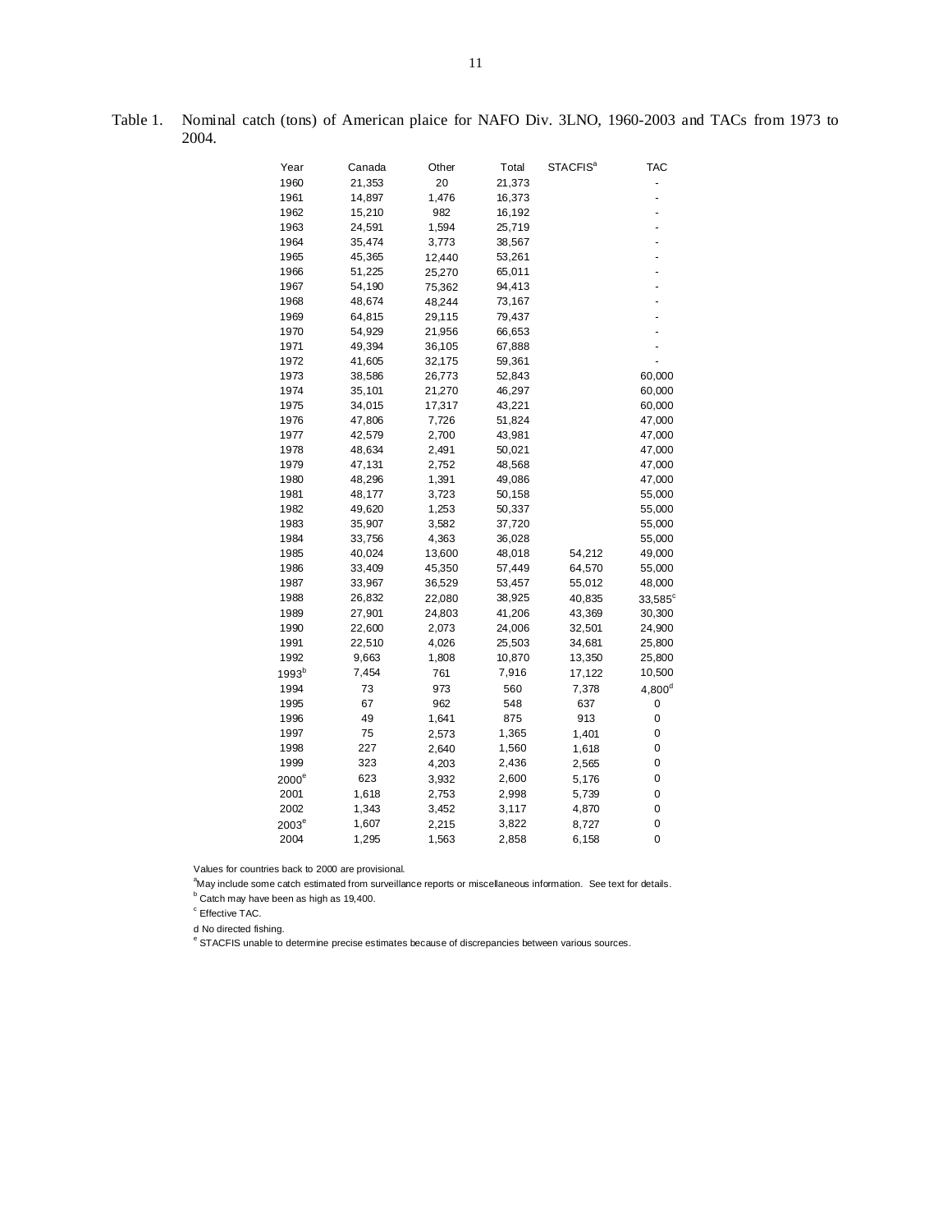Table 1. Nominal catch (tons) of American plaice for NAFO Div. 3LNO, 1960-2003 and TACs from 1973 to 2004.

| Year | Canada | Other | Total | STACFIS[a] | TAC |
|---|---|---|---|---|---|
| 1960 | 21,353 | 20 | 21,373 | | - |
| 1961 | 14,897 | 1,476 | 16,373 | | - |
| 1962 | 15,210 | 982 | 16,192 | | - |
| 1963 | 24,591 | 1,594 | 25,719 | | - |
| 1964 | 35,474 | 3,773 | 38,567 | | - |
| 1965 | 45,365 | 12,440 | 53,261 | | - |
| 1966 | 51,225 | 25,270 | 65,011 | | - |
| 1967 | 54,190 | 75,362 | 94,413 | | - |
| 1968 | 48,674 | 48,244 | 73,167 | | - |
| 1969 | 64,815 | 29,115 | 79,437 | | - |
| 1970 | 54,929 | 21,956 | 66,653 | | - |
| 1971 | 49,394 | 36,105 | 67,888 | | - |
| 1972 | 41,605 | 32,175 | 59,361 | | - |
| 1973 | 38,586 | 26,773 | 52,843 | | 60,000 |
| 1974 | 35,101 | 21,270 | 46,297 | | 60,000 |
| 1975 | 34,015 | 17,317 | 43,221 | | 60,000 |
| 1976 | 47,806 | 7,726 | 51,824 | | 47,000 |
| 1977 | 42,579 | 2,700 | 43,981 | | 47,000 |
| 1978 | 48,634 | 2,491 | 50,021 | | 47,000 |
| 1979 | 47,131 | 2,752 | 48,568 | | 47,000 |
| 1980 | 48,296 | 1,391 | 49,086 | | 47,000 |
| 1981 | 48,177 | 3,723 | 50,158 | | 55,000 |
| 1982 | 49,620 | 1,253 | 50,337 | | 55,000 |
| 1983 | 35,907 | 3,582 | 37,720 | | 55,000 |
| 1984 | 33,756 | 4,363 | 36,028 | | 55,000 |
| 1985 | 40,024 | 13,600 | 48,018 | 54,212 | 49,000 |
| 1986 | 33,409 | 45,350 | 57,449 | 64,570 | 55,000 |
| 1987 | 33,967 | 36,529 | 53,457 | 55,012 | 48,000 |
| 1988 | 26,832 | 22,080 | 38,925 | 40,835 | 33,585[c] |
| 1989 | 27,901 | 24,803 | 41,206 | 43,369 | 30,300 |
| 1990 | 22,600 | 2,073 | 24,006 | 32,501 | 24,900 |
| 1991 | 22,510 | 4,026 | 25,503 | 34,681 | 25,800 |
| 1992 | 9,663 | 1,808 | 10,870 | 13,350 | 25,800 |
| 1993[b] | 7,454 | 761 | 7,916 | 17,122 | 10,500 |
| 1994 | 73 | 973 | 560 | 7,378 | 4,800[d] |
| 1995 | 67 | 962 | 548 | 637 | 0 |
| 1996 | 49 | 1,641 | 875 | 913 | 0 |
| 1997 | 75 | 2,573 | 1,365 | 1,401 | 0 |
| 1998 | 227 | 2,640 | 1,560 | 1,618 | 0 |
| 1999 | 323 | 4,203 | 2,436 | 2,565 | 0 |
| 2000[e] | 623 | 3,932 | 2,600 | 5,176 | 0 |
| 2001 | 1,618 | 2,753 | 2,998 | 5,739 | 0 |
| 2002 | 1,343 | 3,452 | 3,117 | 4,870 | 0 |
| 2003[e] | 1,607 | 2,215 | 3,822 | 8,727 | 0 |
| 2004 | 1,295 | 1,563 | 2,858 | 6,158 | 0 |

Values for countries back to 2000 are provisional.

[a] May include some catch estimated from surveillance reports or miscellaneous information. See text for details.

[b] Catch may have been as high as 19,400.

[c] Effective TAC.

d No directed fishing.

[e] STACFIS unable to determine precise estimates because of discrepancies between various sources.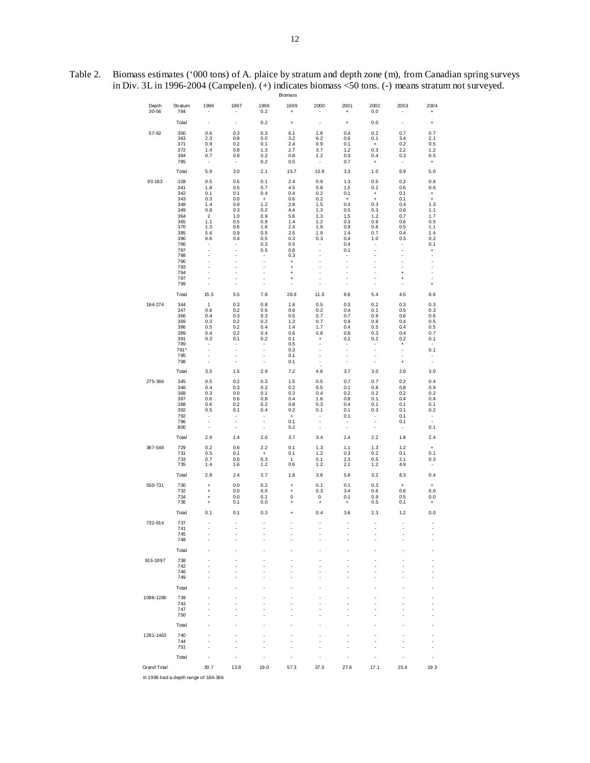Table 2. Biomass estimates ('000 tons) of A. plaice by stratum and depth zone (m), from Canadian spring surveys in Div. 3L in 1996-2004 (Campelen). (+) indicates biomass <50 tons. (-) means stratum not surveyed.

| | | Biomass | | | | | | | | |
|---|---|---|---|---|---|---|---|---|---|---|
| Depth | Stratum | 1996 | 1997 | 1998 | 1999 | 2000 | 2001 | 2002 | 2003 | 2004 |
| 30-56 | 784 | - | - | 0.2 | + | - | + | 0.0 | - | + |
| | Total | - | - | 0.2 | + | - | + | 0.0 | - | + |
| 57-92 | 350 | 0.6 | 0.3 | 0.3 | 6.1 | 1.8 | 0.4 | 0.2 | 0.7 | 0.7 |
| | 363 | 2.3 | 0.8 | 0.0 | 3.2 | 6.2 | 0.6 | 0.1 | 3.4 | 2.1 |
| | 371 | 0.9 | 0.2 | 0.1 | 2.4 | 0.9 | 0.1 | + | 0.2 | 0.5 |
| | 372 | 1.4 | 0.8 | 1.3 | 2.7 | 3.7 | 1.2 | 0.3 | 2.2 | 1.2 |
| | 384 | 0.7 | 0.9 | 0.2 | 0.8 | 1.2 | 0.3 | 0.4 | 0.3 | 0.5 |
| | 785 | - | - | 0.2 | 0.5 | - | 0.7 | + | - | + |
| | Total | 5.9 | 3.0 | 2.1 | 15.7 | 13.8 | 3.3 | 1.0 | 6.9 | 5.0 |
| 93-183 | 328 | 0.5 | 0.5 | 0.1 | 2.4 | 0.9 | 1.3 | 0.5 | 0.2 | 0.6 |
| | 341 | 1.8 | 0.5 | 0.7 | 4.5 | 0.8 | 1.5 | 0.2 | 0.6 | 0.6 |
| | 342 | 0.1 | 0.1 | 0.4 | 0.4 | 0.2 | 0.1 | + | 0.1 | + |
| | 343 | 0.3 | 0.0 | + | 0.6 | 0.2 | + | + | 0.1 | + |
| | 348 | 1.4 | 0.8 | 1.2 | 2.8 | 1.5 | 0.4 | 0.3 | 0.4 | 1.3 |
| | 349 | 0.8 | 0.3 | 0.2 | 4.4 | 1.3 | 0.5 | 0.3 | 0.6 | 1.1 |
| | 364 | 2 | 1.0 | 0.9 | 5.6 | 1.3 | 1.5 | 1.2 | 0.7 | 1.7 |
| | 365 | 1.1 | 0.5 | 0.9 | 1.4 | 1.2 | 0.3 | 0.6 | 0.6 | 0.5 |
| | 370 | 1.3 | 0.6 | 1.6 | 2.4 | 1.9 | 0.9 | 0.6 | 0.5 | 1.1 |
| | 385 | 5.6 | 0.9 | 0.5 | 2.5 | 1.9 | 1.4 | 0.7 | 0.4 | 1.4 |
| | 390 | 0.6 | 0.4 | 0.5 | 0.3 | 0.3 | 0.4 | 1.0 | 0.3 | 0.2 |
| | 786 | - | - | 0.3 | 0.5 | - | 0.4 | - | - | 0.1 |
| | 787 | - | - | 0.5 | 0.8 | - | 0.1 | - | - | + |
| | 788 | - | - | - | 0.3 | - | - | - | - | - |
| | 790 | - | - | - | + | - | - | - | - | - |
| | 793 | - | - | - | + | - | - | - | - | - |
| | 794 | - | - | - | + | - | - | - | + | - |
| | 797 | - | - | - | + | - | - | - | + | - |
| | 799 | - | - | - | - | - | - | - | - | + |
| | Total | 15.5 | 5.5 | 7.8 | 28.9 | 11.5 | 8.8 | 5.4 | 4.5 | 8.6 |
| 184-274 | 344 | 1 | 0.3 | 0.8 | 1.8 | 0.5 | 0.3 | 0.2 | 0.3 | 0.3 |
| | 347 | 0.6 | 0.2 | 0.6 | 0.6 | 0.2 | 0.4 | 0.1 | 0.5 | 0.3 |
| | 366 | 0.4 | 0.3 | 0.3 | 0.5 | 0.7 | 0.7 | 0.9 | 0.6 | 0.6 |
| | 369 | 0.3 | 0.2 | 0.2 | 1.2 | 0.7 | 0.9 | 0.8 | 0.4 | 0.5 |
| | 386 | 0.5 | 0.2 | 0.4 | 1.4 | 1.7 | 0.4 | 0.5 | 0.4 | 0.5 |
| | 389 | 0.4 | 0.2 | 0.4 | 0.6 | 0.8 | 0.8 | 0.3 | 0.4 | 0.7 |
| | 391 | 0.3 | 0.1 | 0.2 | 0.1 | + | 0.2 | 0.2 | 0.2 | 0.1 |
| | 789 | - | - | - | 0.5 | - | - | - | + | - |
| | 791* | - | - | - | 0.3 | - | - | - | - | 0.1 |
| | 795 | - | - | - | 0.1 | - | - | - | - | - |
| | 798 | - | - | - | 0.1 | - | - | - | + | - |
| | Total | 3.5 | 1.5 | 2.9 | 7.2 | 4.6 | 3.7 | 3.0 | 2.8 | 3.0 |
| 275-366 | 345 | 0.5 | 0.2 | 0.3 | 1.5 | 0.5 | 0.7 | 0.7 | 0.2 | 0.4 |
| | 346 | 0.4 | 0.3 | 0.2 | 0.2 | 0.5 | 0.1 | 0.8 | 0.8 | 0.9 |
| | 368 | 0.3 | 0.0 | 0.1 | 0.3 | 0.4 | 0.2 | 0.2 | 0.2 | 0.2 |
| | 387 | 0.6 | 0.6 | 0.8 | 0.4 | 1.6 | 0.8 | 0.1 | 0.4 | 0.4 |
| | 388 | 0.6 | 0.2 | 0.2 | 0.8 | 0.3 | 0.4 | 0.1 | 0.1 | 0.1 |
| | 392 | 0.5 | 0.1 | 0.4 | 0.2 | 0.1 | 0.1 | 0.3 | 0.1 | 0.2 |
| | 792 | - | - | - | + | - | 0.1 | - | 0.1 | - |
| | 796 | - | - | - | 0.1 | - | - | - | 0.1 | - |
| | 800 | - | - | - | 0.2 | - | - | - | - | 0.1 |
| | Total | 2.9 | 1.4 | 2.0 | 3.7 | 3.4 | 2.4 | 2.2 | 1.8 | 2.4 |
| 367-549 | 729 | 0.2 | 0.6 | 2.2 | 0.1 | 1.3 | 1.1 | 1.3 | 1.2 | + |
| | 731 | 0.5 | 0.1 | + | 0.1 | 1.2 | 0.3 | 0.2 | 0.1 | 0.1 |
| | 733 | 0.7 | 0.0 | 0.3 | 1 | 0.1 | 2.3 | 0.5 | 2.1 | 0.3 |
| | 735 | 1.4 | 1.6 | 1.2 | 0.6 | 1.2 | 2.1 | 1.2 | 4.9 | - |
| | Total | 2.8 | 2.4 | 3.7 | 1.8 | 3.8 | 5.8 | 3.2 | 8.3 | 0.4 |
| 550-731 | 730 | + | 0.0 | 0.2 | + | 0.1 | 0.1 | 0.3 | + | + |
| | 732 | + | 0.0 | 0.0 | + | 0.3 | 3.4 | 0.6 | 0.6 | 0.0 |
| | 734 | + | 0.0 | 0.1 | 0 | 0 | 0.1 | 0.9 | 0.5 | 0.0 |
| | 736 | + | 0.1 | 0.0 | + | + | + | 0.5 | 0.1 | + |
| | Total | 0.1 | 0.1 | 0.3 | + | 0.4 | 3.6 | 2.3 | 1.2 | 0.0 |
| 732-914 | 737 | - | - | - | - | - | - | - | - | - |
| | 741 | - | - | - | - | - | - | - | - | - |
| | 745 | - | - | - | - | - | - | - | - | - |
| | 748 | - | - | - | - | - | - | - | - | - |
| | Total | - | - | - | - | - | - | - | - | - |
| 915-1097 | 738 | - | - | - | - | - | - | - | - | - |
| | 742 | - | - | - | - | - | - | - | - | - |
| | 746 | - | - | - | - | - | - | - | - | - |
| | 749 | - | - | - | - | - | - | - | - | - |
| | Total | - | - | - | - | - | - | - | - | - |
| 1098-1280 | 739 | - | - | - | - | - | - | - | - | - |
| | 743 | - | - | - | - | - | - | - | - | - |
| | 747 | - | - | - | - | - | - | - | - | - |
| | 750 | - | - | - | - | - | - | - | - | - |
| | Total | - | - | - | - | - | - | - | - | - |
| 1281-1463 | 740 | - | - | - | - | - | - | - | - | - |
| | 744 | - | - | - | - | - | - | - | - | - |
| | 751 | - | - | - | - | - | - | - | - | - |
| | Total | - | - | - | - | - | - | - | - | - |
| Grand Total | | 30.7 | 13.8 | 19.0 | 57.3 | 37.5 | 27.6 | 17.1 | 25.4 | 19.3 |

in 1996 had a depth range of 184-366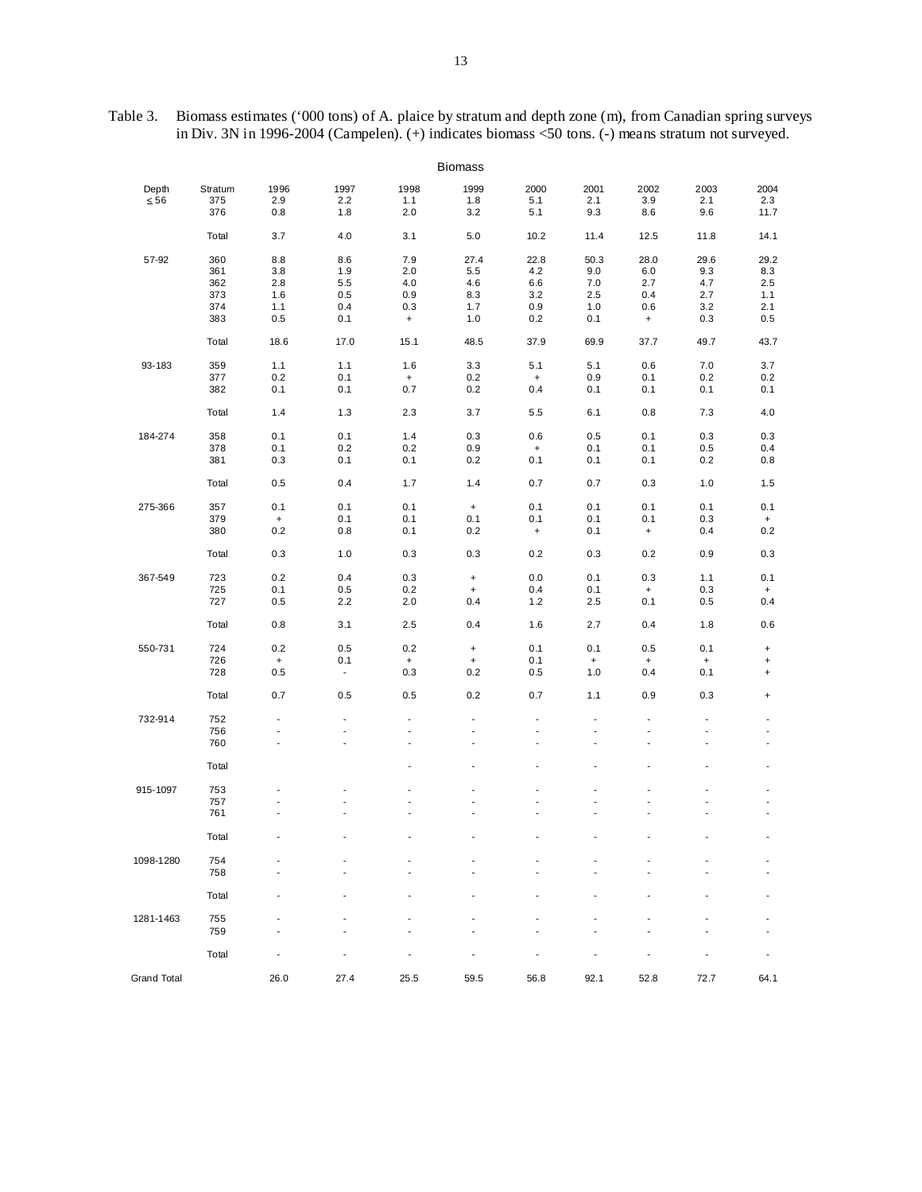Table 3. Biomass estimates ('000 tons) of A. plaice by stratum and depth zone (m), from Canadian spring surveys in Div. 3N in 1996-2004 (Campelen). (+) indicates biomass <50 tons. (-) means stratum not surveyed.

| | | Biomass | | | | | | | | |
|---|---|---|---|---|---|---|---|---|---|---|
| Depth | Stratum | 1996 | 1997 | 1998 | 1999 | 2000 | 2001 | 2002 | 2003 | 2004 |
| ≤ 56 | 375 | 2.9 | 2.2 | 1.1 | 1.8 | 5.1 | 2.1 | 3.9 | 2.1 | 2.3 |
| | 376 | 0.8 | 1.8 | 2.0 | 3.2 | 5.1 | 9.3 | 8.6 | 9.6 | 11.7 |
| | Total | 3.7 | 4.0 | 3.1 | 5.0 | 10.2 | 11.4 | 12.5 | 11.8 | 14.1 |
| 57-92 | 360 | 8.8 | 8.6 | 7.9 | 27.4 | 22.8 | 50.3 | 28.0 | 29.6 | 29.2 |
| | 361 | 3.8 | 1.9 | 2.0 | 5.5 | 4.2 | 9.0 | 6.0 | 9.3 | 8.3 |
| | 362 | 2.8 | 5.5 | 4.0 | 4.6 | 6.6 | 7.0 | 2.7 | 4.7 | 2.5 |
| | 373 | 1.6 | 0.5 | 0.9 | 8.3 | 3.2 | 2.5 | 0.4 | 2.7 | 1.1 |
| | 374 | 1.1 | 0.4 | 0.3 | 1.7 | 0.9 | 1.0 | 0.6 | 3.2 | 2.1 |
| | 383 | 0.5 | 0.1 | + | 1.0 | 0.2 | 0.1 | + | 0.3 | 0.5 |
| | Total | 18.6 | 17.0 | 15.1 | 48.5 | 37.9 | 69.9 | 37.7 | 49.7 | 43.7 |
| 93-183 | 359 | 1.1 | 1.1 | 1.6 | 3.3 | 5.1 | 5.1 | 0.6 | 7.0 | 3.7 |
| | 377 | 0.2 | 0.1 | + | 0.2 | + | 0.9 | 0.1 | 0.2 | 0.2 |
| | 382 | 0.1 | 0.1 | 0.7 | 0.2 | 0.4 | 0.1 | 0.1 | 0.1 | 0.1 |
| | Total | 1.4 | 1.3 | 2.3 | 3.7 | 5.5 | 6.1 | 0.8 | 7.3 | 4.0 |
| 184-274 | 358 | 0.1 | 0.1 | 1.4 | 0.3 | 0.6 | 0.5 | 0.1 | 0.3 | 0.3 |
| | 378 | 0.1 | 0.2 | 0.2 | 0.9 | + | 0.1 | 0.1 | 0.5 | 0.4 |
| | 381 | 0.3 | 0.1 | 0.1 | 0.2 | 0.1 | 0.1 | 0.1 | 0.2 | 0.8 |
| | Total | 0.5 | 0.4 | 1.7 | 1.4 | 0.7 | 0.7 | 0.3 | 1.0 | 1.5 |
| 275-366 | 357 | 0.1 | 0.1 | 0.1 | + | 0.1 | 0.1 | 0.1 | 0.1 | 0.1 |
| | 379 | + | 0.1 | 0.1 | 0.1 | 0.1 | 0.1 | 0.1 | 0.3 | + |
| | 380 | 0.2 | 0.8 | 0.1 | 0.2 | + | 0.1 | + | 0.4 | 0.2 |
| | Total | 0.3 | 1.0 | 0.3 | 0.3 | 0.2 | 0.3 | 0.2 | 0.9 | 0.3 |
| 367-549 | 723 | 0.2 | 0.4 | 0.3 | + | 0.0 | 0.1 | 0.3 | 1.1 | 0.1 |
| | 725 | 0.1 | 0.5 | 0.2 | + | 0.4 | 0.1 | + | 0.3 | + |
| | 727 | 0.5 | 2.2 | 2.0 | 0.4 | 1.2 | 2.5 | 0.1 | 0.5 | 0.4 |
| | Total | 0.8 | 3.1 | 2.5 | 0.4 | 1.6 | 2.7 | 0.4 | 1.8 | 0.6 |
| 550-731 | 724 | 0.2 | 0.5 | 0.2 | + | 0.1 | 0.1 | 0.5 | 0.1 | + |
| | 726 | + | 0.1 | + | + | 0.1 | + | + | + | + |
| | 728 | 0.5 | - | 0.3 | 0.2 | 0.5 | 1.0 | 0.4 | 0.1 | + |
| | Total | 0.7 | 0.5 | 0.5 | 0.2 | 0.7 | 1.1 | 0.9 | 0.3 | + |
| 732-914 | 752 | - | - | - | - | - | - | - | - | - |
| | 756 | - | - | - | - | - | - | - | - | - |
| | 760 | - | - | - | - | - | - | - | - | - |
| | Total | | | - | - | - | - | - | - | - |
| 915-1097 | 753 | - | - | - | - | - | - | - | - | - |
| | 757 | - | - | - | - | - | - | - | - | - |
| | 761 | - | - | - | - | - | - | - | - | - |
| | Total | - | - | - | - | - | - | - | - | - |
| 1098-1280 | 754 | - | - | - | - | - | - | - | - | - |
| | 758 | - | - | - | - | - | - | - | - | - |
| | Total | - | - | - | - | - | - | - | - | - |
| 1281-1463 | 755 | - | - | - | - | - | - | - | - | - |
| | 759 | - | - | - | - | - | - | - | - | - |
| | Total | - | - | - | - | - | - | - | - | - |
| Grand Total | | 26.0 | 27.4 | 25.5 | 59.5 | 56.8 | 92.1 | 52.8 | 72.7 | 64.1 |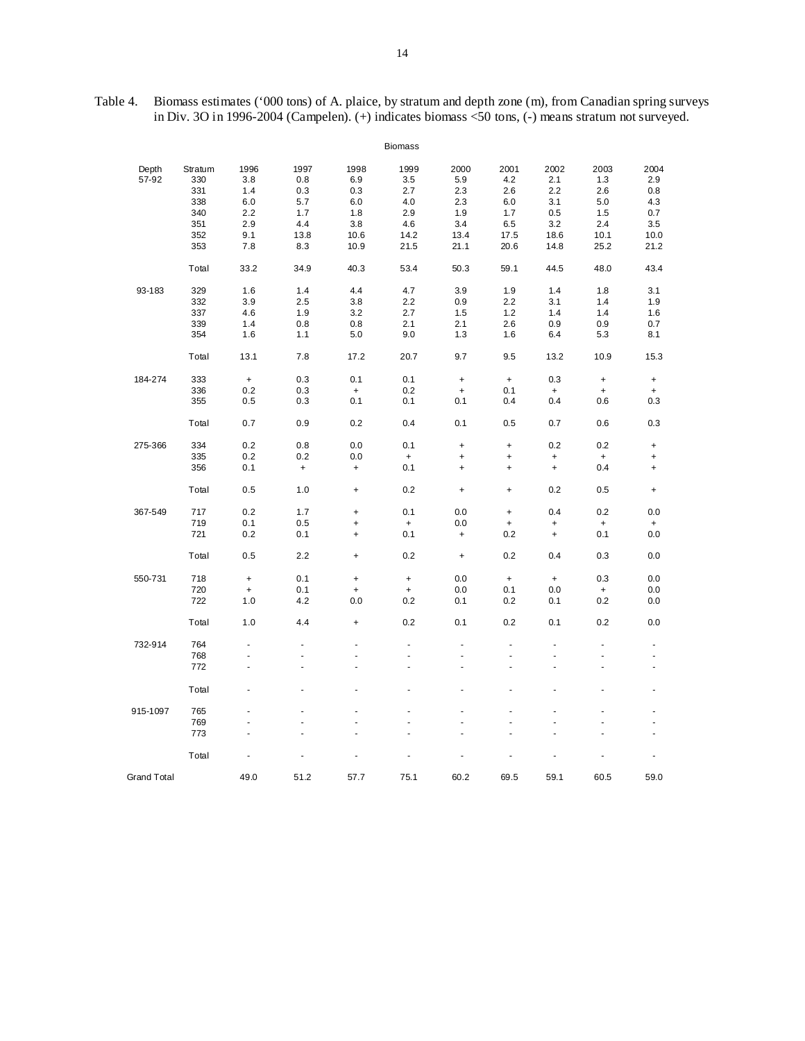Table 4. Biomass estimates ('000 tons) of A. plaice, by stratum and depth zone (m), from Canadian spring surveys in Div. 3O in 1996-2004 (Campelen). (+) indicates biomass <50 tons, (-) means stratum not surveyed.

| | | Biomass | | | | | | | | |
|---|---|---|---|---|---|---|---|---|---|---|
| Depth | Stratum | 1996 | 1997 | 1998 | 1999 | 2000 | 2001 | 2002 | 2003 | 2004 |
| 57-92 | 330 | 3.8 | 0.8 | 6.9 | 3.5 | 5.9 | 4.2 | 2.1 | 1.3 | 2.9 |
| | 331 | 1.4 | 0.3 | 0.3 | 2.7 | 2.3 | 2.6 | 2.2 | 2.6 | 0.8 |
| | 338 | 6.0 | 5.7 | 6.0 | 4.0 | 2.3 | 6.0 | 3.1 | 5.0 | 4.3 |
| | 340 | 2.2 | 1.7 | 1.8 | 2.9 | 1.9 | 1.7 | 0.5 | 1.5 | 0.7 |
| | 351 | 2.9 | 4.4 | 3.8 | 4.6 | 3.4 | 6.5 | 3.2 | 2.4 | 3.5 |
| | 352 | 9.1 | 13.8 | 10.6 | 14.2 | 13.4 | 17.5 | 18.6 | 10.1 | 10.0 |
| | 353 | 7.8 | 8.3 | 10.9 | 21.5 | 21.1 | 20.6 | 14.8 | 25.2 | 21.2 |
| | Total | 33.2 | 34.9 | 40.3 | 53.4 | 50.3 | 59.1 | 44.5 | 48.0 | 43.4 |
| 93-183 | 329 | 1.6 | 1.4 | 4.4 | 4.7 | 3.9 | 1.9 | 1.4 | 1.8 | 3.1 |
| | 332 | 3.9 | 2.5 | 3.8 | 2.2 | 0.9 | 2.2 | 3.1 | 1.4 | 1.9 |
| | 337 | 4.6 | 1.9 | 3.2 | 2.7 | 1.5 | 1.2 | 1.4 | 1.4 | 1.6 |
| | 339 | 1.4 | 0.8 | 0.8 | 2.1 | 2.1 | 2.6 | 0.9 | 0.9 | 0.7 |
| | 354 | 1.6 | 1.1 | 5.0 | 9.0 | 1.3 | 1.6 | 6.4 | 5.3 | 8.1 |
| | Total | 13.1 | 7.8 | 17.2 | 20.7 | 9.7 | 9.5 | 13.2 | 10.9 | 15.3 |
| 184-274 | 333 | + | 0.3 | 0.1 | 0.1 | + | + | 0.3 | + | + |
| | 336 | 0.2 | 0.3 | + | 0.2 | + | 0.1 | + | + | + |
| | 355 | 0.5 | 0.3 | 0.1 | 0.1 | 0.1 | 0.4 | 0.4 | 0.6 | 0.3 |
| | Total | 0.7 | 0.9 | 0.2 | 0.4 | 0.1 | 0.5 | 0.7 | 0.6 | 0.3 |
| 275-366 | 334 | 0.2 | 0.8 | 0.0 | 0.1 | + | + | 0.2 | 0.2 | + |
| | 335 | 0.2 | 0.2 | 0.0 | + | + | + | + | + | + |
| | 356 | 0.1 | + | + | 0.1 | + | + | + | 0.4 | + |
| | Total | 0.5 | 1.0 | + | 0.2 | + | + | 0.2 | 0.5 | + |
| 367-549 | 717 | 0.2 | 1.7 | + | 0.1 | 0.0 | + | 0.4 | 0.2 | 0.0 |
| | 719 | 0.1 | 0.5 | + | + | 0.0 | + | + | + | + |
| | 721 | 0.2 | 0.1 | + | 0.1 | + | 0.2 | + | 0.1 | 0.0 |
| | Total | 0.5 | 2.2 | + | 0.2 | + | 0.2 | 0.4 | 0.3 | 0.0 |
| 550-731 | 718 | + | 0.1 | + | + | 0.0 | + | + | 0.3 | 0.0 |
| | 720 | + | 0.1 | + | + | 0.0 | 0.1 | 0.0 | + | 0.0 |
| | 722 | 1.0 | 4.2 | 0.0 | 0.2 | 0.1 | 0.2 | 0.1 | 0.2 | 0.0 |
| | Total | 1.0 | 4.4 | + | 0.2 | 0.1 | 0.2 | 0.1 | 0.2 | 0.0 |
| 732-914 | 764 | - | - | - | - | - | - | - | - | - |
| | 768 | - | - | - | - | - | - | - | - | - |
| | 772 | - | - | - | - | - | - | - | - | - |
| | Total | - | - | - | - | - | - | - | - | - |
| 915-1097 | 765 | - | - | - | - | - | - | - | - | - |
| | 769 | - | - | - | - | - | - | - | - | - |
| | 773 | - | - | - | - | - | - | - | - | - |
| | Total | - | - | - | - | - | - | - | - | - |
| Grand Total | | 49.0 | 51.2 | 57.7 | 75.1 | 60.2 | 69.5 | 59.1 | 60.5 | 59.0 |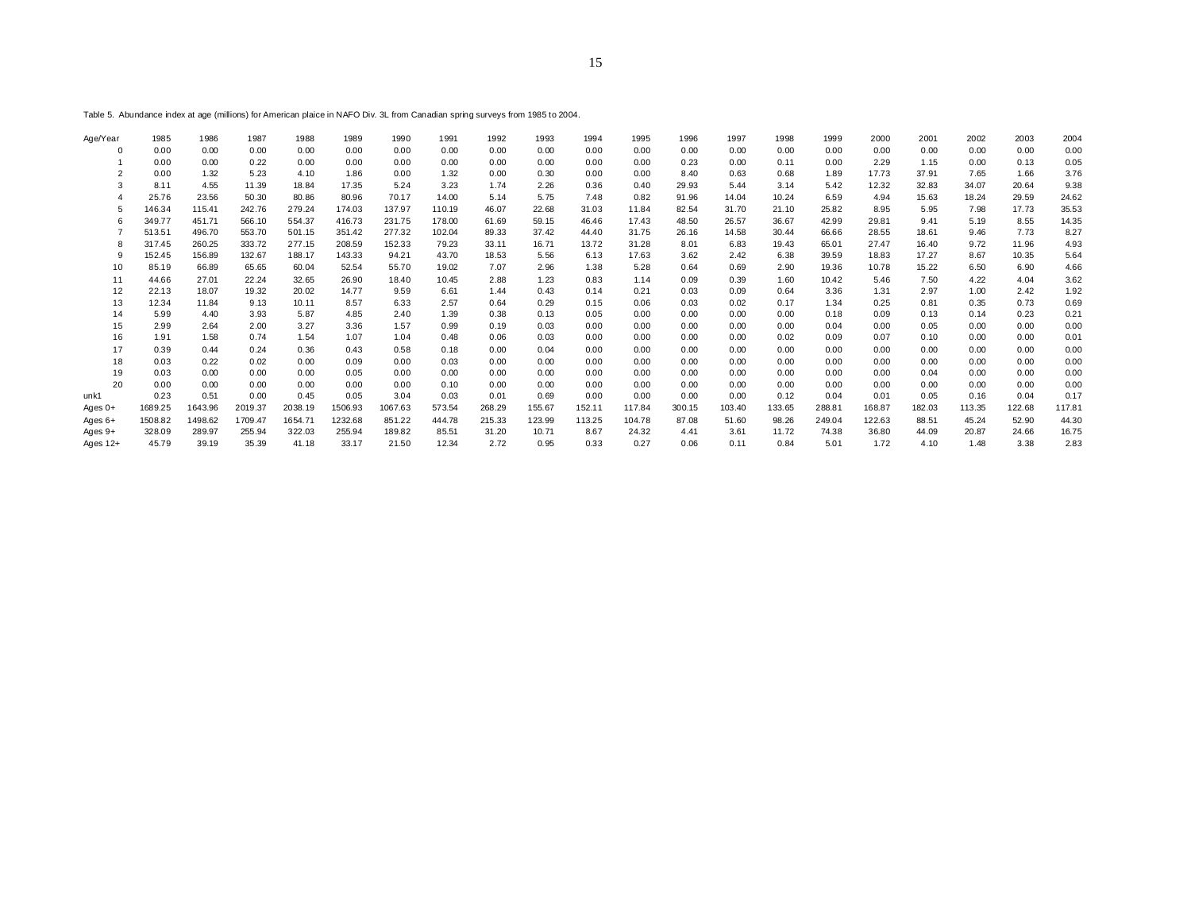Table 5. Abundance index at age (millions) for American plaice in NAFO Div. 3L from Canadian spring surveys from 1985 to 2004.

| Age/Year | 1985 | 1986 | 1987 | 1988 | 1989 | 1990 | 1991 | 1992 | 1993 | 1994 | 1995 | 1996 | 1997 | 1998 | 1999 | 2000 | 2001 | 2002 | 2003 | 2004 |
|---|---|---|---|---|---|---|---|---|---|---|---|---|---|---|---|---|---|---|---|---|
| 0 | 0.00 | 0.00 | 0.00 | 0.00 | 0.00 | 0.00 | 0.00 | 0.00 | 0.00 | 0.00 | 0.00 | 0.00 | 0.00 | 0.00 | 0.00 | 0.00 | 0.00 | 0.00 | 0.00 | 0.00 |
| 1 | 0.00 | 0.00 | 0.22 | 0.00 | 0.00 | 0.00 | 0.00 | 0.00 | 0.00 | 0.00 | 0.00 | 0.23 | 0.00 | 0.11 | 0.00 | 2.29 | 1.15 | 0.00 | 0.13 | 0.05 |
| 2 | 0.00 | 1.32 | 5.23 | 4.10 | 1.86 | 0.00 | 1.32 | 0.00 | 0.30 | 0.00 | 0.00 | 8.40 | 0.63 | 0.68 | 1.89 | 17.73 | 37.91 | 7.65 | 1.66 | 3.76 |
| 3 | 8.11 | 4.55 | 11.39 | 18.84 | 17.35 | 5.24 | 3.23 | 1.74 | 2.26 | 0.36 | 0.40 | 29.93 | 5.44 | 3.14 | 5.42 | 12.32 | 32.83 | 34.07 | 20.64 | 9.38 |
| 4 | 25.76 | 23.56 | 50.30 | 80.86 | 80.96 | 70.17 | 14.00 | 5.14 | 5.75 | 7.48 | 0.82 | 91.96 | 14.04 | 10.24 | 6.59 | 4.94 | 15.63 | 18.24 | 29.59 | 24.62 |
| 5 | 146.34 | 115.41 | 242.76 | 279.24 | 174.03 | 137.97 | 110.19 | 46.07 | 22.68 | 31.03 | 11.84 | 82.54 | 31.70 | 21.10 | 25.82 | 8.95 | 5.95 | 7.98 | 17.73 | 35.53 |
| 6 | 349.77 | 451.71 | 566.10 | 554.37 | 416.73 | 231.75 | 178.00 | 61.69 | 59.15 | 46.46 | 17.43 | 48.50 | 26.57 | 36.67 | 42.99 | 29.81 | 9.41 | 5.19 | 8.55 | 14.35 |
| 7 | 513.51 | 496.70 | 553.70 | 501.15 | 351.42 | 277.32 | 102.04 | 89.33 | 37.42 | 44.40 | 31.75 | 26.16 | 14.58 | 30.44 | 66.66 | 28.55 | 18.61 | 9.46 | 7.73 | 8.27 |
| 8 | 317.45 | 260.25 | 333.72 | 277.15 | 208.59 | 152.33 | 79.23 | 33.11 | 16.71 | 13.72 | 31.28 | 8.01 | 6.83 | 19.43 | 65.01 | 27.47 | 16.40 | 9.72 | 11.96 | 4.93 |
| 9 | 152.45 | 156.89 | 132.67 | 188.17 | 143.33 | 94.21 | 43.70 | 18.53 | 5.56 | 6.13 | 17.63 | 3.62 | 2.42 | 6.38 | 39.59 | 18.83 | 17.27 | 8.67 | 10.35 | 5.64 |
| 10 | 85.19 | 66.89 | 65.65 | 60.04 | 52.54 | 55.70 | 19.02 | 7.07 | 2.96 | 1.38 | 5.28 | 0.64 | 0.69 | 2.90 | 19.36 | 10.78 | 15.22 | 6.50 | 6.90 | 4.66 |
| 11 | 44.66 | 27.01 | 22.24 | 32.65 | 26.90 | 18.40 | 10.45 | 2.88 | 1.23 | 0.83 | 1.14 | 0.09 | 0.39 | 1.60 | 10.42 | 5.46 | 7.50 | 4.22 | 4.04 | 3.62 |
| 12 | 22.13 | 18.07 | 19.32 | 20.02 | 14.77 | 9.59 | 6.61 | 1.44 | 0.43 | 0.14 | 0.21 | 0.03 | 0.09 | 0.64 | 3.36 | 1.31 | 2.97 | 1.00 | 2.42 | 1.92 |
| 13 | 12.34 | 11.84 | 9.13 | 10.11 | 8.57 | 6.33 | 2.57 | 0.64 | 0.29 | 0.15 | 0.06 | 0.03 | 0.02 | 0.17 | 1.34 | 0.25 | 0.81 | 0.35 | 0.73 | 0.69 |
| 14 | 5.99 | 4.40 | 3.93 | 5.87 | 4.85 | 2.40 | 1.39 | 0.38 | 0.13 | 0.05 | 0.00 | 0.00 | 0.00 | 0.00 | 0.18 | 0.09 | 0.13 | 0.14 | 0.23 | 0.21 |
| 15 | 2.99 | 2.64 | 2.00 | 3.27 | 3.36 | 1.57 | 0.99 | 0.19 | 0.03 | 0.00 | 0.00 | 0.00 | 0.00 | 0.00 | 0.04 | 0.00 | 0.05 | 0.00 | 0.00 | 0.00 |
| 16 | 1.91 | 1.58 | 0.74 | 1.54 | 1.07 | 1.04 | 0.48 | 0.06 | 0.03 | 0.00 | 0.00 | 0.00 | 0.00 | 0.02 | 0.09 | 0.07 | 0.10 | 0.00 | 0.00 | 0.01 |
| 17 | 0.39 | 0.44 | 0.24 | 0.36 | 0.43 | 0.58 | 0.18 | 0.00 | 0.04 | 0.00 | 0.00 | 0.00 | 0.00 | 0.00 | 0.00 | 0.00 | 0.00 | 0.00 | 0.00 | 0.00 |
| 18 | 0.03 | 0.22 | 0.02 | 0.00 | 0.09 | 0.00 | 0.03 | 0.00 | 0.00 | 0.00 | 0.00 | 0.00 | 0.00 | 0.00 | 0.00 | 0.00 | 0.00 | 0.00 | 0.00 | 0.00 |
| 19 | 0.03 | 0.00 | 0.00 | 0.00 | 0.05 | 0.00 | 0.00 | 0.00 | 0.00 | 0.00 | 0.00 | 0.00 | 0.00 | 0.00 | 0.00 | 0.00 | 0.04 | 0.00 | 0.00 | 0.00 |
| 20 | 0.00 | 0.00 | 0.00 | 0.00 | 0.00 | 0.00 | 0.10 | 0.00 | 0.00 | 0.00 | 0.00 | 0.00 | 0.00 | 0.00 | 0.00 | 0.00 | 0.00 | 0.00 | 0.00 | 0.00 |
| unk1 | 0.23 | 0.51 | 0.00 | 0.45 | 0.05 | 3.04 | 0.03 | 0.01 | 0.69 | 0.00 | 0.00 | 0.00 | 0.00 | 0.12 | 0.04 | 0.01 | 0.05 | 0.16 | 0.04 | 0.17 |
| Ages 0+ | 1689.25 | 1643.96 | 2019.37 | 2038.19 | 1506.93 | 1067.63 | 573.54 | 268.29 | 155.67 | 152.11 | 117.84 | 300.15 | 103.40 | 133.65 | 288.81 | 168.87 | 182.03 | 113.35 | 122.68 | 117.81 |
| Ages 6+ | 1508.82 | 1498.62 | 1709.47 | 1654.71 | 1232.68 | 851.22 | 444.78 | 215.33 | 123.99 | 113.25 | 104.78 | 87.08 | 51.60 | 98.26 | 249.04 | 122.63 | 88.51 | 45.24 | 52.90 | 44.30 |
| Ages 9+ | 328.09 | 289.97 | 255.94 | 322.03 | 255.94 | 189.82 | 85.51 | 31.20 | 10.71 | 8.67 | 24.32 | 4.41 | 3.61 | 11.72 | 74.38 | 36.80 | 44.09 | 20.87 | 24.66 | 16.75 |
| Ages 12+ | 45.79 | 39.19 | 35.39 | 41.18 | 33.17 | 21.50 | 12.34 | 2.72 | 0.95 | 0.33 | 0.27 | 0.06 | 0.11 | 0.84 | 5.01 | 1.72 | 4.10 | 1.48 | 3.38 | 2.83 |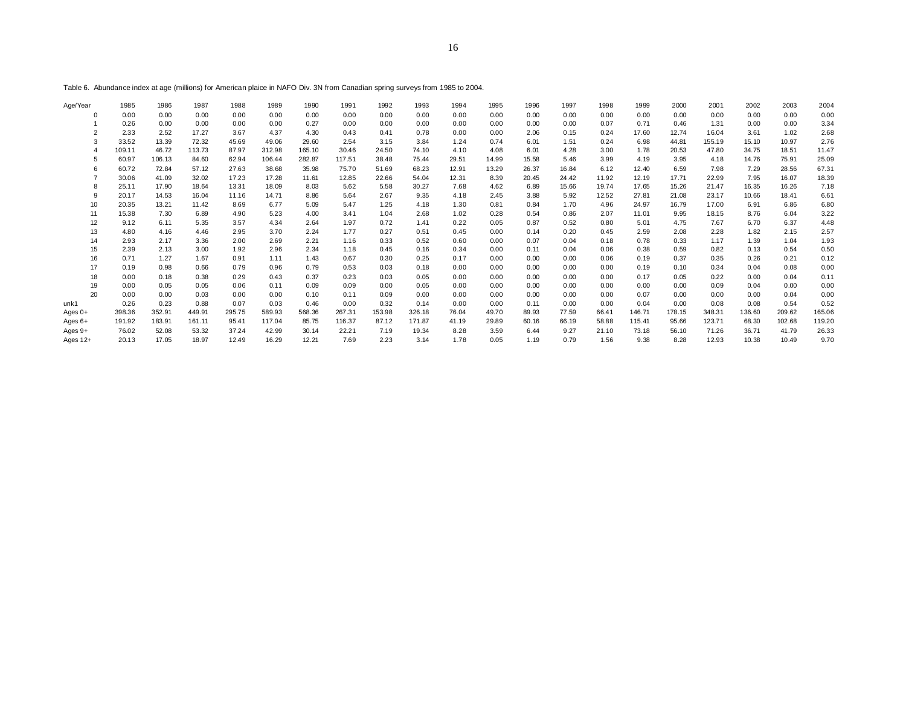Table 6. Abundance index at age (millions) for American plaice in NAFO Div. 3N from Canadian spring surveys from 1985 to 2004.

| Age/Year | 1985 | 1986 | 1987 | 1988 | 1989 | 1990 | 1991 | 1992 | 1993 | 1994 | 1995 | 1996 | 1997 | 1998 | 1999 | 2000 | 2001 | 2002 | 2003 | 2004 |
|---|---|---|---|---|---|---|---|---|---|---|---|---|---|---|---|---|---|---|---|---|
| 0 | 0.00 | 0.00 | 0.00 | 0.00 | 0.00 | 0.00 | 0.00 | 0.00 | 0.00 | 0.00 | 0.00 | 0.00 | 0.00 | 0.00 | 0.00 | 0.00 | 0.00 | 0.00 | 0.00 | 0.00 |
| 1 | 0.26 | 0.00 | 0.00 | 0.00 | 0.00 | 0.27 | 0.00 | 0.00 | 0.00 | 0.00 | 0.00 | 0.00 | 0.00 | 0.07 | 0.71 | 0.46 | 1.31 | 0.00 | 0.00 | 3.34 |
| 2 | 2.33 | 2.52 | 17.27 | 3.67 | 4.37 | 4.30 | 0.43 | 0.41 | 0.78 | 0.00 | 0.00 | 2.06 | 0.15 | 0.24 | 17.60 | 12.74 | 16.04 | 3.61 | 1.02 | 2.68 |
| 3 | 33.52 | 13.39 | 72.32 | 45.69 | 49.06 | 29.60 | 2.54 | 3.15 | 3.84 | 1.24 | 0.74 | 6.01 | 1.51 | 0.24 | 6.98 | 44.81 | 155.19 | 15.10 | 10.97 | 2.76 |
| 4 | 109.11 | 46.72 | 113.73 | 87.97 | 312.98 | 165.10 | 30.46 | 24.50 | 74.10 | 4.10 | 4.08 | 6.01 | 4.28 | 3.00 | 1.78 | 20.53 | 47.80 | 34.75 | 18.51 | 11.47 |
| 5 | 60.97 | 106.13 | 84.60 | 62.94 | 106.44 | 282.87 | 117.51 | 38.48 | 75.44 | 29.51 | 14.99 | 15.58 | 5.46 | 3.99 | 4.19 | 3.95 | 4.18 | 14.76 | 75.91 | 25.09 |
| 6 | 60.72 | 72.84 | 57.12 | 27.63 | 38.68 | 35.98 | 75.70 | 51.69 | 68.23 | 12.91 | 13.29 | 26.37 | 16.84 | 6.12 | 12.40 | 6.59 | 7.98 | 7.29 | 28.56 | 67.31 |
| 7 | 30.06 | 41.09 | 32.02 | 17.23 | 17.28 | 11.61 | 12.85 | 22.66 | 54.04 | 12.31 | 8.39 | 20.45 | 24.42 | 11.92 | 12.19 | 17.71 | 22.99 | 7.95 | 16.07 | 18.39 |
| 8 | 25.11 | 17.90 | 18.64 | 13.31 | 18.09 | 8.03 | 5.62 | 5.58 | 30.27 | 7.68 | 4.62 | 6.89 | 15.66 | 19.74 | 17.65 | 15.26 | 21.47 | 16.35 | 16.26 | 7.18 |
| 9 | 20.17 | 14.53 | 16.04 | 11.16 | 14.71 | 8.86 | 5.64 | 2.67 | 9.35 | 4.18 | 2.45 | 3.88 | 5.92 | 12.52 | 27.81 | 21.08 | 23.17 | 10.66 | 18.41 | 6.61 |
| 10 | 20.35 | 13.21 | 11.42 | 8.69 | 6.77 | 5.09 | 5.47 | 1.25 | 4.18 | 1.30 | 0.81 | 0.84 | 1.70 | 4.96 | 24.97 | 16.79 | 17.00 | 6.91 | 6.86 | 6.80 |
| 11 | 15.38 | 7.30 | 6.89 | 4.90 | 5.23 | 4.00 | 3.41 | 1.04 | 2.68 | 1.02 | 0.28 | 0.54 | 0.86 | 2.07 | 11.01 | 9.95 | 18.15 | 8.76 | 6.04 | 3.22 |
| 12 | 9.12 | 6.11 | 5.35 | 3.57 | 4.34 | 2.64 | 1.97 | 0.72 | 1.41 | 0.22 | 0.05 | 0.87 | 0.52 | 0.80 | 5.01 | 4.75 | 7.67 | 6.70 | 6.37 | 4.48 |
| 13 | 4.80 | 4.16 | 4.46 | 2.95 | 3.70 | 2.24 | 1.77 | 0.27 | 0.51 | 0.45 | 0.00 | 0.14 | 0.20 | 0.45 | 2.59 | 2.08 | 2.28 | 1.82 | 2.15 | 2.57 |
| 14 | 2.93 | 2.17 | 3.36 | 2.00 | 2.69 | 2.21 | 1.16 | 0.33 | 0.52 | 0.60 | 0.00 | 0.07 | 0.04 | 0.18 | 0.78 | 0.33 | 1.17 | 1.39 | 1.04 | 1.93 |
| 15 | 2.39 | 2.13 | 3.00 | 1.92 | 2.96 | 2.34 | 1.18 | 0.45 | 0.16 | 0.34 | 0.00 | 0.11 | 0.04 | 0.06 | 0.38 | 0.59 | 0.82 | 0.13 | 0.54 | 0.50 |
| 16 | 0.71 | 1.27 | 1.67 | 0.91 | 1.11 | 1.43 | 0.67 | 0.30 | 0.25 | 0.17 | 0.00 | 0.00 | 0.00 | 0.06 | 0.19 | 0.37 | 0.35 | 0.26 | 0.21 | 0.12 |
| 17 | 0.19 | 0.98 | 0.66 | 0.79 | 0.96 | 0.79 | 0.53 | 0.03 | 0.18 | 0.00 | 0.00 | 0.00 | 0.00 | 0.00 | 0.19 | 0.10 | 0.34 | 0.04 | 0.08 | 0.00 |
| 18 | 0.00 | 0.18 | 0.38 | 0.29 | 0.43 | 0.37 | 0.23 | 0.03 | 0.05 | 0.00 | 0.00 | 0.00 | 0.00 | 0.00 | 0.17 | 0.05 | 0.22 | 0.00 | 0.04 | 0.11 |
| 19 | 0.00 | 0.05 | 0.05 | 0.06 | 0.11 | 0.09 | 0.09 | 0.00 | 0.05 | 0.00 | 0.00 | 0.00 | 0.00 | 0.00 | 0.00 | 0.00 | 0.09 | 0.04 | 0.00 | 0.00 |
| 20 | 0.00 | 0.00 | 0.03 | 0.00 | 0.00 | 0.10 | 0.11 | 0.09 | 0.00 | 0.00 | 0.00 | 0.00 | 0.00 | 0.00 | 0.07 | 0.00 | 0.00 | 0.00 | 0.04 | 0.00 |
| unk1 | 0.26 | 0.23 | 0.88 | 0.07 | 0.03 | 0.46 | 0.00 | 0.32 | 0.14 | 0.00 | 0.00 | 0.11 | 0.00 | 0.00 | 0.04 | 0.00 | 0.08 | 0.08 | 0.54 | 0.52 |
| Ages 0+ | 398.36 | 352.91 | 449.91 | 295.75 | 589.93 | 568.36 | 267.31 | 153.98 | 326.18 | 76.04 | 49.70 | 89.93 | 77.59 | 66.41 | 146.71 | 178.15 | 348.31 | 136.60 | 209.62 | 165.06 |
| Ages 6+ | 191.92 | 183.91 | 161.11 | 95.41 | 117.04 | 85.75 | 116.37 | 87.12 | 171.87 | 41.19 | 29.89 | 60.16 | 66.19 | 58.88 | 115.41 | 95.66 | 123.71 | 68.30 | 102.68 | 119.20 |
| Ages 9+ | 76.02 | 52.08 | 53.32 | 37.24 | 42.99 | 30.14 | 22.21 | 7.19 | 19.34 | 8.28 | 3.59 | 6.44 | 9.27 | 21.10 | 73.18 | 56.10 | 71.26 | 36.71 | 41.79 | 26.33 |
| Ages 12+ | 20.13 | 17.05 | 18.97 | 12.49 | 16.29 | 12.21 | 7.69 | 2.23 | 3.14 | 1.78 | 0.05 | 1.19 | 0.79 | 1.56 | 9.38 | 8.28 | 12.93 | 10.38 | 10.49 | 9.70 |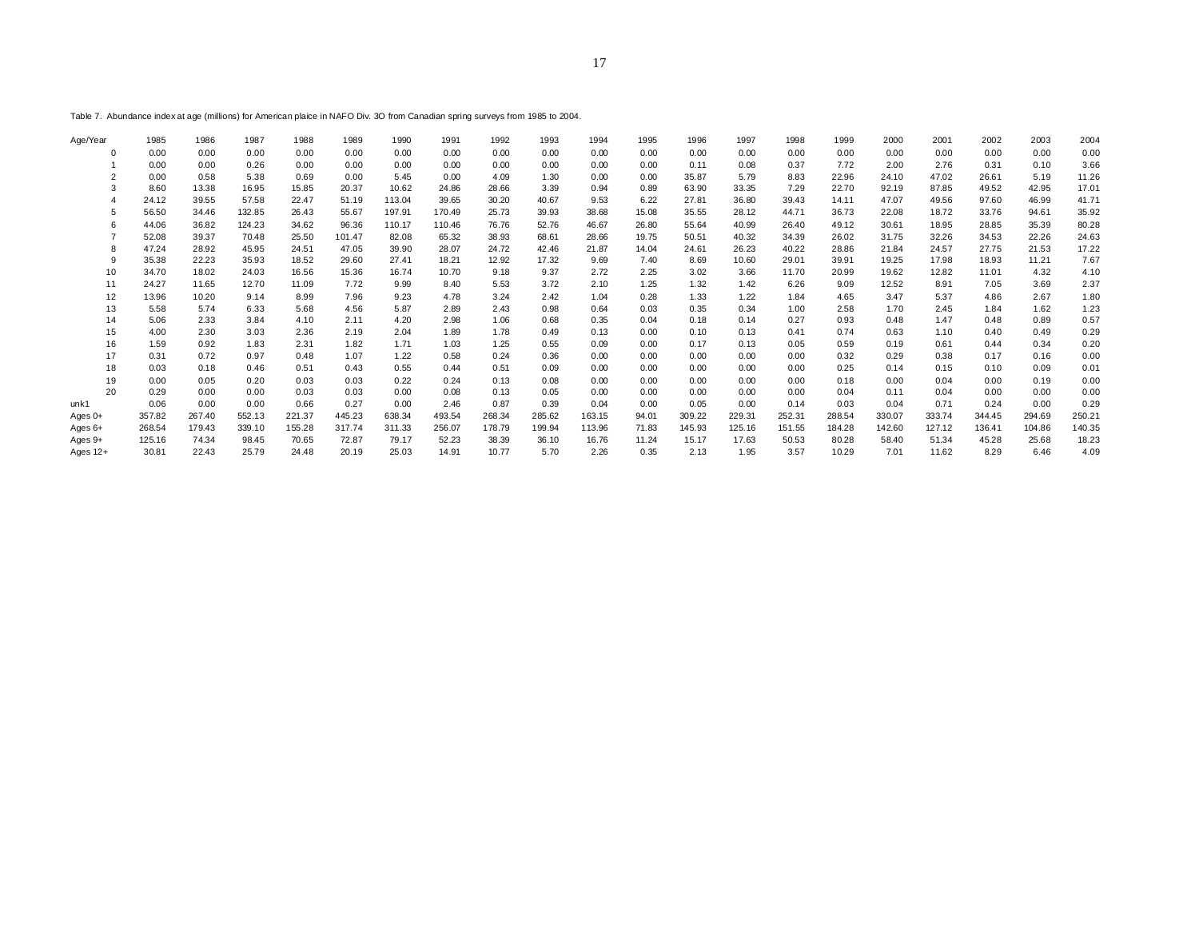Table 7. Abundance index at age (millions) for American plaice in NAFO Div. 3O from Canadian spring surveys from 1985 to 2004.

| Age/Year | 1985 | 1986 | 1987 | 1988 | 1989 | 1990 | 1991 | 1992 | 1993 | 1994 | 1995 | 1996 | 1997 | 1998 | 1999 | 2000 | 2001 | 2002 | 2003 | 2004 |
|---|---|---|---|---|---|---|---|---|---|---|---|---|---|---|---|---|---|---|---|---|
| 0 | 0.00 | 0.00 | 0.00 | 0.00 | 0.00 | 0.00 | 0.00 | 0.00 | 0.00 | 0.00 | 0.00 | 0.00 | 0.00 | 0.00 | 0.00 | 0.00 | 0.00 | 0.00 | 0.00 | 0.00 |
| 1 | 0.00 | 0.00 | 0.26 | 0.00 | 0.00 | 0.00 | 0.00 | 0.00 | 0.00 | 0.00 | 0.00 | 0.11 | 0.08 | 0.37 | 7.72 | 2.00 | 2.76 | 0.31 | 0.10 | 3.66 |
| 2 | 0.00 | 0.58 | 5.38 | 0.69 | 0.00 | 5.45 | 0.00 | 4.09 | 1.30 | 0.00 | 0.00 | 35.87 | 5.79 | 8.83 | 22.96 | 24.10 | 47.02 | 26.61 | 5.19 | 11.26 |
| 3 | 8.60 | 13.38 | 16.95 | 15.85 | 20.37 | 10.62 | 24.86 | 28.66 | 3.39 | 0.94 | 0.89 | 63.90 | 33.35 | 7.29 | 22.70 | 92.19 | 87.85 | 49.52 | 42.95 | 17.01 |
| 4 | 24.12 | 39.55 | 57.58 | 22.47 | 51.19 | 113.04 | 39.65 | 30.20 | 40.67 | 9.53 | 6.22 | 27.81 | 36.80 | 39.43 | 14.11 | 47.07 | 49.56 | 97.60 | 46.99 | 41.71 |
| 5 | 56.50 | 34.46 | 132.85 | 26.43 | 55.67 | 197.91 | 170.49 | 25.73 | 39.93 | 38.68 | 15.08 | 35.55 | 28.12 | 44.71 | 36.73 | 22.08 | 18.72 | 33.76 | 94.61 | 35.92 |
| 6 | 44.06 | 36.82 | 124.23 | 34.62 | 96.36 | 110.17 | 110.46 | 76.76 | 52.76 | 46.67 | 26.80 | 55.64 | 40.99 | 26.40 | 49.12 | 30.61 | 18.95 | 28.85 | 35.39 | 80.28 |
| 7 | 52.08 | 39.37 | 70.48 | 25.50 | 101.47 | 82.08 | 65.32 | 38.93 | 68.61 | 28.66 | 19.75 | 50.51 | 40.32 | 34.39 | 26.02 | 31.75 | 32.26 | 34.53 | 22.26 | 24.63 |
| 8 | 47.24 | 28.92 | 45.95 | 24.51 | 47.05 | 39.90 | 28.07 | 24.72 | 42.46 | 21.87 | 14.04 | 24.61 | 26.23 | 40.22 | 28.86 | 21.84 | 24.57 | 27.75 | 21.53 | 17.22 |
| 9 | 35.38 | 22.23 | 35.93 | 18.52 | 29.60 | 27.41 | 18.21 | 12.92 | 17.32 | 9.69 | 7.40 | 8.69 | 10.60 | 29.01 | 39.91 | 19.25 | 17.98 | 18.93 | 11.21 | 7.67 |
| 10 | 34.70 | 18.02 | 24.03 | 16.56 | 15.36 | 16.74 | 10.70 | 9.18 | 9.37 | 2.72 | 2.25 | 3.02 | 3.66 | 11.70 | 20.99 | 19.62 | 12.82 | 11.01 | 4.32 | 4.10 |
| 11 | 24.27 | 11.65 | 12.70 | 11.09 | 7.72 | 9.99 | 8.40 | 5.53 | 3.72 | 2.10 | 1.25 | 1.32 | 1.42 | 6.26 | 9.09 | 12.52 | 8.91 | 7.05 | 3.69 | 2.37 |
| 12 | 13.96 | 10.20 | 9.14 | 8.99 | 7.96 | 9.23 | 4.78 | 3.24 | 2.42 | 1.04 | 0.28 | 1.33 | 1.22 | 1.84 | 4.65 | 3.47 | 5.37 | 4.86 | 2.67 | 1.80 |
| 13 | 5.58 | 5.74 | 6.33 | 5.68 | 4.56 | 5.87 | 2.89 | 2.43 | 0.98 | 0.64 | 0.03 | 0.35 | 0.34 | 1.00 | 2.58 | 1.70 | 2.45 | 1.84 | 1.62 | 1.23 |
| 14 | 5.06 | 2.33 | 3.84 | 4.10 | 2.11 | 4.20 | 2.98 | 1.06 | 0.68 | 0.35 | 0.04 | 0.18 | 0.14 | 0.27 | 0.93 | 0.48 | 1.47 | 0.48 | 0.89 | 0.57 |
| 15 | 4.00 | 2.30 | 3.03 | 2.36 | 2.19 | 2.04 | 1.89 | 1.78 | 0.49 | 0.13 | 0.00 | 0.10 | 0.13 | 0.41 | 0.74 | 0.63 | 1.10 | 0.40 | 0.49 | 0.29 |
| 16 | 1.59 | 0.92 | 1.83 | 2.31 | 1.82 | 1.71 | 1.03 | 1.25 | 0.55 | 0.09 | 0.00 | 0.17 | 0.13 | 0.05 | 0.59 | 0.19 | 0.61 | 0.44 | 0.34 | 0.20 |
| 17 | 0.31 | 0.72 | 0.97 | 0.48 | 1.07 | 1.22 | 0.58 | 0.24 | 0.36 | 0.00 | 0.00 | 0.00 | 0.00 | 0.00 | 0.32 | 0.29 | 0.38 | 0.17 | 0.16 | 0.00 |
| 18 | 0.03 | 0.18 | 0.46 | 0.51 | 0.43 | 0.55 | 0.44 | 0.51 | 0.09 | 0.00 | 0.00 | 0.00 | 0.00 | 0.00 | 0.25 | 0.14 | 0.15 | 0.10 | 0.09 | 0.01 |
| 19 | 0.00 | 0.05 | 0.20 | 0.03 | 0.03 | 0.22 | 0.24 | 0.13 | 0.08 | 0.00 | 0.00 | 0.00 | 0.00 | 0.00 | 0.18 | 0.00 | 0.04 | 0.00 | 0.19 | 0.00 |
| 20 | 0.29 | 0.00 | 0.00 | 0.03 | 0.03 | 0.00 | 0.08 | 0.13 | 0.05 | 0.00 | 0.00 | 0.00 | 0.00 | 0.00 | 0.04 | 0.11 | 0.04 | 0.00 | 0.00 | 0.00 |
| unk1 | 0.06 | 0.00 | 0.00 | 0.66 | 0.27 | 0.00 | 2.46 | 0.87 | 0.39 | 0.04 | 0.00 | 0.05 | 0.00 | 0.14 | 0.03 | 0.04 | 0.71 | 0.24 | 0.00 | 0.29 |
| Ages 0+ | 357.82 | 267.40 | 552.13 | 221.37 | 445.23 | 638.34 | 493.54 | 268.34 | 285.62 | 163.15 | 94.01 | 309.22 | 229.31 | 252.31 | 288.54 | 330.07 | 333.74 | 344.45 | 294.69 | 250.21 |
| Ages 6+ | 268.54 | 179.43 | 339.10 | 155.28 | 317.74 | 311.33 | 256.07 | 178.79 | 199.94 | 113.96 | 71.83 | 145.93 | 125.16 | 151.55 | 184.28 | 142.60 | 127.12 | 136.41 | 104.86 | 140.35 |
| Ages 9+ | 125.16 | 74.34 | 98.45 | 70.65 | 72.87 | 79.17 | 52.23 | 38.39 | 36.10 | 16.76 | 11.24 | 15.17 | 17.63 | 50.53 | 80.28 | 58.40 | 51.34 | 45.28 | 25.68 | 18.23 |
| Ages 12+ | 30.81 | 22.43 | 25.79 | 24.48 | 20.19 | 25.03 | 14.91 | 10.77 | 5.70 | 2.26 | 0.35 | 2.13 | 1.95 | 3.57 | 10.29 | 7.01 | 11.62 | 8.29 | 6.46 | 4.09 |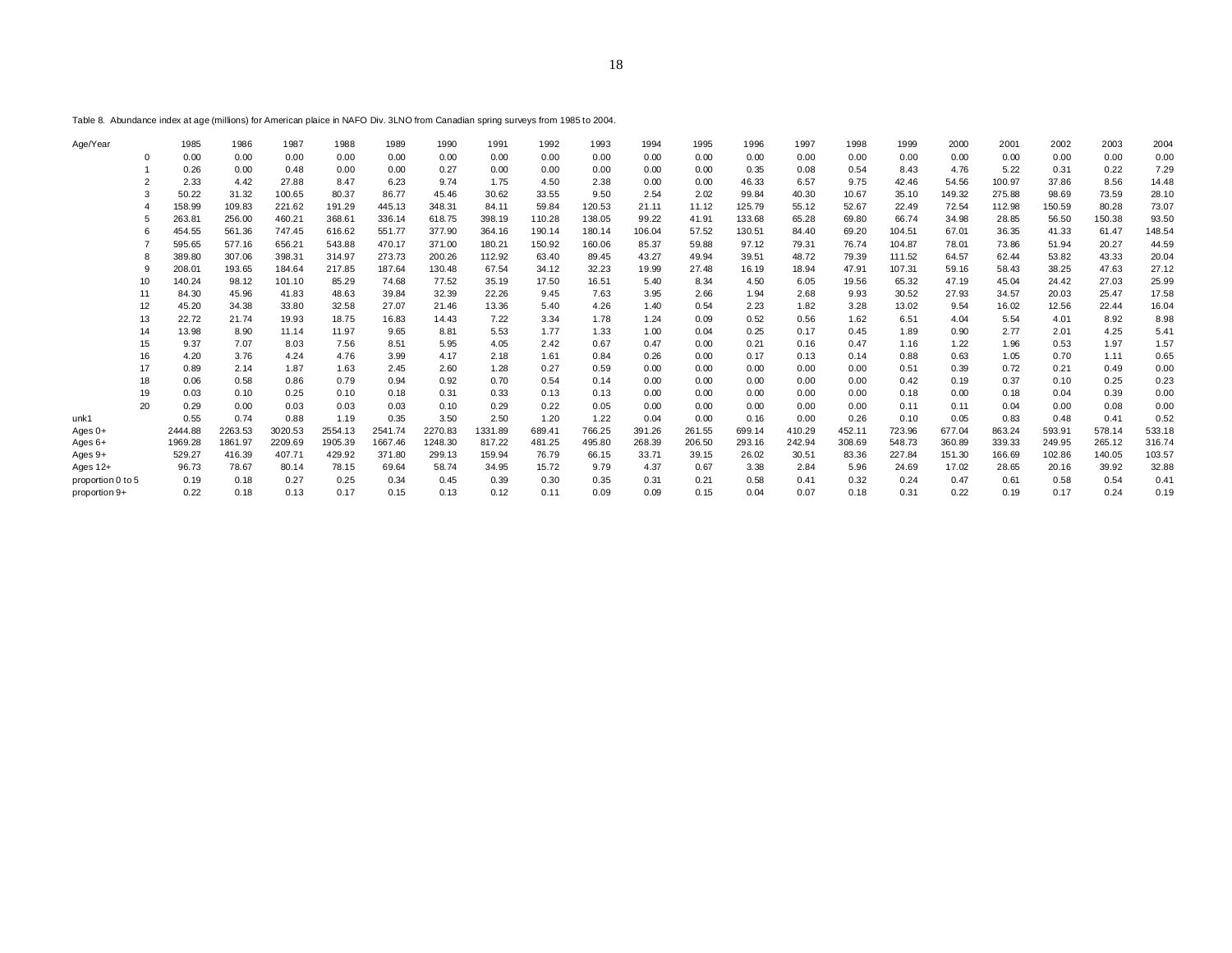Table 8. Abundance index at age (millions) for American plaice in NAFO Div. 3LNO from Canadian spring surveys from 1985 to 2004.

| Age/Year | 1985 | 1986 | 1987 | 1988 | 1989 | 1990 | 1991 | 1992 | 1993 | 1994 | 1995 | 1996 | 1997 | 1998 | 1999 | 2000 | 2001 | 2002 | 2003 | 2004 |
|---|---|---|---|---|---|---|---|---|---|---|---|---|---|---|---|---|---|---|---|---|
| 0 | 0.00 | 0.00 | 0.00 | 0.00 | 0.00 | 0.00 | 0.00 | 0.00 | 0.00 | 0.00 | 0.00 | 0.00 | 0.00 | 0.00 | 0.00 | 0.00 | 0.00 | 0.00 | 0.00 | 0.00 |
| 1 | 0.26 | 0.00 | 0.48 | 0.00 | 0.00 | 0.27 | 0.00 | 0.00 | 0.00 | 0.00 | 0.00 | 0.35 | 0.08 | 0.54 | 8.43 | 4.76 | 5.22 | 0.31 | 0.22 | 7.29 |
| 2 | 2.33 | 4.42 | 27.88 | 8.47 | 6.23 | 9.74 | 1.75 | 4.50 | 2.38 | 0.00 | 0.00 | 46.33 | 6.57 | 9.75 | 42.46 | 54.56 | 100.97 | 37.86 | 8.56 | 14.48 |
| 3 | 50.22 | 31.32 | 100.65 | 80.37 | 86.77 | 45.46 | 30.62 | 33.55 | 9.50 | 2.54 | 2.02 | 99.84 | 40.30 | 10.67 | 35.10 | 149.32 | 275.88 | 98.69 | 73.59 | 28.10 |
| 4 | 158.99 | 109.83 | 221.62 | 191.29 | 445.13 | 348.31 | 84.11 | 59.84 | 120.53 | 21.11 | 11.12 | 125.79 | 55.12 | 52.67 | 22.49 | 72.54 | 112.98 | 150.59 | 80.28 | 73.07 |
| 5 | 263.81 | 256.00 | 460.21 | 368.61 | 336.14 | 618.75 | 398.19 | 110.28 | 138.05 | 99.22 | 41.91 | 133.68 | 65.28 | 69.80 | 66.74 | 34.98 | 28.85 | 56.50 | 150.38 | 93.50 |
| 6 | 454.55 | 561.36 | 747.45 | 616.62 | 551.77 | 377.90 | 364.16 | 190.14 | 180.14 | 106.04 | 57.52 | 130.51 | 84.40 | 69.20 | 104.51 | 67.01 | 36.35 | 41.33 | 61.47 | 148.54 |
| 7 | 595.65 | 577.16 | 656.21 | 543.88 | 470.17 | 371.00 | 180.21 | 150.92 | 160.06 | 85.37 | 59.88 | 97.12 | 79.31 | 76.74 | 104.87 | 78.01 | 73.86 | 51.94 | 20.27 | 44.59 |
| 8 | 389.80 | 307.06 | 398.31 | 314.97 | 273.73 | 200.26 | 112.92 | 63.40 | 89.45 | 43.27 | 49.94 | 39.51 | 48.72 | 79.39 | 111.52 | 64.57 | 62.44 | 53.82 | 43.33 | 20.04 |
| 9 | 208.01 | 193.65 | 184.64 | 217.85 | 187.64 | 130.48 | 67.54 | 34.12 | 32.23 | 19.99 | 27.48 | 16.19 | 18.94 | 47.91 | 107.31 | 59.16 | 58.43 | 38.25 | 47.63 | 27.12 |
| 10 | 140.24 | 98.12 | 101.10 | 85.29 | 74.68 | 77.52 | 35.19 | 17.50 | 16.51 | 5.40 | 8.34 | 4.50 | 6.05 | 19.56 | 65.32 | 47.19 | 45.04 | 24.42 | 27.03 | 25.99 |
| 11 | 84.30 | 45.96 | 41.83 | 48.63 | 39.84 | 32.39 | 22.26 | 9.45 | 7.63 | 3.95 | 2.66 | 1.94 | 2.68 | 9.93 | 30.52 | 27.93 | 34.57 | 20.03 | 25.47 | 17.58 |
| 12 | 45.20 | 34.38 | 33.80 | 32.58 | 27.07 | 21.46 | 13.36 | 5.40 | 4.26 | 1.40 | 0.54 | 2.23 | 1.82 | 3.28 | 13.02 | 9.54 | 16.02 | 12.56 | 22.44 | 16.04 |
| 13 | 22.72 | 21.74 | 19.93 | 18.75 | 16.83 | 14.43 | 7.22 | 3.34 | 1.78 | 1.24 | 0.09 | 0.52 | 0.56 | 1.62 | 6.51 | 4.04 | 5.54 | 4.01 | 8.92 | 8.98 |
| 14 | 13.98 | 8.90 | 11.14 | 11.97 | 9.65 | 8.81 | 5.53 | 1.77 | 1.33 | 1.00 | 0.04 | 0.25 | 0.17 | 0.45 | 1.89 | 0.90 | 2.77 | 2.01 | 4.25 | 5.41 |
| 15 | 9.37 | 7.07 | 8.03 | 7.56 | 8.51 | 5.95 | 4.05 | 2.42 | 0.67 | 0.47 | 0.00 | 0.21 | 0.16 | 0.47 | 1.16 | 1.22 | 1.96 | 0.53 | 1.97 | 1.57 |
| 16 | 4.20 | 3.76 | 4.24 | 4.76 | 3.99 | 4.17 | 2.18 | 1.61 | 0.84 | 0.26 | 0.00 | 0.17 | 0.13 | 0.14 | 0.88 | 0.63 | 1.05 | 0.70 | 1.11 | 0.65 |
| 17 | 0.89 | 2.14 | 1.87 | 1.63 | 2.45 | 2.60 | 1.28 | 0.27 | 0.59 | 0.00 | 0.00 | 0.00 | 0.00 | 0.00 | 0.51 | 0.39 | 0.72 | 0.21 | 0.49 | 0.00 |
| 18 | 0.06 | 0.58 | 0.86 | 0.79 | 0.94 | 0.92 | 0.70 | 0.54 | 0.14 | 0.00 | 0.00 | 0.00 | 0.00 | 0.00 | 0.42 | 0.19 | 0.37 | 0.10 | 0.25 | 0.23 |
| 19 | 0.03 | 0.10 | 0.25 | 0.10 | 0.18 | 0.31 | 0.33 | 0.13 | 0.13 | 0.00 | 0.00 | 0.00 | 0.00 | 0.00 | 0.18 | 0.00 | 0.18 | 0.04 | 0.39 | 0.00 |
| 20 | 0.29 | 0.00 | 0.03 | 0.03 | 0.03 | 0.10 | 0.29 | 0.22 | 0.05 | 0.00 | 0.00 | 0.00 | 0.00 | 0.00 | 0.11 | 0.11 | 0.04 | 0.00 | 0.08 | 0.00 |
| unk1 | 0.55 | 0.74 | 0.88 | 1.19 | 0.35 | 3.50 | 2.50 | 1.20 | 1.22 | 0.04 | 0.00 | 0.16 | 0.00 | 0.26 | 0.10 | 0.05 | 0.83 | 0.48 | 0.41 | 0.52 |
| Ages 0+ | 2444.88 | 2263.53 | 3020.53 | 2554.13 | 2541.74 | 2270.83 | 1331.89 | 689.41 | 766.25 | 391.26 | 261.55 | 699.14 | 410.29 | 452.11 | 723.96 | 677.04 | 863.24 | 593.91 | 578.14 | 533.18 |
| Ages 6+ | 1969.28 | 1861.97 | 2209.69 | 1905.39 | 1667.46 | 1248.30 | 817.22 | 481.25 | 495.80 | 268.39 | 206.50 | 293.16 | 242.94 | 308.69 | 548.73 | 360.89 | 339.33 | 249.95 | 265.12 | 316.74 |
| Ages 9+ | 529.27 | 416.39 | 407.71 | 429.92 | 371.80 | 299.13 | 159.94 | 76.79 | 66.15 | 33.71 | 39.15 | 26.02 | 30.51 | 83.36 | 227.84 | 151.30 | 166.69 | 102.86 | 140.05 | 103.57 |
| Ages 12+ | 96.73 | 78.67 | 80.14 | 78.15 | 69.64 | 58.74 | 34.95 | 15.72 | 9.79 | 4.37 | 0.67 | 3.38 | 2.84 | 5.96 | 24.69 | 17.02 | 28.65 | 20.16 | 39.92 | 32.88 |
| proportion 0 to 5 | 0.19 | 0.18 | 0.27 | 0.25 | 0.34 | 0.45 | 0.39 | 0.30 | 0.35 | 0.31 | 0.21 | 0.58 | 0.41 | 0.32 | 0.24 | 0.47 | 0.61 | 0.58 | 0.54 | 0.41 |
| proportion 9+ | 0.22 | 0.18 | 0.13 | 0.17 | 0.15 | 0.13 | 0.12 | 0.11 | 0.09 | 0.09 | 0.15 | 0.04 | 0.07 | 0.18 | 0.31 | 0.22 | 0.19 | 0.17 | 0.24 | 0.19 |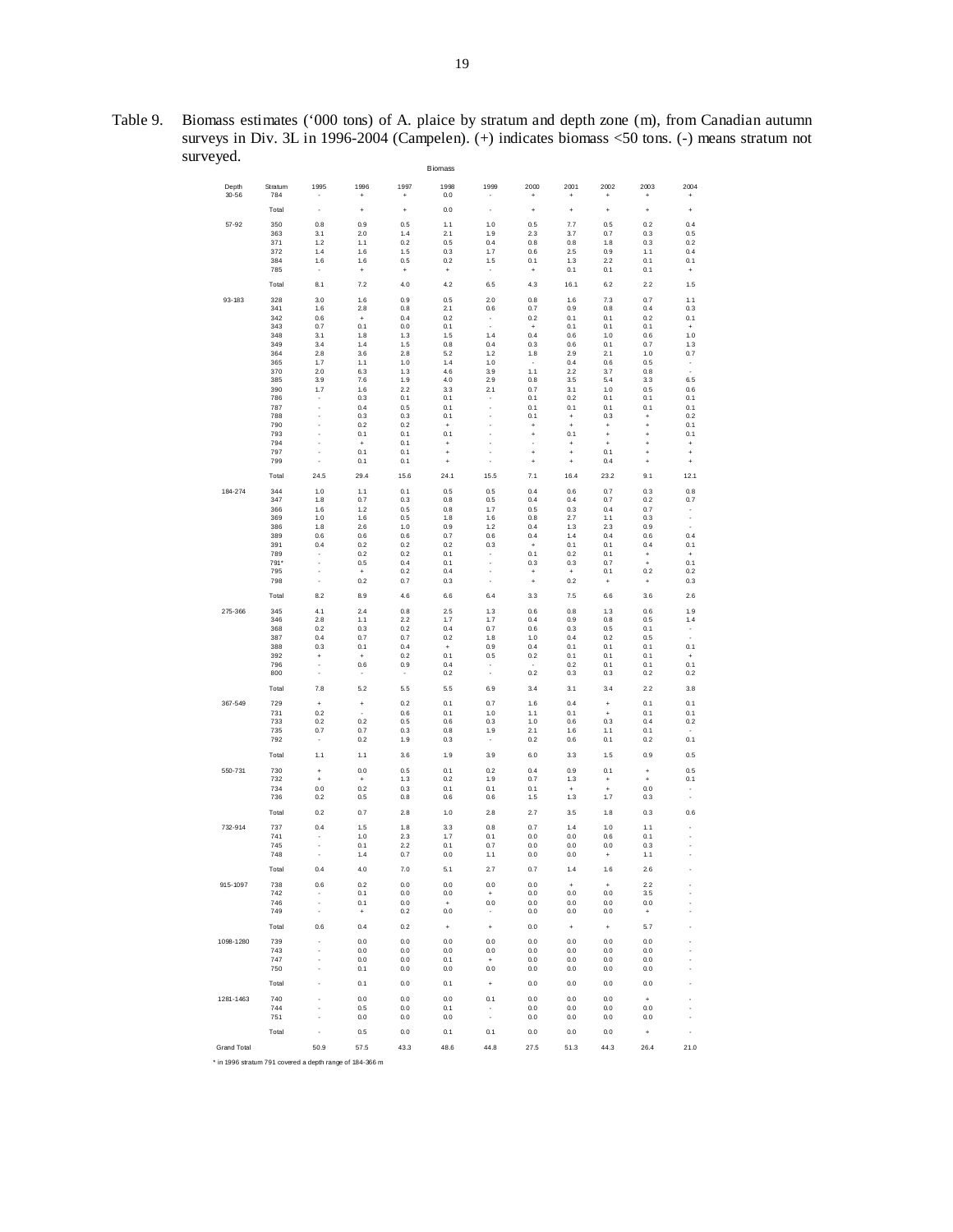Table 9. Biomass estimates ('000 tons) of A. plaice by stratum and depth zone (m), from Canadian autumn surveys in Div. 3L in 1996-2004 (Campelen). (+) indicates biomass <50 tons. (-) means stratum not surveyed.

| Depth | Stratum | Biomass | | | | | | | | | |
|---|---|---|---|---|---|---|---|---|---|---|---|
| | | 1995 | 1996 | 1997 | 1998 | 1999 | 2000 | 2001 | 2002 | 2003 | 2004 |
| 30-56 | 784 | - | + | + | 0.0 | - | + | + | + | + | + |
| | Total | - | + | + | 0.0 | - | + | + | + | + | + |
| 57-92 | 350 | 0.8 | 0.9 | 0.5 | 1.1 | 1.0 | 0.5 | 7.7 | 0.5 | 0.2 | 0.4 |
| | 363 | 3.1 | 2.0 | 1.4 | 2.1 | 1.9 | 2.3 | 3.7 | 0.7 | 0.3 | 0.5 |
| | 371 | 1.2 | 1.1 | 0.2 | 0.5 | 0.4 | 0.8 | 0.8 | 1.8 | 0.3 | 0.2 |
| | 372 | 1.4 | 1.6 | 1.5 | 0.3 | 1.7 | 0.6 | 2.5 | 0.9 | 1.1 | 0.4 |
| | 384 | 1.6 | 1.6 | 0.5 | 0.2 | 1.5 | 0.1 | 1.3 | 2.2 | 0.1 | 0.1 |
| | 785 | - | + | + | + | - | + | 0.1 | 0.1 | 0.1 | + |
| | Total | 8.1 | 7.2 | 4.0 | 4.2 | 6.5 | 4.3 | 16.1 | 6.2 | 2.2 | 1.5 |
| 93-183 | 328 | 3.0 | 1.6 | 0.9 | 0.5 | 2.0 | 0.8 | 1.6 | 7.3 | 0.7 | 1.1 |
| | 341 | 1.6 | 2.8 | 0.8 | 2.1 | 0.6 | 0.7 | 0.9 | 0.8 | 0.4 | 0.3 |
| | 342 | 0.6 | + | 0.4 | 0.2 | - | 0.2 | 0.1 | 0.1 | 0.2 | 0.1 |
| | 343 | 0.7 | 0.1 | 0.0 | 0.1 | - | + | 0.1 | 0.1 | 0.1 | + |
| | 348 | 3.1 | 1.8 | 1.3 | 1.5 | 1.4 | 0.4 | 0.6 | 1.0 | 0.6 | 1.0 |
| | 349 | 3.4 | 1.4 | 1.5 | 0.8 | 0.4 | 0.3 | 0.6 | 0.1 | 0.7 | 1.3 |
| | 364 | 2.8 | 3.6 | 2.8 | 5.2 | 1.2 | 1.8 | 2.9 | 2.1 | 1.0 | 0.7 |
| | 365 | 1.7 | 1.1 | 1.0 | 1.4 | 1.0 | - | 0.4 | 0.6 | 0.5 | - |
| | 370 | 2.0 | 6.3 | 1.3 | 4.6 | 3.9 | 1.1 | 2.2 | 3.7 | 0.8 | - |
| | 385 | 3.9 | 7.6 | 1.9 | 4.0 | 2.9 | 0.8 | 3.5 | 5.4 | 3.3 | 6.5 |
| | 390 | 1.7 | 1.6 | 2.2 | 3.3 | 2.1 | 0.7 | 3.1 | 1.0 | 0.5 | 0.6 |
| | 786 | - | 0.3 | 0.1 | 0.1 | - | 0.1 | 0.2 | 0.1 | 0.1 | 0.1 |
| | 787 | - | 0.4 | 0.5 | 0.1 | - | 0.1 | 0.1 | 0.1 | 0.1 | 0.1 |
| | 788 | - | 0.3 | 0.3 | 0.1 | - | 0.1 | + | 0.3 | + | 0.2 |
| | 790 | - | 0.2 | 0.2 | + | - | + | + | + | + | 0.1 |
| | 793 | - | 0.1 | 0.1 | 0.1 | - | + | 0.1 | + | + | 0.1 |
| | 794 | - | + | 0.1 | + | - | - | + | + | + | + |
| | 797 | - | 0.1 | 0.1 | + | - | + | + | 0.1 | + | + |
| | 799 | - | 0.1 | 0.1 | + | - | + | + | 0.4 | + | + |
| | Total | 24.5 | 29.4 | 15.6 | 24.1 | 15.5 | 7.1 | 16.4 | 23.2 | 9.1 | 12.1 |
| 184-274 | 344 | 1.0 | 1.1 | 0.1 | 0.5 | 0.5 | 0.4 | 0.6 | 0.7 | 0.3 | 0.8 |
| | 347 | 1.8 | 0.7 | 0.3 | 0.8 | 0.5 | 0.4 | 0.4 | 0.7 | 0.2 | 0.7 |
| | 366 | 1.6 | 1.2 | 0.5 | 0.8 | 1.7 | 0.5 | 0.3 | 0.4 | 0.7 | - |
| | 369 | 1.0 | 1.6 | 0.5 | 1.8 | 1.6 | 0.8 | 2.7 | 1.1 | 0.3 | - |
| | 386 | 1.8 | 2.6 | 1.0 | 0.9 | 1.2 | 0.4 | 1.3 | 2.3 | 0.9 | - |
| | 389 | 0.6 | 0.6 | 0.6 | 0.7 | 0.6 | 0.4 | 1.4 | 0.4 | 0.6 | 0.4 |
| | 391 | 0.4 | 0.2 | 0.2 | 0.2 | 0.3 | + | 0.1 | 0.1 | 0.4 | 0.1 |
| | 789 | - | 0.2 | 0.2 | 0.1 | - | 0.1 | 0.2 | 0.1 | + | + |
| | 791* | - | 0.5 | 0.4 | 0.1 | - | 0.3 | 0.3 | 0.7 | + | 0.1 |
| | 795 | - | + | 0.2 | 0.4 | - | + | + | 0.1 | 0.2 | 0.2 |
| | 798 | - | 0.2 | 0.7 | 0.3 | - | + | 0.2 | + | + | 0.3 |
| | Total | 8.2 | 8.9 | 4.6 | 6.6 | 6.4 | 3.3 | 7.5 | 6.6 | 3.6 | 2.6 |
| 275-366 | 345 | 4.1 | 2.4 | 0.8 | 2.5 | 1.3 | 0.6 | 0.8 | 1.3 | 0.6 | 1.9 |
| | 346 | 2.8 | 1.1 | 2.2 | 1.7 | 1.7 | 0.4 | 0.9 | 0.8 | 0.5 | 1.4 |
| | 368 | 0.2 | 0.3 | 0.2 | 0.4 | 0.7 | 0.6 | 0.3 | 0.5 | 0.1 | - |
| | 387 | 0.4 | 0.7 | 0.7 | 0.2 | 1.8 | 1.0 | 0.4 | 0.2 | 0.5 | - |
| | 388 | 0.3 | 0.1 | 0.4 | + | 0.9 | 0.4 | 0.1 | 0.1 | 0.1 | 0.1 |
| | 392 | + | + | 0.2 | 0.1 | 0.5 | 0.2 | 0.1 | 0.1 | 0.1 | + |
| | 796 | - | 0.6 | 0.9 | 0.4 | - | - | 0.2 | 0.1 | 0.1 | 0.1 |
| | 800 | - | - | - | 0.2 | - | 0.2 | 0.3 | 0.3 | 0.2 | 0.2 |
| | Total | 7.8 | 5.2 | 5.5 | 5.5 | 6.9 | 3.4 | 3.1 | 3.4 | 2.2 | 3.8 |
| 367-549 | 729 | + | + | 0.2 | 0.1 | 0.7 | 1.6 | 0.4 | + | 0.1 | 0.1 |
| | 731 | 0.2 | - | 0.6 | 0.1 | 1.0 | 1.1 | 0.1 | + | 0.1 | 0.1 |
| | 733 | 0.2 | 0.2 | 0.5 | 0.6 | 0.3 | 1.0 | 0.6 | 0.3 | 0.4 | 0.2 |
| | 735 | 0.7 | 0.7 | 0.3 | 0.8 | 1.9 | 2.1 | 1.6 | 1.1 | 0.1 | - |
| | 792 | - | 0.2 | 1.9 | 0.3 | - | 0.2 | 0.6 | 0.1 | 0.2 | 0.1 |
| | Total | 1.1 | 1.1 | 3.6 | 1.9 | 3.9 | 6.0 | 3.3 | 1.5 | 0.9 | 0.5 |
| 550-731 | 730 | + | 0.0 | 0.5 | 0.1 | 0.2 | 0.4 | 0.9 | 0.1 | + | 0.5 |
| | 732 | + | + | 1.3 | 0.2 | 1.9 | 0.7 | 1.3 | + | + | 0.1 |
| | 734 | 0.0 | 0.2 | 0.3 | 0.1 | 0.1 | 0.1 | + | + | 0.0 | - |
| | 736 | 0.2 | 0.5 | 0.8 | 0.6 | 0.6 | 1.5 | 1.3 | 1.7 | 0.3 | - |
| | Total | 0.2 | 0.7 | 2.8 | 1.0 | 2.8 | 2.7 | 3.5 | 1.8 | 0.3 | 0.6 |
| 732-914 | 737 | 0.4 | 1.5 | 1.8 | 3.3 | 0.8 | 0.7 | 1.4 | 1.0 | 1.1 | - |
| | 741 | - | 1.0 | 2.3 | 1.7 | 0.1 | 0.0 | 0.0 | 0.6 | 0.1 | - |
| | 745 | - | 0.1 | 2.2 | 0.1 | 0.7 | 0.0 | 0.0 | 0.0 | 0.3 | - |
| | 748 | - | 1.4 | 0.7 | 0.0 | 1.1 | 0.0 | 0.0 | + | 1.1 | - |
| | Total | 0.4 | 4.0 | 7.0 | 5.1 | 2.7 | 0.7 | 1.4 | 1.6 | 2.6 | - |
| 915-1097 | 738 | 0.6 | 0.2 | 0.0 | 0.0 | 0.0 | 0.0 | + | + | 2.2 | - |
| | 742 | - | 0.1 | 0.0 | 0.0 | + | 0.0 | 0.0 | 0.0 | 3.5 | - |
| | 746 | - | 0.1 | 0.0 | + | 0.0 | 0.0 | 0.0 | 0.0 | 0.0 | - |
| | 749 | - | + | 0.2 | 0.0 | - | 0.0 | 0.0 | 0.0 | + | - |
| | Total | 0.6 | 0.4 | 0.2 | + | + | 0.0 | + | + | 5.7 | - |
| 1098-1280 | 739 | - | 0.0 | 0.0 | 0.0 | 0.0 | 0.0 | 0.0 | 0.0 | 0.0 | - |
| | 743 | - | 0.0 | 0.0 | 0.0 | 0.0 | 0.0 | 0.0 | 0.0 | 0.0 | - |
| | 747 | - | 0.0 | 0.0 | 0.1 | + | 0.0 | 0.0 | 0.0 | 0.0 | - |
| | 750 | - | 0.1 | 0.0 | 0.0 | 0.0 | 0.0 | 0.0 | 0.0 | 0.0 | - |
| | Total | - | 0.1 | 0.0 | 0.1 | + | 0.0 | 0.0 | 0.0 | 0.0 | - |
| 1281-1463 | 740 | - | 0.0 | 0.0 | 0.0 | 0.1 | 0.0 | 0.0 | 0.0 | + | - |
| | 744 | - | 0.5 | 0.0 | 0.1 | - | 0.0 | 0.0 | 0.0 | 0.0 | - |
| | 751 | - | 0.0 | 0.0 | 0.0 | - | 0.0 | 0.0 | 0.0 | 0.0 | - |
| | Total | - | 0.5 | 0.0 | 0.1 | 0.1 | 0.0 | 0.0 | 0.0 | + | - |
| Grand Total | | 50.9 | 57.5 | 43.3 | 48.6 | 44.8 | 27.5 | 51.3 | 44.3 | 26.4 | 21.0 |

\* in 1996 stratum 791 covered a depth range of 184-366 m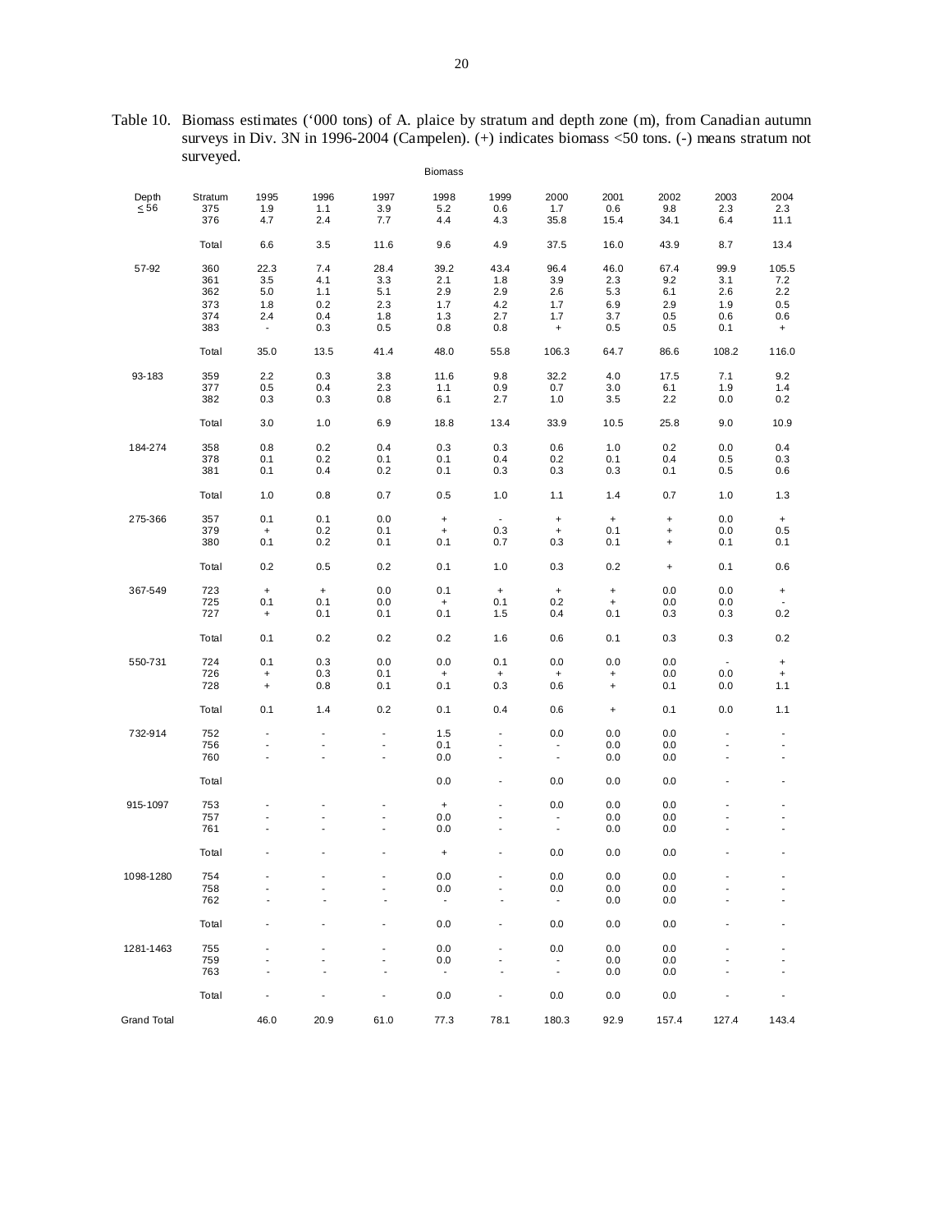Table 10. Biomass estimates ('000 tons) of A. plaice by stratum and depth zone (m), from Canadian autumn surveys in Div. 3N in 1996-2004 (Campelen). (+) indicates biomass <50 tons. (-) means stratum not surveyed.

| | | Biomass | | | | | | | | | |
|---|---|---|---|---|---|---|---|---|---|---|---|
| Depth | Stratum | 1995 | 1996 | 1997 | 1998 | 1999 | 2000 | 2001 | 2002 | 2003 | 2004 |
| ≤ 56 | 375 | 1.9 | 1.1 | 3.9 | 5.2 | 0.6 | 1.7 | 0.6 | 9.8 | 2.3 | 2.3 |
| | 376 | 4.7 | 2.4 | 7.7 | 4.4 | 4.3 | 35.8 | 15.4 | 34.1 | 6.4 | 11.1 |
| | Total | 6.6 | 3.5 | 11.6 | 9.6 | 4.9 | 37.5 | 16.0 | 43.9 | 8.7 | 13.4 |
| 57-92 | 360 | 22.3 | 7.4 | 28.4 | 39.2 | 43.4 | 96.4 | 46.0 | 67.4 | 99.9 | 105.5 |
| | 361 | 3.5 | 4.1 | 3.3 | 2.1 | 1.8 | 3.9 | 2.3 | 9.2 | 3.1 | 7.2 |
| | 362 | 5.0 | 1.1 | 5.1 | 2.9 | 2.9 | 2.6 | 5.3 | 6.1 | 2.6 | 2.2 |
| | 373 | 1.8 | 0.2 | 2.3 | 1.7 | 4.2 | 1.7 | 6.9 | 2.9 | 1.9 | 0.5 |
| | 374 | 2.4 | 0.4 | 1.8 | 1.3 | 2.7 | 1.7 | 3.7 | 0.5 | 0.6 | 0.6 |
| | 383 | - | 0.3 | 0.5 | 0.8 | 0.8 | + | 0.5 | 0.5 | 0.1 | + |
| | Total | 35.0 | 13.5 | 41.4 | 48.0 | 55.8 | 106.3 | 64.7 | 86.6 | 108.2 | 116.0 |
| 93-183 | 359 | 2.2 | 0.3 | 3.8 | 11.6 | 9.8 | 32.2 | 4.0 | 17.5 | 7.1 | 9.2 |
| | 377 | 0.5 | 0.4 | 2.3 | 1.1 | 0.9 | 0.7 | 3.0 | 6.1 | 1.9 | 1.4 |
| | 382 | 0.3 | 0.3 | 0.8 | 6.1 | 2.7 | 1.0 | 3.5 | 2.2 | 0.0 | 0.2 |
| | Total | 3.0 | 1.0 | 6.9 | 18.8 | 13.4 | 33.9 | 10.5 | 25.8 | 9.0 | 10.9 |
| 184-274 | 358 | 0.8 | 0.2 | 0.4 | 0.3 | 0.3 | 0.6 | 1.0 | 0.2 | 0.0 | 0.4 |
| | 378 | 0.1 | 0.2 | 0.1 | 0.1 | 0.4 | 0.2 | 0.1 | 0.4 | 0.5 | 0.3 |
| | 381 | 0.1 | 0.4 | 0.2 | 0.1 | 0.3 | 0.3 | 0.3 | 0.1 | 0.5 | 0.6 |
| | Total | 1.0 | 0.8 | 0.7 | 0.5 | 1.0 | 1.1 | 1.4 | 0.7 | 1.0 | 1.3 |
| 275-366 | 357 | 0.1 | 0.1 | 0.0 | + | - | + | + | + | 0.0 | + |
| | 379 | + | 0.2 | 0.1 | + | 0.3 | + | 0.1 | + | 0.0 | 0.5 |
| | 380 | 0.1 | 0.2 | 0.1 | 0.1 | 0.7 | 0.3 | 0.1 | + | 0.1 | 0.1 |
| | Total | 0.2 | 0.5 | 0.2 | 0.1 | 1.0 | 0.3 | 0.2 | + | 0.1 | 0.6 |
| 367-549 | 723 | + | + | 0.0 | 0.1 | + | + | + | 0.0 | 0.0 | + |
| | 725 | 0.1 | 0.1 | 0.0 | + | 0.1 | 0.2 | + | 0.0 | 0.0 | - |
| | 727 | + | 0.1 | 0.1 | 0.1 | 1.5 | 0.4 | 0.1 | 0.3 | 0.3 | 0.2 |
| | Total | 0.1 | 0.2 | 0.2 | 0.2 | 1.6 | 0.6 | 0.1 | 0.3 | 0.3 | 0.2 |
| 550-731 | 724 | 0.1 | 0.3 | 0.0 | 0.0 | 0.1 | 0.0 | 0.0 | 0.0 | - | + |
| | 726 | + | 0.3 | 0.1 | + | + | + | + | 0.0 | 0.0 | + |
| | 728 | + | 0.8 | 0.1 | 0.1 | 0.3 | 0.6 | + | 0.1 | 0.0 | 1.1 |
| | Total | 0.1 | 1.4 | 0.2 | 0.1 | 0.4 | 0.6 | + | 0.1 | 0.0 | 1.1 |
| 732-914 | 752 | - | - | - | 1.5 | - | 0.0 | 0.0 | 0.0 | - | - |
| | 756 | - | - | - | 0.1 | - | - | 0.0 | 0.0 | - | - |
| | 760 | - | - | - | 0.0 | - | - | 0.0 | 0.0 | - | - |
| | Total | | | | 0.0 | - | 0.0 | 0.0 | 0.0 | - | - |
| 915-1097 | 753 | - | - | - | + | - | 0.0 | 0.0 | 0.0 | - | - |
| | 757 | - | - | - | 0.0 | - | - | 0.0 | 0.0 | - | - |
| | 761 | - | - | - | 0.0 | - | - | 0.0 | 0.0 | - | - |
| | Total | - | - | - | + | - | 0.0 | 0.0 | 0.0 | - | - |
| 1098-1280 | 754 | - | - | - | 0.0 | - | 0.0 | 0.0 | 0.0 | - | - |
| | 758 | - | - | - | 0.0 | - | 0.0 | 0.0 | 0.0 | - | - |
| | 762 | - | - | - | - | - | - | 0.0 | 0.0 | - | - |
| | Total | - | - | - | 0.0 | - | 0.0 | 0.0 | 0.0 | - | - |
| 1281-1463 | 755 | - | - | - | 0.0 | - | 0.0 | 0.0 | 0.0 | - | - |
| | 759 | - | - | - | 0.0 | - | - | 0.0 | 0.0 | - | - |
| | 763 | - | - | - | - | - | - | 0.0 | 0.0 | - | - |
| | Total | - | - | - | 0.0 | - | 0.0 | 0.0 | 0.0 | - | - |
| Grand Total | | 46.0 | 20.9 | 61.0 | 77.3 | 78.1 | 180.3 | 92.9 | 157.4 | 127.4 | 143.4 |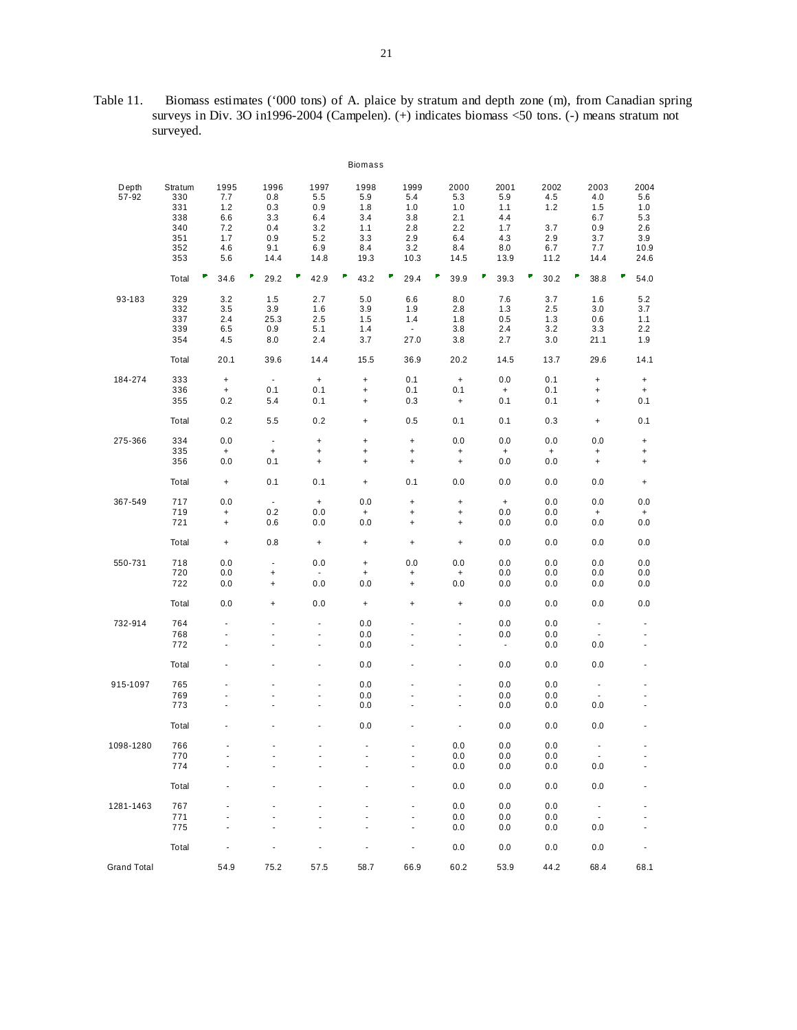Table 11. Biomass estimates ('000 tons) of A. plaice by stratum and depth zone (m), from Canadian spring surveys in Div. 3O in1996-2004 (Campelen). (+) indicates biomass <50 tons. (-) means stratum not surveyed.

| | | Biomass | | | | | | | | | |
|---|---|---|---|---|---|---|---|---|---|---|---|
| Depth | Stratum | 1995 | 1996 | 1997 | 1998 | 1999 | 2000 | 2001 | 2002 | 2003 | 2004 |
| 57-92 | 330 | 7.7 | 0.8 | 5.5 | 5.9 | 5.4 | 5.3 | 5.9 | 4.5 | 4.0 | 5.6 |
| | 331 | 1.2 | 0.3 | 0.9 | 1.8 | 1.0 | 1.0 | 1.1 | 1.2 | 1.5 | 1.0 |
| | 338 | 6.6 | 3.3 | 6.4 | 3.4 | 3.8 | 2.1 | 4.4 | | 6.7 | 5.3 |
| | 340 | 7.2 | 0.4 | 3.2 | 1.1 | 2.8 | 2.2 | 1.7 | 3.7 | 0.9 | 2.6 |
| | 351 | 1.7 | 0.9 | 5.2 | 3.3 | 2.9 | 6.4 | 4.3 | 2.9 | 3.7 | 3.9 |
| | 352 | 4.6 | 9.1 | 6.9 | 8.4 | 3.2 | 8.4 | 8.0 | 6.7 | 7.7 | 10.9 |
| | 353 | 5.6 | 14.4 | 14.8 | 19.3 | 10.3 | 14.5 | 13.9 | 11.2 | 14.4 | 24.6 |
| | Total | 34.6 | 29.2 | 42.9 | 43.2 | 29.4 | 39.9 | 39.3 | 30.2 | 38.8 | 54.0 |
| 93-183 | 329 | 3.2 | 1.5 | 2.7 | 5.0 | 6.6 | 8.0 | 7.6 | 3.7 | 1.6 | 5.2 |
| | 332 | 3.5 | 3.9 | 1.6 | 3.9 | 1.9 | 2.8 | 1.3 | 2.5 | 3.0 | 3.7 |
| | 337 | 2.4 | 25.3 | 2.5 | 1.5 | 1.4 | 1.8 | 0.5 | 1.3 | 0.6 | 1.1 |
| | 339 | 6.5 | 0.9 | 5.1 | 1.4 | - | 3.8 | 2.4 | 3.2 | 3.3 | 2.2 |
| | 354 | 4.5 | 8.0 | 2.4 | 3.7 | 27.0 | 3.8 | 2.7 | 3.0 | 21.1 | 1.9 |
| | Total | 20.1 | 39.6 | 14.4 | 15.5 | 36.9 | 20.2 | 14.5 | 13.7 | 29.6 | 14.1 |
| 184-274 | 333 | + | - | + | + | 0.1 | + | 0.0 | 0.1 | + | + |
| | 336 | + | 0.1 | 0.1 | + | 0.1 | 0.1 | + | 0.1 | + | + |
| | 355 | 0.2 | 5.4 | 0.1 | + | 0.3 | + | 0.1 | 0.1 | + | 0.1 |
| | Total | 0.2 | 5.5 | 0.2 | + | 0.5 | 0.1 | 0.1 | 0.3 | + | 0.1 |
| 275-366 | 334 | 0.0 | - | + | + | + | 0.0 | 0.0 | 0.0 | 0.0 | + |
| | 335 | + | + | + | + | + | + | + | + | + | + |
| | 356 | 0.0 | 0.1 | + | + | + | + | 0.0 | 0.0 | + | + |
| | Total | + | 0.1 | 0.1 | + | 0.1 | 0.0 | 0.0 | 0.0 | 0.0 | + |
| 367-549 | 717 | 0.0 | - | + | 0.0 | + | + | + | 0.0 | 0.0 | 0.0 |
| | 719 | + | 0.2 | 0.0 | + | + | + | 0.0 | 0.0 | + | + |
| | 721 | + | 0.6 | 0.0 | 0.0 | + | + | 0.0 | 0.0 | 0.0 | 0.0 |
| | Total | + | 0.8 | + | + | + | + | 0.0 | 0.0 | 0.0 | 0.0 |
| 550-731 | 718 | 0.0 | - | 0.0 | + | 0.0 | 0.0 | 0.0 | 0.0 | 0.0 | 0.0 |
| | 720 | 0.0 | + | - | + | + | + | 0.0 | 0.0 | 0.0 | 0.0 |
| | 722 | 0.0 | + | 0.0 | 0.0 | + | 0.0 | 0.0 | 0.0 | 0.0 | 0.0 |
| | Total | 0.0 | + | 0.0 | + | + | + | 0.0 | 0.0 | 0.0 | 0.0 |
| 732-914 | 764 | - | - | - | 0.0 | - | - | 0.0 | 0.0 | - | - |
| | 768 | - | - | - | 0.0 | - | - | 0.0 | 0.0 | - | - |
| | 772 | - | - | - | 0.0 | - | - | - | 0.0 | 0.0 | - |
| | Total | - | - | - | 0.0 | - | - | 0.0 | 0.0 | 0.0 | - |
| 915-1097 | 765 | - | - | - | 0.0 | - | - | 0.0 | 0.0 | - | - |
| | 769 | - | - | - | 0.0 | - | - | 0.0 | 0.0 | - | - |
| | 773 | - | - | - | 0.0 | - | - | 0.0 | 0.0 | 0.0 | - |
| | Total | - | - | - | 0.0 | - | - | 0.0 | 0.0 | 0.0 | - |
| 1098-1280 | 766 | - | - | - | - | - | 0.0 | 0.0 | 0.0 | - | - |
| | 770 | - | - | - | - | - | 0.0 | 0.0 | 0.0 | - | - |
| | 774 | - | - | - | - | - | 0.0 | 0.0 | 0.0 | 0.0 | - |
| | Total | - | - | - | - | - | 0.0 | 0.0 | 0.0 | 0.0 | - |
| 1281-1463 | 767 | - | - | - | - | - | 0.0 | 0.0 | 0.0 | - | - |
| | 771 | - | - | - | - | - | 0.0 | 0.0 | 0.0 | - | - |
| | 775 | - | - | - | - | - | 0.0 | 0.0 | 0.0 | 0.0 | - |
| | Total | - | - | - | - | - | 0.0 | 0.0 | 0.0 | 0.0 | - |
| Grand Total | | 54.9 | 75.2 | 57.5 | 58.7 | 66.9 | 60.2 | 53.9 | 44.2 | 68.4 | 68.1 |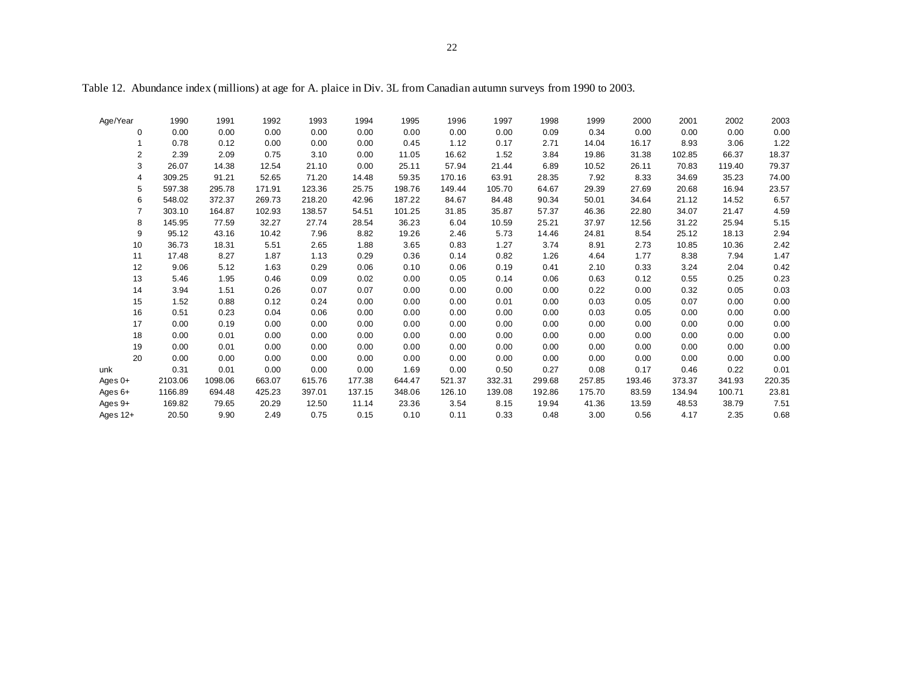Table 12. Abundance index (millions) at age for A. plaice in Div. 3L from Canadian autumn surveys from 1990 to 2003.

| Age/Year | 1990 | 1991 | 1992 | 1993 | 1994 | 1995 | 1996 | 1997 | 1998 | 1999 | 2000 | 2001 | 2002 | 2003 |
|---|---|---|---|---|---|---|---|---|---|---|---|---|---|---|
| 0 | 0.00 | 0.00 | 0.00 | 0.00 | 0.00 | 0.00 | 0.00 | 0.00 | 0.09 | 0.34 | 0.00 | 0.00 | 0.00 | 0.00 |
| 1 | 0.78 | 0.12 | 0.00 | 0.00 | 0.00 | 0.45 | 1.12 | 0.17 | 2.71 | 14.04 | 16.17 | 8.93 | 3.06 | 1.22 |
| 2 | 2.39 | 2.09 | 0.75 | 3.10 | 0.00 | 11.05 | 16.62 | 1.52 | 3.84 | 19.86 | 31.38 | 102.85 | 66.37 | 18.37 |
| 3 | 26.07 | 14.38 | 12.54 | 21.10 | 0.00 | 25.11 | 57.94 | 21.44 | 6.89 | 10.52 | 26.11 | 70.83 | 119.40 | 79.37 |
| 4 | 309.25 | 91.21 | 52.65 | 71.20 | 14.48 | 59.35 | 170.16 | 63.91 | 28.35 | 7.92 | 8.33 | 34.69 | 35.23 | 74.00 |
| 5 | 597.38 | 295.78 | 171.91 | 123.36 | 25.75 | 198.76 | 149.44 | 105.70 | 64.67 | 29.39 | 27.69 | 20.68 | 16.94 | 23.57 |
| 6 | 548.02 | 372.37 | 269.73 | 218.20 | 42.96 | 187.22 | 84.67 | 84.48 | 90.34 | 50.01 | 34.64 | 21.12 | 14.52 | 6.57 |
| 7 | 303.10 | 164.87 | 102.93 | 138.57 | 54.51 | 101.25 | 31.85 | 35.87 | 57.37 | 46.36 | 22.80 | 34.07 | 21.47 | 4.59 |
| 8 | 145.95 | 77.59 | 32.27 | 27.74 | 28.54 | 36.23 | 6.04 | 10.59 | 25.21 | 37.97 | 12.56 | 31.22 | 25.94 | 5.15 |
| 9 | 95.12 | 43.16 | 10.42 | 7.96 | 8.82 | 19.26 | 2.46 | 5.73 | 14.46 | 24.81 | 8.54 | 25.12 | 18.13 | 2.94 |
| 10 | 36.73 | 18.31 | 5.51 | 2.65 | 1.88 | 3.65 | 0.83 | 1.27 | 3.74 | 8.91 | 2.73 | 10.85 | 10.36 | 2.42 |
| 11 | 17.48 | 8.27 | 1.87 | 1.13 | 0.29 | 0.36 | 0.14 | 0.82 | 1.26 | 4.64 | 1.77 | 8.38 | 7.94 | 1.47 |
| 12 | 9.06 | 5.12 | 1.63 | 0.29 | 0.06 | 0.10 | 0.06 | 0.19 | 0.41 | 2.10 | 0.33 | 3.24 | 2.04 | 0.42 |
| 13 | 5.46 | 1.95 | 0.46 | 0.09 | 0.02 | 0.00 | 0.05 | 0.14 | 0.06 | 0.63 | 0.12 | 0.55 | 0.25 | 0.23 |
| 14 | 3.94 | 1.51 | 0.26 | 0.07 | 0.07 | 0.00 | 0.00 | 0.00 | 0.00 | 0.22 | 0.00 | 0.32 | 0.05 | 0.03 |
| 15 | 1.52 | 0.88 | 0.12 | 0.24 | 0.00 | 0.00 | 0.00 | 0.01 | 0.00 | 0.03 | 0.05 | 0.07 | 0.00 | 0.00 |
| 16 | 0.51 | 0.23 | 0.04 | 0.06 | 0.00 | 0.00 | 0.00 | 0.00 | 0.00 | 0.03 | 0.05 | 0.00 | 0.00 | 0.00 |
| 17 | 0.00 | 0.19 | 0.00 | 0.00 | 0.00 | 0.00 | 0.00 | 0.00 | 0.00 | 0.00 | 0.00 | 0.00 | 0.00 | 0.00 |
| 18 | 0.00 | 0.01 | 0.00 | 0.00 | 0.00 | 0.00 | 0.00 | 0.00 | 0.00 | 0.00 | 0.00 | 0.00 | 0.00 | 0.00 |
| 19 | 0.00 | 0.01 | 0.00 | 0.00 | 0.00 | 0.00 | 0.00 | 0.00 | 0.00 | 0.00 | 0.00 | 0.00 | 0.00 | 0.00 |
| 20 | 0.00 | 0.00 | 0.00 | 0.00 | 0.00 | 0.00 | 0.00 | 0.00 | 0.00 | 0.00 | 0.00 | 0.00 | 0.00 | 0.00 |
| unk | 0.31 | 0.01 | 0.00 | 0.00 | 0.00 | 1.69 | 0.00 | 0.50 | 0.27 | 0.08 | 0.17 | 0.46 | 0.22 | 0.01 |
| Ages 0+ | 2103.06 | 1098.06 | 663.07 | 615.76 | 177.38 | 644.47 | 521.37 | 332.31 | 299.68 | 257.85 | 193.46 | 373.37 | 341.93 | 220.35 |
| Ages 6+ | 1166.89 | 694.48 | 425.23 | 397.01 | 137.15 | 348.06 | 126.10 | 139.08 | 192.86 | 175.70 | 83.59 | 134.94 | 100.71 | 23.81 |
| Ages 9+ | 169.82 | 79.65 | 20.29 | 12.50 | 11.14 | 23.36 | 3.54 | 8.15 | 19.94 | 41.36 | 13.59 | 48.53 | 38.79 | 7.51 |
| Ages 12+ | 20.50 | 9.90 | 2.49 | 0.75 | 0.15 | 0.10 | 0.11 | 0.33 | 0.48 | 3.00 | 0.56 | 4.17 | 2.35 | 0.68 |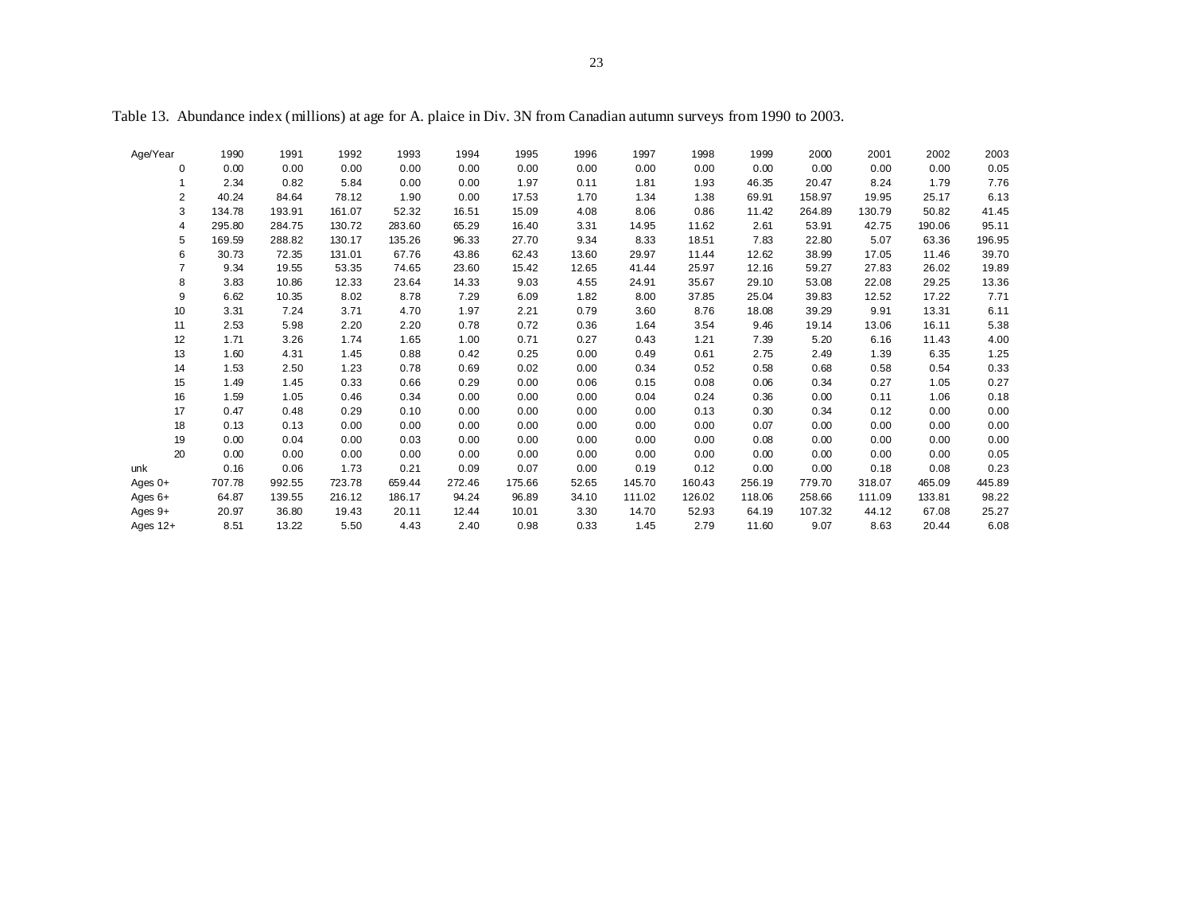Table 13. Abundance index (millions) at age for A. plaice in Div. 3N from Canadian autumn surveys from 1990 to 2003.

| Age/Year | 1990 | 1991 | 1992 | 1993 | 1994 | 1995 | 1996 | 1997 | 1998 | 1999 | 2000 | 2001 | 2002 | 2003 |
|---|---|---|---|---|---|---|---|---|---|---|---|---|---|---|
| 0 | 0.00 | 0.00 | 0.00 | 0.00 | 0.00 | 0.00 | 0.00 | 0.00 | 0.00 | 0.00 | 0.00 | 0.00 | 0.00 | 0.05 |
| 1 | 2.34 | 0.82 | 5.84 | 0.00 | 0.00 | 1.97 | 0.11 | 1.81 | 1.93 | 46.35 | 20.47 | 8.24 | 1.79 | 7.76 |
| 2 | 40.24 | 84.64 | 78.12 | 1.90 | 0.00 | 17.53 | 1.70 | 1.34 | 1.38 | 69.91 | 158.97 | 19.95 | 25.17 | 6.13 |
| 3 | 134.78 | 193.91 | 161.07 | 52.32 | 16.51 | 15.09 | 4.08 | 8.06 | 0.86 | 11.42 | 264.89 | 130.79 | 50.82 | 41.45 |
| 4 | 295.80 | 284.75 | 130.72 | 283.60 | 65.29 | 16.40 | 3.31 | 14.95 | 11.62 | 2.61 | 53.91 | 42.75 | 190.06 | 95.11 |
| 5 | 169.59 | 288.82 | 130.17 | 135.26 | 96.33 | 27.70 | 9.34 | 8.33 | 18.51 | 7.83 | 22.80 | 5.07 | 63.36 | 196.95 |
| 6 | 30.73 | 72.35 | 131.01 | 67.76 | 43.86 | 62.43 | 13.60 | 29.97 | 11.44 | 12.62 | 38.99 | 17.05 | 11.46 | 39.70 |
| 7 | 9.34 | 19.55 | 53.35 | 74.65 | 23.60 | 15.42 | 12.65 | 41.44 | 25.97 | 12.16 | 59.27 | 27.83 | 26.02 | 19.89 |
| 8 | 3.83 | 10.86 | 12.33 | 23.64 | 14.33 | 9.03 | 4.55 | 24.91 | 35.67 | 29.10 | 53.08 | 22.08 | 29.25 | 13.36 |
| 9 | 6.62 | 10.35 | 8.02 | 8.78 | 7.29 | 6.09 | 1.82 | 8.00 | 37.85 | 25.04 | 39.83 | 12.52 | 17.22 | 7.71 |
| 10 | 3.31 | 7.24 | 3.71 | 4.70 | 1.97 | 2.21 | 0.79 | 3.60 | 8.76 | 18.08 | 39.29 | 9.91 | 13.31 | 6.11 |
| 11 | 2.53 | 5.98 | 2.20 | 2.20 | 0.78 | 0.72 | 0.36 | 1.64 | 3.54 | 9.46 | 19.14 | 13.06 | 16.11 | 5.38 |
| 12 | 1.71 | 3.26 | 1.74 | 1.65 | 1.00 | 0.71 | 0.27 | 0.43 | 1.21 | 7.39 | 5.20 | 6.16 | 11.43 | 4.00 |
| 13 | 1.60 | 4.31 | 1.45 | 0.88 | 0.42 | 0.25 | 0.00 | 0.49 | 0.61 | 2.75 | 2.49 | 1.39 | 6.35 | 1.25 |
| 14 | 1.53 | 2.50 | 1.23 | 0.78 | 0.69 | 0.02 | 0.00 | 0.34 | 0.52 | 0.58 | 0.68 | 0.58 | 0.54 | 0.33 |
| 15 | 1.49 | 1.45 | 0.33 | 0.66 | 0.29 | 0.00 | 0.06 | 0.15 | 0.08 | 0.06 | 0.34 | 0.27 | 1.05 | 0.27 |
| 16 | 1.59 | 1.05 | 0.46 | 0.34 | 0.00 | 0.00 | 0.00 | 0.04 | 0.24 | 0.36 | 0.00 | 0.11 | 1.06 | 0.18 |
| 17 | 0.47 | 0.48 | 0.29 | 0.10 | 0.00 | 0.00 | 0.00 | 0.00 | 0.13 | 0.30 | 0.34 | 0.12 | 0.00 | 0.00 |
| 18 | 0.13 | 0.13 | 0.00 | 0.00 | 0.00 | 0.00 | 0.00 | 0.00 | 0.00 | 0.07 | 0.00 | 0.00 | 0.00 | 0.00 |
| 19 | 0.00 | 0.04 | 0.00 | 0.03 | 0.00 | 0.00 | 0.00 | 0.00 | 0.00 | 0.08 | 0.00 | 0.00 | 0.00 | 0.00 |
| 20 | 0.00 | 0.00 | 0.00 | 0.00 | 0.00 | 0.00 | 0.00 | 0.00 | 0.00 | 0.00 | 0.00 | 0.00 | 0.00 | 0.05 |
| unk | 0.16 | 0.06 | 1.73 | 0.21 | 0.09 | 0.07 | 0.00 | 0.19 | 0.12 | 0.00 | 0.00 | 0.18 | 0.08 | 0.23 |
| Ages 0+ | 707.78 | 992.55 | 723.78 | 659.44 | 272.46 | 175.66 | 52.65 | 145.70 | 160.43 | 256.19 | 779.70 | 318.07 | 465.09 | 445.89 |
| Ages 6+ | 64.87 | 139.55 | 216.12 | 186.17 | 94.24 | 96.89 | 34.10 | 111.02 | 126.02 | 118.06 | 258.66 | 111.09 | 133.81 | 98.22 |
| Ages 9+ | 20.97 | 36.80 | 19.43 | 20.11 | 12.44 | 10.01 | 3.30 | 14.70 | 52.93 | 64.19 | 107.32 | 44.12 | 67.08 | 25.27 |
| Ages 12+ | 8.51 | 13.22 | 5.50 | 4.43 | 2.40 | 0.98 | 0.33 | 1.45 | 2.79 | 11.60 | 9.07 | 8.63 | 20.44 | 6.08 |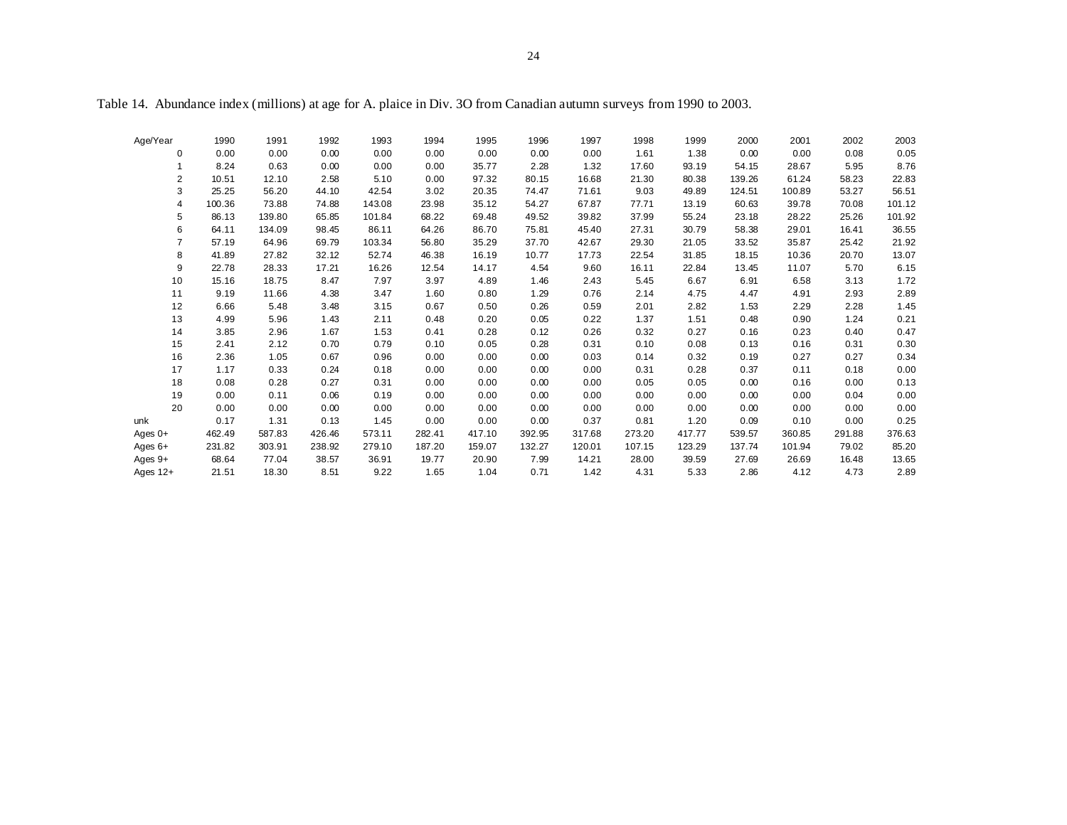Table 14. Abundance index (millions) at age for A. plaice in Div. 3O from Canadian autumn surveys from 1990 to 2003.

| Age/Year | 1990 | 1991 | 1992 | 1993 | 1994 | 1995 | 1996 | 1997 | 1998 | 1999 | 2000 | 2001 | 2002 | 2003 |
|---|---|---|---|---|---|---|---|---|---|---|---|---|---|---|
| 0 | 0.00 | 0.00 | 0.00 | 0.00 | 0.00 | 0.00 | 0.00 | 0.00 | 1.61 | 1.38 | 0.00 | 0.00 | 0.08 | 0.05 |
| 1 | 8.24 | 0.63 | 0.00 | 0.00 | 0.00 | 35.77 | 2.28 | 1.32 | 17.60 | 93.19 | 54.15 | 28.67 | 5.95 | 8.76 |
| 2 | 10.51 | 12.10 | 2.58 | 5.10 | 0.00 | 97.32 | 80.15 | 16.68 | 21.30 | 80.38 | 139.26 | 61.24 | 58.23 | 22.83 |
| 3 | 25.25 | 56.20 | 44.10 | 42.54 | 3.02 | 20.35 | 74.47 | 71.61 | 9.03 | 49.89 | 124.51 | 100.89 | 53.27 | 56.51 |
| 4 | 100.36 | 73.88 | 74.88 | 143.08 | 23.98 | 35.12 | 54.27 | 67.87 | 77.71 | 13.19 | 60.63 | 39.78 | 70.08 | 101.12 |
| 5 | 86.13 | 139.80 | 65.85 | 101.84 | 68.22 | 69.48 | 49.52 | 39.82 | 37.99 | 55.24 | 23.18 | 28.22 | 25.26 | 101.92 |
| 6 | 64.11 | 134.09 | 98.45 | 86.11 | 64.26 | 86.70 | 75.81 | 45.40 | 27.31 | 30.79 | 58.38 | 29.01 | 16.41 | 36.55 |
| 7 | 57.19 | 64.96 | 69.79 | 103.34 | 56.80 | 35.29 | 37.70 | 42.67 | 29.30 | 21.05 | 33.52 | 35.87 | 25.42 | 21.92 |
| 8 | 41.89 | 27.82 | 32.12 | 52.74 | 46.38 | 16.19 | 10.77 | 17.73 | 22.54 | 31.85 | 18.15 | 10.36 | 20.70 | 13.07 |
| 9 | 22.78 | 28.33 | 17.21 | 16.26 | 12.54 | 14.17 | 4.54 | 9.60 | 16.11 | 22.84 | 13.45 | 11.07 | 5.70 | 6.15 |
| 10 | 15.16 | 18.75 | 8.47 | 7.97 | 3.97 | 4.89 | 1.46 | 2.43 | 5.45 | 6.67 | 6.91 | 6.58 | 3.13 | 1.72 |
| 11 | 9.19 | 11.66 | 4.38 | 3.47 | 1.60 | 0.80 | 1.29 | 0.76 | 2.14 | 4.75 | 4.47 | 4.91 | 2.93 | 2.89 |
| 12 | 6.66 | 5.48 | 3.48 | 3.15 | 0.67 | 0.50 | 0.26 | 0.59 | 2.01 | 2.82 | 1.53 | 2.29 | 2.28 | 1.45 |
| 13 | 4.99 | 5.96 | 1.43 | 2.11 | 0.48 | 0.20 | 0.05 | 0.22 | 1.37 | 1.51 | 0.48 | 0.90 | 1.24 | 0.21 |
| 14 | 3.85 | 2.96 | 1.67 | 1.53 | 0.41 | 0.28 | 0.12 | 0.26 | 0.32 | 0.27 | 0.16 | 0.23 | 0.40 | 0.47 |
| 15 | 2.41 | 2.12 | 0.70 | 0.79 | 0.10 | 0.05 | 0.28 | 0.31 | 0.10 | 0.08 | 0.13 | 0.16 | 0.31 | 0.30 |
| 16 | 2.36 | 1.05 | 0.67 | 0.96 | 0.00 | 0.00 | 0.00 | 0.03 | 0.14 | 0.32 | 0.19 | 0.27 | 0.27 | 0.34 |
| 17 | 1.17 | 0.33 | 0.24 | 0.18 | 0.00 | 0.00 | 0.00 | 0.00 | 0.31 | 0.28 | 0.37 | 0.11 | 0.18 | 0.00 |
| 18 | 0.08 | 0.28 | 0.27 | 0.31 | 0.00 | 0.00 | 0.00 | 0.00 | 0.05 | 0.05 | 0.00 | 0.16 | 0.00 | 0.13 |
| 19 | 0.00 | 0.11 | 0.06 | 0.19 | 0.00 | 0.00 | 0.00 | 0.00 | 0.00 | 0.00 | 0.00 | 0.00 | 0.04 | 0.00 |
| 20 | 0.00 | 0.00 | 0.00 | 0.00 | 0.00 | 0.00 | 0.00 | 0.00 | 0.00 | 0.00 | 0.00 | 0.00 | 0.00 | 0.00 |
| unk | 0.17 | 1.31 | 0.13 | 1.45 | 0.00 | 0.00 | 0.00 | 0.37 | 0.81 | 1.20 | 0.09 | 0.10 | 0.00 | 0.25 |
| Ages 0+ | 462.49 | 587.83 | 426.46 | 573.11 | 282.41 | 417.10 | 392.95 | 317.68 | 273.20 | 417.77 | 539.57 | 360.85 | 291.88 | 376.63 |
| Ages 6+ | 231.82 | 303.91 | 238.92 | 279.10 | 187.20 | 159.07 | 132.27 | 120.01 | 107.15 | 123.29 | 137.74 | 101.94 | 79.02 | 85.20 |
| Ages 9+ | 68.64 | 77.04 | 38.57 | 36.91 | 19.77 | 20.90 | 7.99 | 14.21 | 28.00 | 39.59 | 27.69 | 26.69 | 16.48 | 13.65 |
| Ages 12+ | 21.51 | 18.30 | 8.51 | 9.22 | 1.65 | 1.04 | 0.71 | 1.42 | 4.31 | 5.33 | 2.86 | 4.12 | 4.73 | 2.89 |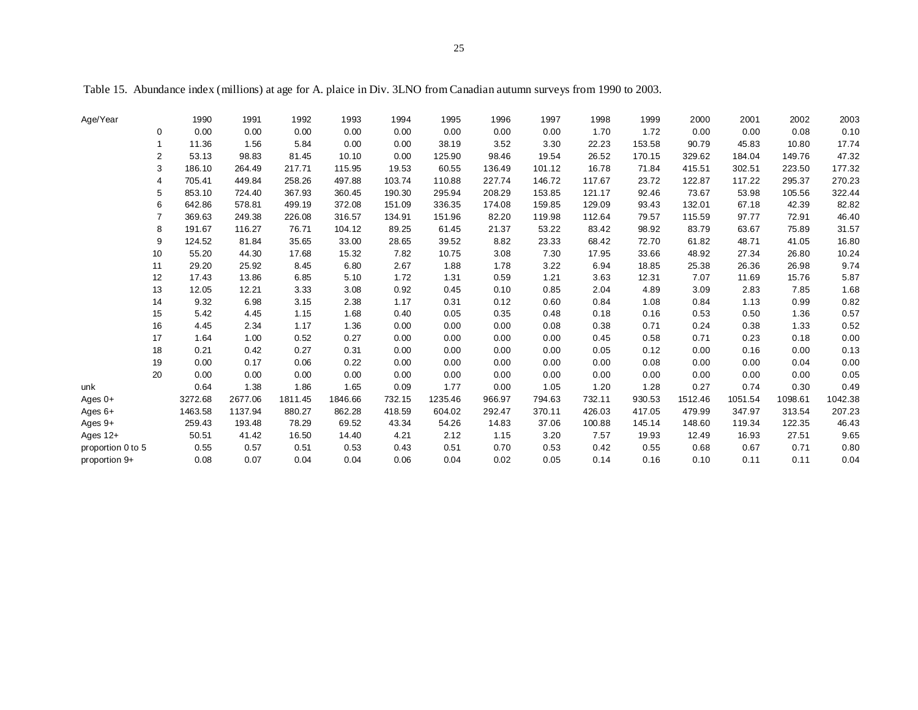Table 15. Abundance index (millions) at age for A. plaice in Div. 3LNO from Canadian autumn surveys from 1990 to 2003.

| Age/Year | 1990 | 1991 | 1992 | 1993 | 1994 | 1995 | 1996 | 1997 | 1998 | 1999 | 2000 | 2001 | 2002 | 2003 |
|---|---|---|---|---|---|---|---|---|---|---|---|---|---|---|
| 0 | 0.00 | 0.00 | 0.00 | 0.00 | 0.00 | 0.00 | 0.00 | 0.00 | 1.70 | 1.72 | 0.00 | 0.00 | 0.08 | 0.10 |
| 1 | 11.36 | 1.56 | 5.84 | 0.00 | 0.00 | 38.19 | 3.52 | 3.30 | 22.23 | 153.58 | 90.79 | 45.83 | 10.80 | 17.74 |
| 2 | 53.13 | 98.83 | 81.45 | 10.10 | 0.00 | 125.90 | 98.46 | 19.54 | 26.52 | 170.15 | 329.62 | 184.04 | 149.76 | 47.32 |
| 3 | 186.10 | 264.49 | 217.71 | 115.95 | 19.53 | 60.55 | 136.49 | 101.12 | 16.78 | 71.84 | 415.51 | 302.51 | 223.50 | 177.32 |
| 4 | 705.41 | 449.84 | 258.26 | 497.88 | 103.74 | 110.88 | 227.74 | 146.72 | 117.67 | 23.72 | 122.87 | 117.22 | 295.37 | 270.23 |
| 5 | 853.10 | 724.40 | 367.93 | 360.45 | 190.30 | 295.94 | 208.29 | 153.85 | 121.17 | 92.46 | 73.67 | 53.98 | 105.56 | 322.44 |
| 6 | 642.86 | 578.81 | 499.19 | 372.08 | 151.09 | 336.35 | 174.08 | 159.85 | 129.09 | 93.43 | 132.01 | 67.18 | 42.39 | 82.82 |
| 7 | 369.63 | 249.38 | 226.08 | 316.57 | 134.91 | 151.96 | 82.20 | 119.98 | 112.64 | 79.57 | 115.59 | 97.77 | 72.91 | 46.40 |
| 8 | 191.67 | 116.27 | 76.71 | 104.12 | 89.25 | 61.45 | 21.37 | 53.22 | 83.42 | 98.92 | 83.79 | 63.67 | 75.89 | 31.57 |
| 9 | 124.52 | 81.84 | 35.65 | 33.00 | 28.65 | 39.52 | 8.82 | 23.33 | 68.42 | 72.70 | 61.82 | 48.71 | 41.05 | 16.80 |
| 10 | 55.20 | 44.30 | 17.68 | 15.32 | 7.82 | 10.75 | 3.08 | 7.30 | 17.95 | 33.66 | 48.92 | 27.34 | 26.80 | 10.24 |
| 11 | 29.20 | 25.92 | 8.45 | 6.80 | 2.67 | 1.88 | 1.78 | 3.22 | 6.94 | 18.85 | 25.38 | 26.36 | 26.98 | 9.74 |
| 12 | 17.43 | 13.86 | 6.85 | 5.10 | 1.72 | 1.31 | 0.59 | 1.21 | 3.63 | 12.31 | 7.07 | 11.69 | 15.76 | 5.87 |
| 13 | 12.05 | 12.21 | 3.33 | 3.08 | 0.92 | 0.45 | 0.10 | 0.85 | 2.04 | 4.89 | 3.09 | 2.83 | 7.85 | 1.68 |
| 14 | 9.32 | 6.98 | 3.15 | 2.38 | 1.17 | 0.31 | 0.12 | 0.60 | 0.84 | 1.08 | 0.84 | 1.13 | 0.99 | 0.82 |
| 15 | 5.42 | 4.45 | 1.15 | 1.68 | 0.40 | 0.05 | 0.35 | 0.48 | 0.18 | 0.16 | 0.53 | 0.50 | 1.36 | 0.57 |
| 16 | 4.45 | 2.34 | 1.17 | 1.36 | 0.00 | 0.00 | 0.00 | 0.08 | 0.38 | 0.71 | 0.24 | 0.38 | 1.33 | 0.52 |
| 17 | 1.64 | 1.00 | 0.52 | 0.27 | 0.00 | 0.00 | 0.00 | 0.00 | 0.45 | 0.58 | 0.71 | 0.23 | 0.18 | 0.00 |
| 18 | 0.21 | 0.42 | 0.27 | 0.31 | 0.00 | 0.00 | 0.00 | 0.00 | 0.05 | 0.12 | 0.00 | 0.16 | 0.00 | 0.13 |
| 19 | 0.00 | 0.17 | 0.06 | 0.22 | 0.00 | 0.00 | 0.00 | 0.00 | 0.00 | 0.08 | 0.00 | 0.00 | 0.04 | 0.00 |
| 20 | 0.00 | 0.00 | 0.00 | 0.00 | 0.00 | 0.00 | 0.00 | 0.00 | 0.00 | 0.00 | 0.00 | 0.00 | 0.00 | 0.05 |
| unk | 0.64 | 1.38 | 1.86 | 1.65 | 0.09 | 1.77 | 0.00 | 1.05 | 1.20 | 1.28 | 0.27 | 0.74 | 0.30 | 0.49 |
| Ages 0+ | 3272.68 | 2677.06 | 1811.45 | 1846.66 | 732.15 | 1235.46 | 966.97 | 794.63 | 732.11 | 930.53 | 1512.46 | 1051.54 | 1098.61 | 1042.38 |
| Ages 6+ | 1463.58 | 1137.94 | 880.27 | 862.28 | 418.59 | 604.02 | 292.47 | 370.11 | 426.03 | 417.05 | 479.99 | 347.97 | 313.54 | 207.23 |
| Ages 9+ | 259.43 | 193.48 | 78.29 | 69.52 | 43.34 | 54.26 | 14.83 | 37.06 | 100.88 | 145.14 | 148.60 | 119.34 | 122.35 | 46.43 |
| Ages 12+ | 50.51 | 41.42 | 16.50 | 14.40 | 4.21 | 2.12 | 1.15 | 3.20 | 7.57 | 19.93 | 12.49 | 16.93 | 27.51 | 9.65 |
| proportion 0 to 5 | 0.55 | 0.57 | 0.51 | 0.53 | 0.43 | 0.51 | 0.70 | 0.53 | 0.42 | 0.55 | 0.68 | 0.67 | 0.71 | 0.80 |
| proportion 9+ | 0.08 | 0.07 | 0.04 | 0.04 | 0.06 | 0.04 | 0.02 | 0.05 | 0.14 | 0.16 | 0.10 | 0.11 | 0.11 | 0.04 |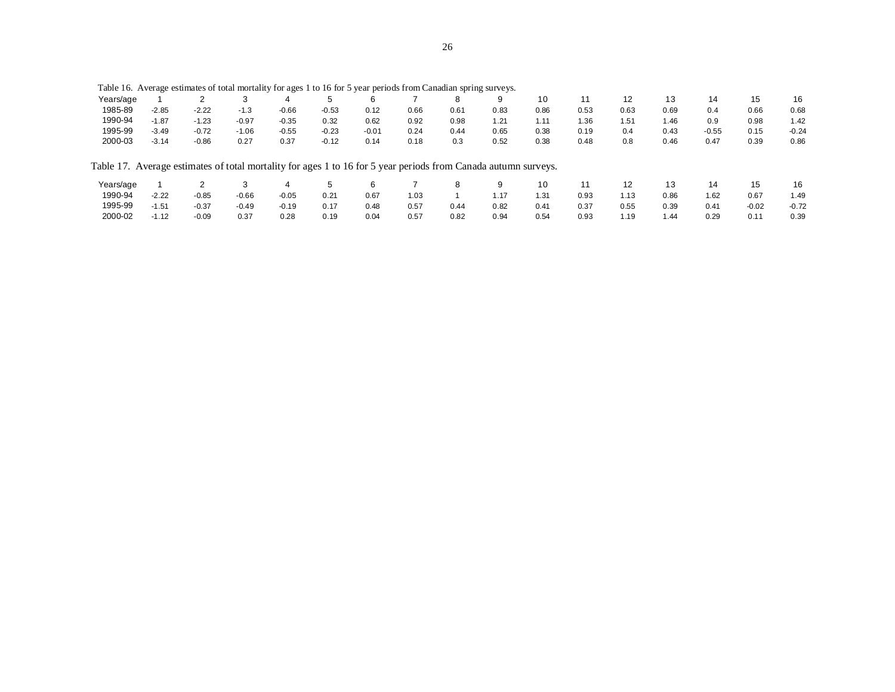Table 16. Average estimates of total mortality for ages 1 to 16 for 5 year periods from Canadian spring surveys.

| Years/age | 1 | 2 | 3 | 4 | 5 | 6 | 7 | 8 | 9 | 10 | 11 | 12 | 13 | 14 | 15 | 16 |
|---|---|---|---|---|---|---|---|---|---|---|---|---|---|---|---|---|
| 1985-89 | -2.85 | -2.22 | -1.3 | -0.66 | -0.53 | 0.12 | 0.66 | 0.61 | 0.83 | 0.86 | 0.53 | 0.63 | 0.69 | 0.4 | 0.66 | 0.68 |
| 1990-94 | -1.87 | -1.23 | -0.97 | -0.35 | 0.32 | 0.62 | 0.92 | 0.98 | 1.21 | 1.11 | 1.36 | 1.51 | 1.46 | 0.9 | 0.98 | 1.42 |
| 1995-99 | -3.49 | -0.72 | -1.06 | -0.55 | -0.23 | -0.01 | 0.24 | 0.44 | 0.65 | 0.38 | 0.19 | 0.4 | 0.43 | -0.55 | 0.15 | -0.24 |
| 2000-03 | -3.14 | -0.86 | 0.27 | 0.37 | -0.12 | 0.14 | 0.18 | 0.3 | 0.52 | 0.38 | 0.48 | 0.8 | 0.46 | 0.47 | 0.39 | 0.86 |

Table 17. Average estimates of total mortality for ages 1 to 16 for 5 year periods from Canada autumn surveys.

| Years/age | 1 | 2 | 3 | 4 | 5 | 6 | 7 | 8 | 9 | 10 | 11 | 12 | 13 | 14 | 15 | 16 |
|---|---|---|---|---|---|---|---|---|---|---|---|---|---|---|---|---|
| 1990-94 | -2.22 | -0.85 | -0.66 | -0.05 | 0.21 | 0.67 | 1.03 | 1 | 1.17 | 1.31 | 0.93 | 1.13 | 0.86 | 1.62 | 0.67 | 1.49 |
| 1995-99 | -1.51 | -0.37 | -0.49 | -0.19 | 0.17 | 0.48 | 0.57 | 0.44 | 0.82 | 0.41 | 0.37 | 0.55 | 0.39 | 0.41 | -0.02 | -0.72 |
| 2000-02 | -1.12 | -0.09 | 0.37 | 0.28 | 0.19 | 0.04 | 0.57 | 0.82 | 0.94 | 0.54 | 0.93 | 1.19 | 1.44 | 0.29 | 0.11 | 0.39 |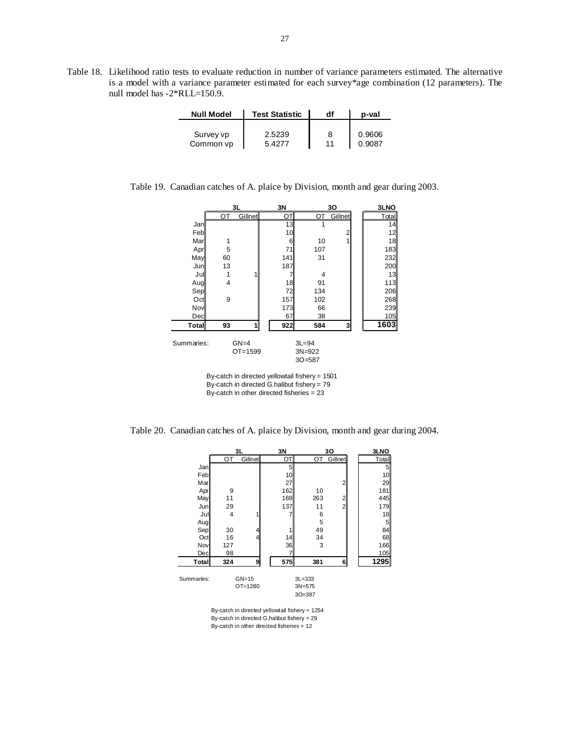Table 18. Likelihood ratio tests to evaluate reduction in number of variance parameters estimated. The alternative is a model with a variance parameter estimated for each survey*age combination (12 parameters). The null model has -2*RLL=150.9.

| Null Model | Test Statistic | df | p-val |
|---|---|---|---|
| Survey vp | 2.5239 | 8 | 0.9606 |
| Common vp | 5.4277 | 11 | 0.9087 |

Table 19. Canadian catches of A. plaice by Division, month and gear during 2003.

| | 3L | | 3N | 3O | | 3LNO |
|---|---|---|---|---|---|---|
| | OT | Gillnet | OT | OT | Gillnet | Total |
| Jan | | | 13 | 1 | | 14 |
| Feb | | | 10 | | 2 | 12 |
| Mar | 1 | | 6 | 10 | 1 | 18 |
| Apr | 5 | | 71 | 107 | | 183 |
| May | 60 | | 141 | 31 | | 232 |
| Jun | 13 | | 187 | | | 200 |
| Jul | 1 | 1 | 7 | 4 | | 13 |
| Aug | 4 | | 18 | 91 | | 113 |
| Sep | | | 72 | 134 | | 206 |
| Oct | 9 | | 157 | 102 | | 268 |
| Nov | | | 173 | 66 | | 239 |
| Dec | | | 67 | 38 | | 105 |
| **Total** | **93** | **1** | **922** | **584** | **3** | **1603** |

Summaries: GN=4, OT=1599; 3L=94, 3N=922, 3O=587

By-catch in directed yellowtail fishery = 1501
By-catch in directed G.halibut fishery = 79
By-catch in other directed fisheries = 23

Table 20. Canadian catches of A. plaice by Division, month and gear during 2004.

| | 3L | | 3N | 3O | | 3LNO |
|---|---|---|---|---|---|---|
| | OT | Gillnet | OT | OT | Gillnet | Total |
| Jan | | | 5 | | | 5 |
| Feb | | | 10 | | | 10 |
| Mar | | | 27 | | 2 | 29 |
| Apr | 9 | | 162 | 10 | | 181 |
| May | 11 | | 169 | 263 | 2 | 445 |
| Jun | 29 | | 137 | 11 | 2 | 179 |
| Jul | 4 | 1 | 7 | 6 | | 18 |
| Aug | | | | 5 | | 5 |
| Sep | 30 | 4 | 1 | 49 | | 84 |
| Oct | 16 | 4 | 14 | 34 | | 68 |
| Nov | 127 | | 36 | 3 | | 166 |
| Dec | 98 | | 7 | | | 105 |
| **Total** | **324** | **9** | **575** | **381** | **6** | **1295** |

Summaries: GN=15, OT=1280; 3L=333, 3N=575, 3O=387

By-catch in directed yellowtail fishery = 1254
By-catch in directed G.halibut fishery = 29
By-catch in other directed fisheries = 12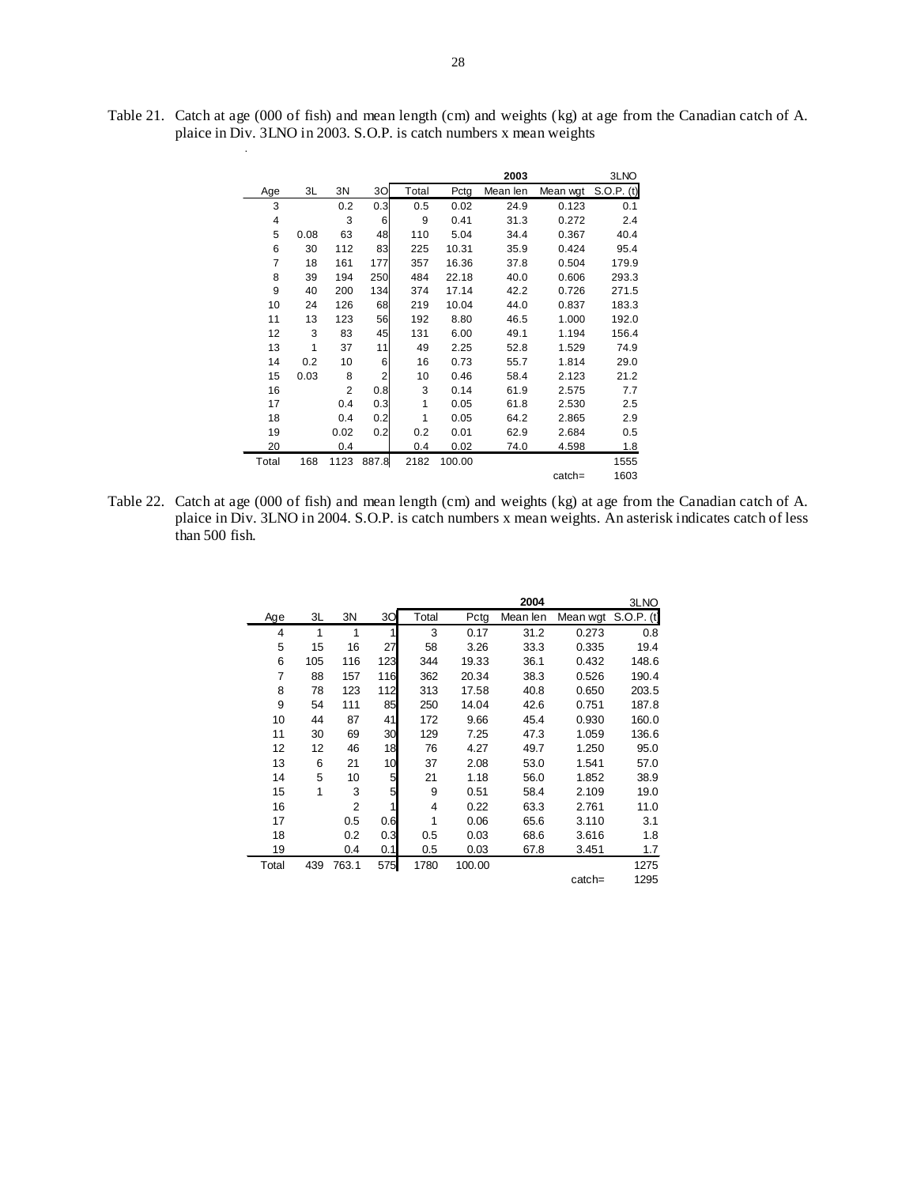Table 21. Catch at age (000 of fish) and mean length (cm) and weights (kg) at age from the Canadian catch of A. plaice in Div. 3LNO in 2003. S.O.P. is catch numbers x mean weights

| | | | | | | 2003 | | 3LNO |
|---|---|---|---|---|---|---|---|---|
| Age | 3L | 3N | 3O | Total | Pctg | Mean len | Mean wgt | S.O.P. (t) |
| 3 | | 0.2 | 0.3 | 0.5 | 0.02 | 24.9 | 0.123 | 0.1 |
| 4 | | 3 | 6 | 9 | 0.41 | 31.3 | 0.272 | 2.4 |
| 5 | 0.08 | 63 | 48 | 110 | 5.04 | 34.4 | 0.367 | 40.4 |
| 6 | 30 | 112 | 83 | 225 | 10.31 | 35.9 | 0.424 | 95.4 |
| 7 | 18 | 161 | 177 | 357 | 16.36 | 37.8 | 0.504 | 179.9 |
| 8 | 39 | 194 | 250 | 484 | 22.18 | 40.0 | 0.606 | 293.3 |
| 9 | 40 | 200 | 134 | 374 | 17.14 | 42.2 | 0.726 | 271.5 |
| 10 | 24 | 126 | 68 | 219 | 10.04 | 44.0 | 0.837 | 183.3 |
| 11 | 13 | 123 | 56 | 192 | 8.80 | 46.5 | 1.000 | 192.0 |
| 12 | 3 | 83 | 45 | 131 | 6.00 | 49.1 | 1.194 | 156.4 |
| 13 | 1 | 37 | 11 | 49 | 2.25 | 52.8 | 1.529 | 74.9 |
| 14 | 0.2 | 10 | 6 | 16 | 0.73 | 55.7 | 1.814 | 29.0 |
| 15 | 0.03 | 8 | 2 | 10 | 0.46 | 58.4 | 2.123 | 21.2 |
| 16 | | 2 | 0.8 | 3 | 0.14 | 61.9 | 2.575 | 7.7 |
| 17 | | 0.4 | 0.3 | 1 | 0.05 | 61.8 | 2.530 | 2.5 |
| 18 | | 0.4 | 0.2 | 1 | 0.05 | 64.2 | 2.865 | 2.9 |
| 19 | | 0.02 | 0.2 | 0.2 | 0.01 | 62.9 | 2.684 | 0.5 |
| 20 | | 0.4 | | 0.4 | 0.02 | 74.0 | 4.598 | 1.8 |
| Total | 168 | 1123 | 887.8 | 2182 | 100.00 | | | 1555 |
| | | | | | | | catch= | 1603 |

Table 22. Catch at age (000 of fish) and mean length (cm) and weights (kg) at age from the Canadian catch of A. plaice in Div. 3LNO in 2004. S.O.P. is catch numbers x mean weights. An asterisk indicates catch of less than 500 fish.

| | | | | | | 2004 | | 3LNO |
|---|---|---|---|---|---|---|---|---|
| Age | 3L | 3N | 3O | Total | Pctg | Mean len | Mean wgt | S.O.P. (t) |
| 4 | 1 | 1 | 1 | 3 | 0.17 | 31.2 | 0.273 | 0.8 |
| 5 | 15 | 16 | 27 | 58 | 3.26 | 33.3 | 0.335 | 19.4 |
| 6 | 105 | 116 | 123 | 344 | 19.33 | 36.1 | 0.432 | 148.6 |
| 7 | 88 | 157 | 116 | 362 | 20.34 | 38.3 | 0.526 | 190.4 |
| 8 | 78 | 123 | 112 | 313 | 17.58 | 40.8 | 0.650 | 203.5 |
| 9 | 54 | 111 | 85 | 250 | 14.04 | 42.6 | 0.751 | 187.8 |
| 10 | 44 | 87 | 41 | 172 | 9.66 | 45.4 | 0.930 | 160.0 |
| 11 | 30 | 69 | 30 | 129 | 7.25 | 47.3 | 1.059 | 136.6 |
| 12 | 12 | 46 | 18 | 76 | 4.27 | 49.7 | 1.250 | 95.0 |
| 13 | 6 | 21 | 10 | 37 | 2.08 | 53.0 | 1.541 | 57.0 |
| 14 | 5 | 10 | 5 | 21 | 1.18 | 56.0 | 1.852 | 38.9 |
| 15 | 1 | 3 | 5 | 9 | 0.51 | 58.4 | 2.109 | 19.0 |
| 16 | | 2 | 1 | 4 | 0.22 | 63.3 | 2.761 | 11.0 |
| 17 | | 0.5 | 0.6 | 1 | 0.06 | 65.6 | 3.110 | 3.1 |
| 18 | | 0.2 | 0.3 | 0.5 | 0.03 | 68.6 | 3.616 | 1.8 |
| 19 | | 0.4 | 0.1 | 0.5 | 0.03 | 67.8 | 3.451 | 1.7 |
| Total | 439 | 763.1 | 575 | 1780 | 100.00 | | | 1275 |
| | | | | | | | catch= | 1295 |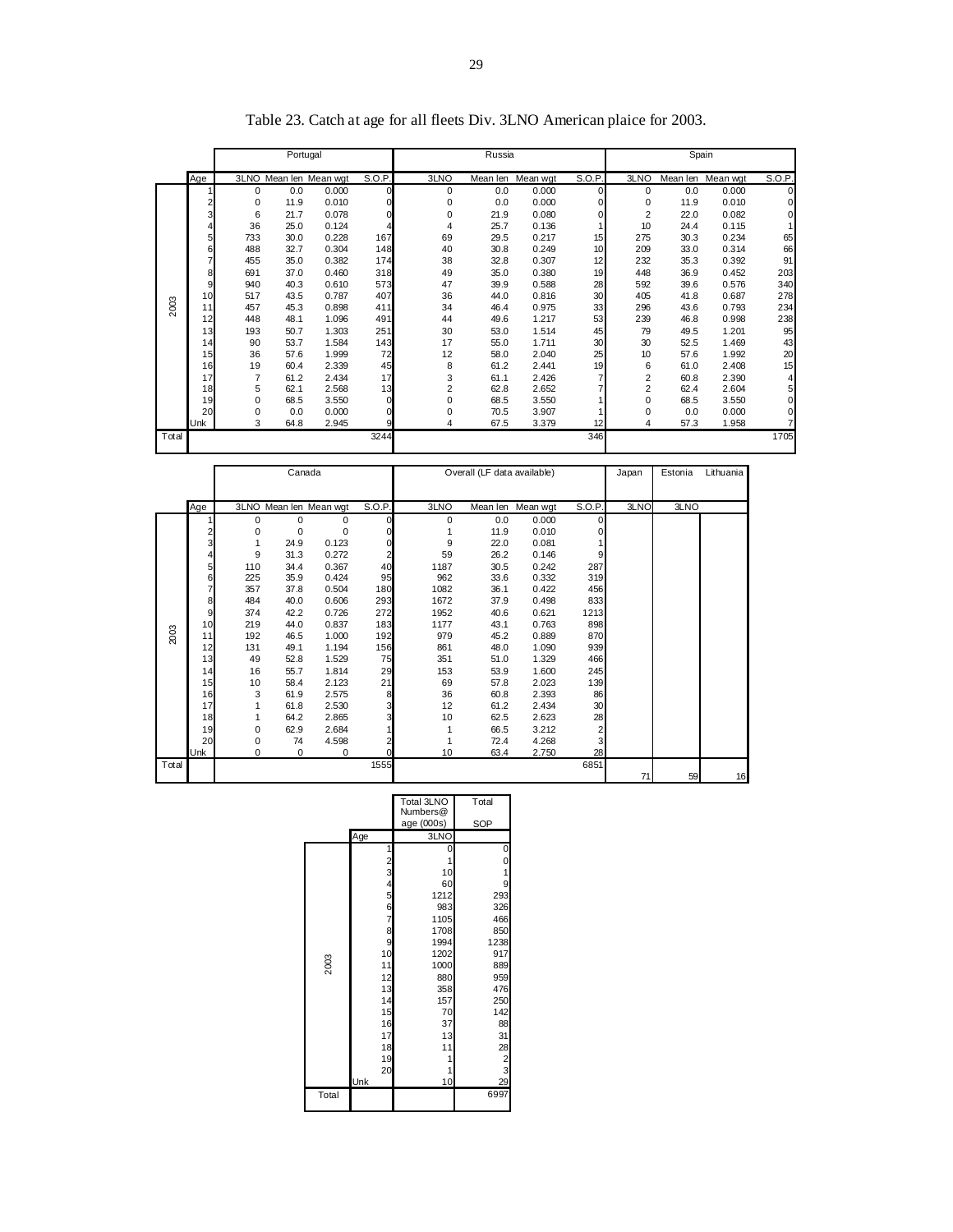Table 23. Catch at age for all fleets Div. 3LNO American plaice for 2003.

| | Age | Portugal | | | | Russia | | | | Spain | | | |
|---|---|---|---|---|---|---|---|---|---|---|---|---|---|
| | | 3LNO | Mean len | Mean wgt | S.O.P. | 3LNO | Mean len | Mean wgt | S.O.P. | 3LNO | Mean len | Mean wgt | S.O.P. |
| 2003 | 1 | 0 | 0.0 | 0.000 | 0 | 0 | 0.0 | 0.000 | 0 | 0 | 0.0 | 0.000 | 0 |
| | 2 | 0 | 11.9 | 0.010 | 0 | 0 | 0.0 | 0.000 | 0 | 0 | 11.9 | 0.010 | 0 |
| | 3 | 6 | 21.7 | 0.078 | 0 | 0 | 21.9 | 0.080 | 0 | 2 | 22.0 | 0.082 | 0 |
| | 4 | 36 | 25.0 | 0.124 | 4 | 4 | 25.7 | 0.136 | 1 | 10 | 24.4 | 0.115 | 1 |
| | 5 | 733 | 30.0 | 0.228 | 167 | 69 | 29.5 | 0.217 | 15 | 275 | 30.3 | 0.234 | 65 |
| | 6 | 488 | 32.7 | 0.304 | 148 | 40 | 30.8 | 0.249 | 10 | 209 | 33.0 | 0.314 | 66 |
| | 7 | 455 | 35.0 | 0.382 | 174 | 38 | 32.8 | 0.307 | 12 | 232 | 35.3 | 0.392 | 91 |
| | 8 | 691 | 37.0 | 0.460 | 318 | 49 | 35.0 | 0.380 | 19 | 448 | 36.9 | 0.452 | 203 |
| | 9 | 940 | 40.3 | 0.610 | 573 | 47 | 39.9 | 0.588 | 28 | 592 | 39.6 | 0.576 | 340 |
| | 10 | 517 | 43.5 | 0.787 | 407 | 36 | 44.0 | 0.816 | 30 | 405 | 41.8 | 0.687 | 278 |
| | 11 | 457 | 45.3 | 0.898 | 411 | 34 | 46.4 | 0.975 | 33 | 296 | 43.6 | 0.793 | 234 |
| | 12 | 448 | 48.1 | 1.096 | 491 | 44 | 49.6 | 1.217 | 53 | 239 | 46.8 | 0.998 | 238 |
| | 13 | 193 | 50.7 | 1.303 | 251 | 30 | 53.0 | 1.514 | 45 | 79 | 49.5 | 1.201 | 95 |
| | 14 | 90 | 53.7 | 1.584 | 143 | 17 | 55.0 | 1.711 | 30 | 30 | 52.5 | 1.469 | 43 |
| | 15 | 36 | 57.6 | 1.999 | 72 | 12 | 58.0 | 2.040 | 25 | 10 | 57.6 | 1.992 | 20 |
| | 16 | 19 | 60.4 | 2.339 | 45 | 8 | 61.2 | 2.441 | 19 | 6 | 61.0 | 2.408 | 15 |
| | 17 | 7 | 61.2 | 2.434 | 17 | 3 | 61.1 | 2.426 | 7 | 2 | 60.8 | 2.390 | 4 |
| | 18 | 5 | 62.1 | 2.568 | 13 | 2 | 62.8 | 2.652 | 7 | 2 | 62.4 | 2.604 | 5 |
| | 19 | 0 | 68.5 | 3.550 | 0 | 0 | 68.5 | 3.550 | 1 | 0 | 68.5 | 3.550 | 0 |
| | 20 | 0 | 0.0 | 0.000 | 0 | 0 | 70.5 | 3.907 | 1 | 0 | 0.0 | 0.000 | 0 |
| | Unk | 3 | 64.8 | 2.945 | 9 | 4 | 67.5 | 3.379 | 12 | 4 | 57.3 | 1.958 | 7 |
| Total | | | | | 3244 | | | | 346 | | | | 1705 |

| | Age | Canada | | | | Overall (LF data available) | | | | Japan | Estonia | Lithuania |
|---|---|---|---|---|---|---|---|---|---|---|---|---|
| | | 3LNO | Mean len | Mean wgt | S.O.P. | 3LNO | Mean len | Mean wgt | S.O.P. | 3LNO | 3LNO | |
| 2003 | 1 | 0 | 0 | 0 | 0 | 0 | 0.0 | 0.000 | 0 | | | |
| | 2 | 0 | 0 | 0 | 0 | 1 | 11.9 | 0.010 | 0 | | | |
| | 3 | 1 | 24.9 | 0.123 | 0 | 9 | 22.0 | 0.081 | 1 | | | |
| | 4 | 9 | 31.3 | 0.272 | 2 | 59 | 26.2 | 0.146 | 9 | | | |
| | 5 | 110 | 34.4 | 0.367 | 40 | 1187 | 30.5 | 0.242 | 287 | | | |
| | 6 | 225 | 35.9 | 0.424 | 95 | 962 | 33.6 | 0.332 | 319 | | | |
| | 7 | 357 | 37.8 | 0.504 | 180 | 1082 | 36.1 | 0.422 | 456 | | | |
| | 8 | 484 | 40.0 | 0.606 | 293 | 1672 | 37.9 | 0.498 | 833 | | | |
| | 9 | 374 | 42.2 | 0.726 | 272 | 1952 | 40.6 | 0.621 | 1213 | | | |
| | 10 | 219 | 44.0 | 0.837 | 183 | 1177 | 43.1 | 0.763 | 898 | | | |
| | 11 | 192 | 46.5 | 1.000 | 192 | 979 | 45.2 | 0.889 | 870 | | | |
| | 12 | 131 | 49.1 | 1.194 | 156 | 861 | 48.0 | 1.090 | 939 | | | |
| | 13 | 49 | 52.8 | 1.529 | 75 | 351 | 51.0 | 1.329 | 466 | | | |
| | 14 | 16 | 55.7 | 1.814 | 29 | 153 | 53.9 | 1.600 | 245 | | | |
| | 15 | 10 | 58.4 | 2.123 | 21 | 69 | 57.8 | 2.023 | 139 | | | |
| | 16 | 3 | 61.9 | 2.575 | 8 | 36 | 60.8 | 2.393 | 86 | | | |
| | 17 | 1 | 61.8 | 2.530 | 3 | 12 | 61.2 | 2.434 | 30 | | | |
| | 18 | 1 | 64.2 | 2.865 | 3 | 10 | 62.5 | 2.623 | 28 | | | |
| | 19 | 0 | 62.9 | 2.684 | 1 | 1 | 66.5 | 3.212 | 2 | | | |
| | 20 | 0 | 74 | 4.598 | 2 | 1 | 72.4 | 4.268 | 3 | | | |
| | Unk | 0 | 0 | 0 | 0 | 10 | 63.4 | 2.750 | 28 | | | |
| Total | | | | | 1555 | | | | 6851 | 71 | 59 | 16 |

| | Age | Total 3LNO Numbers@ age (000s) | Total SOP |
|---|---|---|---|
| | | 3LNO | |
| 2003 | 1 | 0 | 0 |
| | 2 | 1 | 0 |
| | 3 | 10 | 1 |
| | 4 | 60 | 9 |
| | 5 | 1212 | 293 |
| | 6 | 983 | 326 |
| | 7 | 1105 | 466 |
| | 8 | 1708 | 850 |
| | 9 | 1994 | 1238 |
| | 10 | 1202 | 917 |
| | 11 | 1000 | 889 |
| | 12 | 880 | 959 |
| | 13 | 358 | 476 |
| | 14 | 157 | 250 |
| | 15 | 70 | 142 |
| | 16 | 37 | 88 |
| | 17 | 13 | 31 |
| | 18 | 11 | 28 |
| | 19 | 1 | 2 |
| | 20 | 1 | 3 |
| | Unk | 10 | 29 |
| Total | | | 6997 |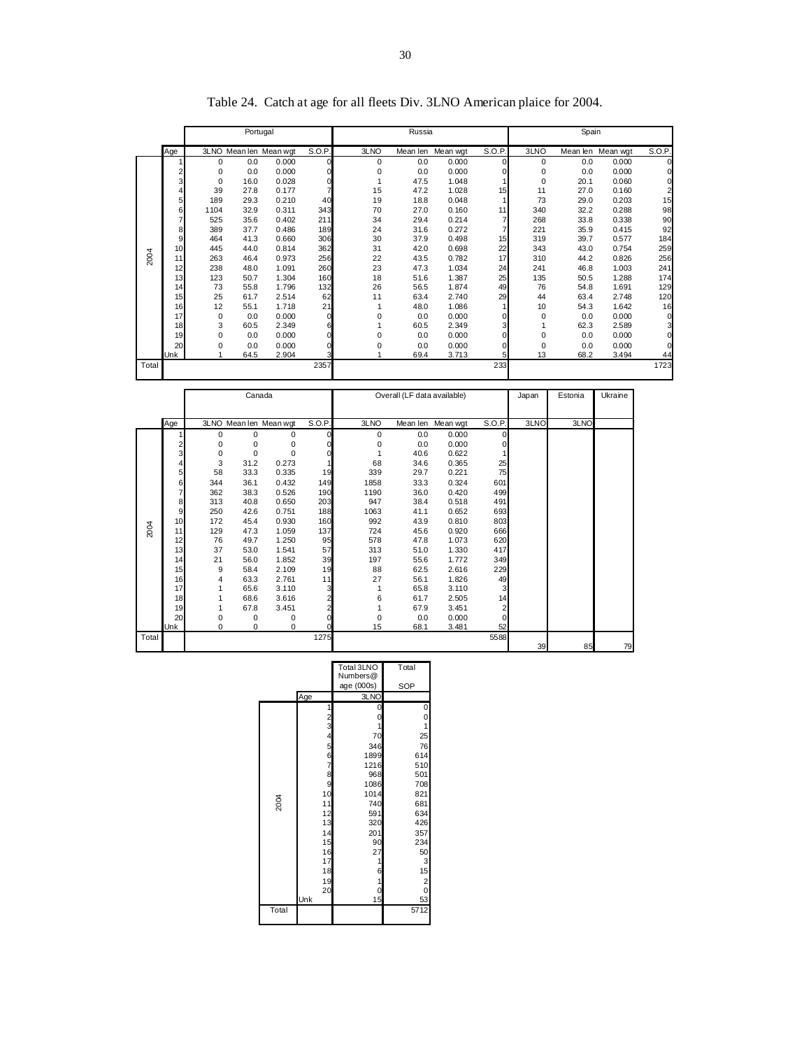Table 24. Catch at age for all fleets Div. 3LNO American plaice for 2004.

| | Age | Portugal | | | | Russia | | | | Spain | | | |
|---|---|---|---|---|---|---|---|---|---|---|---|---|---|
| | | 3LNO | Mean len | Mean wgt | S.O.P. | 3LNO | Mean len | Mean wgt | S.O.P. | 3LNO | Mean len | Mean wgt | S.O.P. |
| 2004 | 1 | 0 | 0.0 | 0.000 | 0 | 0 | 0.0 | 0.000 | 0 | 0 | 0.0 | 0.000 | 0 |
| | 2 | 0 | 0.0 | 0.000 | 0 | 0 | 0.0 | 0.000 | 0 | 0 | 0.0 | 0.000 | 0 |
| | 3 | 0 | 16.0 | 0.028 | 0 | 1 | 47.5 | 1.048 | 1 | 0 | 20.1 | 0.060 | 0 |
| | 4 | 39 | 27.8 | 0.177 | 7 | 15 | 47.2 | 1.028 | 15 | 11 | 27.0 | 0.160 | 2 |
| | 5 | 189 | 29.3 | 0.210 | 40 | 19 | 18.8 | 0.048 | 1 | 73 | 29.0 | 0.203 | 15 |
| | 6 | 1104 | 32.9 | 0.311 | 343 | 70 | 27.0 | 0.160 | 11 | 340 | 32.2 | 0.288 | 98 |
| | 7 | 525 | 35.6 | 0.402 | 211 | 34 | 29.4 | 0.214 | 7 | 268 | 33.8 | 0.338 | 90 |
| | 8 | 389 | 37.7 | 0.486 | 189 | 24 | 31.6 | 0.272 | 7 | 221 | 35.9 | 0.415 | 92 |
| | 9 | 464 | 41.3 | 0.660 | 306 | 30 | 37.9 | 0.498 | 15 | 319 | 39.7 | 0.577 | 184 |
| | 10 | 445 | 44.0 | 0.814 | 362 | 31 | 42.0 | 0.698 | 22 | 343 | 43.0 | 0.754 | 259 |
| | 11 | 263 | 46.4 | 0.973 | 256 | 22 | 43.5 | 0.782 | 17 | 310 | 44.2 | 0.826 | 256 |
| | 12 | 238 | 48.0 | 1.091 | 260 | 23 | 47.3 | 1.034 | 24 | 241 | 46.8 | 1.003 | 241 |
| | 13 | 123 | 50.7 | 1.304 | 160 | 18 | 51.6 | 1.387 | 25 | 135 | 50.5 | 1.288 | 174 |
| | 14 | 73 | 55.8 | 1.796 | 132 | 26 | 56.5 | 1.874 | 49 | 76 | 54.8 | 1.691 | 129 |
| | 15 | 25 | 61.7 | 2.514 | 62 | 11 | 63.4 | 2.740 | 29 | 44 | 63.4 | 2.748 | 120 |
| | 16 | 12 | 55.1 | 1.718 | 21 | 1 | 48.0 | 1.086 | 1 | 10 | 54.3 | 1.642 | 16 |
| | 17 | 0 | 0.0 | 0.000 | 0 | 0 | 0.0 | 0.000 | 0 | 0 | 0.0 | 0.000 | 0 |
| | 18 | 3 | 60.5 | 2.349 | 6 | 1 | 60.5 | 2.349 | 3 | 1 | 62.3 | 2.589 | 3 |
| | 19 | 0 | 0.0 | 0.000 | 0 | 0 | 0.0 | 0.000 | 0 | 0 | 0.0 | 0.000 | 0 |
| | 20 | 0 | 0.0 | 0.000 | 0 | 0 | 0.0 | 0.000 | 0 | 0 | 0.0 | 0.000 | 0 |
| | Unk | 1 | 64.5 | 2.904 | 3 | 1 | 69.4 | 3.713 | 5 | 13 | 68.2 | 3.494 | 44 |
| Total | | | | | 2357 | | | | 233 | | | | 1723 |

| | Age | Canada | | | | Overall (LF data available) | | | | Japan | Estonia | Ukraine |
|---|---|---|---|---|---|---|---|---|---|---|---|---|
| | | 3LNO | Mean len | Mean wgt | S.O.P. | 3LNO | Mean len | Mean wgt | S.O.P. | 3LNO | 3LNO | |
| 2004 | 1 | 0 | 0 | 0 | 0 | 0 | 0.0 | 0.000 | 0 | | | |
| | 2 | 0 | 0 | 0 | 0 | 0 | 0.0 | 0.000 | 0 | | | |
| | 3 | 0 | 0 | 0 | 0 | 1 | 40.6 | 0.622 | 1 | | | |
| | 4 | 3 | 31.2 | 0.273 | 1 | 68 | 34.6 | 0.365 | 25 | | | |
| | 5 | 58 | 33.3 | 0.335 | 19 | 339 | 29.7 | 0.221 | 75 | | | |
| | 6 | 344 | 36.1 | 0.432 | 149 | 1858 | 33.3 | 0.324 | 601 | | | |
| | 7 | 362 | 38.3 | 0.526 | 190 | 1190 | 36.0 | 0.420 | 499 | | | |
| | 8 | 313 | 40.8 | 0.650 | 203 | 947 | 38.4 | 0.518 | 491 | | | |
| | 9 | 250 | 42.6 | 0.751 | 188 | 1063 | 41.1 | 0.652 | 693 | | | |
| | 10 | 172 | 45.4 | 0.930 | 160 | 992 | 43.9 | 0.810 | 803 | | | |
| | 11 | 129 | 47.3 | 1.059 | 137 | 724 | 45.6 | 0.920 | 666 | | | |
| | 12 | 76 | 49.7 | 1.250 | 95 | 578 | 47.8 | 1.073 | 620 | | | |
| | 13 | 37 | 53.0 | 1.541 | 57 | 313 | 51.0 | 1.330 | 417 | | | |
| | 14 | 21 | 56.0 | 1.852 | 39 | 197 | 55.6 | 1.772 | 349 | | | |
| | 15 | 9 | 58.4 | 2.109 | 19 | 88 | 62.5 | 2.616 | 229 | | | |
| | 16 | 4 | 63.3 | 2.761 | 11 | 27 | 56.1 | 1.826 | 49 | | | |
| | 17 | 1 | 65.6 | 3.110 | 3 | 1 | 65.8 | 3.110 | 3 | | | |
| | 18 | 1 | 68.6 | 3.616 | 2 | 6 | 61.7 | 2.505 | 14 | | | |
| | 19 | 1 | 67.8 | 3.451 | 2 | 1 | 67.9 | 3.451 | 2 | | | |
| | 20 | 0 | 0 | 0 | 0 | 0 | 0.0 | 0.000 | 0 | | | |
| | Unk | 0 | 0 | 0 | 0 | 15 | 68.1 | 3.481 | 52 | | | |
| Total | | | | | 1275 | | | | 5588 | 39 | 85 | 79 |

| | Age | Total 3LNO Numbers@ age (000s) | Total SOP |
|---|---|---|---|
| | | 3LNO | |
| 2004 | 1 | 0 | 0 |
| | 2 | 0 | 0 |
| | 3 | 1 | 1 |
| | 4 | 70 | 25 |
| | 5 | 346 | 76 |
| | 6 | 1899 | 614 |
| | 7 | 1216 | 510 |
| | 8 | 968 | 501 |
| | 9 | 1086 | 708 |
| | 10 | 1014 | 821 |
| | 11 | 740 | 681 |
| | 12 | 591 | 634 |
| | 13 | 320 | 426 |
| | 14 | 201 | 357 |
| | 15 | 90 | 234 |
| | 16 | 27 | 50 |
| | 17 | 1 | 3 |
| | 18 | 6 | 15 |
| | 19 | 1 | 2 |
| | 20 | 0 | 0 |
| | Unk | 15 | 53 |
| Total | | | 5712 |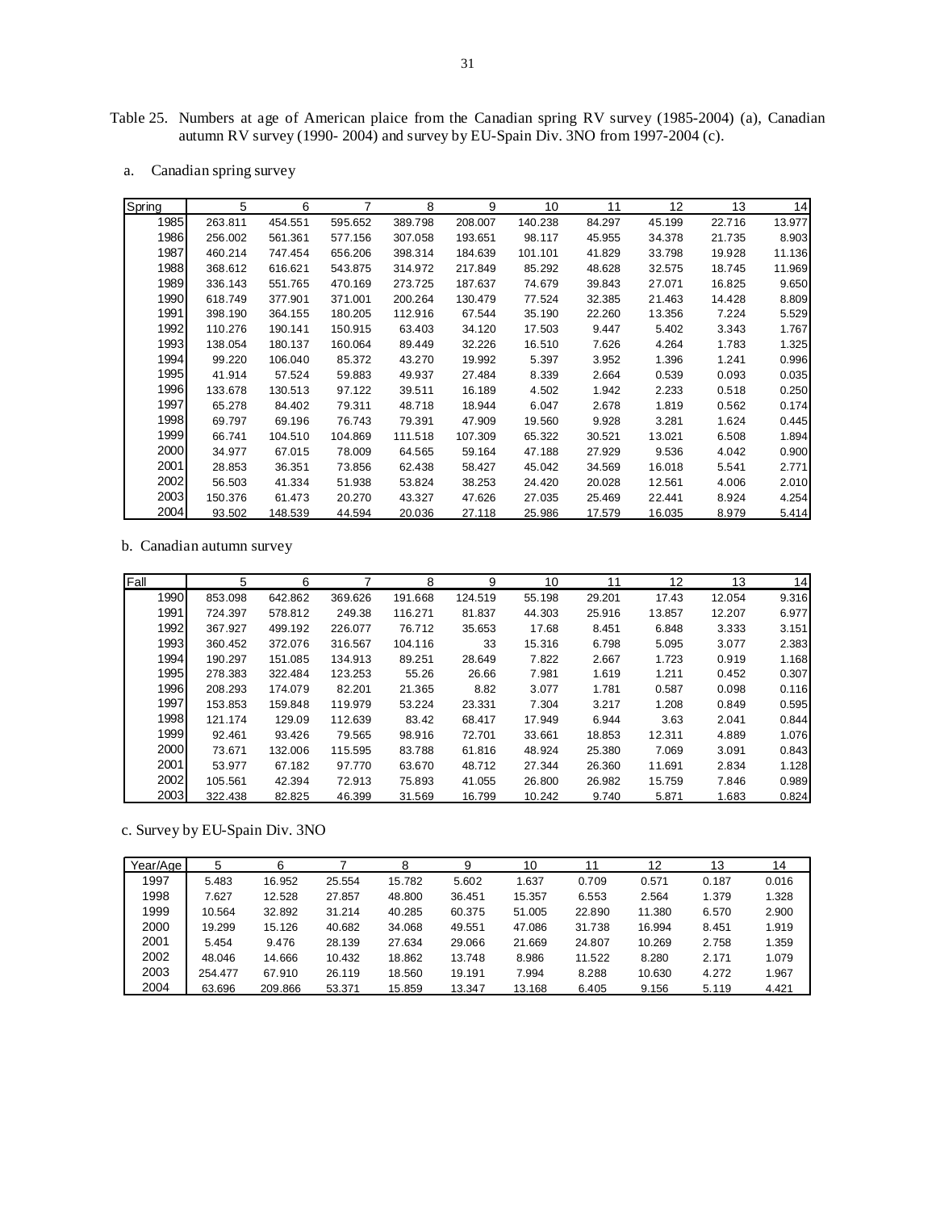Table 25. Numbers at age of American plaice from the Canadian spring RV survey (1985-2004) (a), Canadian autumn RV survey (1990- 2004) and survey by EU-Spain Div. 3NO from 1997-2004 (c).

a. Canadian spring survey

| Spring | 5 | 6 | 7 | 8 | 9 | 10 | 11 | 12 | 13 | 14 |
|---|---|---|---|---|---|---|---|---|---|---|
| 1985 | 263.811 | 454.551 | 595.652 | 389.798 | 208.007 | 140.238 | 84.297 | 45.199 | 22.716 | 13.977 |
| 1986 | 256.002 | 561.361 | 577.156 | 307.058 | 193.651 | 98.117 | 45.955 | 34.378 | 21.735 | 8.903 |
| 1987 | 460.214 | 747.454 | 656.206 | 398.314 | 184.639 | 101.101 | 41.829 | 33.798 | 19.928 | 11.136 |
| 1988 | 368.612 | 616.621 | 543.875 | 314.972 | 217.849 | 85.292 | 48.628 | 32.575 | 18.745 | 11.969 |
| 1989 | 336.143 | 551.765 | 470.169 | 273.725 | 187.637 | 74.679 | 39.843 | 27.071 | 16.825 | 9.650 |
| 1990 | 618.749 | 377.901 | 371.001 | 200.264 | 130.479 | 77.524 | 32.385 | 21.463 | 14.428 | 8.809 |
| 1991 | 398.190 | 364.155 | 180.205 | 112.916 | 67.544 | 35.190 | 22.260 | 13.356 | 7.224 | 5.529 |
| 1992 | 110.276 | 190.141 | 150.915 | 63.403 | 34.120 | 17.503 | 9.447 | 5.402 | 3.343 | 1.767 |
| 1993 | 138.054 | 180.137 | 160.064 | 89.449 | 32.226 | 16.510 | 7.626 | 4.264 | 1.783 | 1.325 |
| 1994 | 99.220 | 106.040 | 85.372 | 43.270 | 19.992 | 5.397 | 3.952 | 1.396 | 1.241 | 0.996 |
| 1995 | 41.914 | 57.524 | 59.883 | 49.937 | 27.484 | 8.339 | 2.664 | 0.539 | 0.093 | 0.035 |
| 1996 | 133.678 | 130.513 | 97.122 | 39.511 | 16.189 | 4.502 | 1.942 | 2.233 | 0.518 | 0.250 |
| 1997 | 65.278 | 84.402 | 79.311 | 48.718 | 18.944 | 6.047 | 2.678 | 1.819 | 0.562 | 0.174 |
| 1998 | 69.797 | 69.196 | 76.743 | 79.391 | 47.909 | 19.560 | 9.928 | 3.281 | 1.624 | 0.445 |
| 1999 | 66.741 | 104.510 | 104.869 | 111.518 | 107.309 | 65.322 | 30.521 | 13.021 | 6.508 | 1.894 |
| 2000 | 34.977 | 67.015 | 78.009 | 64.565 | 59.164 | 47.188 | 27.929 | 9.536 | 4.042 | 0.900 |
| 2001 | 28.853 | 36.351 | 73.856 | 62.438 | 58.427 | 45.042 | 34.569 | 16.018 | 5.541 | 2.771 |
| 2002 | 56.503 | 41.334 | 51.938 | 53.824 | 38.253 | 24.420 | 20.028 | 12.561 | 4.006 | 2.010 |
| 2003 | 150.376 | 61.473 | 20.270 | 43.327 | 47.626 | 27.035 | 25.469 | 22.441 | 8.924 | 4.254 |
| 2004 | 93.502 | 148.539 | 44.594 | 20.036 | 27.118 | 25.986 | 17.579 | 16.035 | 8.979 | 5.414 |

b. Canadian autumn survey

| Fall | 5 | 6 | 7 | 8 | 9 | 10 | 11 | 12 | 13 | 14 |
|---|---|---|---|---|---|---|---|---|---|---|
| 1990 | 853.098 | 642.862 | 369.626 | 191.668 | 124.519 | 55.198 | 29.201 | 17.43 | 12.054 | 9.316 |
| 1991 | 724.397 | 578.812 | 249.38 | 116.271 | 81.837 | 44.303 | 25.916 | 13.857 | 12.207 | 6.977 |
| 1992 | 367.927 | 499.192 | 226.077 | 76.712 | 35.653 | 17.68 | 8.451 | 6.848 | 3.333 | 3.151 |
| 1993 | 360.452 | 372.076 | 316.567 | 104.116 | 33 | 15.316 | 6.798 | 5.095 | 3.077 | 2.383 |
| 1994 | 190.297 | 151.085 | 134.913 | 89.251 | 28.649 | 7.822 | 2.667 | 1.723 | 0.919 | 1.168 |
| 1995 | 278.383 | 322.484 | 123.253 | 55.26 | 26.66 | 7.981 | 1.619 | 1.211 | 0.452 | 0.307 |
| 1996 | 208.293 | 174.079 | 82.201 | 21.365 | 8.82 | 3.077 | 1.781 | 0.587 | 0.098 | 0.116 |
| 1997 | 153.853 | 159.848 | 119.979 | 53.224 | 23.331 | 7.304 | 3.217 | 1.208 | 0.849 | 0.595 |
| 1998 | 121.174 | 129.09 | 112.639 | 83.42 | 68.417 | 17.949 | 6.944 | 3.63 | 2.041 | 0.844 |
| 1999 | 92.461 | 93.426 | 79.565 | 98.916 | 72.701 | 33.661 | 18.853 | 12.311 | 4.889 | 1.076 |
| 2000 | 73.671 | 132.006 | 115.595 | 83.788 | 61.816 | 48.924 | 25.380 | 7.069 | 3.091 | 0.843 |
| 2001 | 53.977 | 67.182 | 97.770 | 63.670 | 48.712 | 27.344 | 26.360 | 11.691 | 2.834 | 1.128 |
| 2002 | 105.561 | 42.394 | 72.913 | 75.893 | 41.055 | 26.800 | 26.982 | 15.759 | 7.846 | 0.989 |
| 2003 | 322.438 | 82.825 | 46.399 | 31.569 | 16.799 | 10.242 | 9.740 | 5.871 | 1.683 | 0.824 |

c. Survey by EU-Spain Div. 3NO

| Year/Age | 5 | 6 | 7 | 8 | 9 | 10 | 11 | 12 | 13 | 14 |
|---|---|---|---|---|---|---|---|---|---|---|
| 1997 | 5.483 | 16.952 | 25.554 | 15.782 | 5.602 | 1.637 | 0.709 | 0.571 | 0.187 | 0.016 |
| 1998 | 7.627 | 12.528 | 27.857 | 48.800 | 36.451 | 15.357 | 6.553 | 2.564 | 1.379 | 1.328 |
| 1999 | 10.564 | 32.892 | 31.214 | 40.285 | 60.375 | 51.005 | 22.890 | 11.380 | 6.570 | 2.900 |
| 2000 | 19.299 | 15.126 | 40.682 | 34.068 | 49.551 | 47.086 | 31.738 | 16.994 | 8.451 | 1.919 |
| 2001 | 5.454 | 9.476 | 28.139 | 27.634 | 29.066 | 21.669 | 24.807 | 10.269 | 2.758 | 1.359 |
| 2002 | 48.046 | 14.666 | 10.432 | 18.862 | 13.748 | 8.986 | 11.522 | 8.280 | 2.171 | 1.079 |
| 2003 | 254.477 | 67.910 | 26.119 | 18.560 | 19.191 | 7.994 | 8.288 | 10.630 | 4.272 | 1.967 |
| 2004 | 63.696 | 209.866 | 53.371 | 15.859 | 13.347 | 13.168 | 6.405 | 9.156 | 5.119 | 4.421 |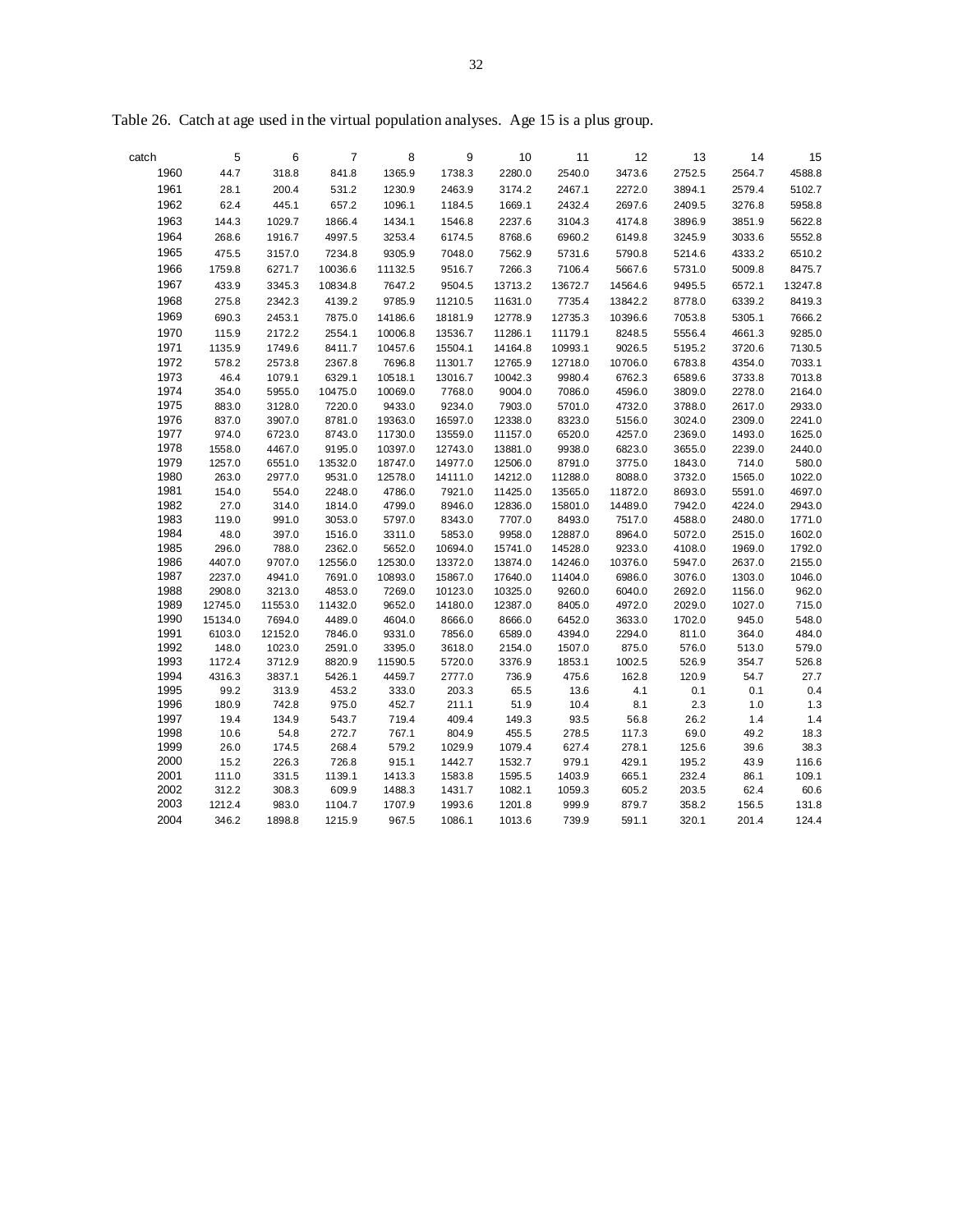Table 26. Catch at age used in the virtual population analyses. Age 15 is a plus group.

| catch | 5 | 6 | 7 | 8 | 9 | 10 | 11 | 12 | 13 | 14 | 15 |
|---|---|---|---|---|---|---|---|---|---|---|---|
| 1960 | 44.7 | 318.8 | 841.8 | 1365.9 | 1738.3 | 2280.0 | 2540.0 | 3473.6 | 2752.5 | 2564.7 | 4588.8 |
| 1961 | 28.1 | 200.4 | 531.2 | 1230.9 | 2463.9 | 3174.2 | 2467.1 | 2272.0 | 3894.1 | 2579.4 | 5102.7 |
| 1962 | 62.4 | 445.1 | 657.2 | 1096.1 | 1184.5 | 1669.1 | 2432.4 | 2697.6 | 2409.5 | 3276.8 | 5958.8 |
| 1963 | 144.3 | 1029.7 | 1866.4 | 1434.1 | 1546.8 | 2237.6 | 3104.3 | 4174.8 | 3896.9 | 3851.9 | 5622.8 |
| 1964 | 268.6 | 1916.7 | 4997.5 | 3253.4 | 6174.5 | 8768.6 | 6960.2 | 6149.8 | 3245.9 | 3033.6 | 5552.8 |
| 1965 | 475.5 | 3157.0 | 7234.8 | 9305.9 | 7048.0 | 7562.9 | 5731.6 | 5790.8 | 5214.6 | 4333.2 | 6510.2 |
| 1966 | 1759.8 | 6271.7 | 10036.6 | 11132.5 | 9516.7 | 7266.3 | 7106.4 | 5667.6 | 5731.0 | 5009.8 | 8475.7 |
| 1967 | 433.9 | 3345.3 | 10834.8 | 7647.2 | 9504.5 | 13713.2 | 13672.7 | 14564.6 | 9495.5 | 6572.1 | 13247.8 |
| 1968 | 275.8 | 2342.3 | 4139.2 | 9785.9 | 11210.5 | 11631.0 | 7735.4 | 13842.2 | 8778.0 | 6339.2 | 8419.3 |
| 1969 | 690.3 | 2453.1 | 7875.0 | 14186.6 | 18181.9 | 12778.9 | 12735.3 | 10396.6 | 7053.8 | 5305.1 | 7666.2 |
| 1970 | 115.9 | 2172.2 | 2554.1 | 10006.8 | 13536.7 | 11286.1 | 11179.1 | 8248.5 | 5556.4 | 4661.3 | 9285.0 |
| 1971 | 1135.9 | 1749.6 | 8411.7 | 10457.6 | 15504.1 | 14164.8 | 10993.1 | 9026.5 | 5195.2 | 3720.6 | 7130.5 |
| 1972 | 578.2 | 2573.8 | 2367.8 | 7696.8 | 11301.7 | 12765.9 | 12718.0 | 10706.0 | 6783.8 | 4354.0 | 7033.1 |
| 1973 | 46.4 | 1079.1 | 6329.1 | 10518.1 | 13016.7 | 10042.3 | 9980.4 | 6762.3 | 6589.6 | 3733.8 | 7013.8 |
| 1974 | 354.0 | 5955.0 | 10475.0 | 10069.0 | 7768.0 | 9004.0 | 7086.0 | 4596.0 | 3809.0 | 2278.0 | 2164.0 |
| 1975 | 883.0 | 3128.0 | 7220.0 | 9433.0 | 9234.0 | 7903.0 | 5701.0 | 4732.0 | 3788.0 | 2617.0 | 2933.0 |
| 1976 | 837.0 | 3907.0 | 8781.0 | 19363.0 | 16597.0 | 12338.0 | 8323.0 | 5156.0 | 3024.0 | 2309.0 | 2241.0 |
| 1977 | 974.0 | 6723.0 | 8743.0 | 11730.0 | 13559.0 | 11157.0 | 6520.0 | 4257.0 | 2369.0 | 1493.0 | 1625.0 |
| 1978 | 1558.0 | 4467.0 | 9195.0 | 10397.0 | 12743.0 | 13881.0 | 9938.0 | 6823.0 | 3655.0 | 2239.0 | 2440.0 |
| 1979 | 1257.0 | 6551.0 | 13532.0 | 18747.0 | 14977.0 | 12506.0 | 8791.0 | 3775.0 | 1843.0 | 714.0 | 580.0 |
| 1980 | 263.0 | 2977.0 | 9531.0 | 12578.0 | 14111.0 | 14212.0 | 11288.0 | 8088.0 | 3732.0 | 1565.0 | 1022.0 |
| 1981 | 154.0 | 554.0 | 2248.0 | 4786.0 | 7921.0 | 11425.0 | 13565.0 | 11872.0 | 8693.0 | 5591.0 | 4697.0 |
| 1982 | 27.0 | 314.0 | 1814.0 | 4799.0 | 8946.0 | 12836.0 | 15801.0 | 14489.0 | 7942.0 | 4224.0 | 2943.0 |
| 1983 | 119.0 | 991.0 | 3053.0 | 5797.0 | 8343.0 | 7707.0 | 8493.0 | 7517.0 | 4588.0 | 2480.0 | 1771.0 |
| 1984 | 48.0 | 397.0 | 1516.0 | 3311.0 | 5853.0 | 9958.0 | 12887.0 | 8964.0 | 5072.0 | 2515.0 | 1602.0 |
| 1985 | 296.0 | 788.0 | 2362.0 | 5652.0 | 10694.0 | 15741.0 | 14528.0 | 9233.0 | 4108.0 | 1969.0 | 1792.0 |
| 1986 | 4407.0 | 9707.0 | 12556.0 | 12530.0 | 13372.0 | 13874.0 | 14246.0 | 10376.0 | 5947.0 | 2637.0 | 2155.0 |
| 1987 | 2237.0 | 4941.0 | 7691.0 | 10893.0 | 15867.0 | 17640.0 | 11404.0 | 6986.0 | 3076.0 | 1303.0 | 1046.0 |
| 1988 | 2908.0 | 3213.0 | 4853.0 | 7269.0 | 10123.0 | 10325.0 | 9260.0 | 6040.0 | 2692.0 | 1156.0 | 962.0 |
| 1989 | 12745.0 | 11553.0 | 11432.0 | 9652.0 | 14180.0 | 12387.0 | 8405.0 | 4972.0 | 2029.0 | 1027.0 | 715.0 |
| 1990 | 15134.0 | 7694.0 | 4489.0 | 4604.0 | 8666.0 | 8666.0 | 6452.0 | 3633.0 | 1702.0 | 945.0 | 548.0 |
| 1991 | 6103.0 | 12152.0 | 7846.0 | 9331.0 | 7856.0 | 6589.0 | 4394.0 | 2294.0 | 811.0 | 364.0 | 484.0 |
| 1992 | 148.0 | 1023.0 | 2591.0 | 3395.0 | 3618.0 | 2154.0 | 1507.0 | 875.0 | 576.0 | 513.0 | 579.0 |
| 1993 | 1172.4 | 3712.9 | 8820.9 | 11590.5 | 5720.0 | 3376.9 | 1853.1 | 1002.5 | 526.9 | 354.7 | 526.8 |
| 1994 | 4316.3 | 3837.1 | 5426.1 | 4459.7 | 2777.0 | 736.9 | 475.6 | 162.8 | 120.9 | 54.7 | 27.7 |
| 1995 | 99.2 | 313.9 | 453.2 | 333.0 | 203.3 | 65.5 | 13.6 | 4.1 | 0.1 | 0.1 | 0.4 |
| 1996 | 180.9 | 742.8 | 975.0 | 452.7 | 211.1 | 51.9 | 10.4 | 8.1 | 2.3 | 1.0 | 1.3 |
| 1997 | 19.4 | 134.9 | 543.7 | 719.4 | 409.4 | 149.3 | 93.5 | 56.8 | 26.2 | 1.4 | 1.4 |
| 1998 | 10.6 | 54.8 | 272.7 | 767.1 | 804.9 | 455.5 | 278.5 | 117.3 | 69.0 | 49.2 | 18.3 |
| 1999 | 26.0 | 174.5 | 268.4 | 579.2 | 1029.9 | 1079.4 | 627.4 | 278.1 | 125.6 | 39.6 | 38.3 |
| 2000 | 15.2 | 226.3 | 726.8 | 915.1 | 1442.7 | 1532.7 | 979.1 | 429.1 | 195.2 | 43.9 | 116.6 |
| 2001 | 111.0 | 331.5 | 1139.1 | 1413.3 | 1583.8 | 1595.5 | 1403.9 | 665.1 | 232.4 | 86.1 | 109.1 |
| 2002 | 312.2 | 308.3 | 609.9 | 1488.3 | 1431.7 | 1082.1 | 1059.3 | 605.2 | 203.5 | 62.4 | 60.6 |
| 2003 | 1212.4 | 983.0 | 1104.7 | 1707.9 | 1993.6 | 1201.8 | 999.9 | 879.7 | 358.2 | 156.5 | 131.8 |
| 2004 | 346.2 | 1898.8 | 1215.9 | 967.5 | 1086.1 | 1013.6 | 739.9 | 591.1 | 320.1 | 201.4 | 124.4 |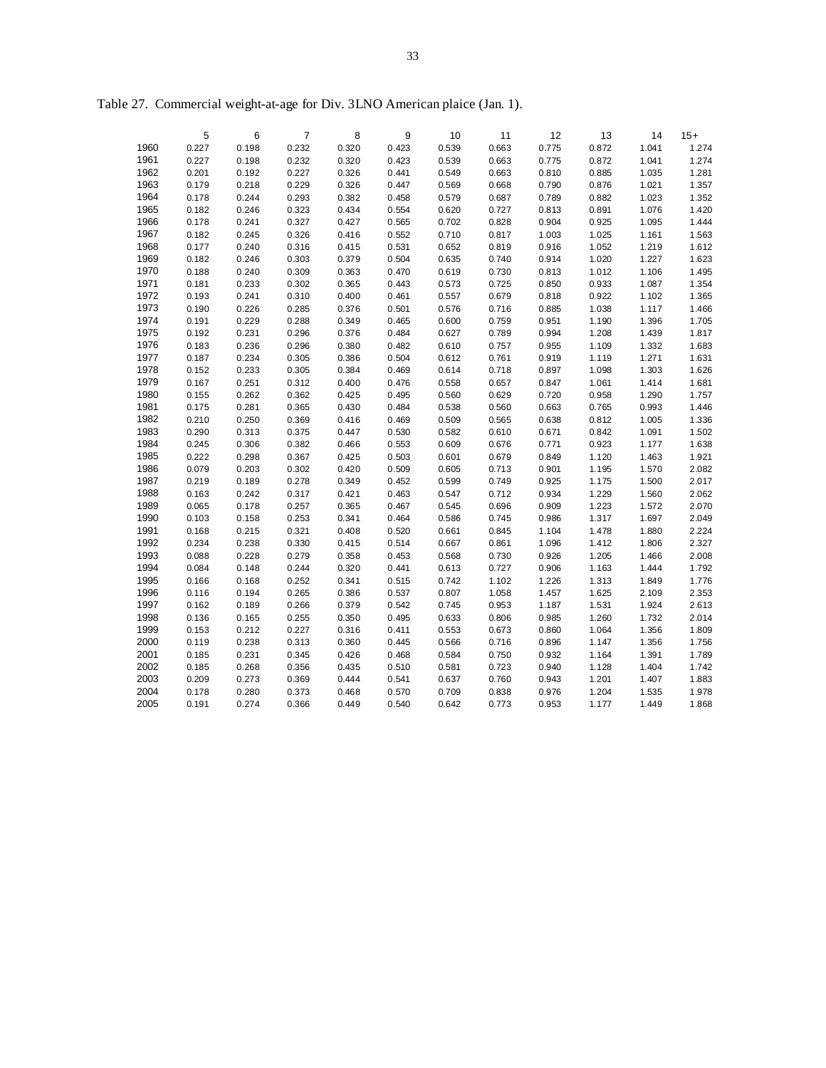Table 27. Commercial weight-at-age for Div. 3LNO American plaice (Jan. 1).

| | 5 | 6 | 7 | 8 | 9 | 10 | 11 | 12 | 13 | 14 | 15+ |
|---|---|---|---|---|---|---|---|---|---|---|---|
| 1960 | 0.227 | 0.198 | 0.232 | 0.320 | 0.423 | 0.539 | 0.663 | 0.775 | 0.872 | 1.041 | 1.274 |
| 1961 | 0.227 | 0.198 | 0.232 | 0.320 | 0.423 | 0.539 | 0.663 | 0.775 | 0.872 | 1.041 | 1.274 |
| 1962 | 0.201 | 0.192 | 0.227 | 0.326 | 0.441 | 0.549 | 0.663 | 0.810 | 0.885 | 1.035 | 1.281 |
| 1963 | 0.179 | 0.218 | 0.229 | 0.326 | 0.447 | 0.569 | 0.668 | 0.790 | 0.876 | 1.021 | 1.357 |
| 1964 | 0.178 | 0.244 | 0.293 | 0.382 | 0.458 | 0.579 | 0.687 | 0.789 | 0.882 | 1.023 | 1.352 |
| 1965 | 0.182 | 0.246 | 0.323 | 0.434 | 0.554 | 0.620 | 0.727 | 0.813 | 0.891 | 1.076 | 1.420 |
| 1966 | 0.178 | 0.241 | 0.327 | 0.427 | 0.565 | 0.702 | 0.828 | 0.904 | 0.925 | 1.095 | 1.444 |
| 1967 | 0.182 | 0.245 | 0.326 | 0.416 | 0.552 | 0.710 | 0.817 | 1.003 | 1.025 | 1.161 | 1.563 |
| 1968 | 0.177 | 0.240 | 0.316 | 0.415 | 0.531 | 0.652 | 0.819 | 0.916 | 1.052 | 1.219 | 1.612 |
| 1969 | 0.182 | 0.246 | 0.303 | 0.379 | 0.504 | 0.635 | 0.740 | 0.914 | 1.020 | 1.227 | 1.623 |
| 1970 | 0.188 | 0.240 | 0.309 | 0.363 | 0.470 | 0.619 | 0.730 | 0.813 | 1.012 | 1.106 | 1.495 |
| 1971 | 0.181 | 0.233 | 0.302 | 0.365 | 0.443 | 0.573 | 0.725 | 0.850 | 0.933 | 1.087 | 1.354 |
| 1972 | 0.193 | 0.241 | 0.310 | 0.400 | 0.461 | 0.557 | 0.679 | 0.818 | 0.922 | 1.102 | 1.365 |
| 1973 | 0.190 | 0.226 | 0.285 | 0.376 | 0.501 | 0.576 | 0.716 | 0.885 | 1.038 | 1.117 | 1.466 |
| 1974 | 0.191 | 0.229 | 0.288 | 0.349 | 0.465 | 0.600 | 0.759 | 0.951 | 1.190 | 1.396 | 1.705 |
| 1975 | 0.192 | 0.231 | 0.296 | 0.376 | 0.484 | 0.627 | 0.789 | 0.994 | 1.208 | 1.439 | 1.817 |
| 1976 | 0.183 | 0.236 | 0.296 | 0.380 | 0.482 | 0.610 | 0.757 | 0.955 | 1.109 | 1.332 | 1.683 |
| 1977 | 0.187 | 0.234 | 0.305 | 0.386 | 0.504 | 0.612 | 0.761 | 0.919 | 1.119 | 1.271 | 1.631 |
| 1978 | 0.152 | 0.233 | 0.305 | 0.384 | 0.469 | 0.614 | 0.718 | 0.897 | 1.098 | 1.303 | 1.626 |
| 1979 | 0.167 | 0.251 | 0.312 | 0.400 | 0.476 | 0.558 | 0.657 | 0.847 | 1.061 | 1.414 | 1.681 |
| 1980 | 0.155 | 0.262 | 0.362 | 0.425 | 0.495 | 0.560 | 0.629 | 0.720 | 0.958 | 1.290 | 1.757 |
| 1981 | 0.175 | 0.281 | 0.365 | 0.430 | 0.484 | 0.538 | 0.560 | 0.663 | 0.765 | 0.993 | 1.446 |
| 1982 | 0.210 | 0.250 | 0.369 | 0.416 | 0.469 | 0.509 | 0.565 | 0.638 | 0.812 | 1.005 | 1.336 |
| 1983 | 0.290 | 0.313 | 0.375 | 0.447 | 0.530 | 0.582 | 0.610 | 0.671 | 0.842 | 1.091 | 1.502 |
| 1984 | 0.245 | 0.306 | 0.382 | 0.466 | 0.553 | 0.609 | 0.676 | 0.771 | 0.923 | 1.177 | 1.638 |
| 1985 | 0.222 | 0.298 | 0.367 | 0.425 | 0.503 | 0.601 | 0.679 | 0.849 | 1.120 | 1.463 | 1.921 |
| 1986 | 0.079 | 0.203 | 0.302 | 0.420 | 0.509 | 0.605 | 0.713 | 0.901 | 1.195 | 1.570 | 2.082 |
| 1987 | 0.219 | 0.189 | 0.278 | 0.349 | 0.452 | 0.599 | 0.749 | 0.925 | 1.175 | 1.500 | 2.017 |
| 1988 | 0.163 | 0.242 | 0.317 | 0.421 | 0.463 | 0.547 | 0.712 | 0.934 | 1.229 | 1.560 | 2.062 |
| 1989 | 0.065 | 0.178 | 0.257 | 0.365 | 0.467 | 0.545 | 0.696 | 0.909 | 1.223 | 1.572 | 2.070 |
| 1990 | 0.103 | 0.158 | 0.253 | 0.341 | 0.464 | 0.586 | 0.745 | 0.986 | 1.317 | 1.697 | 2.049 |
| 1991 | 0.168 | 0.215 | 0.321 | 0.408 | 0.520 | 0.661 | 0.845 | 1.104 | 1.478 | 1.880 | 2.224 |
| 1992 | 0.234 | 0.238 | 0.330 | 0.415 | 0.514 | 0.667 | 0.861 | 1.096 | 1.412 | 1.806 | 2.327 |
| 1993 | 0.088 | 0.228 | 0.279 | 0.358 | 0.453 | 0.568 | 0.730 | 0.926 | 1.205 | 1.466 | 2.008 |
| 1994 | 0.084 | 0.148 | 0.244 | 0.320 | 0.441 | 0.613 | 0.727 | 0.906 | 1.163 | 1.444 | 1.792 |
| 1995 | 0.166 | 0.168 | 0.252 | 0.341 | 0.515 | 0.742 | 1.102 | 1.226 | 1.313 | 1.849 | 1.776 |
| 1996 | 0.116 | 0.194 | 0.265 | 0.386 | 0.537 | 0.807 | 1.058 | 1.457 | 1.625 | 2.109 | 2.353 |
| 1997 | 0.162 | 0.189 | 0.266 | 0.379 | 0.542 | 0.745 | 0.953 | 1.187 | 1.531 | 1.924 | 2.613 |
| 1998 | 0.136 | 0.165 | 0.255 | 0.350 | 0.495 | 0.633 | 0.806 | 0.985 | 1.260 | 1.732 | 2.014 |
| 1999 | 0.153 | 0.212 | 0.227 | 0.316 | 0.411 | 0.553 | 0.673 | 0.860 | 1.064 | 1.356 | 1.809 |
| 2000 | 0.119 | 0.238 | 0.313 | 0.360 | 0.445 | 0.566 | 0.716 | 0.896 | 1.147 | 1.356 | 1.756 |
| 2001 | 0.185 | 0.231 | 0.345 | 0.426 | 0.468 | 0.584 | 0.750 | 0.932 | 1.164 | 1.391 | 1.789 |
| 2002 | 0.185 | 0.268 | 0.356 | 0.435 | 0.510 | 0.581 | 0.723 | 0.940 | 1.128 | 1.404 | 1.742 |
| 2003 | 0.209 | 0.273 | 0.369 | 0.444 | 0.541 | 0.637 | 0.760 | 0.943 | 1.201 | 1.407 | 1.883 |
| 2004 | 0.178 | 0.280 | 0.373 | 0.468 | 0.570 | 0.709 | 0.838 | 0.976 | 1.204 | 1.535 | 1.978 |
| 2005 | 0.191 | 0.274 | 0.366 | 0.449 | 0.540 | 0.642 | 0.773 | 0.953 | 1.177 | 1.449 | 1.868 |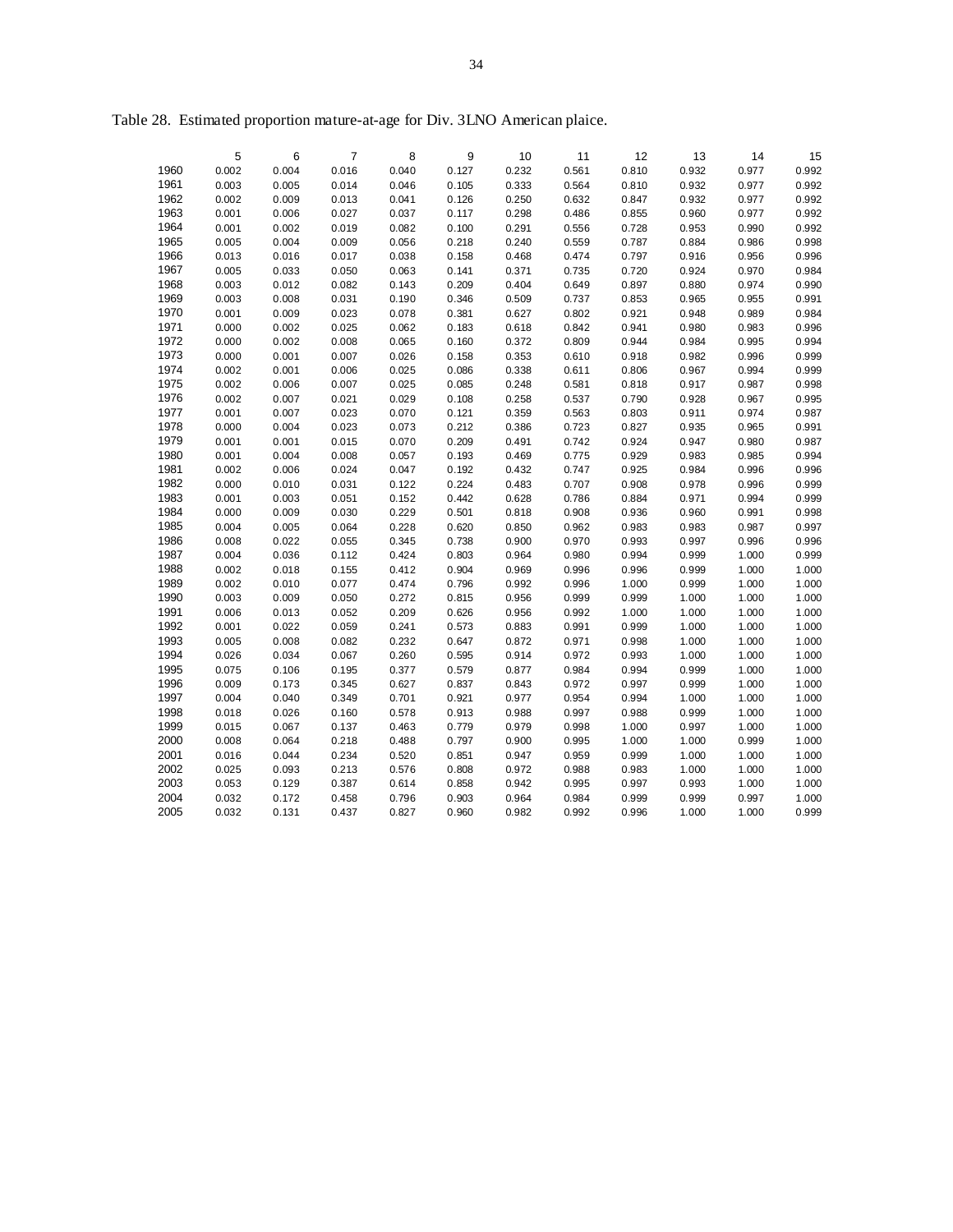Table 28. Estimated proportion mature-at-age for Div. 3LNO American plaice.

| | 5 | 6 | 7 | 8 | 9 | 10 | 11 | 12 | 13 | 14 | 15 |
|---|---|---|---|---|---|---|---|---|---|---|---|
| 1960 | 0.002 | 0.004 | 0.016 | 0.040 | 0.127 | 0.232 | 0.561 | 0.810 | 0.932 | 0.977 | 0.992 |
| 1961 | 0.003 | 0.005 | 0.014 | 0.046 | 0.105 | 0.333 | 0.564 | 0.810 | 0.932 | 0.977 | 0.992 |
| 1962 | 0.002 | 0.009 | 0.013 | 0.041 | 0.126 | 0.250 | 0.632 | 0.847 | 0.932 | 0.977 | 0.992 |
| 1963 | 0.001 | 0.006 | 0.027 | 0.037 | 0.117 | 0.298 | 0.486 | 0.855 | 0.960 | 0.977 | 0.992 |
| 1964 | 0.001 | 0.002 | 0.019 | 0.082 | 0.100 | 0.291 | 0.556 | 0.728 | 0.953 | 0.990 | 0.992 |
| 1965 | 0.005 | 0.004 | 0.009 | 0.056 | 0.218 | 0.240 | 0.559 | 0.787 | 0.884 | 0.986 | 0.998 |
| 1966 | 0.013 | 0.016 | 0.017 | 0.038 | 0.158 | 0.468 | 0.474 | 0.797 | 0.916 | 0.956 | 0.996 |
| 1967 | 0.005 | 0.033 | 0.050 | 0.063 | 0.141 | 0.371 | 0.735 | 0.720 | 0.924 | 0.970 | 0.984 |
| 1968 | 0.003 | 0.012 | 0.082 | 0.143 | 0.209 | 0.404 | 0.649 | 0.897 | 0.880 | 0.974 | 0.990 |
| 1969 | 0.003 | 0.008 | 0.031 | 0.190 | 0.346 | 0.509 | 0.737 | 0.853 | 0.965 | 0.955 | 0.991 |
| 1970 | 0.001 | 0.009 | 0.023 | 0.078 | 0.381 | 0.627 | 0.802 | 0.921 | 0.948 | 0.989 | 0.984 |
| 1971 | 0.000 | 0.002 | 0.025 | 0.062 | 0.183 | 0.618 | 0.842 | 0.941 | 0.980 | 0.983 | 0.996 |
| 1972 | 0.000 | 0.002 | 0.008 | 0.065 | 0.160 | 0.372 | 0.809 | 0.944 | 0.984 | 0.995 | 0.994 |
| 1973 | 0.000 | 0.001 | 0.007 | 0.026 | 0.158 | 0.353 | 0.610 | 0.918 | 0.982 | 0.996 | 0.999 |
| 1974 | 0.002 | 0.001 | 0.006 | 0.025 | 0.086 | 0.338 | 0.611 | 0.806 | 0.967 | 0.994 | 0.999 |
| 1975 | 0.002 | 0.006 | 0.007 | 0.025 | 0.085 | 0.248 | 0.581 | 0.818 | 0.917 | 0.987 | 0.998 |
| 1976 | 0.002 | 0.007 | 0.021 | 0.029 | 0.108 | 0.258 | 0.537 | 0.790 | 0.928 | 0.967 | 0.995 |
| 1977 | 0.001 | 0.007 | 0.023 | 0.070 | 0.121 | 0.359 | 0.563 | 0.803 | 0.911 | 0.974 | 0.987 |
| 1978 | 0.000 | 0.004 | 0.023 | 0.073 | 0.212 | 0.386 | 0.723 | 0.827 | 0.935 | 0.965 | 0.991 |
| 1979 | 0.001 | 0.001 | 0.015 | 0.070 | 0.209 | 0.491 | 0.742 | 0.924 | 0.947 | 0.980 | 0.987 |
| 1980 | 0.001 | 0.004 | 0.008 | 0.057 | 0.193 | 0.469 | 0.775 | 0.929 | 0.983 | 0.985 | 0.994 |
| 1981 | 0.002 | 0.006 | 0.024 | 0.047 | 0.192 | 0.432 | 0.747 | 0.925 | 0.984 | 0.996 | 0.996 |
| 1982 | 0.000 | 0.010 | 0.031 | 0.122 | 0.224 | 0.483 | 0.707 | 0.908 | 0.978 | 0.996 | 0.999 |
| 1983 | 0.001 | 0.003 | 0.051 | 0.152 | 0.442 | 0.628 | 0.786 | 0.884 | 0.971 | 0.994 | 0.999 |
| 1984 | 0.000 | 0.009 | 0.030 | 0.229 | 0.501 | 0.818 | 0.908 | 0.936 | 0.960 | 0.991 | 0.998 |
| 1985 | 0.004 | 0.005 | 0.064 | 0.228 | 0.620 | 0.850 | 0.962 | 0.983 | 0.983 | 0.987 | 0.997 |
| 1986 | 0.008 | 0.022 | 0.055 | 0.345 | 0.738 | 0.900 | 0.970 | 0.993 | 0.997 | 0.996 | 0.996 |
| 1987 | 0.004 | 0.036 | 0.112 | 0.424 | 0.803 | 0.964 | 0.980 | 0.994 | 0.999 | 1.000 | 0.999 |
| 1988 | 0.002 | 0.018 | 0.155 | 0.412 | 0.904 | 0.969 | 0.996 | 0.996 | 0.999 | 1.000 | 1.000 |
| 1989 | 0.002 | 0.010 | 0.077 | 0.474 | 0.796 | 0.992 | 0.996 | 1.000 | 0.999 | 1.000 | 1.000 |
| 1990 | 0.003 | 0.009 | 0.050 | 0.272 | 0.815 | 0.956 | 0.999 | 0.999 | 1.000 | 1.000 | 1.000 |
| 1991 | 0.006 | 0.013 | 0.052 | 0.209 | 0.626 | 0.956 | 0.992 | 1.000 | 1.000 | 1.000 | 1.000 |
| 1992 | 0.001 | 0.022 | 0.059 | 0.241 | 0.573 | 0.883 | 0.991 | 0.999 | 1.000 | 1.000 | 1.000 |
| 1993 | 0.005 | 0.008 | 0.082 | 0.232 | 0.647 | 0.872 | 0.971 | 0.998 | 1.000 | 1.000 | 1.000 |
| 1994 | 0.026 | 0.034 | 0.067 | 0.260 | 0.595 | 0.914 | 0.972 | 0.993 | 1.000 | 1.000 | 1.000 |
| 1995 | 0.075 | 0.106 | 0.195 | 0.377 | 0.579 | 0.877 | 0.984 | 0.994 | 0.999 | 1.000 | 1.000 |
| 1996 | 0.009 | 0.173 | 0.345 | 0.627 | 0.837 | 0.843 | 0.972 | 0.997 | 0.999 | 1.000 | 1.000 |
| 1997 | 0.004 | 0.040 | 0.349 | 0.701 | 0.921 | 0.977 | 0.954 | 0.994 | 1.000 | 1.000 | 1.000 |
| 1998 | 0.018 | 0.026 | 0.160 | 0.578 | 0.913 | 0.988 | 0.997 | 0.988 | 0.999 | 1.000 | 1.000 |
| 1999 | 0.015 | 0.067 | 0.137 | 0.463 | 0.779 | 0.979 | 0.998 | 1.000 | 0.997 | 1.000 | 1.000 |
| 2000 | 0.008 | 0.064 | 0.218 | 0.488 | 0.797 | 0.900 | 0.995 | 1.000 | 1.000 | 0.999 | 1.000 |
| 2001 | 0.016 | 0.044 | 0.234 | 0.520 | 0.851 | 0.947 | 0.959 | 0.999 | 1.000 | 1.000 | 1.000 |
| 2002 | 0.025 | 0.093 | 0.213 | 0.576 | 0.808 | 0.972 | 0.988 | 0.983 | 1.000 | 1.000 | 1.000 |
| 2003 | 0.053 | 0.129 | 0.387 | 0.614 | 0.858 | 0.942 | 0.995 | 0.997 | 0.993 | 1.000 | 1.000 |
| 2004 | 0.032 | 0.172 | 0.458 | 0.796 | 0.903 | 0.964 | 0.984 | 0.999 | 0.999 | 0.997 | 1.000 |
| 2005 | 0.032 | 0.131 | 0.437 | 0.827 | 0.960 | 0.982 | 0.992 | 0.996 | 1.000 | 1.000 | 0.999 |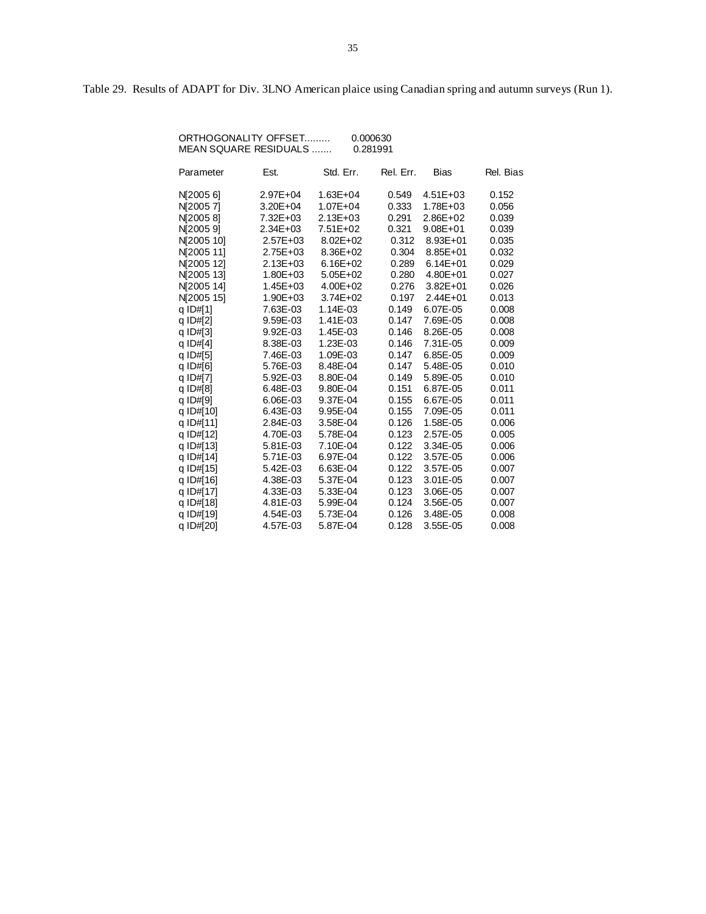Table 29. Results of ADAPT for Div. 3LNO American plaice using Canadian spring and autumn surveys (Run 1).

ORTHOGONALITY OFFSET......... 0.000630
MEAN SQUARE RESIDUALS ....... 0.281991

| Parameter | Est. | Std. Err. | Rel. Err. | Bias | Rel. Bias |
|---|---|---|---|---|---|
| N[2005 6] | 2.97E+04 | 1.63E+04 | 0.549 | 4.51E+03 | 0.152 |
| N[2005 7] | 3.20E+04 | 1.07E+04 | 0.333 | 1.78E+03 | 0.056 |
| N[2005 8] | 7.32E+03 | 2.13E+03 | 0.291 | 2.86E+02 | 0.039 |
| N[2005 9] | 2.34E+03 | 7.51E+02 | 0.321 | 9.08E+01 | 0.039 |
| N[2005 10] | 2.57E+03 | 8.02E+02 | 0.312 | 8.93E+01 | 0.035 |
| N[2005 11] | 2.75E+03 | 8.36E+02 | 0.304 | 8.85E+01 | 0.032 |
| N[2005 12] | 2.13E+03 | 6.16E+02 | 0.289 | 6.14E+01 | 0.029 |
| N[2005 13] | 1.80E+03 | 5.05E+02 | 0.280 | 4.80E+01 | 0.027 |
| N[2005 14] | 1.45E+03 | 4.00E+02 | 0.276 | 3.82E+01 | 0.026 |
| N[2005 15] | 1.90E+03 | 3.74E+02 | 0.197 | 2.44E+01 | 0.013 |
| q ID#[1] | 7.63E-03 | 1.14E-03 | 0.149 | 6.07E-05 | 0.008 |
| q ID#[2] | 9.59E-03 | 1.41E-03 | 0.147 | 7.69E-05 | 0.008 |
| q ID#[3] | 9.92E-03 | 1.45E-03 | 0.146 | 8.26E-05 | 0.008 |
| q ID#[4] | 8.38E-03 | 1.23E-03 | 0.146 | 7.31E-05 | 0.009 |
| q ID#[5] | 7.46E-03 | 1.09E-03 | 0.147 | 6.85E-05 | 0.009 |
| q ID#[6] | 5.76E-03 | 8.48E-04 | 0.147 | 5.48E-05 | 0.010 |
| q ID#[7] | 5.92E-03 | 8.80E-04 | 0.149 | 5.89E-05 | 0.010 |
| q ID#[8] | 6.48E-03 | 9.80E-04 | 0.151 | 6.87E-05 | 0.011 |
| q ID#[9] | 6.06E-03 | 9.37E-04 | 0.155 | 6.67E-05 | 0.011 |
| q ID#[10] | 6.43E-03 | 9.95E-04 | 0.155 | 7.09E-05 | 0.011 |
| q ID#[11] | 2.84E-03 | 3.58E-04 | 0.126 | 1.58E-05 | 0.006 |
| q ID#[12] | 4.70E-03 | 5.78E-04 | 0.123 | 2.57E-05 | 0.005 |
| q ID#[13] | 5.81E-03 | 7.10E-04 | 0.122 | 3.34E-05 | 0.006 |
| q ID#[14] | 5.71E-03 | 6.97E-04 | 0.122 | 3.57E-05 | 0.006 |
| q ID#[15] | 5.42E-03 | 6.63E-04 | 0.122 | 3.57E-05 | 0.007 |
| q ID#[16] | 4.38E-03 | 5.37E-04 | 0.123 | 3.01E-05 | 0.007 |
| q ID#[17] | 4.33E-03 | 5.33E-04 | 0.123 | 3.06E-05 | 0.007 |
| q ID#[18] | 4.81E-03 | 5.99E-04 | 0.124 | 3.56E-05 | 0.007 |
| q ID#[19] | 4.54E-03 | 5.73E-04 | 0.126 | 3.48E-05 | 0.008 |
| q ID#[20] | 4.57E-03 | 5.87E-04 | 0.128 | 3.55E-05 | 0.008 |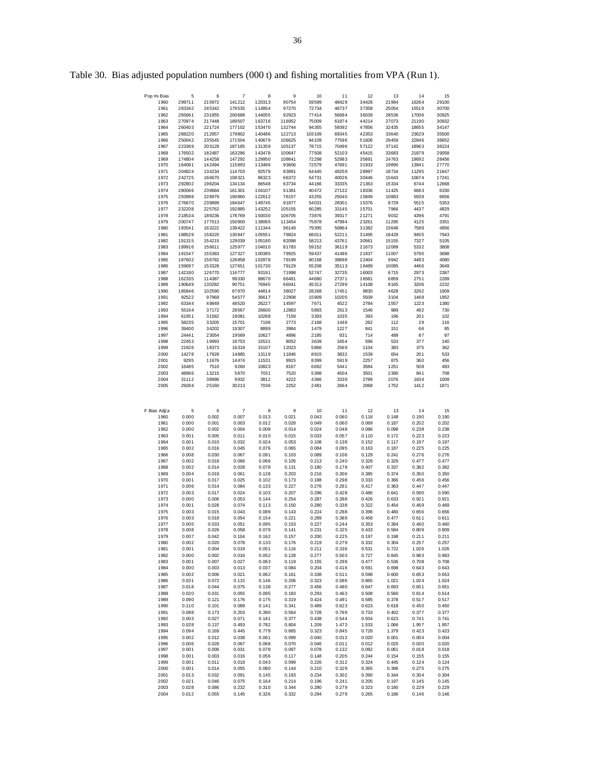Table 30. Bias adjusted population numbers (000 t) and fishing mortalities from VPA (Run 1).

| Pop #s Bias | 5 | 6 | 7 | 8 | 9 | 10 | 11 | 12 | 13 | 14 | 15 |
|---|---|---|---|---|---|---|---|---|---|---|---|
| 1960 | 299711 | 215972 | 141212 | 120313 | 90754 | 59599 | 48429 | 34426 | 21984 | 16264 | 29100 |
| 1961 | 283342 | 245342 | 176535 | 114854 | 97270 | 72734 | 46737 | 37358 | 25054 | 15519 | 30700 |
| 1962 | 265661 | 231955 | 200688 | 144055 | 92923 | 77414 | 56684 | 36039 | 28536 | 17006 | 30925 |
| 1963 | 270974 | 217448 | 189507 | 163716 | 116952 | 75009 | 61874 | 44214 | 27073 | 21190 | 30932 |
| 1964 | 260403 | 221724 | 177102 | 153470 | 132744 | 94355 | 59392 | 47856 | 32435 | 18655 | 34147 |
| 1965 | 288220 | 212957 | 179802 | 140486 | 122713 | 103109 | 69345 | 42353 | 33640 | 23629 | 35500 |
| 1966 | 250042 | 235545 | 171504 | 140679 | 106625 | 94109 | 77596 | 51606 | 29459 | 22846 | 38652 |
| 1967 | 223369 | 203128 | 187185 | 131359 | 105137 | 78715 | 70496 | 57122 | 37142 | 18963 | 38224 |
| 1968 | 176502 | 182487 | 163286 | 143478 | 100647 | 77508 | 52103 | 45415 | 33683 | 21879 | 29058 |
| 1969 | 174804 | 144258 | 147292 | 129950 | 108641 | 72298 | 52983 | 35691 | 24763 | 19692 | 28456 |
| 1970 | 164081 | 142494 | 115893 | 113486 | 93606 | 72579 | 47691 | 31933 | 19890 | 13941 | 27770 |
| 1971 | 204824 | 134234 | 114703 | 92579 | 83891 | 64445 | 49259 | 28997 | 18734 | 11295 | 21647 |
| 1972 | 242725 | 166670 | 108321 | 86323 | 66372 | 54731 | 40026 | 30446 | 15643 | 10674 | 17241 |
| 1973 | 292802 | 198204 | 134134 | 86548 | 63734 | 44166 | 33335 | 21363 | 15334 | 6744 | 12668 |
| 1974 | 280066 | 239684 | 161301 | 104107 | 61381 | 40472 | 27132 | 18336 | 11425 | 6663 | 6330 |
| 1975 | 293988 | 228979 | 190860 | 122612 | 76157 | 43255 | 25040 | 15849 | 10883 | 5939 | 6656 |
| 1976 | 276670 | 239899 | 184647 | 149745 | 91877 | 54031 | 28301 | 15376 | 8729 | 5515 | 5353 |
| 1977 | 232208 | 225762 | 192885 | 143252 | 105155 | 60285 | 33145 | 15701 | 7966 | 4437 | 4829 |
| 1978 | 218534 | 189236 | 178769 | 150030 | 106705 | 73876 | 39317 | 21271 | 9032 | 4396 | 4791 |
| 1979 | 200747 | 177513 | 150900 | 138065 | 113454 | 75878 | 47994 | 23261 | 11295 | 4125 | 3351 |
| 1980 | 193541 | 163222 | 139422 | 111344 | 96149 | 79395 | 50864 | 31382 | 15646 | 7589 | 4956 |
| 1981 | 188529 | 158220 | 130947 | 105551 | 79824 | 66011 | 52211 | 31495 | 18428 | 9455 | 7943 |
| 1982 | 191315 | 154215 | 129039 | 105180 | 82098 | 58213 | 43761 | 30561 | 15155 | 7327 | 5105 |
| 1983 | 189916 | 156611 | 125977 | 104010 | 81783 | 59152 | 36119 | 21673 | 12089 | 5332 | 3808 |
| 1984 | 191547 | 155383 | 127327 | 100385 | 79925 | 59437 | 41486 | 21937 | 11007 | 5790 | 3688 |
| 1985 | 187602 | 156782 | 126858 | 102878 | 79199 | 60158 | 39698 | 22404 | 9942 | 4483 | 4080 |
| 1986 | 159697 | 153328 | 127651 | 101730 | 79129 | 55208 | 35113 | 19489 | 10085 | 4466 | 3649 |
| 1987 | 142180 | 126770 | 116777 | 93191 | 71998 | 52747 | 32735 | 16003 | 6715 | 2973 | 2387 |
| 1988 | 162335 | 114387 | 99330 | 88670 | 66481 | 44680 | 27371 | 16581 | 6859 | 2751 | 2289 |
| 1989 | 190649 | 130282 | 90751 | 76945 | 66041 | 45313 | 27299 | 14108 | 8165 | 3206 | 2232 |
| 1990 | 185846 | 102590 | 67970 | 44814 | 38027 | 28268 | 17451 | 9830 | 4628 | 3292 | 1909 |
| 1991 | 92522 | 97969 | 54577 | 36617 | 22908 | 15909 | 10205 | 5509 | 3104 | 1468 | 1952 |
| 1992 | 63344 | 49849 | 48520 | 26227 | 14597 | 7671 | 4522 | 2784 | 1557 | 1223 | 1380 |
| 1993 | 55164 | 37172 | 28567 | 26600 | 12883 | 5893 | 2913 | 1546 | 989 | 492 | 730 |
| 1994 | 61951 | 31582 | 19081 | 10268 | 7159 | 3393 | 1035 | 393 | 196 | 201 | 102 |
| 1995 | 58235 | 33205 | 15701 | 7196 | 2773 | 2168 | 1446 | 262 | 112 | 29 | 116 |
| 1996 | 39400 | 34202 | 19307 | 8899 | 3984 | 1479 | 1227 | 841 | 151 | 66 | 85 |
| 1997 | 24441 | 23054 | 19569 | 10627 | 4896 | 2185 | 831 | 714 | 489 | 87 | 87 |
| 1998 | 22453 | 19993 | 18753 | 15531 | 8052 | 3639 | 1654 | 596 | 533 | 377 | 140 |
| 1999 | 21926 | 18373 | 16319 | 15107 | 12023 | 5866 | 2569 | 1104 | 383 | 375 | 362 |
| 2000 | 14278 | 17928 | 14885 | 13119 | 11846 | 8915 | 3832 | 1539 | 654 | 201 | 533 |
| 2001 | 9295 | 11676 | 14474 | 11531 | 9915 | 8399 | 5919 | 2257 | 875 | 360 | 456 |
| 2002 | 16485 | 7510 | 9260 | 10823 | 8167 | 6692 | 5441 | 3584 | 1251 | 508 | 493 |
| 2003 | 48966 | 13215 | 5870 | 7031 | 7520 | 5398 | 4504 | 3501 | 2390 | 841 | 708 |
| 2004 | 31112 | 38996 | 9932 | 3812 | 4222 | 4366 | 3339 | 2789 | 2076 | 1634 | 1009 |
| 2005 | 29284 | 25160 | 30213 | 7036 | 2252 | 2481 | 2664 | 2068 | 1752 | 1412 | 1871 |

| F Bias Adj(a | 5 | 6 | 7 | 8 | 9 | 10 | 11 | 12 | 13 | 14 | 15 |
|---|---|---|---|---|---|---|---|---|---|---|---|
| 1960 | 0.000 | 0.002 | 0.007 | 0.013 | 0.021 | 0.043 | 0.060 | 0.118 | 0.148 | 0.190 | 0.190 |
| 1961 | 0.000 | 0.001 | 0.003 | 0.012 | 0.028 | 0.049 | 0.060 | 0.069 | 0.187 | 0.202 | 0.202 |
| 1962 | 0.000 | 0.002 | 0.004 | 0.008 | 0.014 | 0.024 | 0.048 | 0.086 | 0.098 | 0.238 | 0.238 |
| 1963 | 0.001 | 0.005 | 0.011 | 0.010 | 0.015 | 0.033 | 0.057 | 0.110 | 0.172 | 0.223 | 0.223 |
| 1964 | 0.001 | 0.010 | 0.032 | 0.024 | 0.053 | 0.108 | 0.138 | 0.152 | 0.117 | 0.197 | 0.197 |
| 1965 | 0.002 | 0.016 | 0.045 | 0.076 | 0.065 | 0.084 | 0.095 | 0.163 | 0.187 | 0.225 | 0.225 |
| 1966 | 0.008 | 0.030 | 0.067 | 0.091 | 0.103 | 0.089 | 0.106 | 0.129 | 0.241 | 0.276 | 0.276 |
| 1967 | 0.002 | 0.018 | 0.066 | 0.066 | 0.105 | 0.213 | 0.240 | 0.328 | 0.329 | 0.477 | 0.477 |
| 1968 | 0.002 | 0.014 | 0.028 | 0.078 | 0.131 | 0.180 | 0.178 | 0.407 | 0.337 | 0.382 | 0.382 |
| 1969 | 0.004 | 0.019 | 0.061 | 0.128 | 0.203 | 0.216 | 0.306 | 0.385 | 0.374 | 0.350 | 0.350 |
| 1970 | 0.001 | 0.017 | 0.025 | 0.102 | 0.173 | 0.188 | 0.298 | 0.333 | 0.366 | 0.456 | 0.456 |
| 1971 | 0.006 | 0.014 | 0.084 | 0.133 | 0.227 | 0.276 | 0.281 | 0.417 | 0.363 | 0.447 | 0.447 |
| 1972 | 0.003 | 0.017 | 0.024 | 0.103 | 0.207 | 0.296 | 0.428 | 0.486 | 0.641 | 0.590 | 0.590 |
| 1973 | 0.000 | 0.006 | 0.053 | 0.144 | 0.254 | 0.287 | 0.398 | 0.426 | 0.633 | 0.921 | 0.921 |
| 1974 | 0.001 | 0.028 | 0.074 | 0.113 | 0.150 | 0.280 | 0.338 | 0.322 | 0.454 | 0.469 | 0.469 |
| 1975 | 0.003 | 0.015 | 0.043 | 0.089 | 0.143 | 0.224 | 0.288 | 0.396 | 0.480 | 0.656 | 0.656 |
| 1976 | 0.003 | 0.018 | 0.054 | 0.154 | 0.221 | 0.289 | 0.389 | 0.458 | 0.477 | 0.611 | 0.611 |
| 1977 | 0.005 | 0.033 | 0.051 | 0.095 | 0.153 | 0.227 | 0.244 | 0.353 | 0.394 | 0.460 | 0.460 |
| 1978 | 0.008 | 0.026 | 0.058 | 0.079 | 0.141 | 0.231 | 0.325 | 0.433 | 0.584 | 0.809 | 0.809 |
| 1979 | 0.007 | 0.042 | 0.104 | 0.162 | 0.157 | 0.200 | 0.225 | 0.197 | 0.198 | 0.211 | 0.211 |
| 1980 | 0.002 | 0.020 | 0.078 | 0.133 | 0.176 | 0.219 | 0.279 | 0.332 | 0.304 | 0.257 | 0.257 |
| 1981 | 0.001 | 0.004 | 0.019 | 0.051 | 0.116 | 0.211 | 0.336 | 0.531 | 0.722 | 1.026 | 1.026 |
| 1982 | 0.000 | 0.002 | 0.016 | 0.052 | 0.128 | 0.277 | 0.503 | 0.727 | 0.845 | 0.983 | 0.983 |
| 1983 | 0.001 | 0.007 | 0.027 | 0.063 | 0.119 | 0.155 | 0.299 | 0.477 | 0.536 | 0.708 | 0.708 |
| 1984 | 0.000 | 0.003 | 0.013 | 0.037 | 0.084 | 0.204 | 0.416 | 0.591 | 0.698 | 0.643 | 0.643 |
| 1985 | 0.002 | 0.006 | 0.021 | 0.062 | 0.161 | 0.338 | 0.511 | 0.598 | 0.600 | 0.653 | 0.653 |
| 1986 | 0.031 | 0.072 | 0.115 | 0.146 | 0.206 | 0.323 | 0.586 | 0.865 | 1.021 | 1.024 | 1.024 |
| 1987 | 0.018 | 0.044 | 0.075 | 0.138 | 0.277 | 0.456 | 0.480 | 0.647 | 0.693 | 0.651 | 0.651 |
| 1988 | 0.020 | 0.031 | 0.055 | 0.095 | 0.183 | 0.293 | 0.463 | 0.508 | 0.560 | 0.614 | 0.614 |
| 1989 | 0.090 | 0.121 | 0.176 | 0.175 | 0.319 | 0.424 | 0.491 | 0.585 | 0.378 | 0.517 | 0.517 |
| 1990 | 0.110 | 0.101 | 0.089 | 0.141 | 0.341 | 0.489 | 0.623 | 0.623 | 0.618 | 0.450 | 0.450 |
| 1991 | 0.088 | 0.173 | 0.203 | 0.390 | 0.564 | 0.728 | 0.769 | 0.733 | 0.402 | 0.377 | 0.377 |
| 1992 | 0.003 | 0.027 | 0.071 | 0.181 | 0.377 | 0.438 | 0.544 | 0.504 | 0.623 | 0.741 | 0.741 |
| 1993 | 0.028 | 0.137 | 0.493 | 0.782 | 0.804 | 1.209 | 1.473 | 1.533 | 1.066 | 1.957 | 1.957 |
| 1994 | 0.094 | 0.169 | 0.445 | 0.779 | 0.665 | 0.323 | 0.845 | 0.728 | 1.379 | 0.423 | 0.423 |
| 1995 | 0.002 | 0.012 | 0.038 | 0.061 | 0.099 | 0.040 | 0.012 | 0.020 | 0.001 | 0.004 | 0.004 |
| 1996 | 0.006 | 0.028 | 0.067 | 0.068 | 0.070 | 0.046 | 0.011 | 0.012 | 0.020 | 0.020 | 0.020 |
| 1997 | 0.001 | 0.006 | 0.031 | 0.078 | 0.097 | 0.078 | 0.132 | 0.092 | 0.061 | 0.018 | 0.018 |
| 1998 | 0.001 | 0.003 | 0.016 | 0.056 | 0.117 | 0.148 | 0.205 | 0.244 | 0.154 | 0.155 | 0.155 |
| 1999 | 0.001 | 0.011 | 0.018 | 0.043 | 0.099 | 0.226 | 0.312 | 0.324 | 0.445 | 0.124 | 0.124 |
| 2000 | 0.001 | 0.014 | 0.055 | 0.080 | 0.144 | 0.210 | 0.329 | 0.365 | 0.396 | 0.275 | 0.275 |
| 2001 | 0.013 | 0.032 | 0.091 | 0.145 | 0.193 | 0.234 | 0.302 | 0.390 | 0.344 | 0.304 | 0.304 |
| 2002 | 0.021 | 0.046 | 0.075 | 0.164 | 0.214 | 0.196 | 0.241 | 0.205 | 0.197 | 0.145 | 0.145 |
| 2003 | 0.028 | 0.086 | 0.232 | 0.310 | 0.344 | 0.280 | 0.279 | 0.323 | 0.180 | 0.229 | 0.229 |
| 2004 | 0.012 | 0.055 | 0.145 | 0.326 | 0.332 | 0.294 | 0.279 | 0.265 | 0.186 | 0.146 | 0.146 |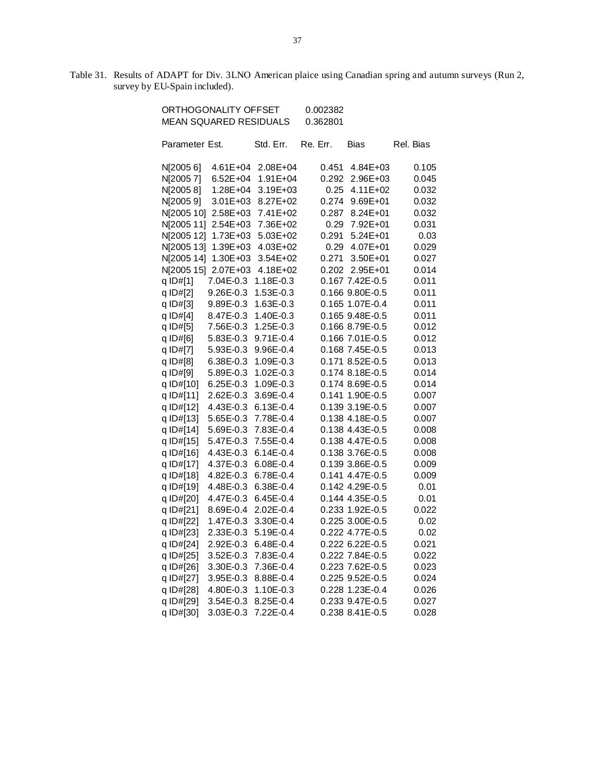Table 31. Results of ADAPT for Div. 3LNO American plaice using Canadian spring and autumn surveys (Run 2, survey by EU-Spain included).

ORTHOGONALITY OFFSET 0.002382
MEAN SQUARED RESIDUALS 0.362801

| Parameter | Est. | Std. Err. | Re. Err. | Bias | Rel. Bias |
|---|---|---|---|---|---|
| N[2005 6] | 4.61E+04 | 2.08E+04 | 0.451 | 4.84E+03 | 0.105 |
| N[2005 7] | 6.52E+04 | 1.91E+04 | 0.292 | 2.96E+03 | 0.045 |
| N[2005 8] | 1.28E+04 | 3.19E+03 | 0.25 | 4.11E+02 | 0.032 |
| N[2005 9] | 3.01E+03 | 8.27E+02 | 0.274 | 9.69E+01 | 0.032 |
| N[2005 10] | 2.58E+03 | 7.41E+02 | 0.287 | 8.24E+01 | 0.032 |
| N[2005 11] | 2.54E+03 | 7.36E+02 | 0.29 | 7.92E+01 | 0.031 |
| N[2005 12] | 1.73E+03 | 5.03E+02 | 0.291 | 5.24E+01 | 0.03 |
| N[2005 13] | 1.39E+03 | 4.03E+02 | 0.29 | 4.07E+01 | 0.029 |
| N[2005 14] | 1.30E+03 | 3.54E+02 | 0.271 | 3.50E+01 | 0.027 |
| N[2005 15] | 2.07E+03 | 4.18E+02 | 0.202 | 2.95E+01 | 0.014 |
| q ID#[1] | 7.04E-0.3 | 1.18E-0.3 | 0.167 | 7.42E-0.5 | 0.011 |
| q ID#[2] | 9.26E-0.3 | 1.53E-0.3 | 0.166 | 9.80E-0.5 | 0.011 |
| q ID#[3] | 9.89E-0.3 | 1.63E-0.3 | 0.165 | 1.07E-0.4 | 0.011 |
| q ID#[4] | 8.47E-0.3 | 1.40E-0.3 | 0.165 | 9.48E-0.5 | 0.011 |
| q ID#[5] | 7.56E-0.3 | 1.25E-0.3 | 0.166 | 8.79E-0.5 | 0.012 |
| q ID#[6] | 5.83E-0.3 | 9.71E-0.4 | 0.166 | 7.01E-0.5 | 0.012 |
| q ID#[7] | 5.93E-0.3 | 9.96E-0.4 | 0.168 | 7.45E-0.5 | 0.013 |
| q ID#[8] | 6.38E-0.3 | 1.09E-0.3 | 0.171 | 8.52E-0.5 | 0.013 |
| q ID#[9] | 5.89E-0.3 | 1.02E-0.3 | 0.174 | 8.18E-0.5 | 0.014 |
| q ID#[10] | 6.25E-0.3 | 1.09E-0.3 | 0.174 | 8.69E-0.5 | 0.014 |
| q ID#[11] | 2.62E-0.3 | 3.69E-0.4 | 0.141 | 1.90E-0.5 | 0.007 |
| q ID#[12] | 4.43E-0.3 | 6.13E-0.4 | 0.139 | 3.19E-0.5 | 0.007 |
| q ID#[13] | 5.65E-0.3 | 7.78E-0.4 | 0.138 | 4.18E-0.5 | 0.007 |
| q ID#[14] | 5.69E-0.3 | 7.83E-0.4 | 0.138 | 4.43E-0.5 | 0.008 |
| q ID#[15] | 5.47E-0.3 | 7.55E-0.4 | 0.138 | 4.47E-0.5 | 0.008 |
| q ID#[16] | 4.43E-0.3 | 6.14E-0.4 | 0.138 | 3.76E-0.5 | 0.008 |
| q ID#[17] | 4.37E-0.3 | 6.08E-0.4 | 0.139 | 3.86E-0.5 | 0.009 |
| q ID#[18] | 4.82E-0.3 | 6.78E-0.4 | 0.141 | 4.47E-0.5 | 0.009 |
| q ID#[19] | 4.48E-0.3 | 6.38E-0.4 | 0.142 | 4.29E-0.5 | 0.01 |
| q ID#[20] | 4.47E-0.3 | 6.45E-0.4 | 0.144 | 4.35E-0.5 | 0.01 |
| q ID#[21] | 8.69E-0.4 | 2.02E-0.4 | 0.233 | 1.92E-0.5 | 0.022 |
| q ID#[22] | 1.47E-0.3 | 3.30E-0.4 | 0.225 | 3.00E-0.5 | 0.02 |
| q ID#[23] | 2.33E-0.3 | 5.19E-0.4 | 0.222 | 4.77E-0.5 | 0.02 |
| q ID#[24] | 2.92E-0.3 | 6.48E-0.4 | 0.222 | 6.22E-0.5 | 0.021 |
| q ID#[25] | 3.52E-0.3 | 7.83E-0.4 | 0.222 | 7.84E-0.5 | 0.022 |
| q ID#[26] | 3.30E-0.3 | 7.36E-0.4 | 0.223 | 7.62E-0.5 | 0.023 |
| q ID#[27] | 3.95E-0.3 | 8.88E-0.4 | 0.225 | 9.52E-0.5 | 0.024 |
| q ID#[28] | 4.80E-0.3 | 1.10E-0.3 | 0.228 | 1.23E-0.4 | 0.026 |
| q ID#[29] | 3.54E-0.3 | 8.25E-0.4 | 0.233 | 9.47E-0.5 | 0.027 |
| q ID#[30] | 3.03E-0.3 | 7.22E-0.4 | 0.238 | 8.41E-0.5 | 0.028 |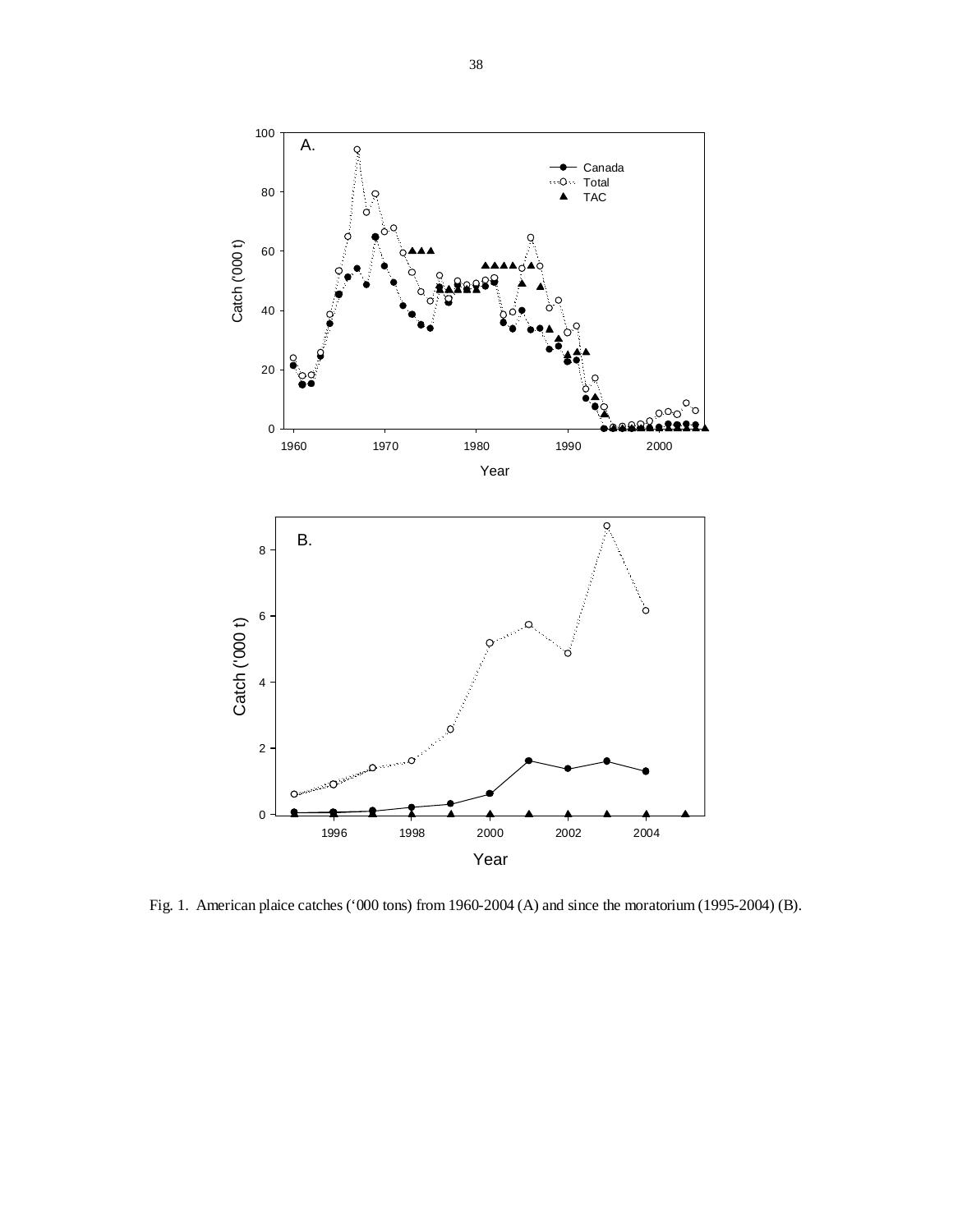Fig. 1. American plaice catches ('000 tons) from 1960-2004 (A) and since the moratorium (1995-2004) (B).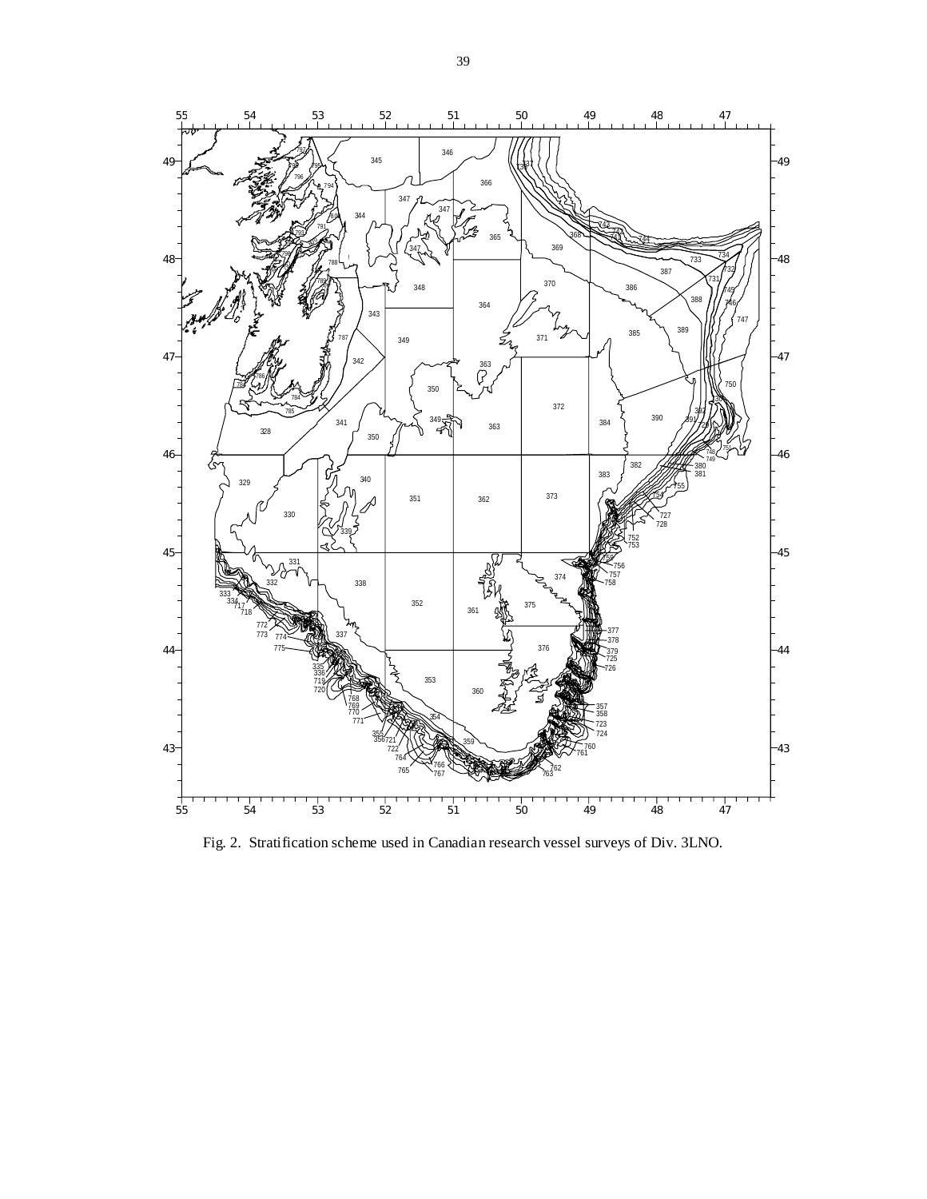Fig. 2. Stratification scheme used in Canadian research vessel surveys of Div. 3LNO.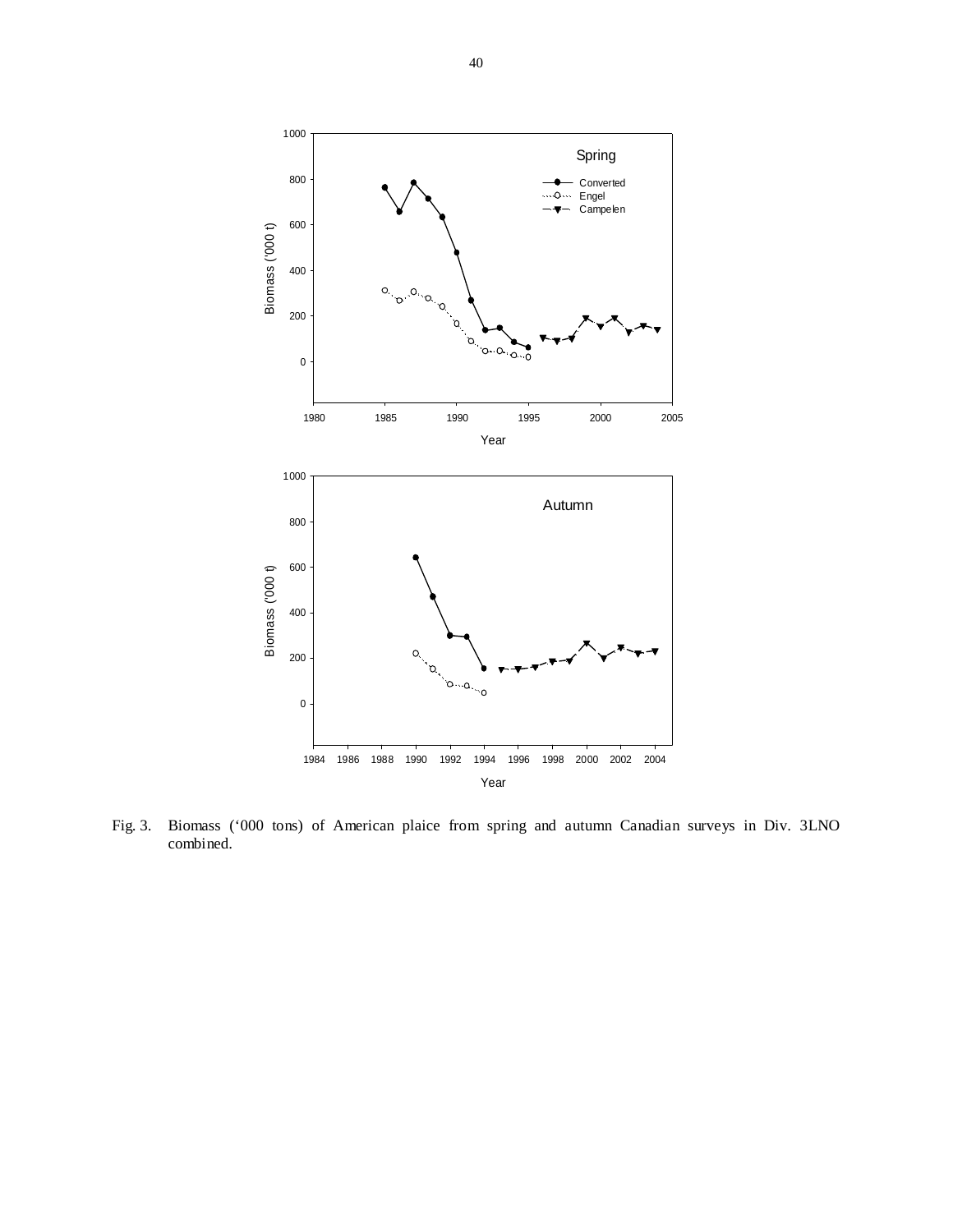Fig. 3. Biomass ('000 tons) of American plaice from spring and autumn Canadian surveys in Div. 3LNO combined.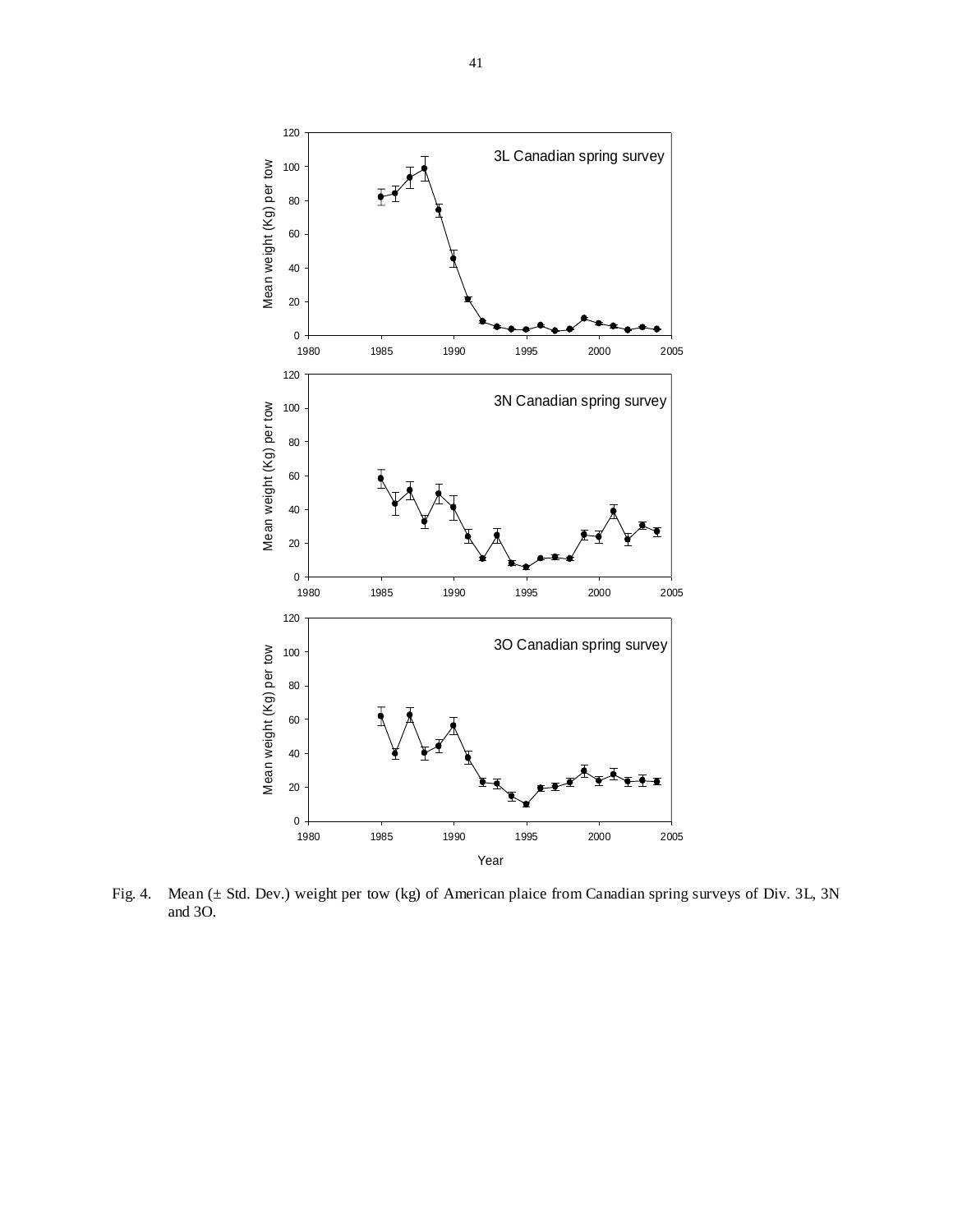Fig. 4. Mean (± Std. Dev.) weight per tow (kg) of American plaice from Canadian spring surveys of Div. 3L, 3N and 3O.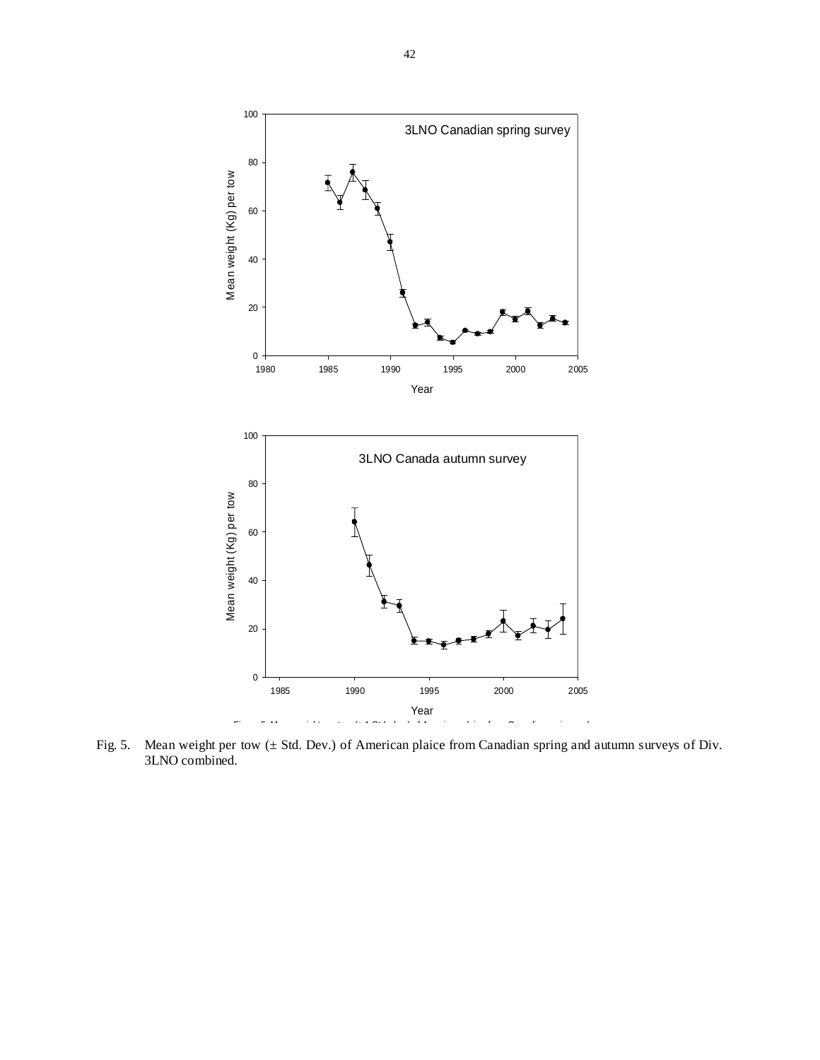Fig. 5. Mean weight per tow (± Std. Dev.) of American plaice from Canadian spring and autumn surveys of Div. 3LNO combined.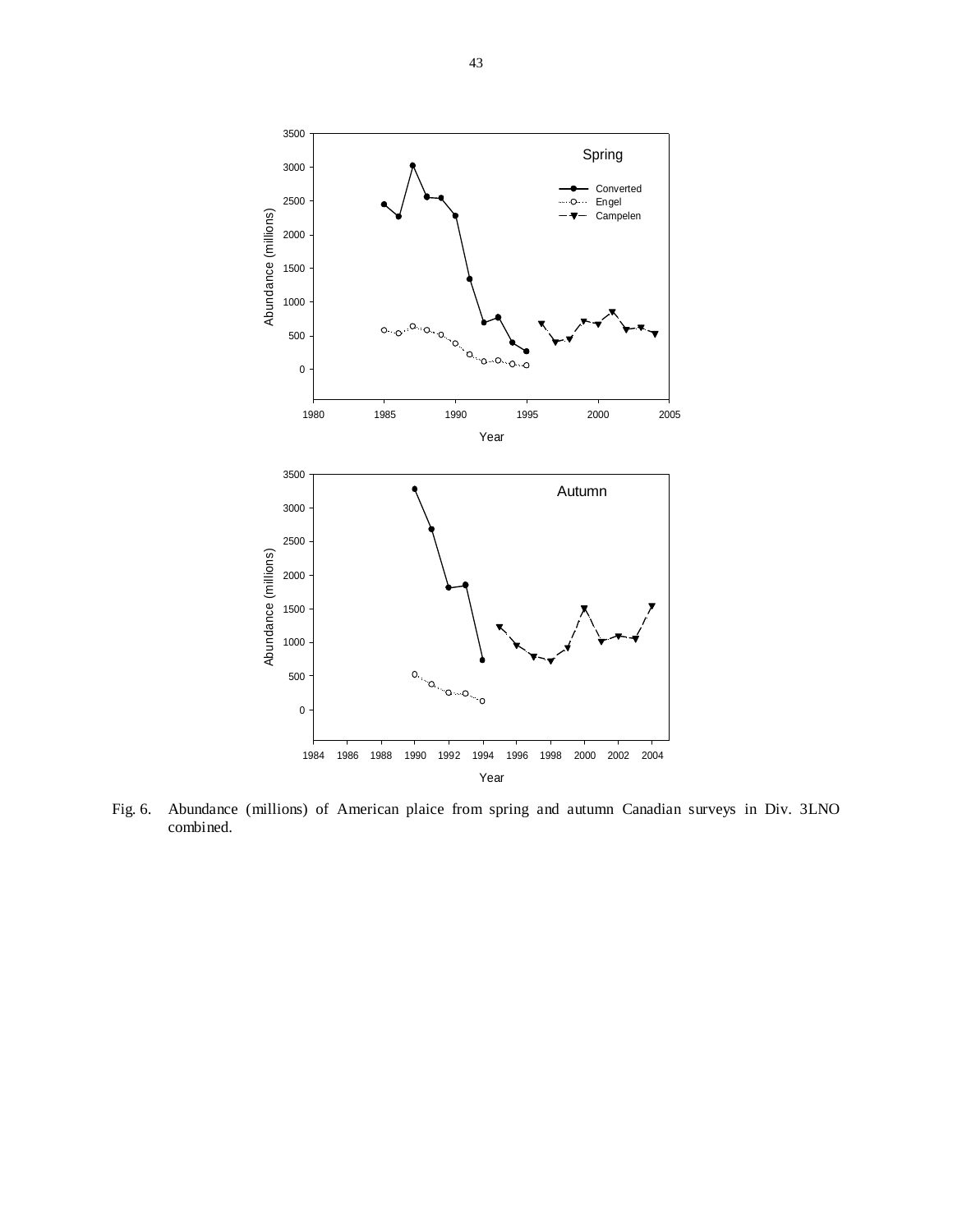Fig. 6. Abundance (millions) of American plaice from spring and autumn Canadian surveys in Div. 3LNO combined.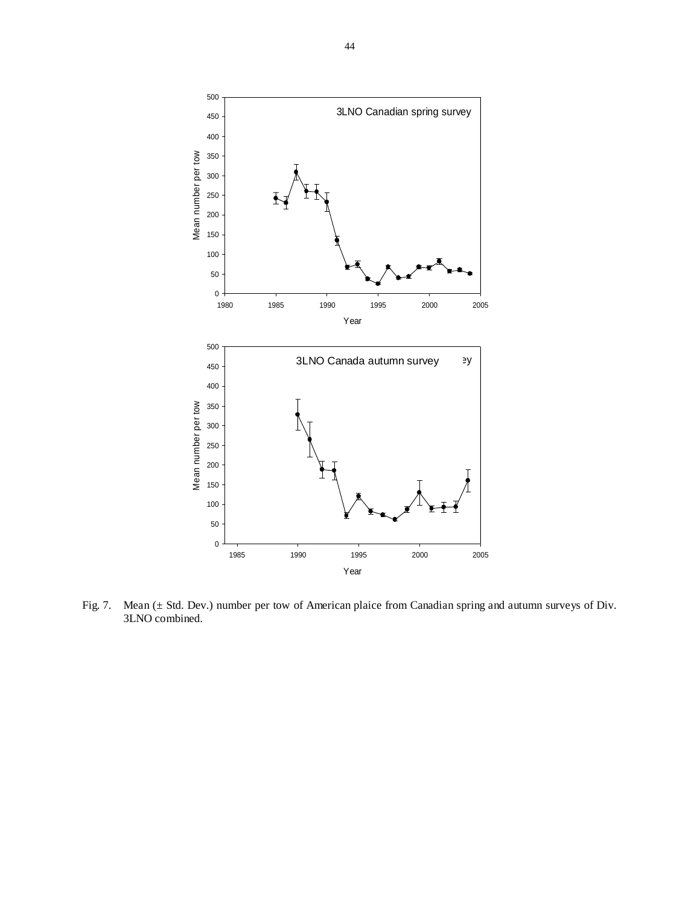Fig. 7. Mean (± Std. Dev.) number per tow of American plaice from Canadian spring and autumn surveys of Div. 3LNO combined.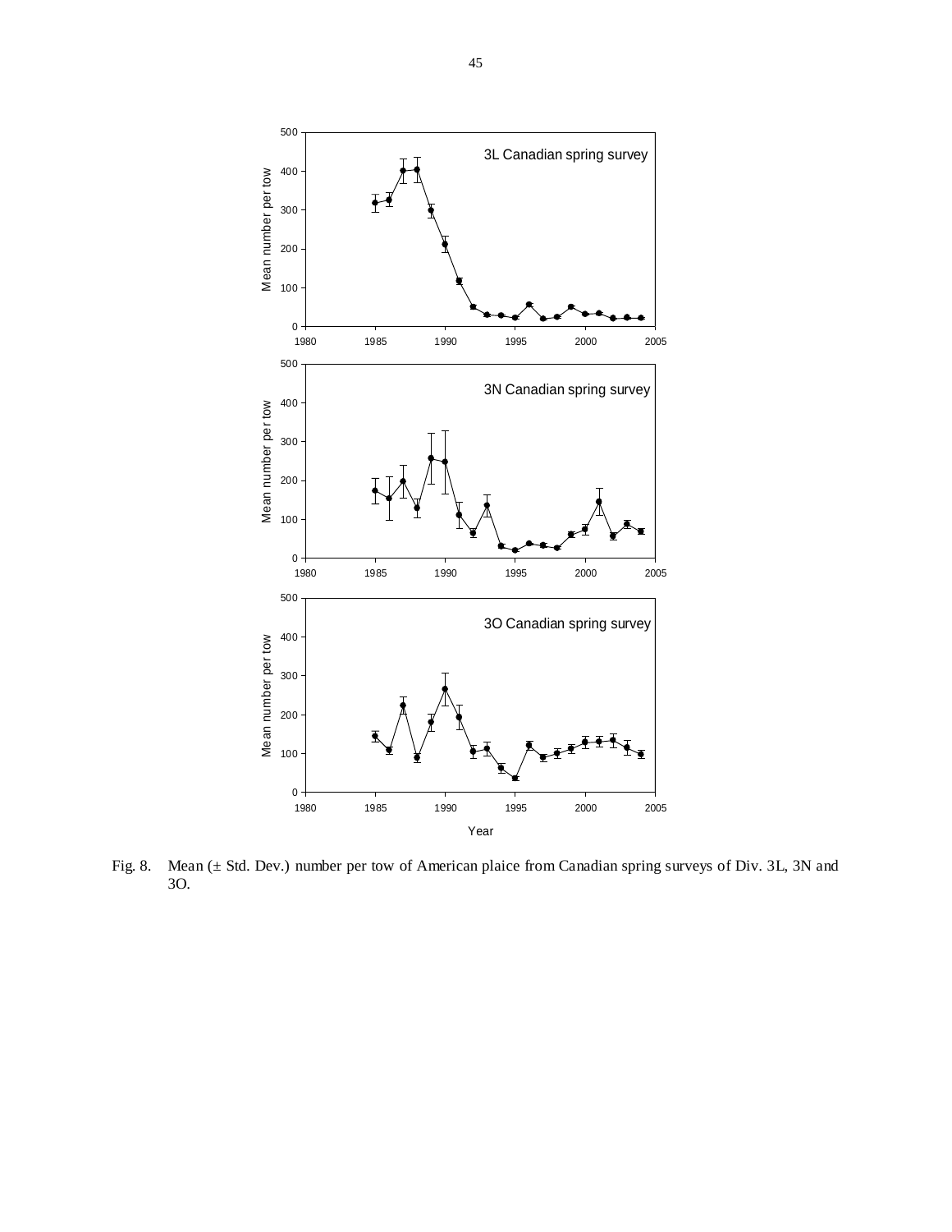Fig. 8. Mean (± Std. Dev.) number per tow of American plaice from Canadian spring surveys of Div. 3L, 3N and 3O.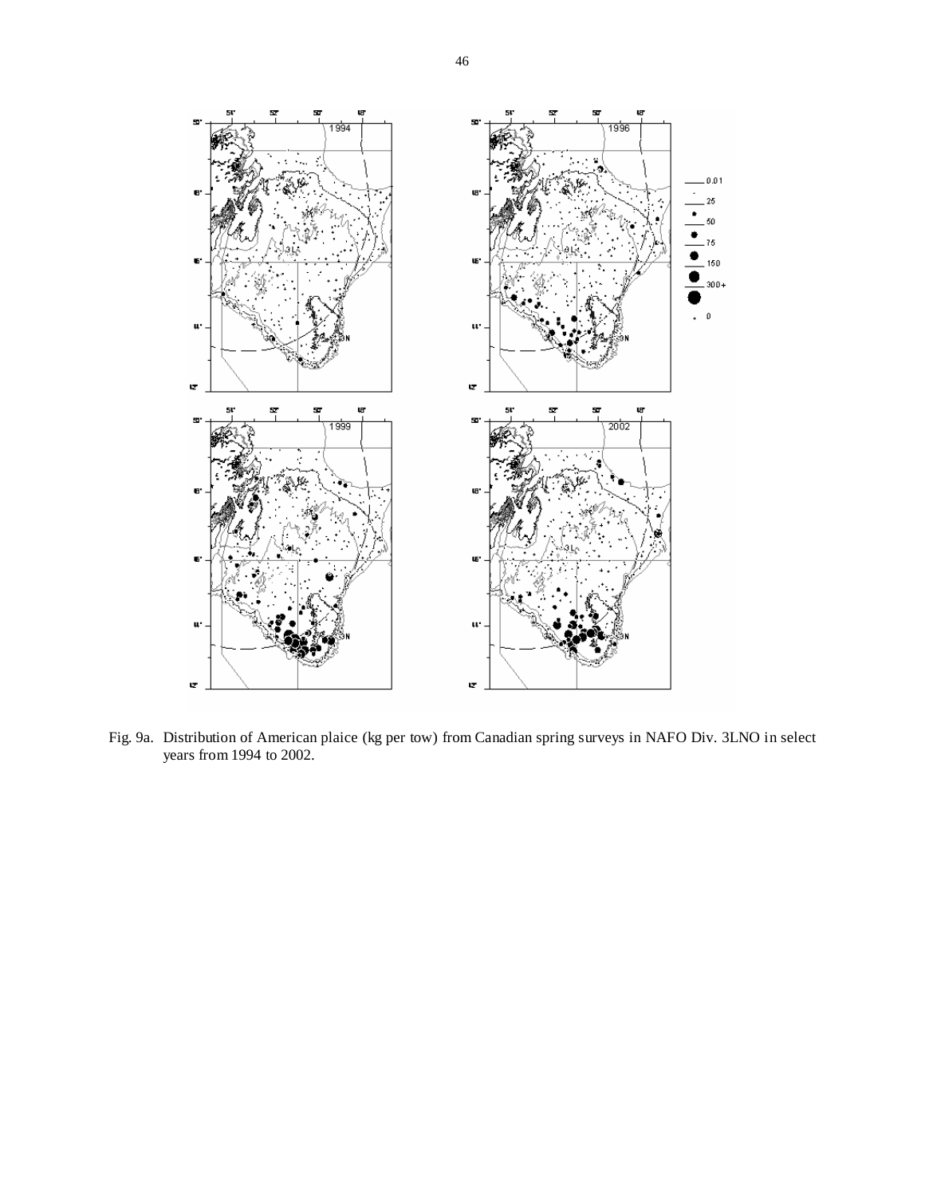Fig. 9a. Distribution of American plaice (kg per tow) from Canadian spring surveys in NAFO Div. 3LNO in select years from 1994 to 2002.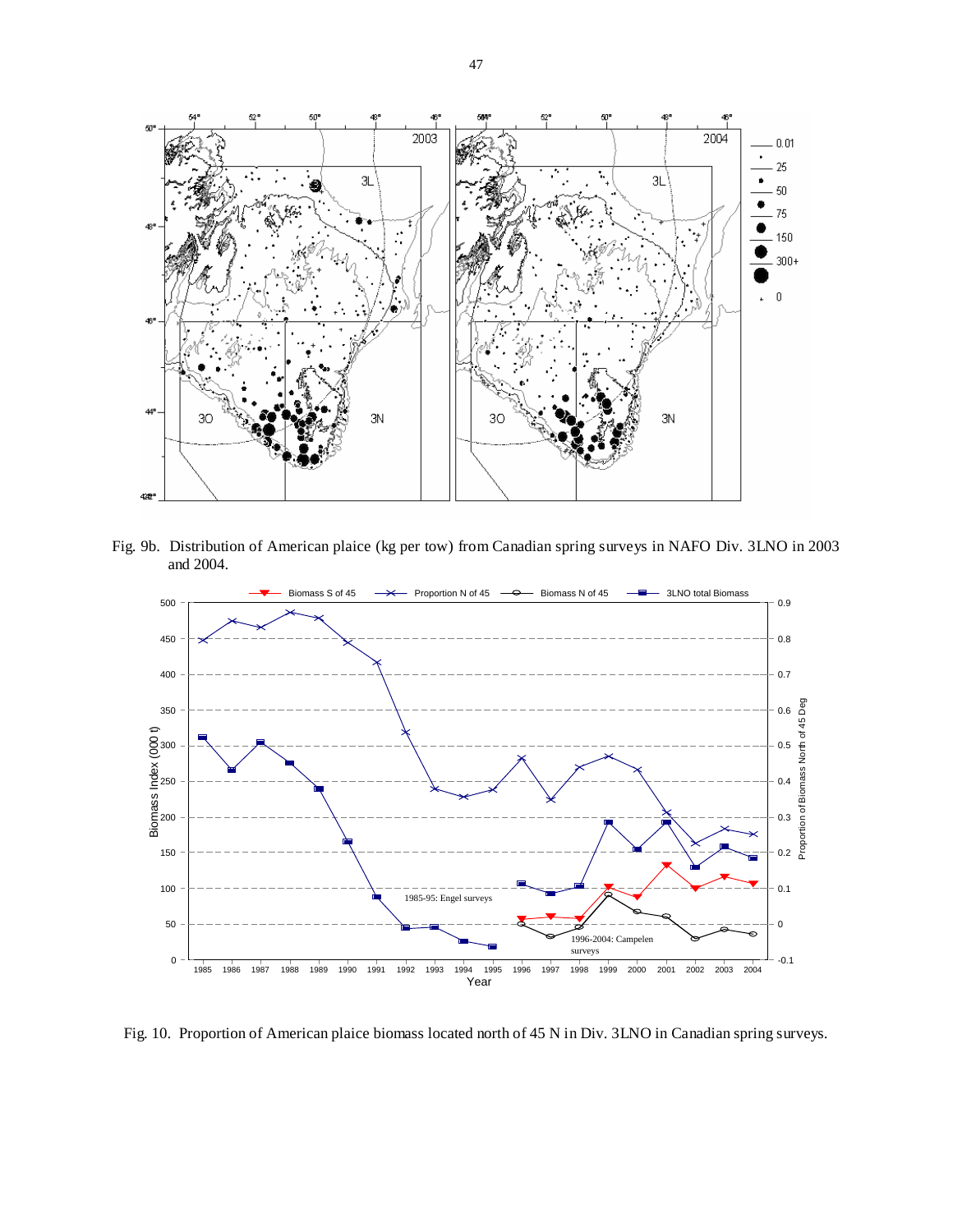Fig. 9b. Distribution of American plaice (kg per tow) from Canadian spring surveys in NAFO Div. 3LNO in 2003 and 2004.

Fig. 10. Proportion of American plaice biomass located north of 45 N in Div. 3LNO in Canadian spring surveys.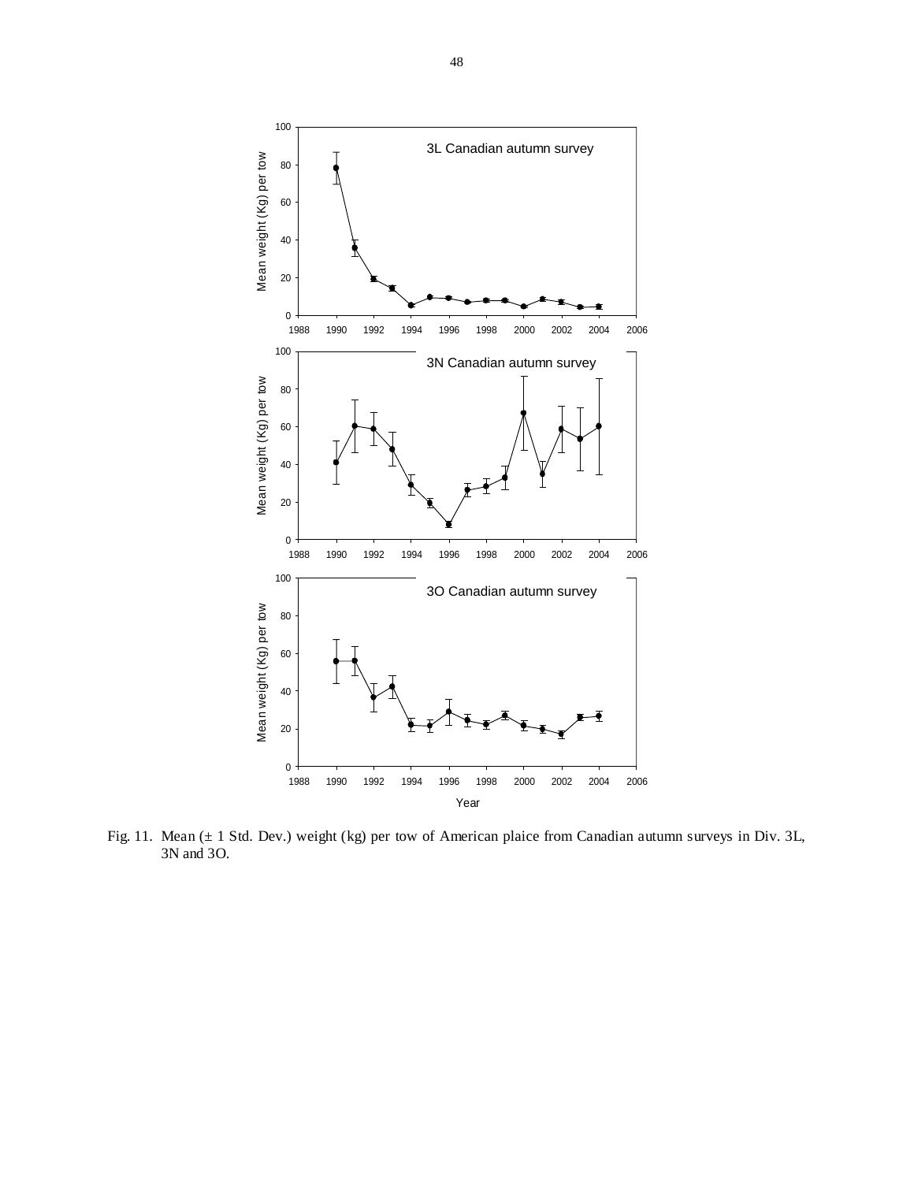Fig. 11. Mean (± 1 Std. Dev.) weight (kg) per tow of American plaice from Canadian autumn surveys in Div. 3L, 3N and 3O.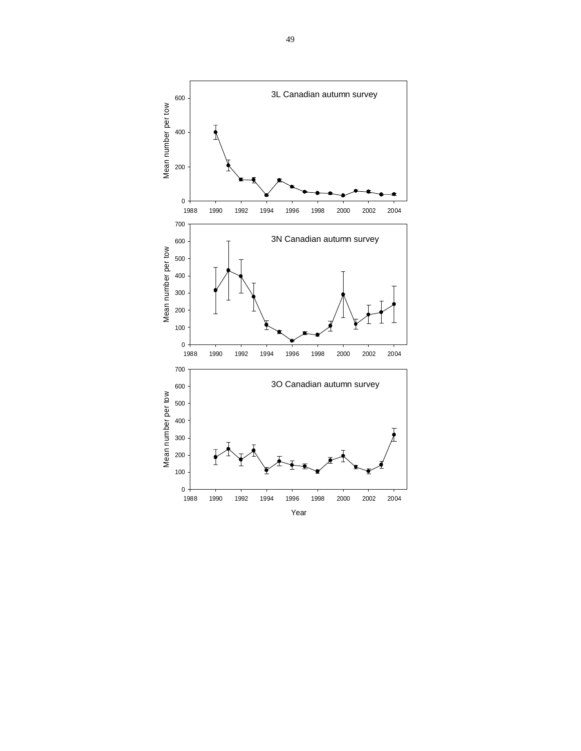3L Canadian autumn survey

Mean number per tow

3N Canadian autumn survey

Mean number per tow

3O Canadian autumn survey

Mean number per tow

Year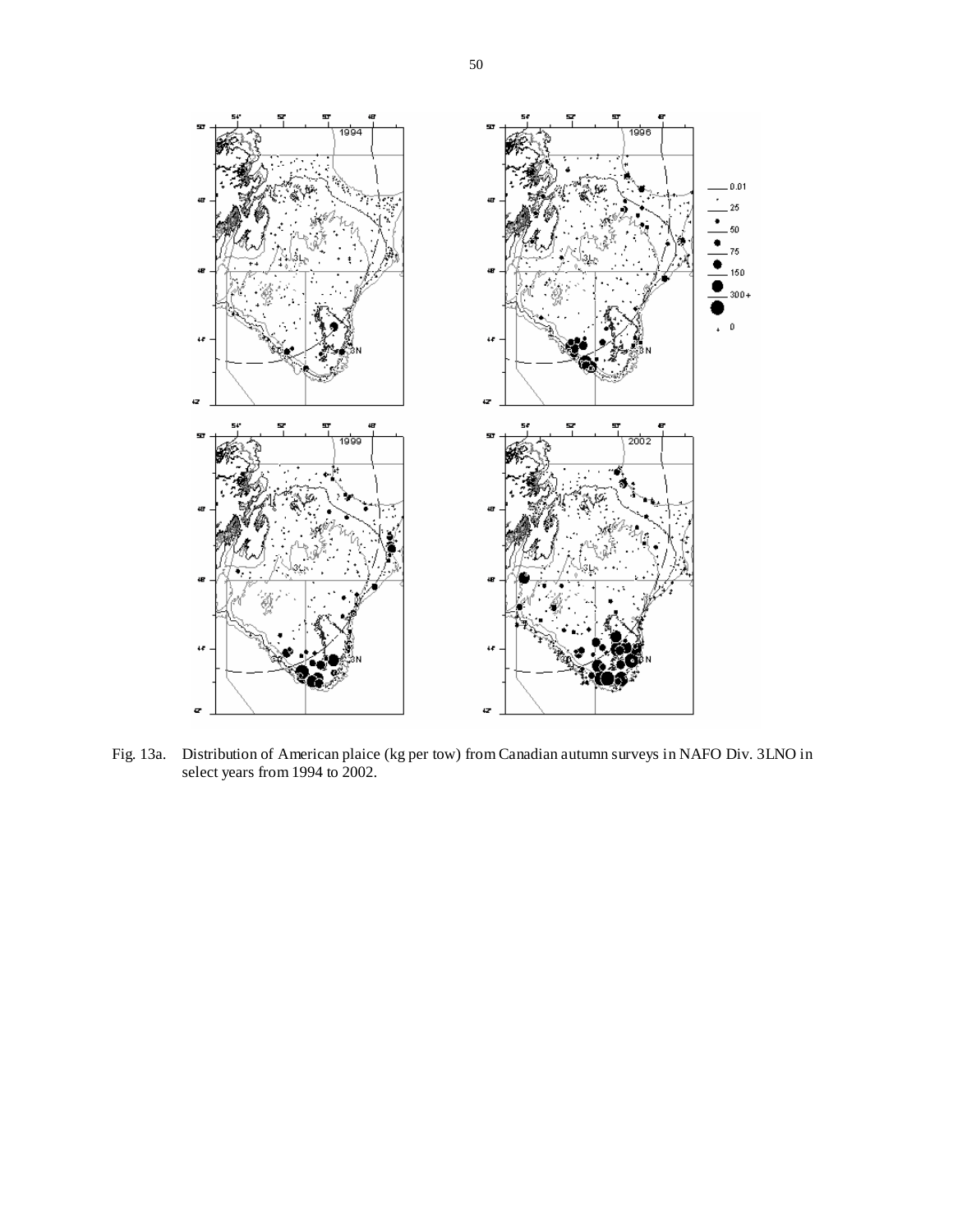Fig. 13a. Distribution of American plaice (kg per tow) from Canadian autumn surveys in NAFO Div. 3LNO in select years from 1994 to 2002.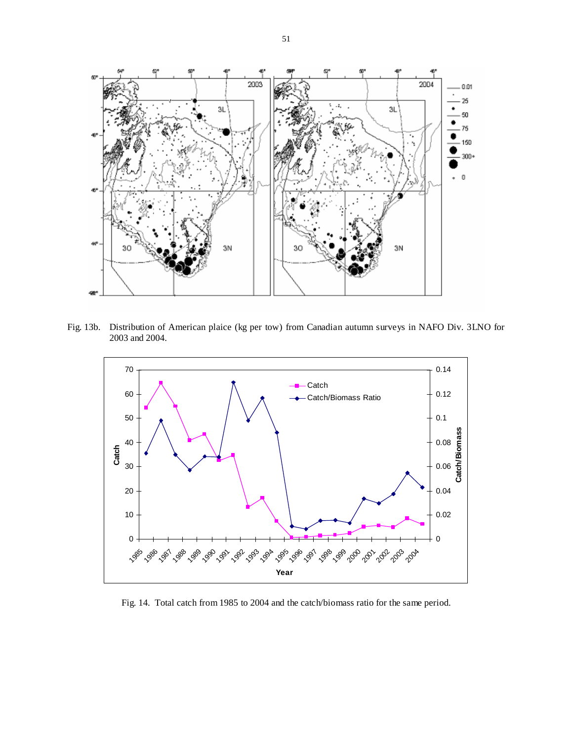Fig. 13b. Distribution of American plaice (kg per tow) from Canadian autumn surveys in NAFO Div. 3LNO for 2003 and 2004.

Fig. 14. Total catch from 1985 to 2004 and the catch/biomass ratio for the same period.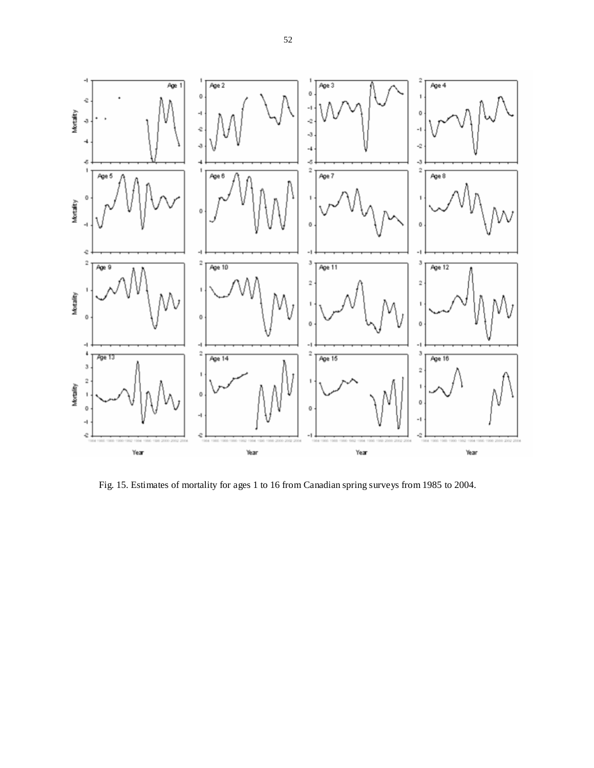Fig. 15. Estimates of mortality for ages 1 to 16 from Canadian spring surveys from 1985 to 2004.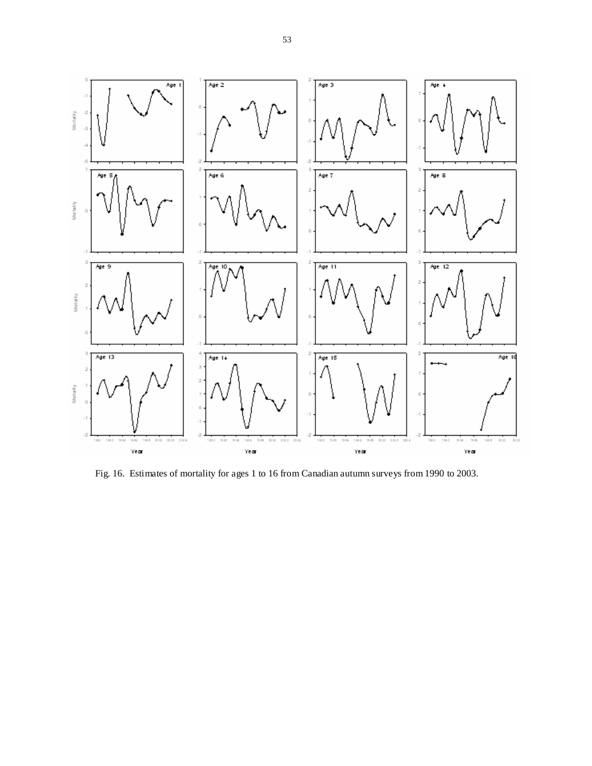Fig. 16. Estimates of mortality for ages 1 to 16 from Canadian autumn surveys from 1990 to 2003.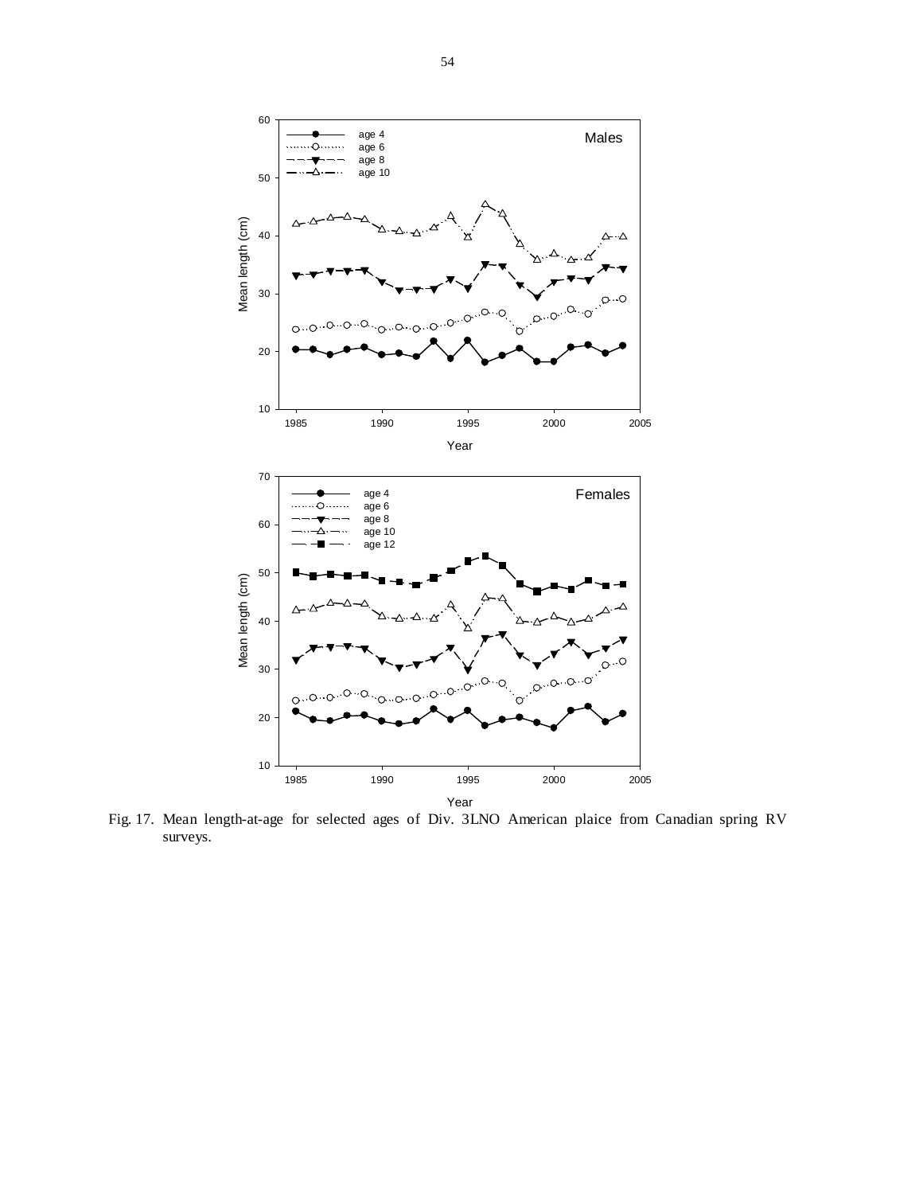Fig. 17. Mean length-at-age for selected ages of Div. 3LNO American plaice from Canadian spring RV surveys.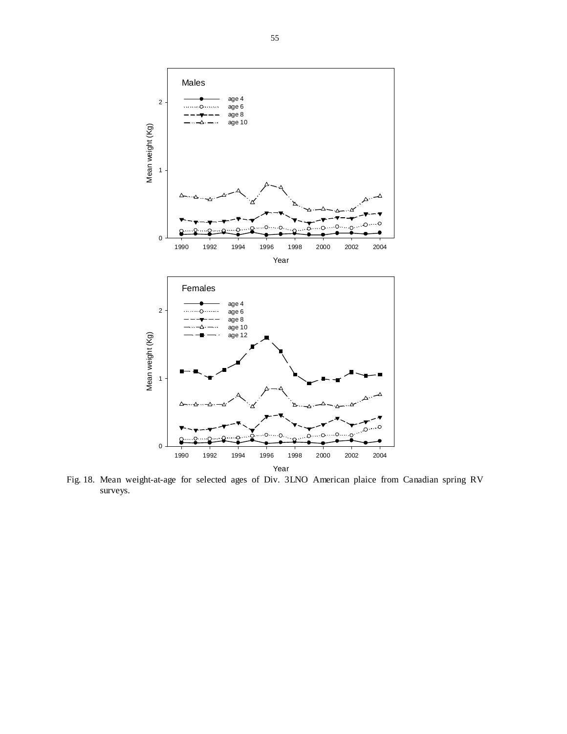Fig. 18. Mean weight-at-age for selected ages of Div. 3LNO American plaice from Canadian spring RV surveys.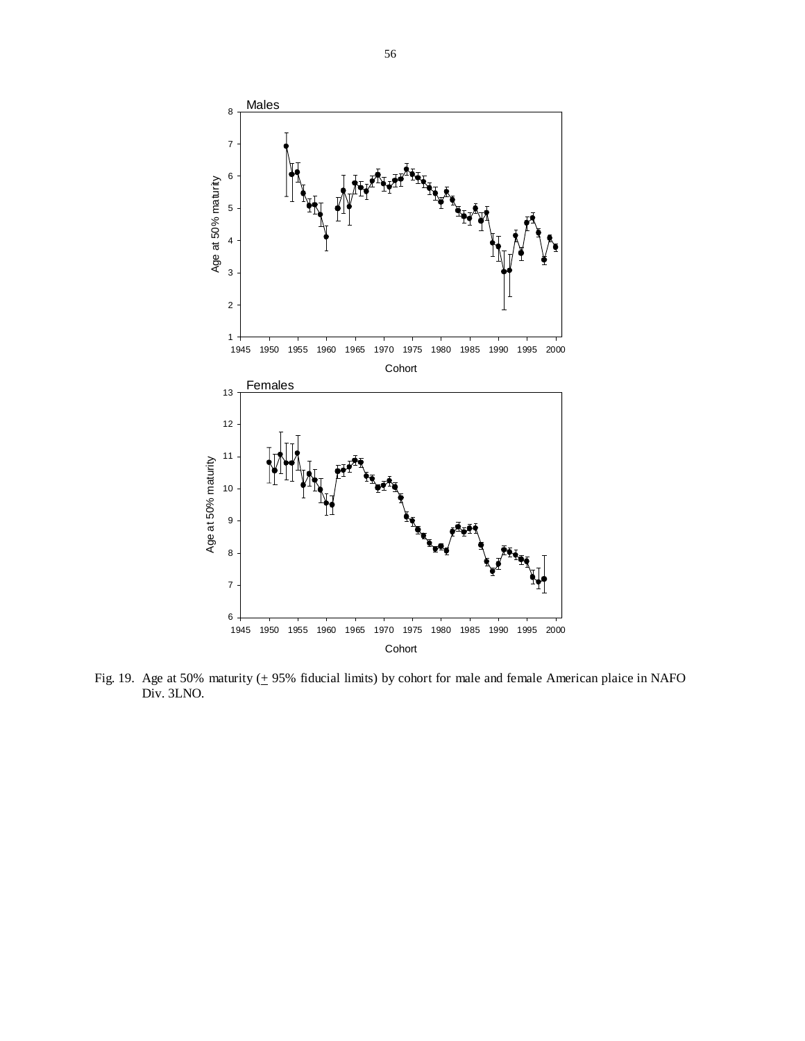Fig. 19. Age at 50% maturity (± 95% fiducial limits) by cohort for male and female American plaice in NAFO Div. 3LNO.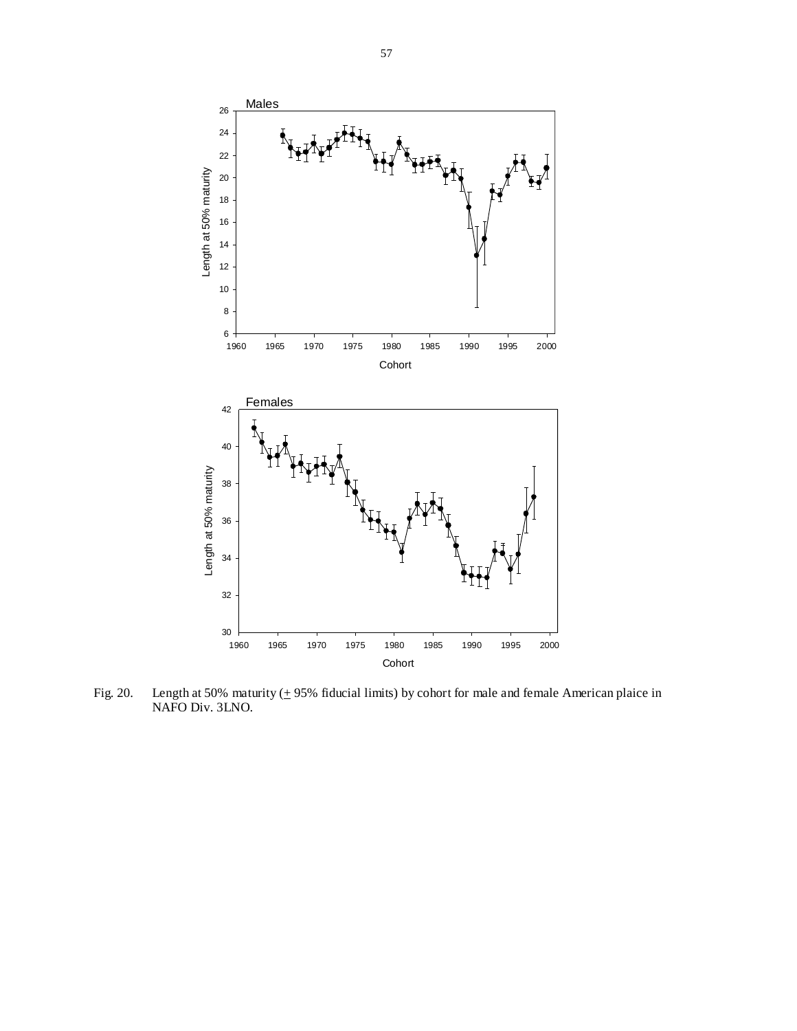Fig. 20. Length at 50% maturity (± 95% fiducial limits) by cohort for male and female American plaice in NAFO Div. 3LNO.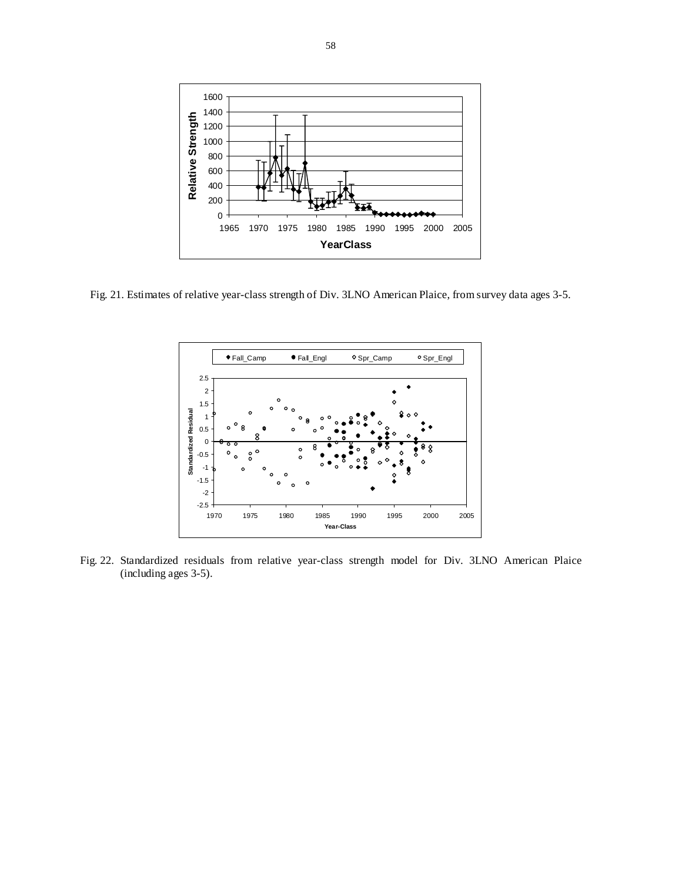Fig. 21. Estimates of relative year-class strength of Div. 3LNO American Plaice, from survey data ages 3-5.

Fig. 22. Standardized residuals from relative year-class strength model for Div. 3LNO American Plaice (including ages 3-5).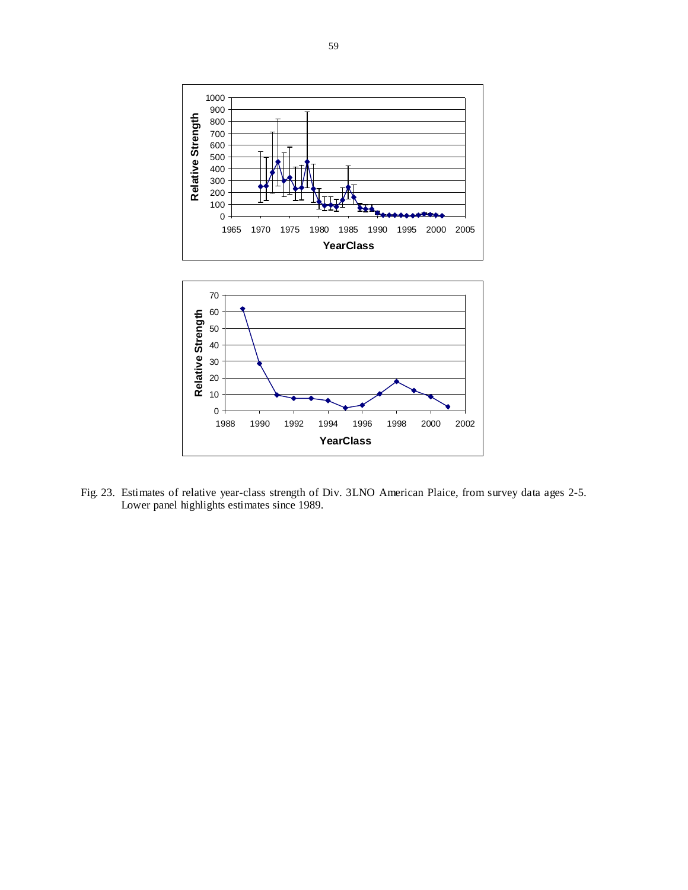Fig. 23. Estimates of relative year-class strength of Div. 3LNO American Plaice, from survey data ages 2-5. Lower panel highlights estimates since 1989.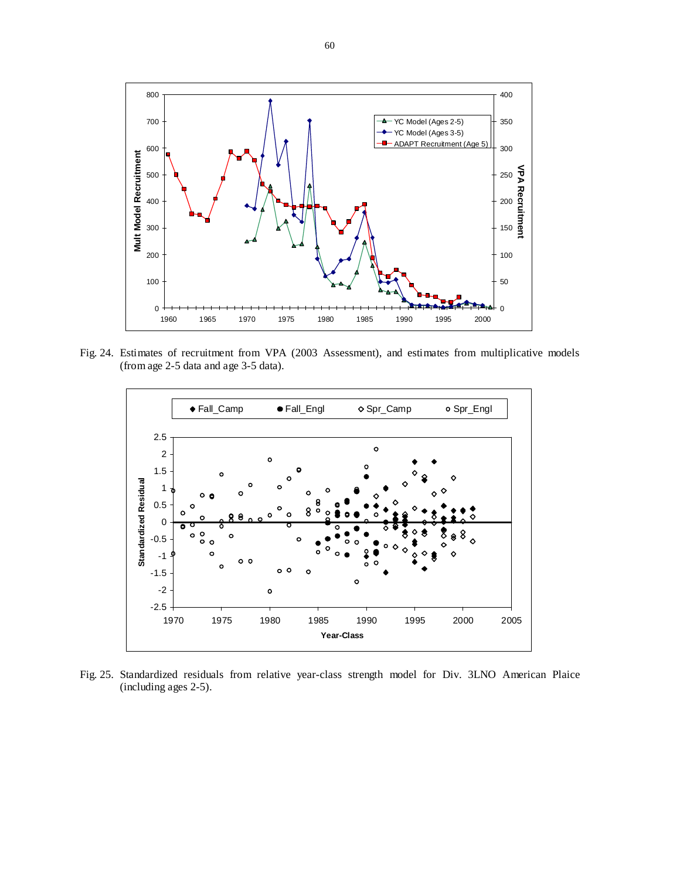Fig. 24. Estimates of recruitment from VPA (2003 Assessment), and estimates from multiplicative models (from age 2-5 data and age 3-5 data).

Fig. 25. Standardized residuals from relative year-class strength model for Div. 3LNO American Plaice (including ages 2-5).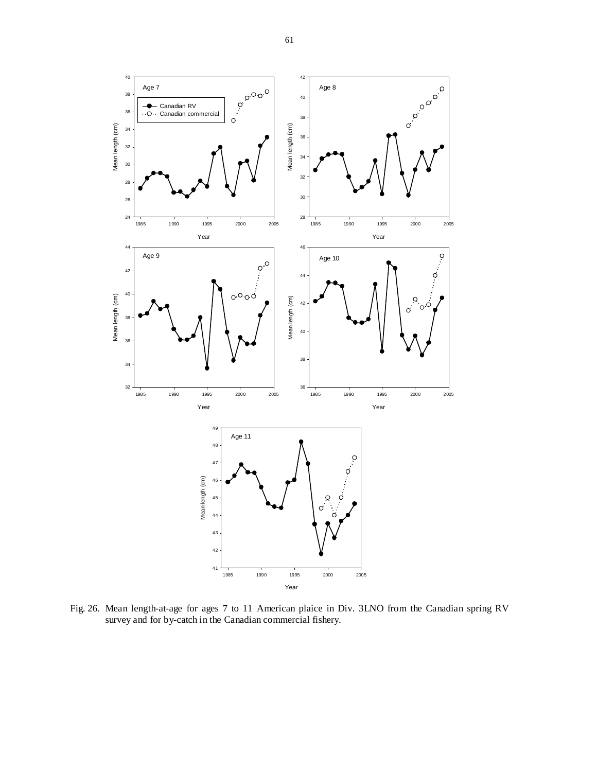Fig. 26. Mean length-at-age for ages 7 to 11 American plaice in Div. 3LNO from the Canadian spring RV survey and for by-catch in the Canadian commercial fishery.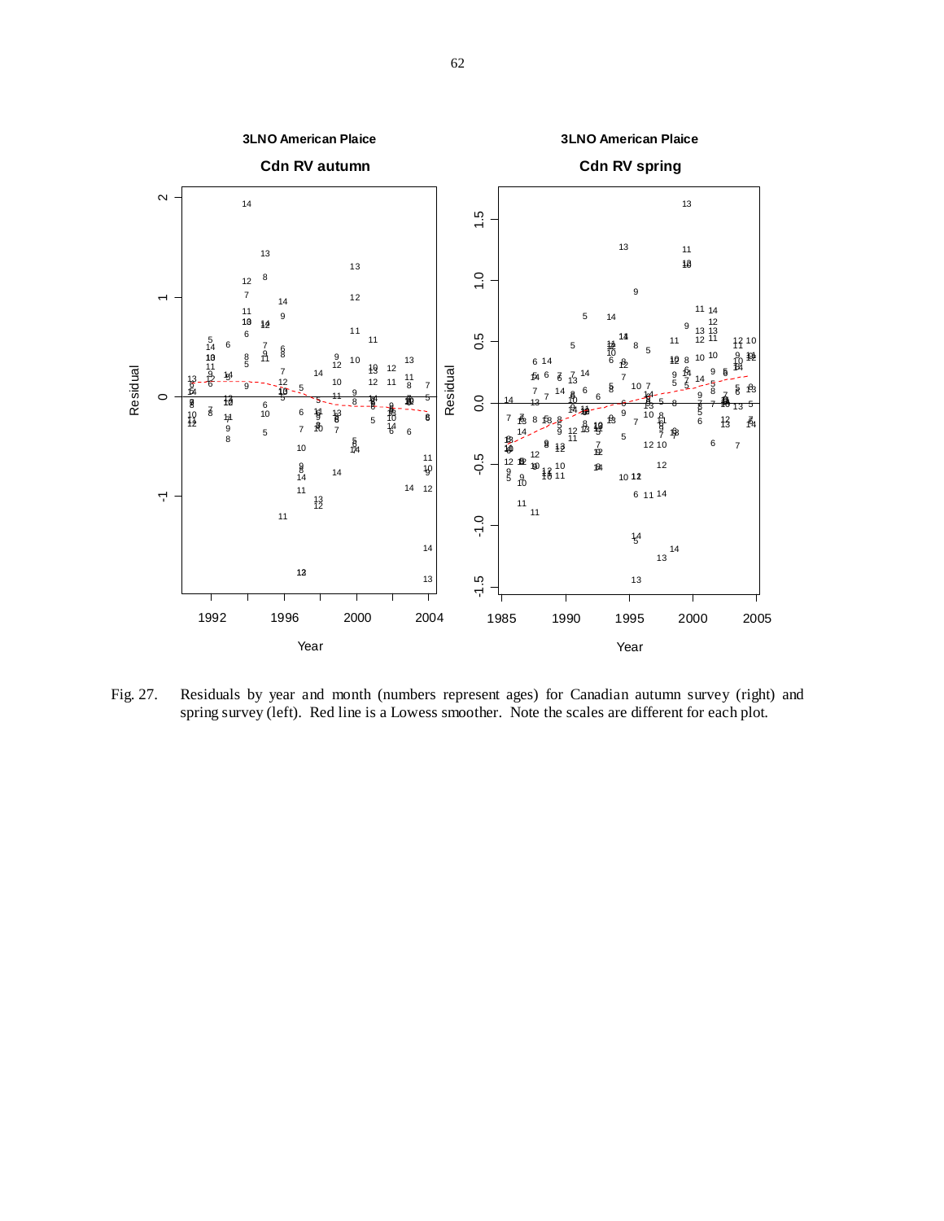Fig. 27. Residuals by year and month (numbers represent ages) for Canadian autumn survey (right) and spring survey (left). Red line is a Lowess smoother. Note the scales are different for each plot.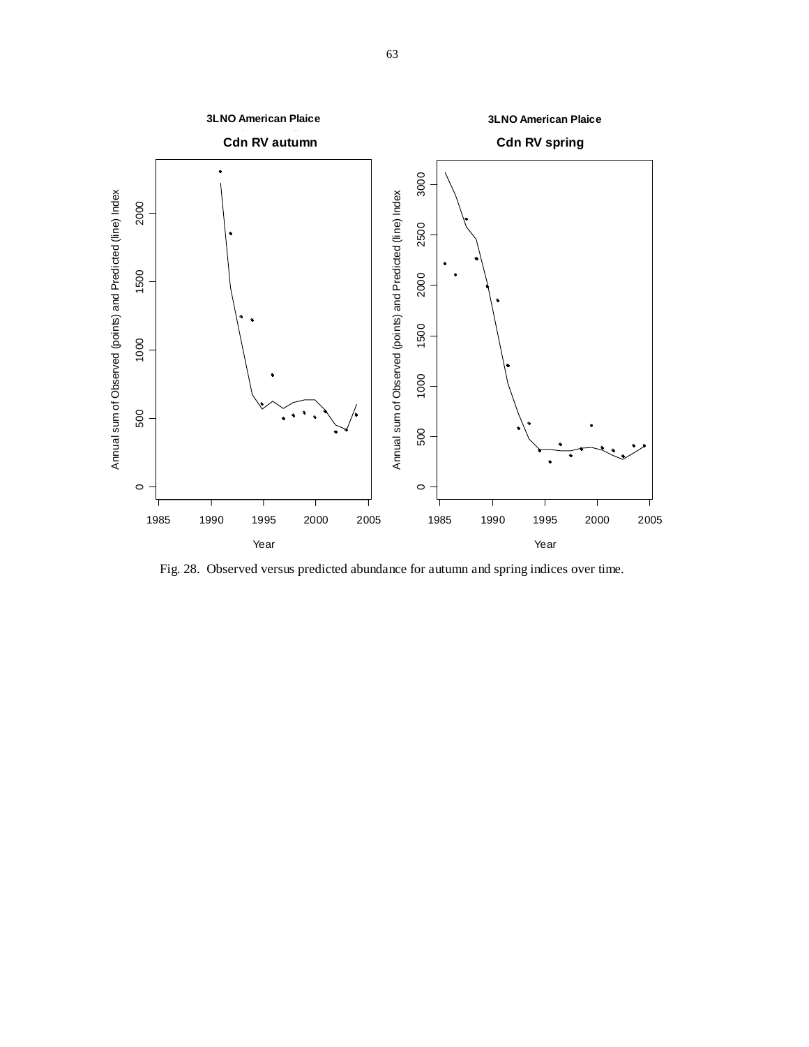Fig. 28. Observed versus predicted abundance for autumn and spring indices over time.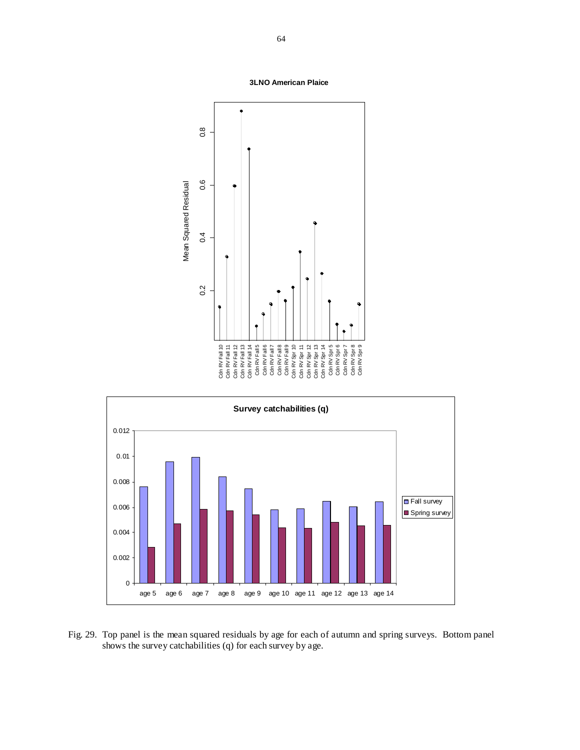Fig. 29. Top panel is the mean squared residuals by age for each of autumn and spring surveys. Bottom panel shows the survey catchabilities (q) for each survey by age.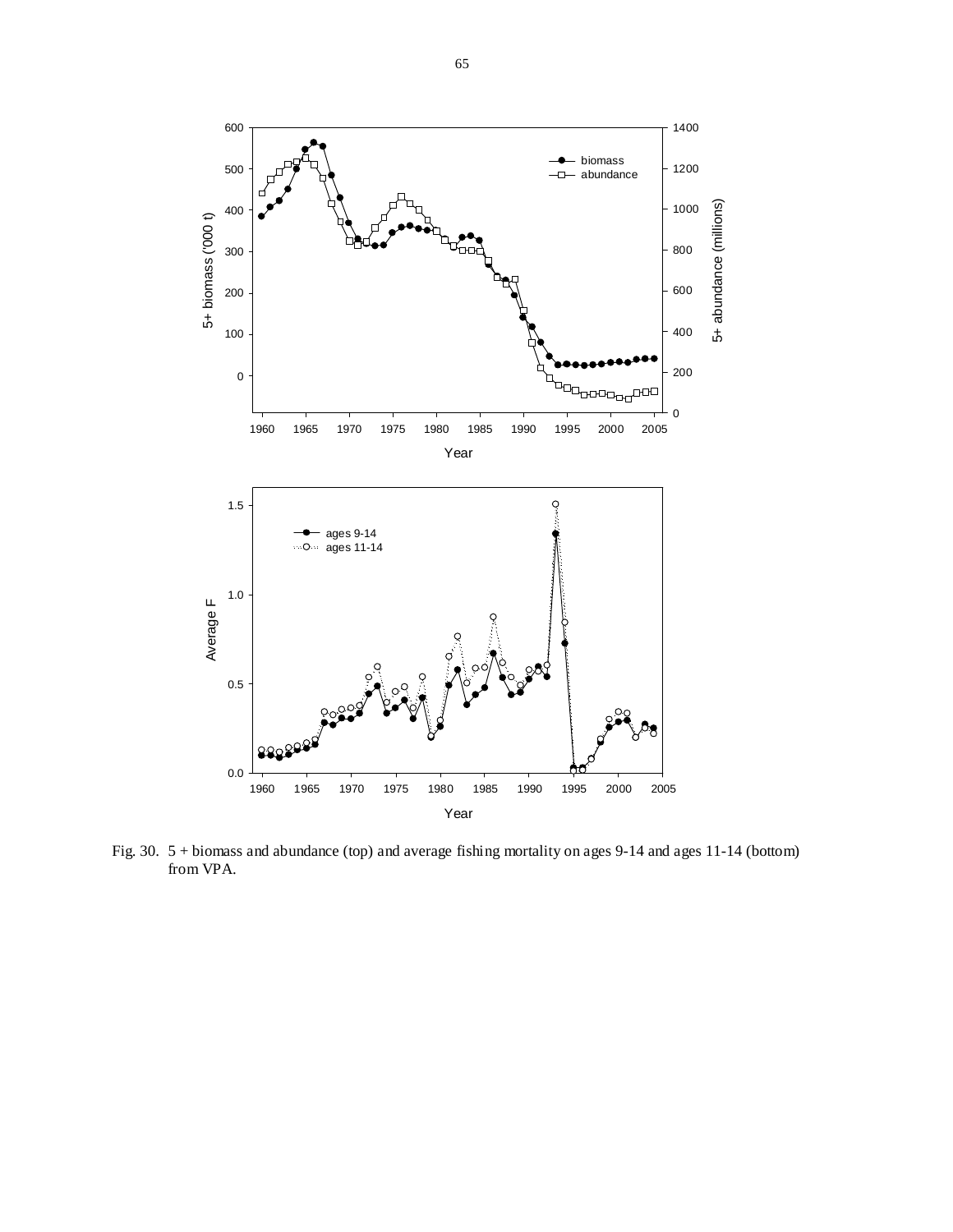Fig. 30. 5 + biomass and abundance (top) and average fishing mortality on ages 9-14 and ages 11-14 (bottom) from VPA.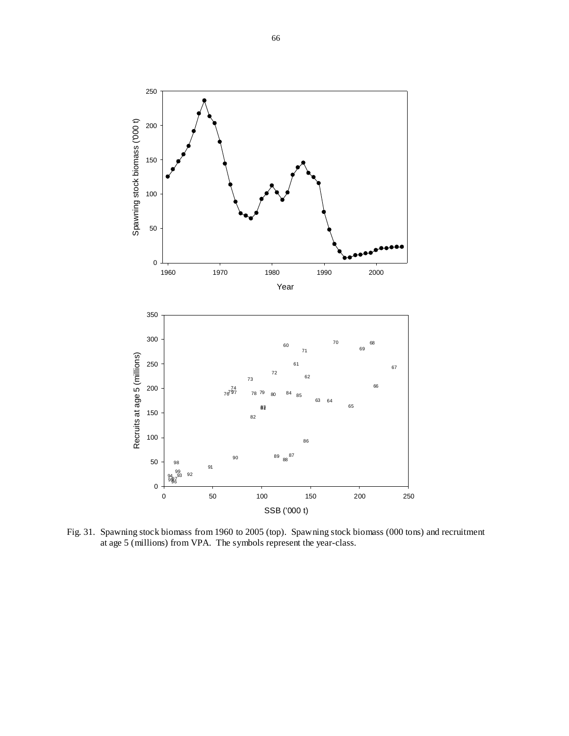Fig. 31. Spawning stock biomass from 1960 to 2005 (top). Spawning stock biomass (000 tons) and recruitment at age 5 (millions) from VPA. The symbols represent the year-class.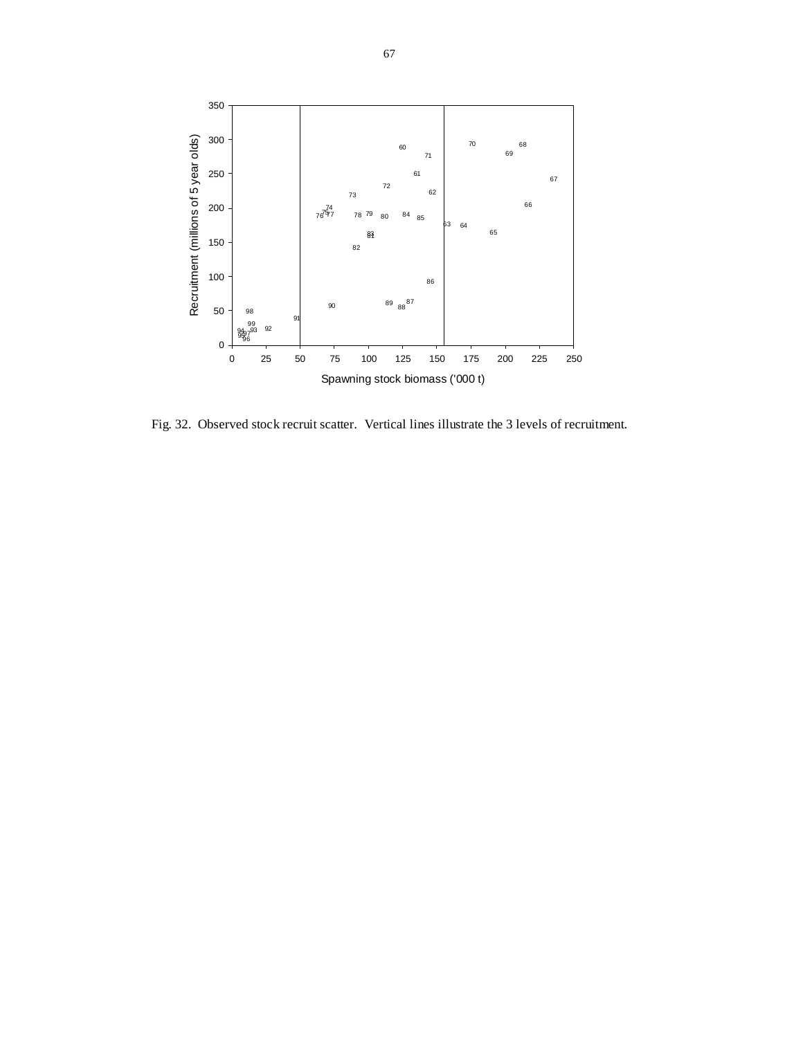Fig. 32. Observed stock recruit scatter. Vertical lines illustrate the 3 levels of recruitment.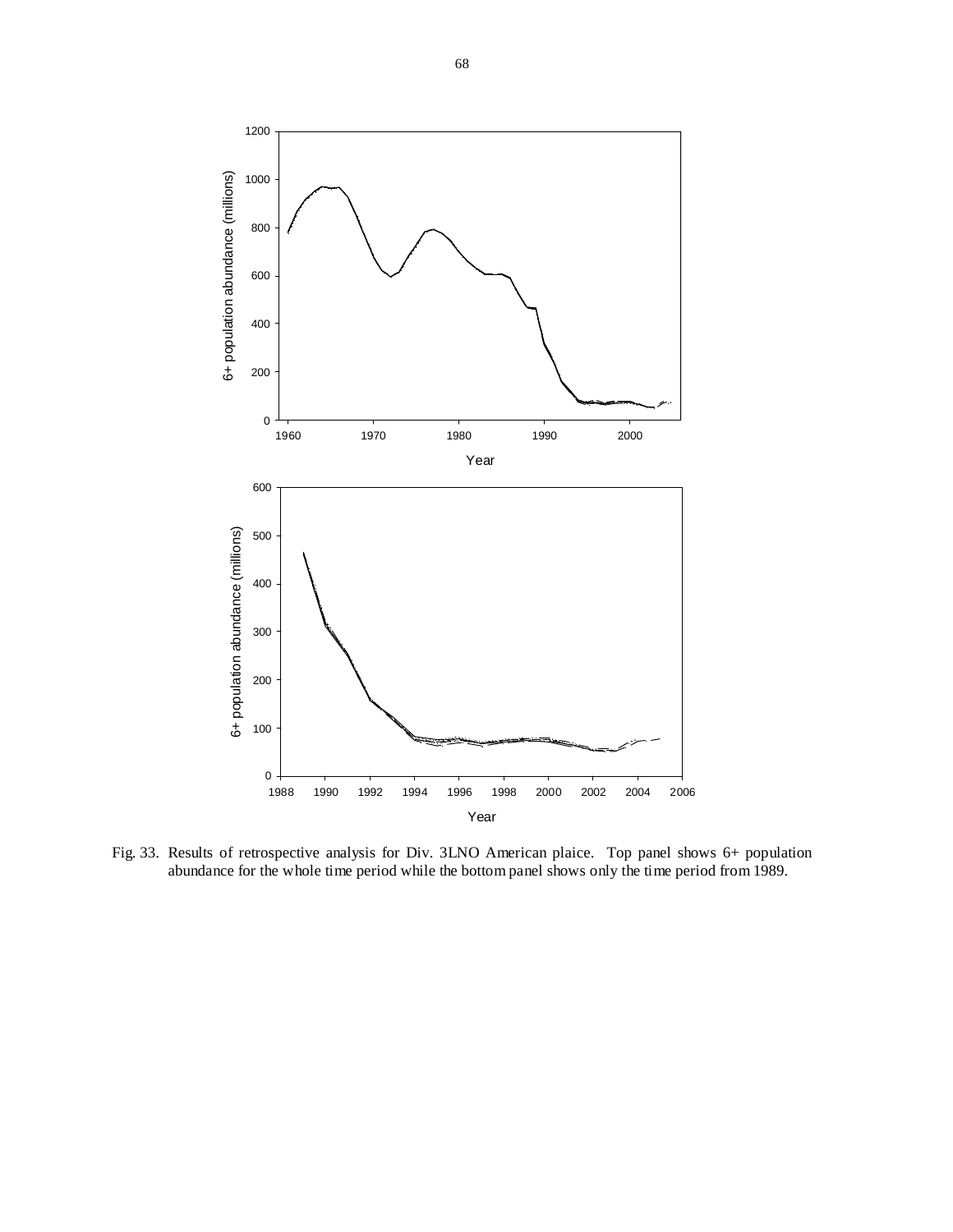Fig. 33. Results of retrospective analysis for Div. 3LNO American plaice. Top panel shows 6+ population abundance for the whole time period while the bottom panel shows only the time period from 1989.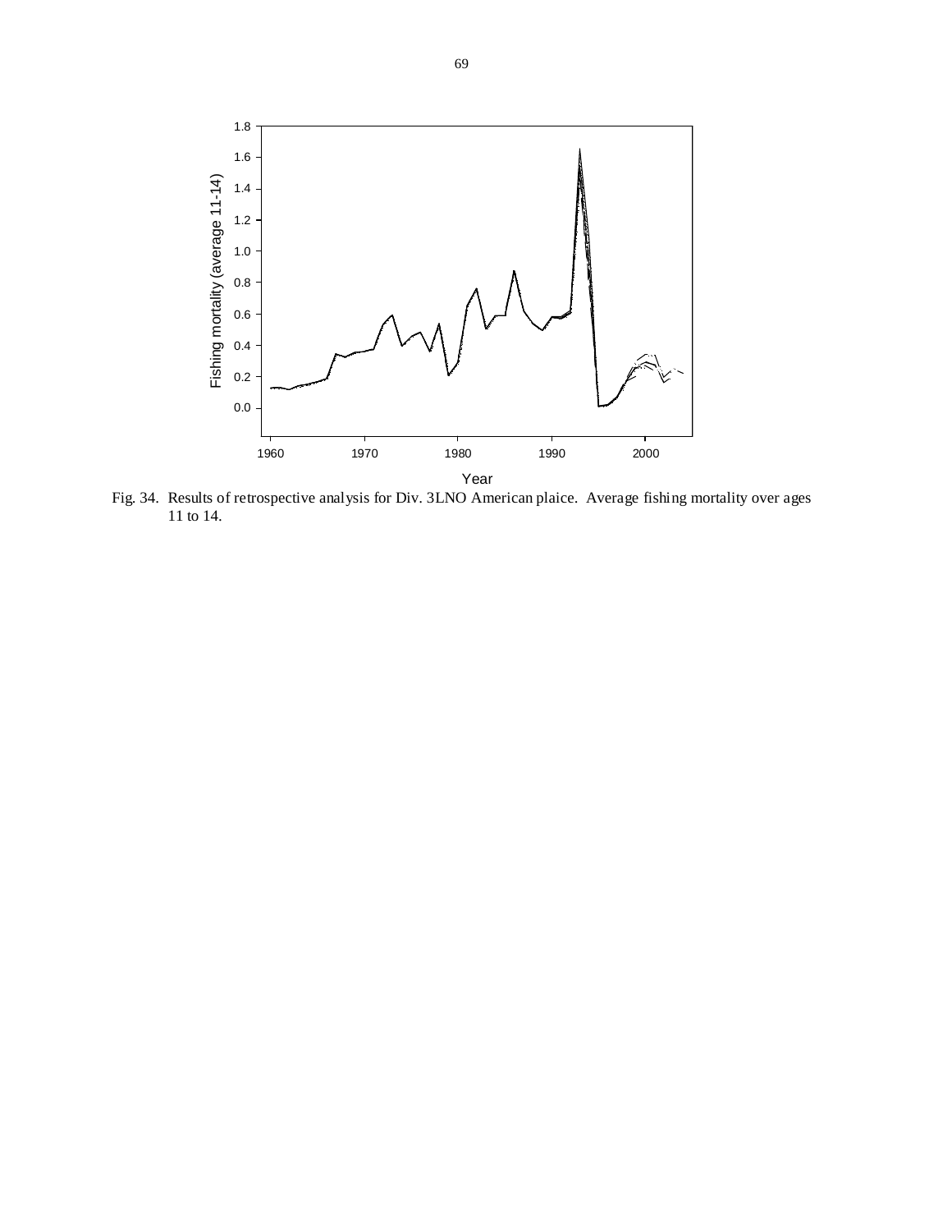Fig. 34. Results of retrospective analysis for Div. 3LNO American plaice. Average fishing mortality over ages 11 to 14.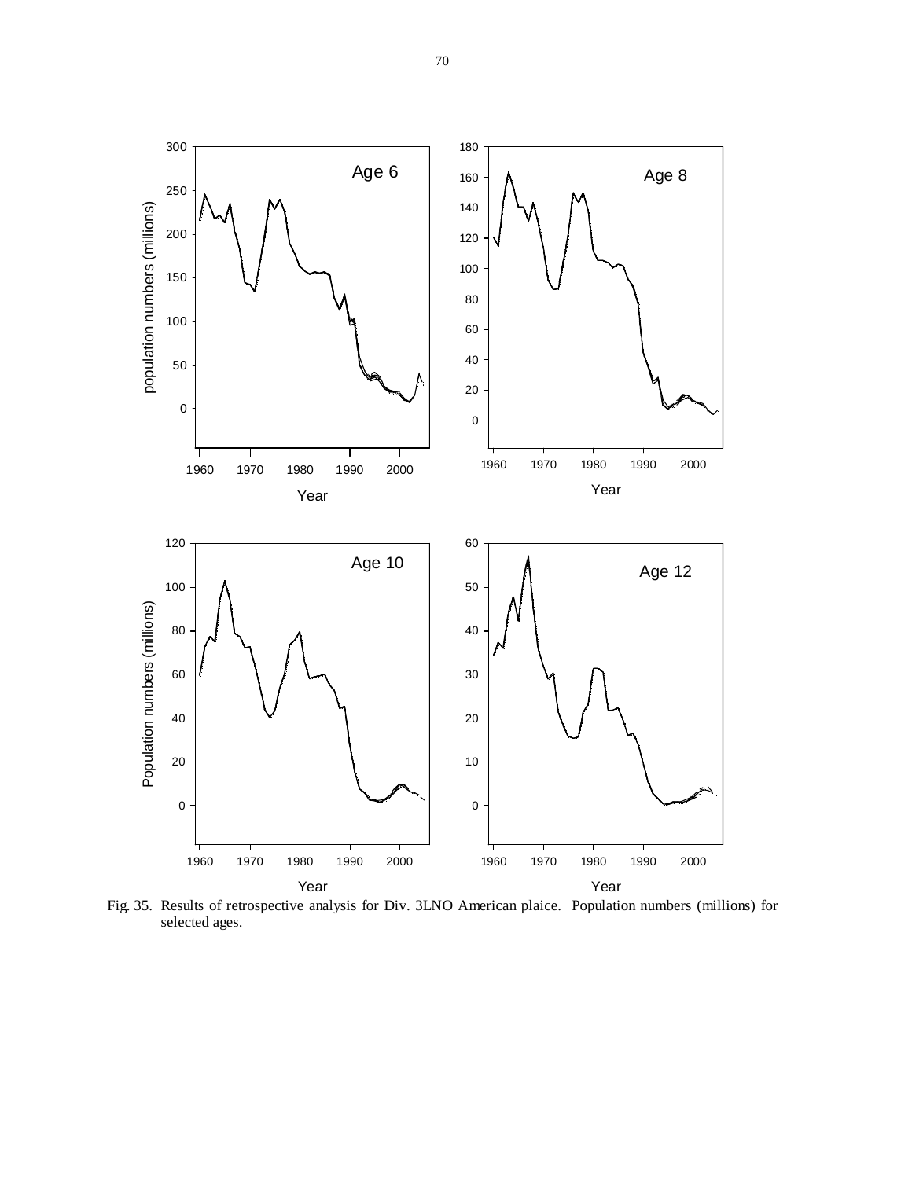Fig. 35. Results of retrospective analysis for Div. 3LNO American plaice. Population numbers (millions) for selected ages.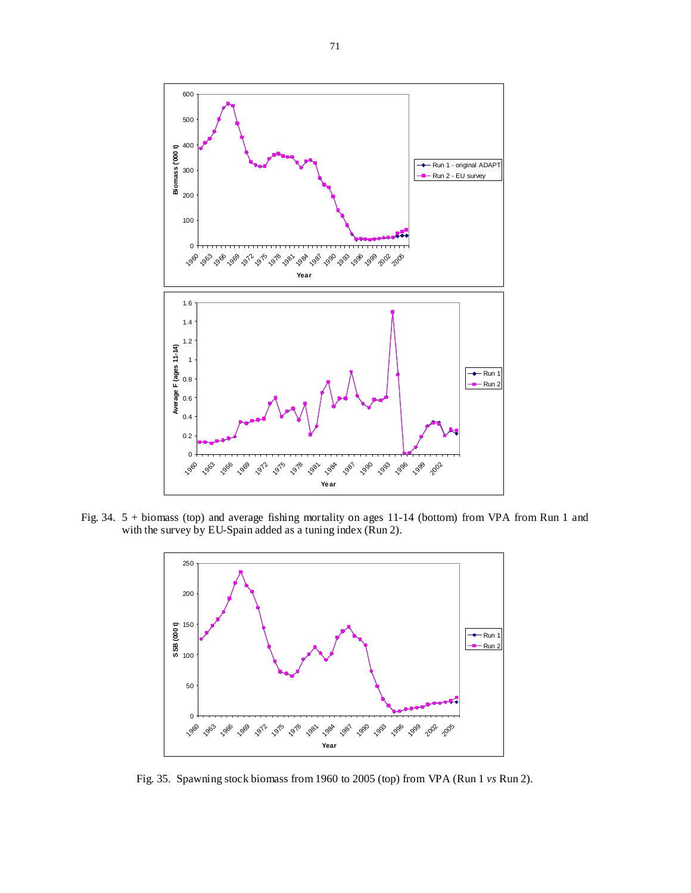Fig. 34. 5 + biomass (top) and average fishing mortality on ages 11-14 (bottom) from VPA from Run 1 and with the survey by EU-Spain added as a tuning index (Run 2).

Fig. 35. Spawning stock biomass from 1960 to 2005 (top) from VPA (Run 1 *vs* Run 2).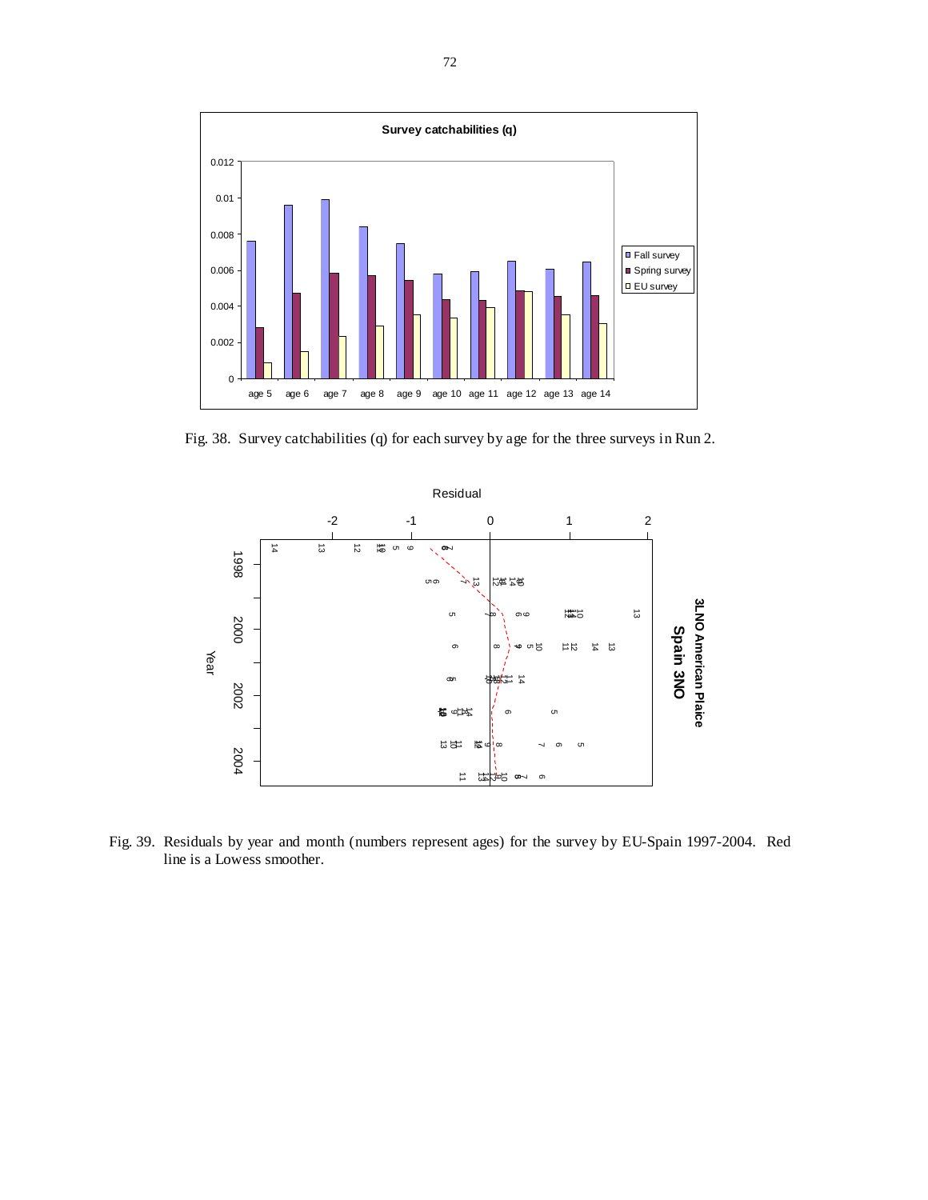Fig. 38. Survey catchabilities (q) for each survey by age for the three surveys in Run 2.

Fig. 39. Residuals by year and month (numbers represent ages) for the survey by EU-Spain 1997-2004. Red line is a Lowess smoother.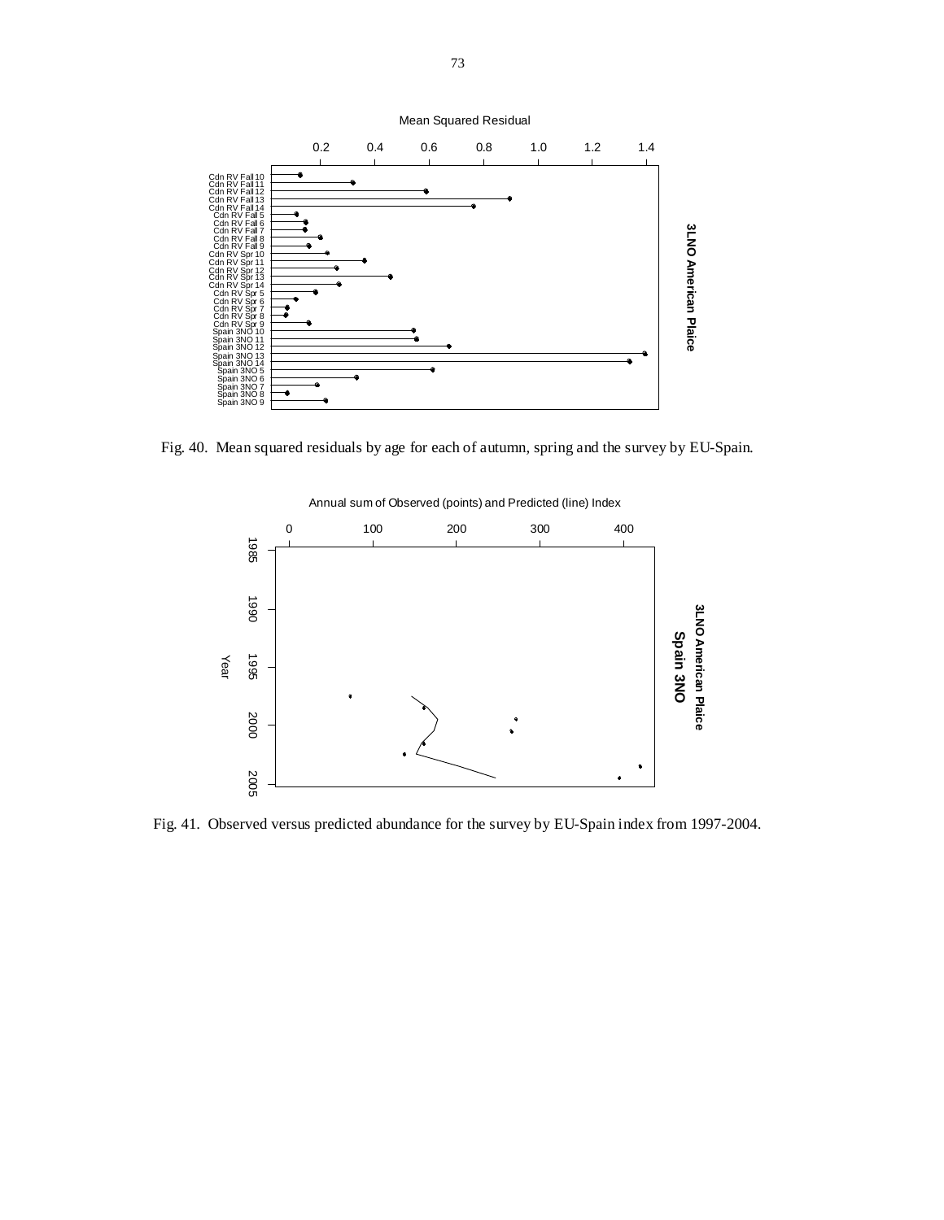Fig. 40. Mean squared residuals by age for each of autumn, spring and the survey by EU-Spain.

Fig. 41. Observed versus predicted abundance for the survey by EU-Spain index from 1997-2004.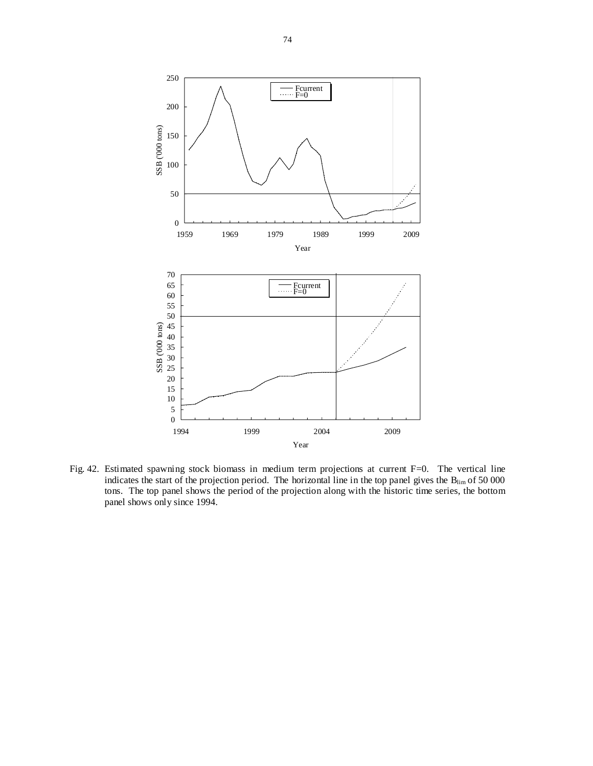Fig. 42. Estimated spawning stock biomass in medium term projections at current F=0. The vertical line indicates the start of the projection period. The horizontal line in the top panel gives the $B_{lim}$ of 50 000 tons. The top panel shows the period of the projection along with the historic time series, the bottom panel shows only since 1994.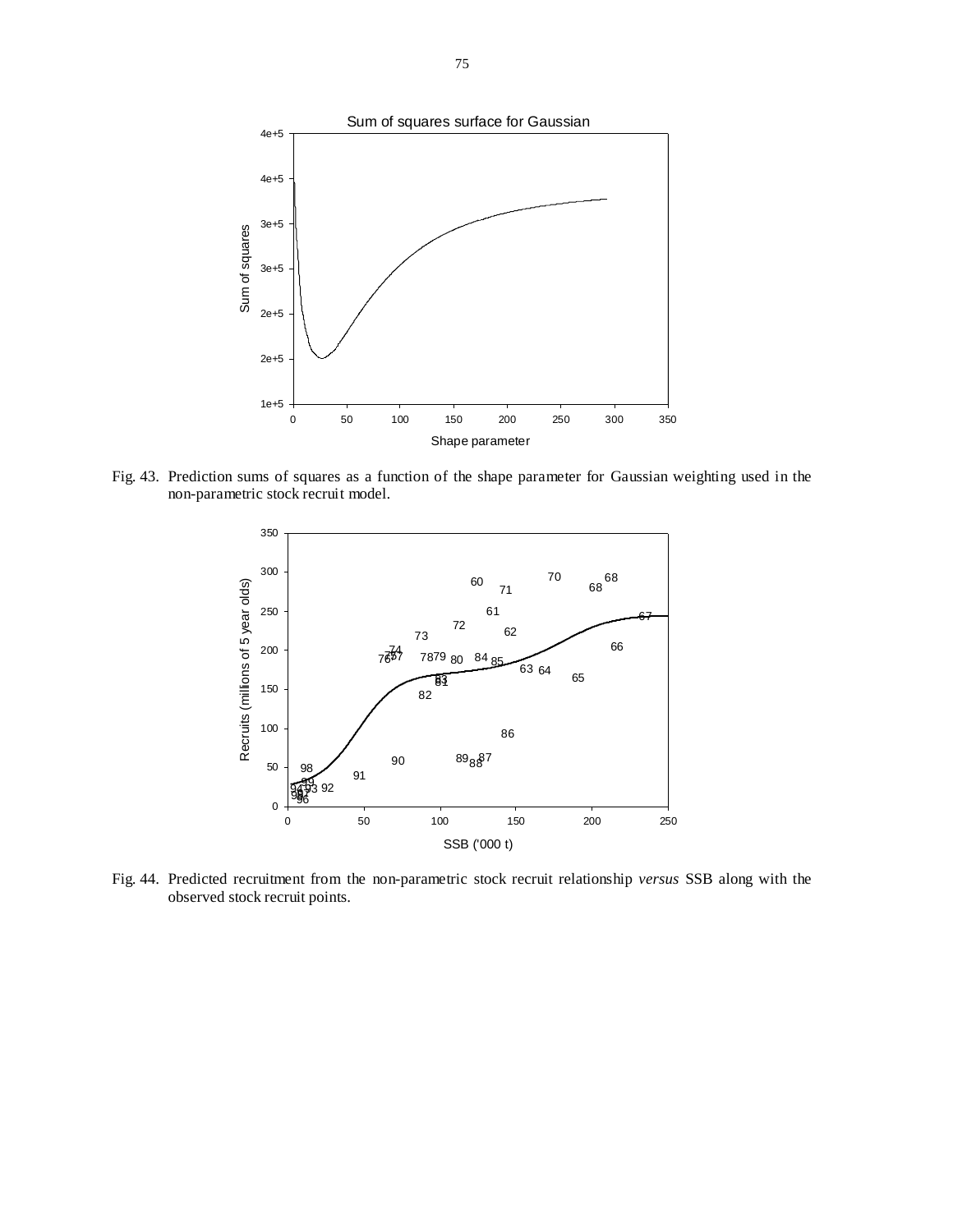Fig. 43. Prediction sums of squares as a function of the shape parameter for Gaussian weighting used in the non-parametric stock recruit model.

Fig. 44. Predicted recruitment from the non-parametric stock recruit relationship *versus* SSB along with the observed stock recruit points.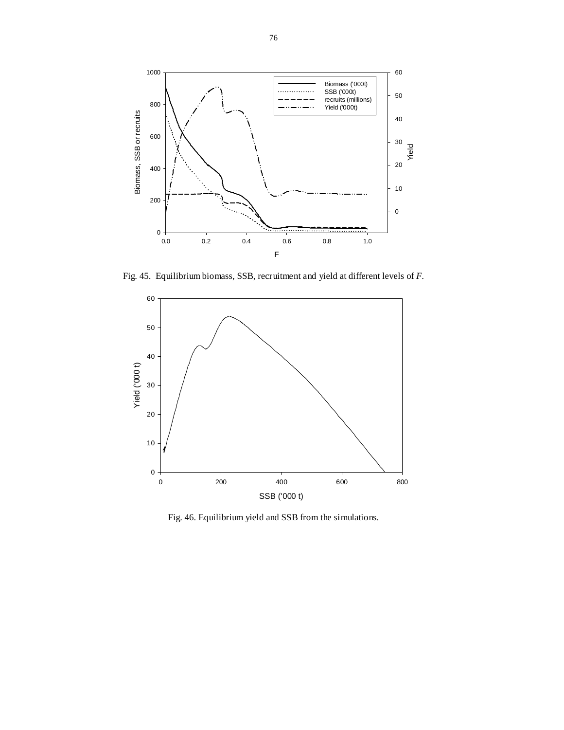Fig. 45. Equilibrium biomass, SSB, recruitment and yield at different levels of *F*.

Fig. 46. Equilibrium yield and SSB from the simulations.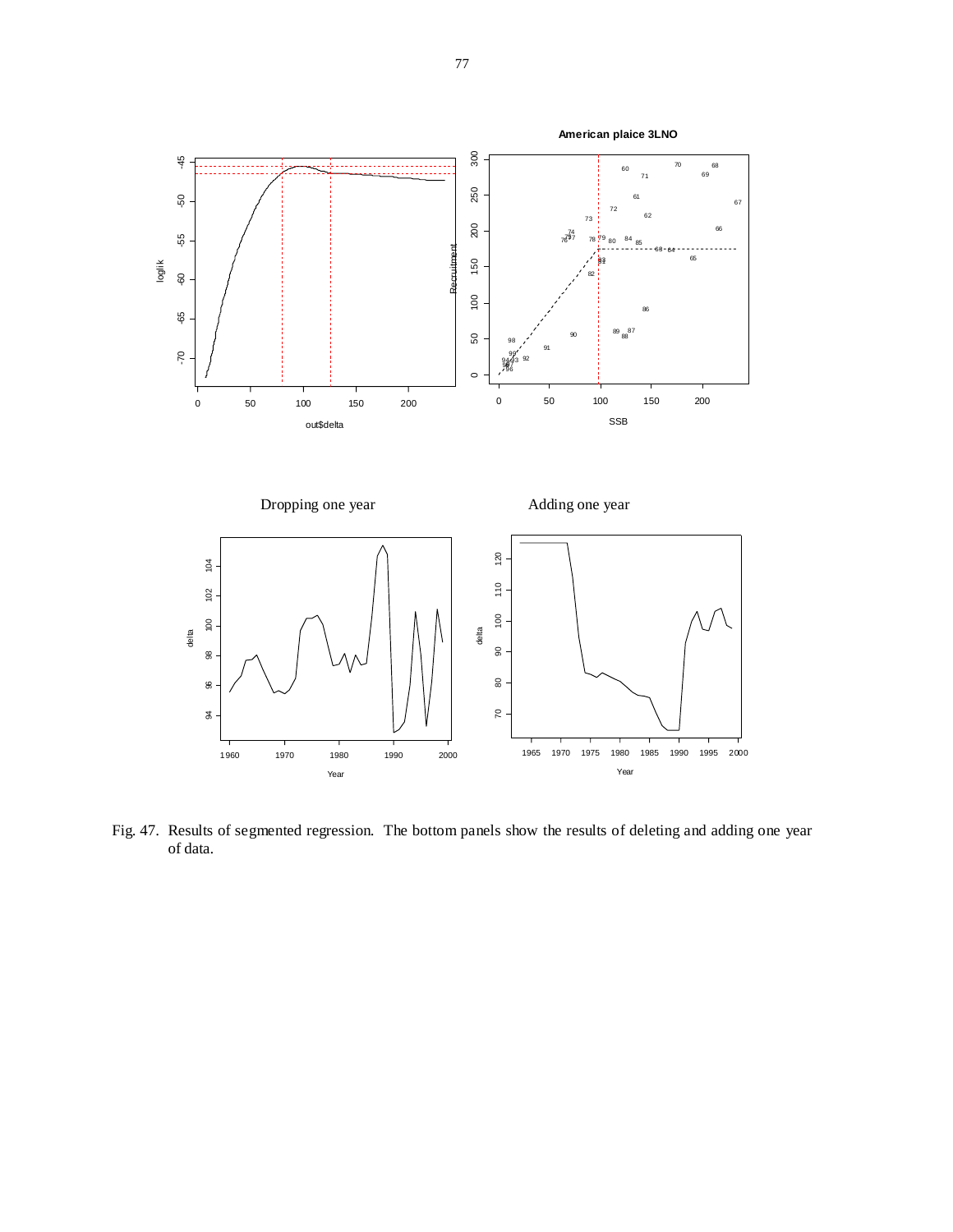Fig. 47. Results of segmented regression. The bottom panels show the results of deleting and adding one year of data.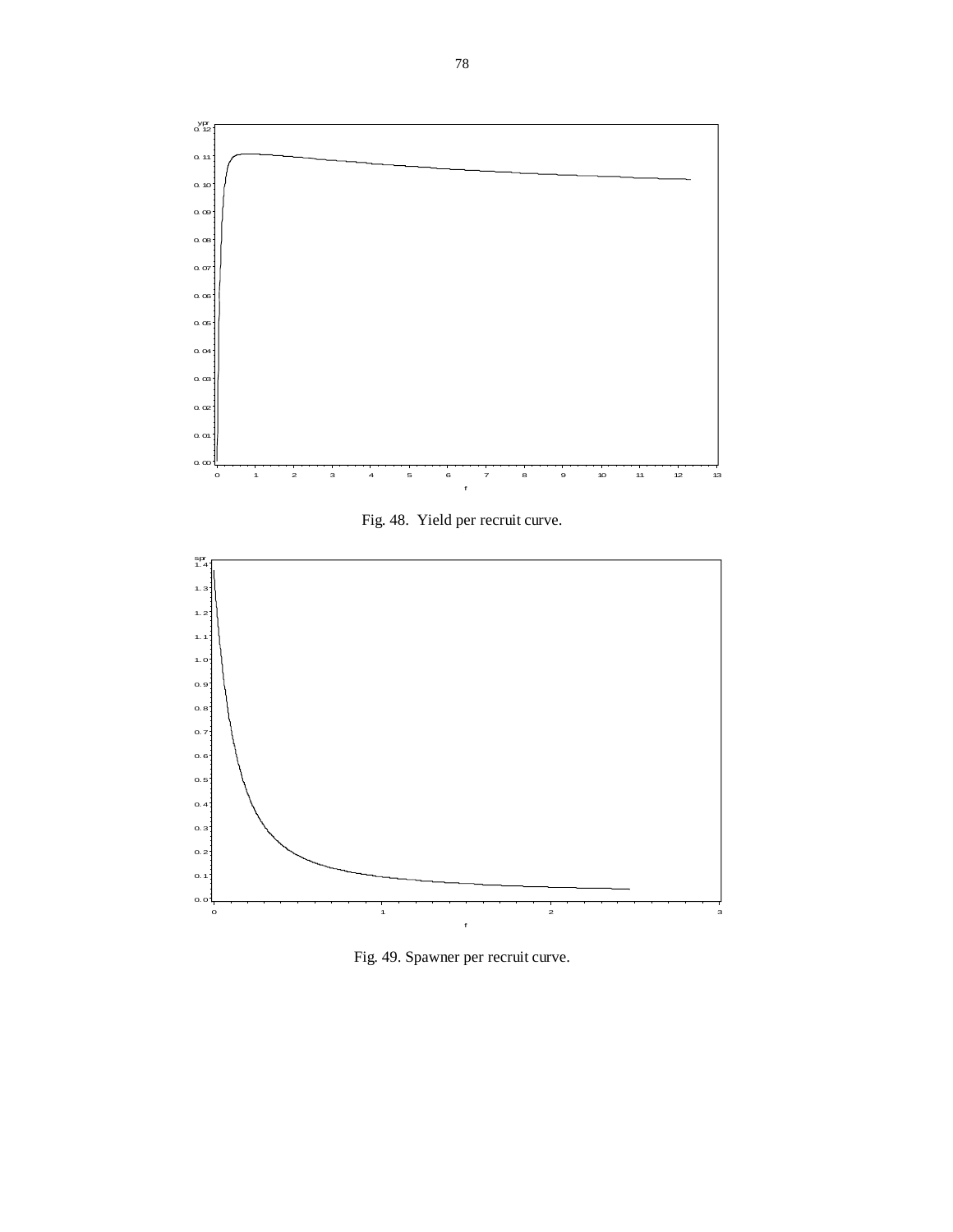Fig. 48. Yield per recruit curve.

Fig. 49. Spawner per recruit curve.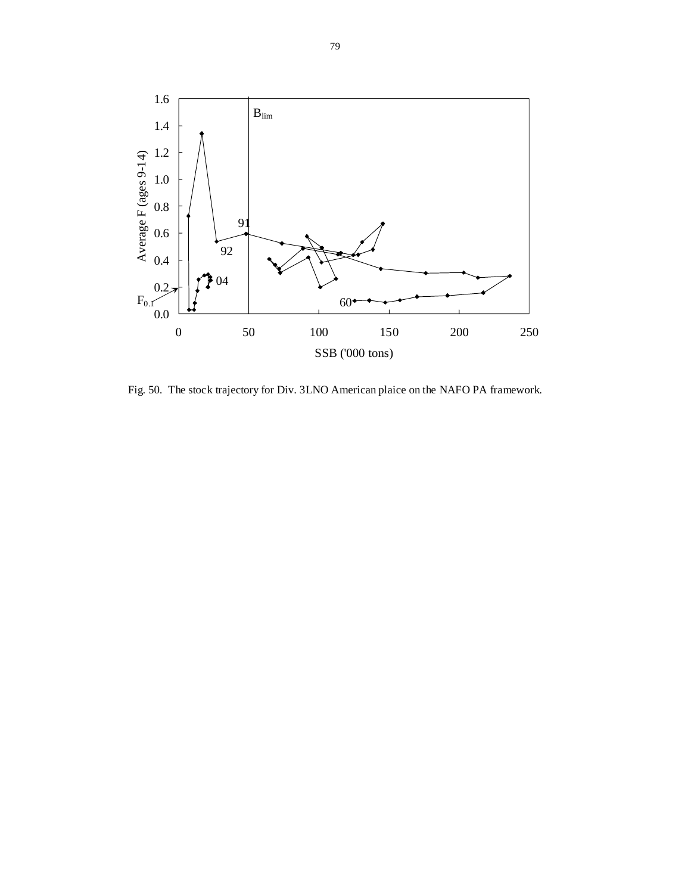1.6
1.4
1.2
1.0
0.8
0.6
0.4
0.2
0.0

Average F (ages 9-14)

$B_{lim}$

91

92

04

60

$F_{0.1}$

0
50
100
150
200
250

SSB ('000 tons)

Fig. 50. The stock trajectory for Div. 3LNO American plaice on the NAFO PA framework.